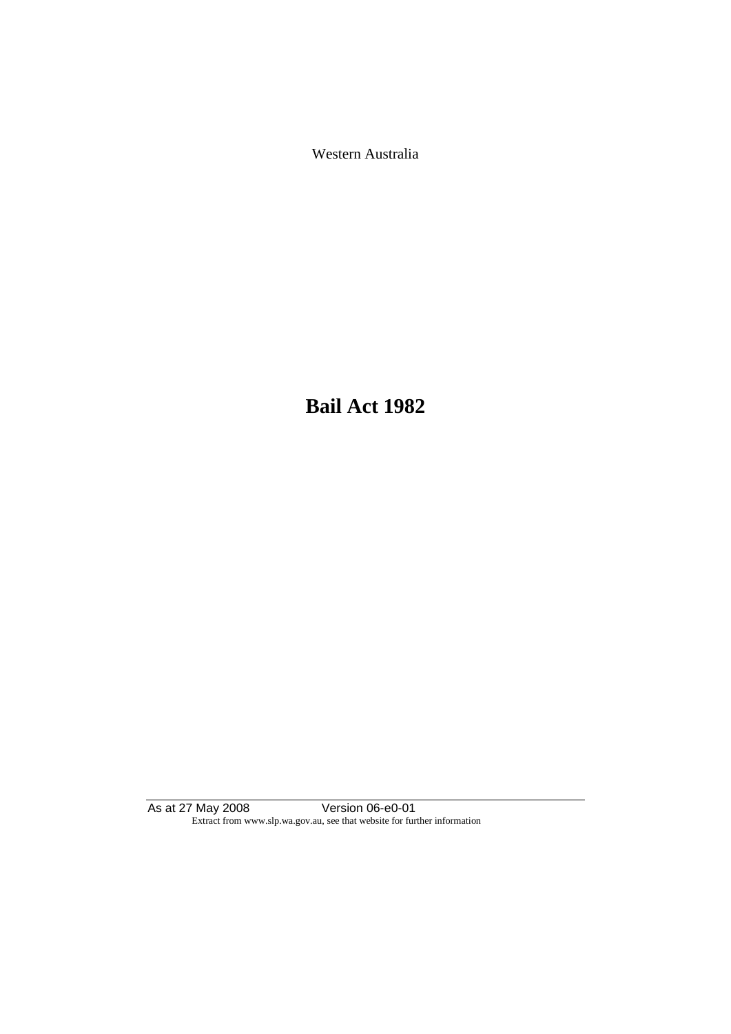Western Australia

# Bail Act 1982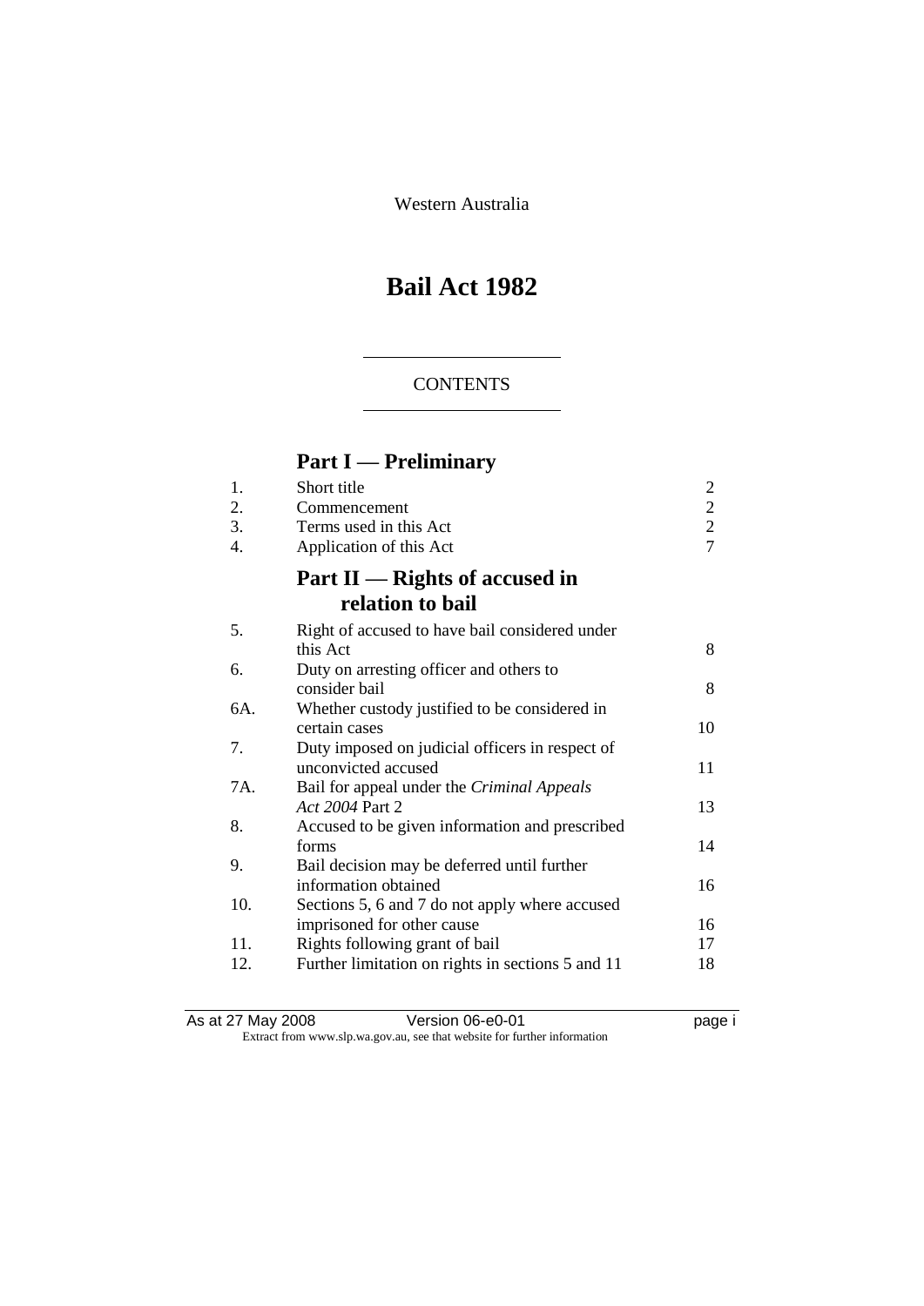Western Australia

# Bail Act 1982

## CONTENTS

## Part I — Preliminary

| | | |
|---|---|---|
| 1. | Short title | 2 |
| 2. | Commencement | 2 |
| 3. | Terms used in this Act | 2 |
| 4. | Application of this Act | 7 |

## Part II — Rights of accused in relation to bail

| | | |
|---|---|---|
| 5. | Right of accused to have bail considered under this Act | 8 |
| 6. | Duty on arresting officer and others to consider bail | 8 |
| 6A. | Whether custody justified to be considered in certain cases | 10 |
| 7. | Duty imposed on judicial officers in respect of unconvicted accused | 11 |
| 7A. | Bail for appeal under the *Criminal Appeals Act 2004* Part 2 | 13 |
| 8. | Accused to be given information and prescribed forms | 14 |
| 9. | Bail decision may be deferred until further information obtained | 16 |
| 10. | Sections 5, 6 and 7 do not apply where accused imprisoned for other cause | 16 |
| 11. | Rights following grant of bail | 17 |
| 12. | Further limitation on rights in sections 5 and 11 | 18 |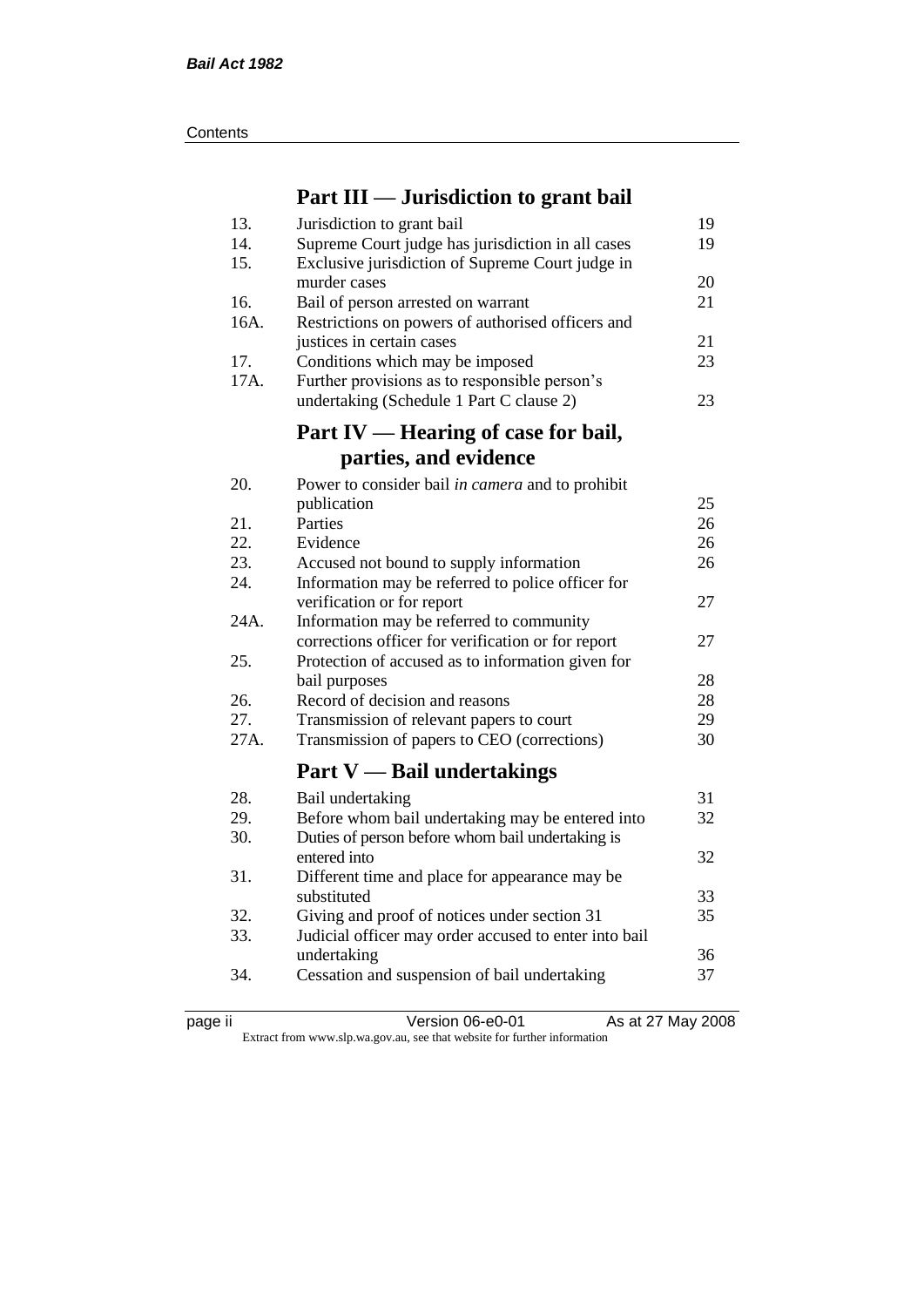## Part III — Jurisdiction to grant bail

| | | |
|---|---|---|
| 13. | Jurisdiction to grant bail | 19 |
| 14. | Supreme Court judge has jurisdiction in all cases | 19 |
| 15. | Exclusive jurisdiction of Supreme Court judge in murder cases | 20 |
| 16. | Bail of person arrested on warrant | 21 |
| 16A. | Restrictions on powers of authorised officers and justices in certain cases | 21 |
| 17. | Conditions which may be imposed | 23 |
| 17A. | Further provisions as to responsible person's undertaking (Schedule 1 Part C clause 2) | 23 |

## Part IV — Hearing of case for bail, parties, and evidence

| | | |
|---|---|---|
| 20. | Power to consider bail *in camera* and to prohibit publication | 25 |
| 21. | Parties | 26 |
| 22. | Evidence | 26 |
| 23. | Accused not bound to supply information | 26 |
| 24. | Information may be referred to police officer for verification or for report | 27 |
| 24A. | Information may be referred to community corrections officer for verification or for report | 27 |
| 25. | Protection of accused as to information given for bail purposes | 28 |
| 26. | Record of decision and reasons | 28 |
| 27. | Transmission of relevant papers to court | 29 |
| 27A. | Transmission of papers to CEO (corrections) | 30 |

## Part V — Bail undertakings

| | | |
|---|---|---|
| 28. | Bail undertaking | 31 |
| 29. | Before whom bail undertaking may be entered into | 32 |
| 30. | Duties of person before whom bail undertaking is entered into | 32 |
| 31. | Different time and place for appearance may be substituted | 33 |
| 32. | Giving and proof of notices under section 31 | 35 |
| 33. | Judicial officer may order accused to enter into bail undertaking | 36 |
| 34. | Cessation and suspension of bail undertaking | 37 |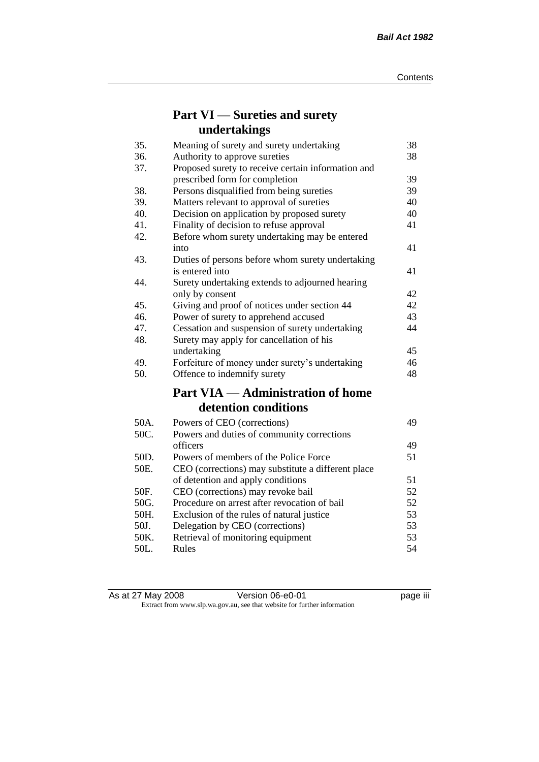## Part VI — Sureties and surety undertakings

| | | |
|---|---|---|
| 35. | Meaning of surety and surety undertaking | 38 |
| 36. | Authority to approve sureties | 38 |
| 37. | Proposed surety to receive certain information and prescribed form for completion | 39 |
| 38. | Persons disqualified from being sureties | 39 |
| 39. | Matters relevant to approval of sureties | 40 |
| 40. | Decision on application by proposed surety | 40 |
| 41. | Finality of decision to refuse approval | 41 |
| 42. | Before whom surety undertaking may be entered into | 41 |
| 43. | Duties of persons before whom surety undertaking is entered into | 41 |
| 44. | Surety undertaking extends to adjourned hearing only by consent | 42 |
| 45. | Giving and proof of notices under section 44 | 42 |
| 46. | Power of surety to apprehend accused | 43 |
| 47. | Cessation and suspension of surety undertaking | 44 |
| 48. | Surety may apply for cancellation of his undertaking | 45 |
| 49. | Forfeiture of money under surety's undertaking | 46 |
| 50. | Offence to indemnify surety | 48 |

## Part VIA — Administration of home detention conditions

| | | |
|---|---|---|
| 50A. | Powers of CEO (corrections) | 49 |
| 50C. | Powers and duties of community corrections officers | 49 |
| 50D. | Powers of members of the Police Force | 51 |
| 50E. | CEO (corrections) may substitute a different place of detention and apply conditions | 51 |
| 50F. | CEO (corrections) may revoke bail | 52 |
| 50G. | Procedure on arrest after revocation of bail | 52 |
| 50H. | Exclusion of the rules of natural justice | 53 |
| 50J. | Delegation by CEO (corrections) | 53 |
| 50K. | Retrieval of monitoring equipment | 53 |
| 50L. | Rules | 54 |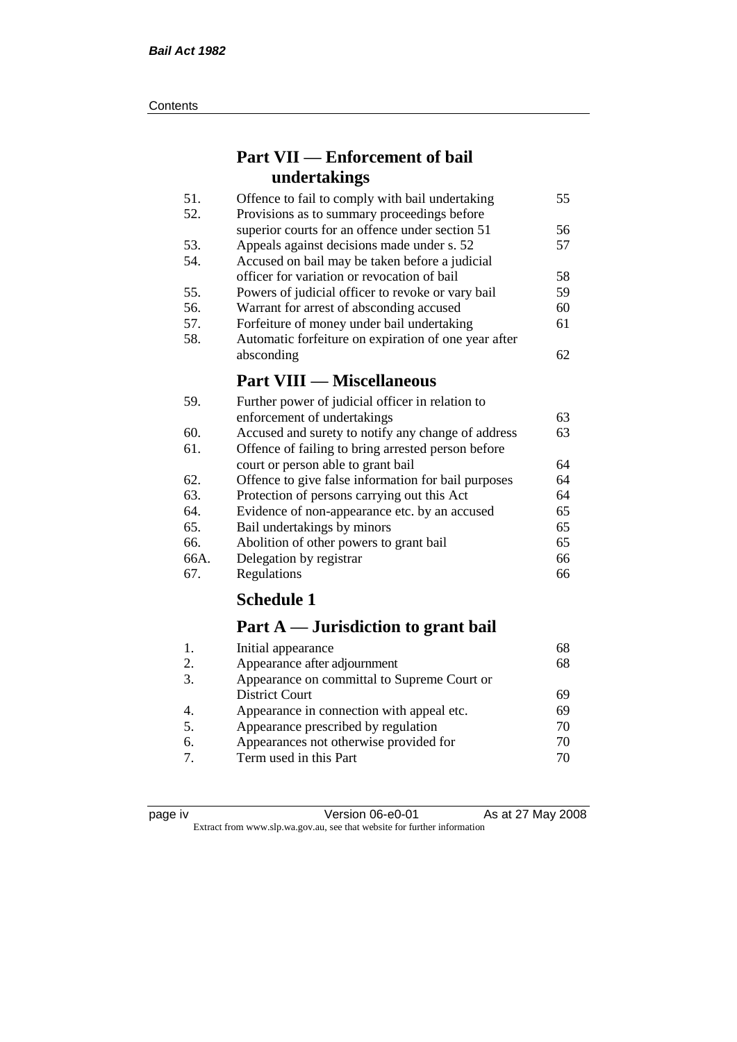## Part VII — Enforcement of bail undertakings

| | | |
|---|---|---|
| 51. | Offence to fail to comply with bail undertaking | 55 |
| 52. | Provisions as to summary proceedings before superior courts for an offence under section 51 | 56 |
| 53. | Appeals against decisions made under s. 52 | 57 |
| 54. | Accused on bail may be taken before a judicial officer for variation or revocation of bail | 58 |
| 55. | Powers of judicial officer to revoke or vary bail | 59 |
| 56. | Warrant for arrest of absconding accused | 60 |
| 57. | Forfeiture of money under bail undertaking | 61 |
| 58. | Automatic forfeiture on expiration of one year after absconding | 62 |

## Part VIII — Miscellaneous

| | | |
|---|---|---|
| 59. | Further power of judicial officer in relation to enforcement of undertakings | 63 |
| 60. | Accused and surety to notify any change of address | 63 |
| 61. | Offence of failing to bring arrested person before court or person able to grant bail | 64 |
| 62. | Offence to give false information for bail purposes | 64 |
| 63. | Protection of persons carrying out this Act | 64 |
| 64. | Evidence of non-appearance etc. by an accused | 65 |
| 65. | Bail undertakings by minors | 65 |
| 66. | Abolition of other powers to grant bail | 65 |
| 66A. | Delegation by registrar | 66 |
| 67. | Regulations | 66 |

## Schedule 1

## Part A — Jurisdiction to grant bail

| | | |
|---|---|---|
| 1. | Initial appearance | 68 |
| 2. | Appearance after adjournment | 68 |
| 3. | Appearance on committal to Supreme Court or District Court | 69 |
| 4. | Appearance in connection with appeal etc. | 69 |
| 5. | Appearance prescribed by regulation | 70 |
| 6. | Appearances not otherwise provided for | 70 |
| 7. | Term used in this Part | 70 |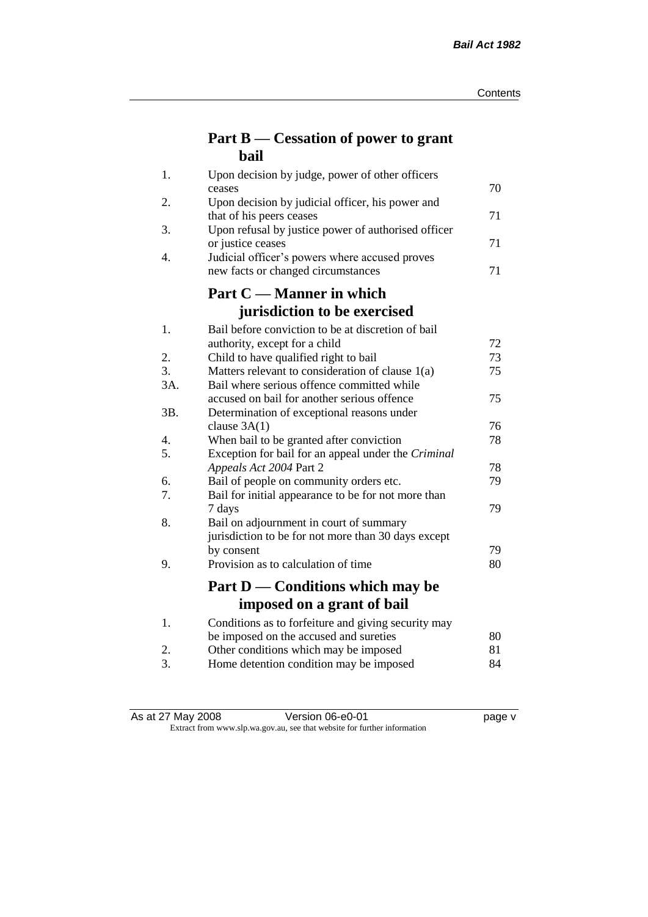## Part B — Cessation of power to grant bail

| | | |
|---|---|---|
| 1. | Upon decision by judge, power of other officers ceases | 70 |
| 2. | Upon decision by judicial officer, his power and that of his peers ceases | 71 |
| 3. | Upon refusal by justice power of authorised officer or justice ceases | 71 |
| 4. | Judicial officer's powers where accused proves new facts or changed circumstances | 71 |

## Part C — Manner in which jurisdiction to be exercised

| | | |
|---|---|---|
| 1. | Bail before conviction to be at discretion of bail authority, except for a child | 72 |
| 2. | Child to have qualified right to bail | 73 |
| 3. | Matters relevant to consideration of clause 1(a) | 75 |
| 3A. | Bail where serious offence committed while accused on bail for another serious offence | 75 |
| 3B. | Determination of exceptional reasons under clause 3A(1) | 76 |
| 4. | When bail to be granted after conviction | 78 |
| 5. | Exception for bail for an appeal under the *Criminal Appeals Act 2004* Part 2 | 78 |
| 6. | Bail of people on community orders etc. | 79 |
| 7. | Bail for initial appearance to be for not more than 7 days | 79 |
| 8. | Bail on adjournment in court of summary jurisdiction to be for not more than 30 days except by consent | 79 |
| 9. | Provision as to calculation of time | 80 |

## Part D — Conditions which may be imposed on a grant of bail

| | | |
|---|---|---|
| 1. | Conditions as to forfeiture and giving security may be imposed on the accused and sureties | 80 |
| 2. | Other conditions which may be imposed | 81 |
| 3. | Home detention condition may be imposed | 84 |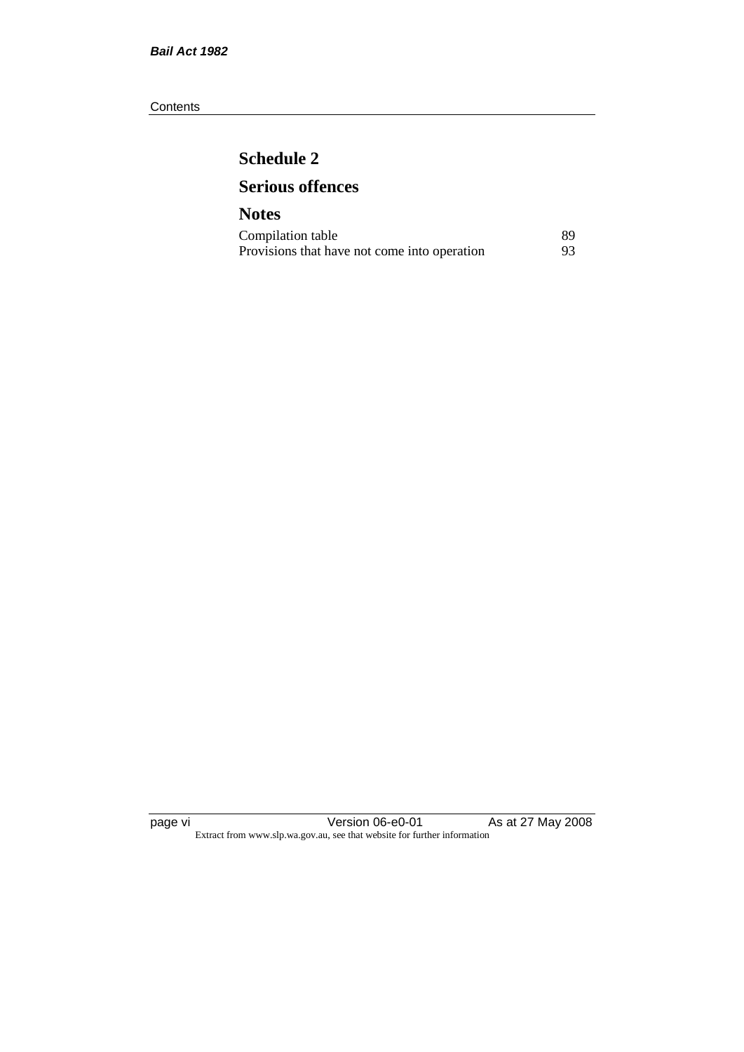## Schedule 2

## Serious offences

## Notes

| | |
|---|---|
| Compilation table | 89 |
| Provisions that have not come into operation | 93 |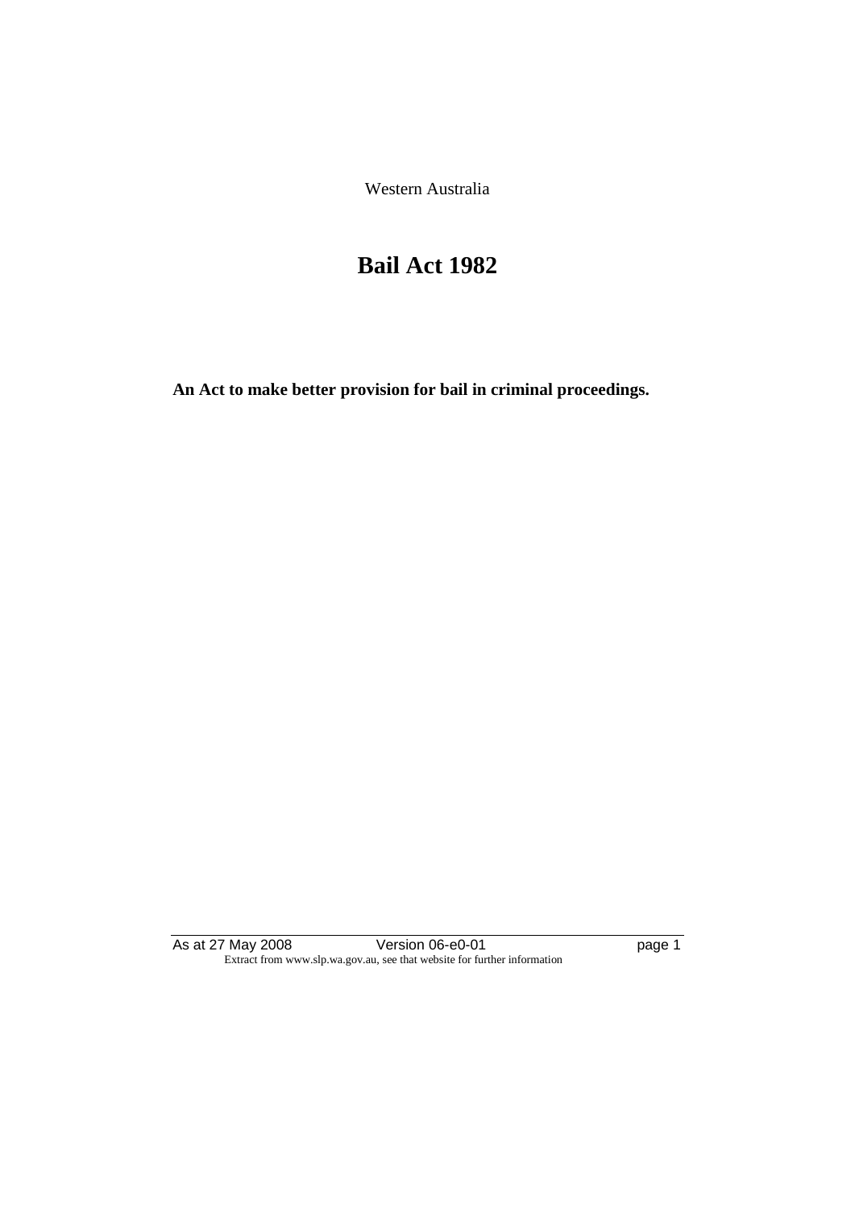Western Australia

# Bail Act 1982

**An Act to make better provision for bail in criminal proceedings.**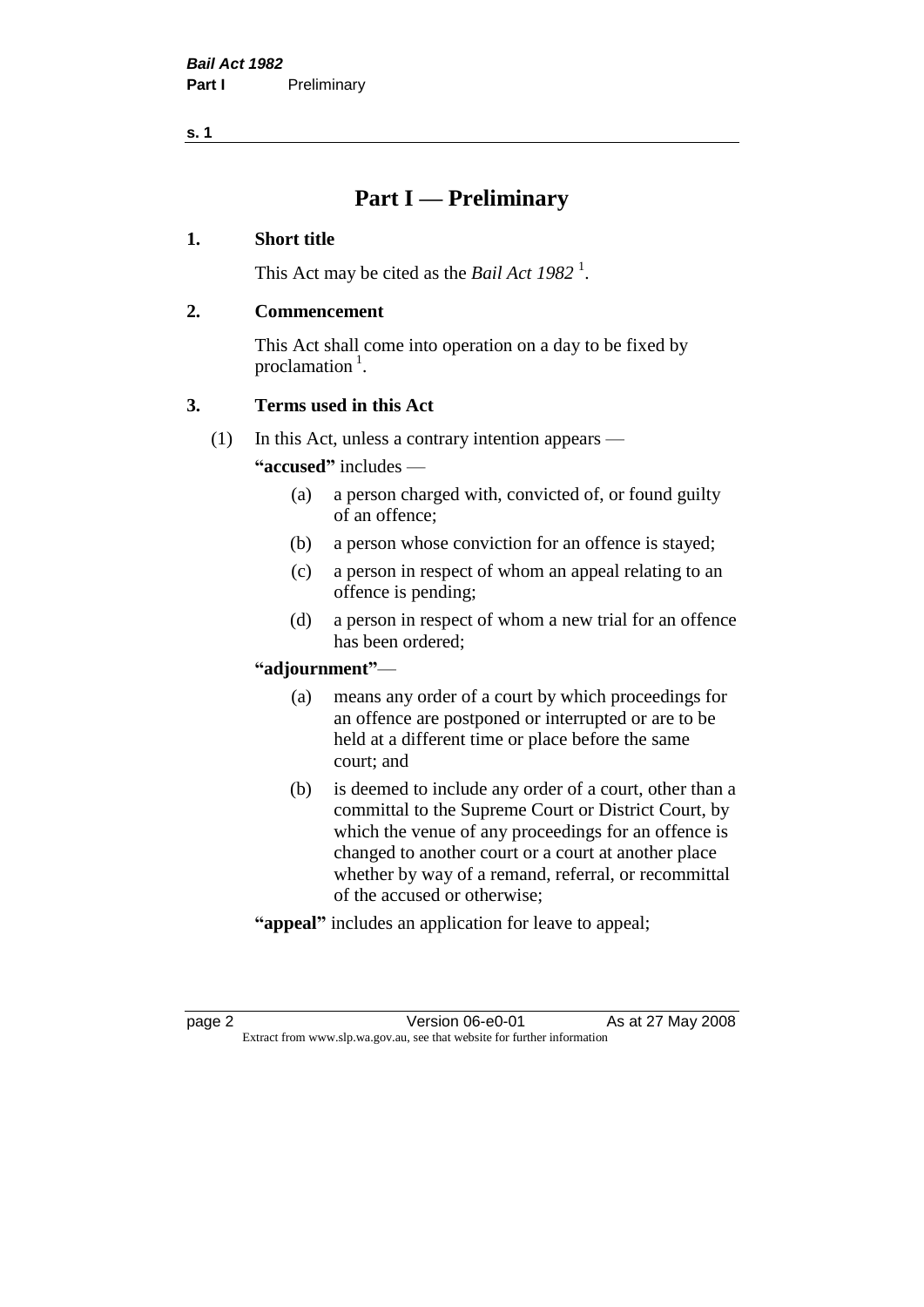# Part I — Preliminary

## 1. Short title

This Act may be cited as the *Bail Act 1982* [1].

## 2. Commencement

This Act shall come into operation on a day to be fixed by proclamation [1].

## 3. Terms used in this Act

(1) In this Act, unless a contrary intention appears —

**"accused"** includes —

- (a) a person charged with, convicted of, or found guilty of an offence;
- (b) a person whose conviction for an offence is stayed;
- (c) a person in respect of whom an appeal relating to an offence is pending;
- (d) a person in respect of whom a new trial for an offence has been ordered;

**"adjournment"**—

- (a) means any order of a court by which proceedings for an offence are postponed or interrupted or are to be held at a different time or place before the same court; and
- (b) is deemed to include any order of a court, other than a committal to the Supreme Court or District Court, by which the venue of any proceedings for an offence is changed to another court or a court at another place whether by way of a remand, referral, or recommittal of the accused or otherwise;

**"appeal"** includes an application for leave to appeal;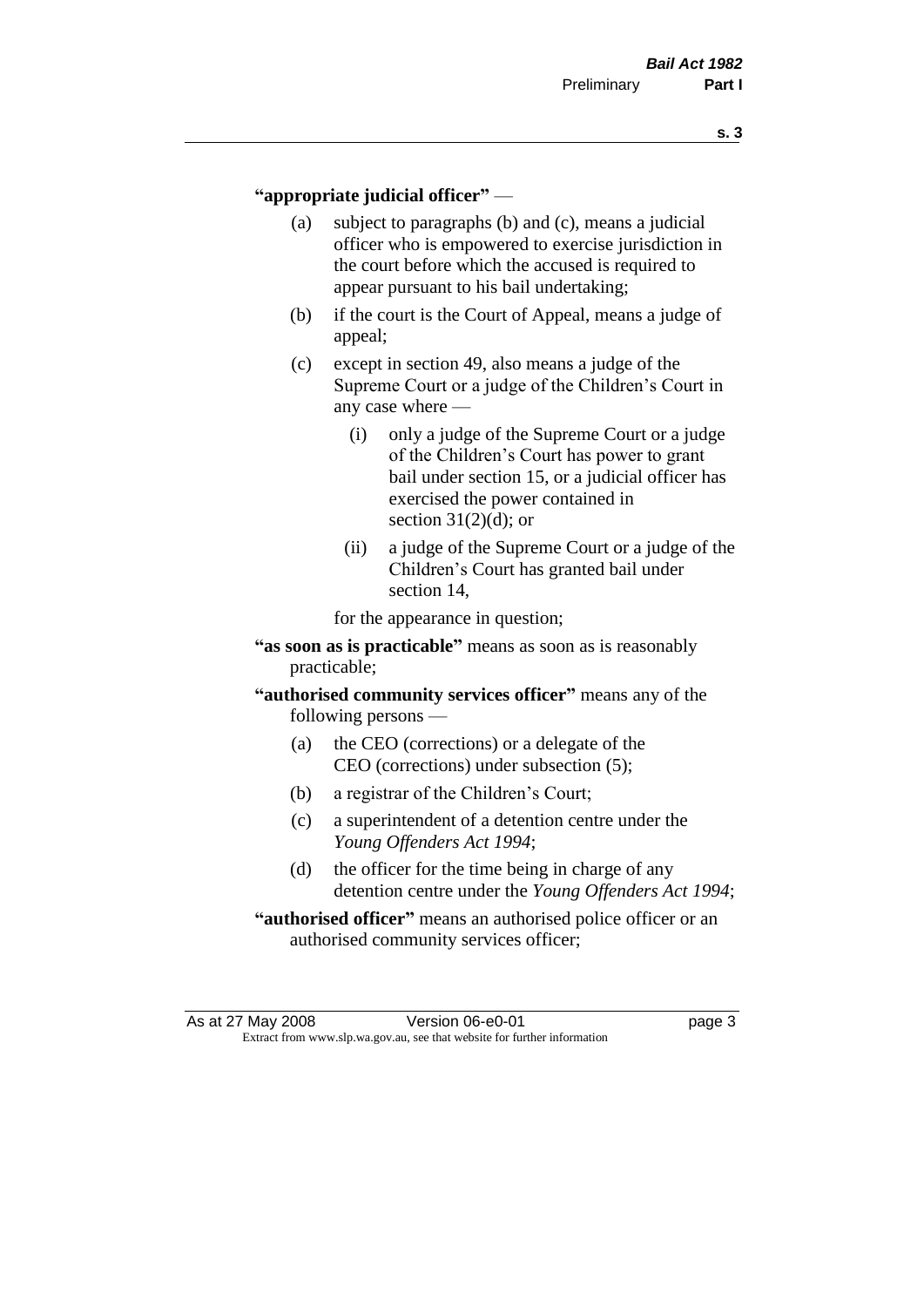**"appropriate judicial officer"** —

(a) subject to paragraphs (b) and (c), means a judicial officer who is empowered to exercise jurisdiction in the court before which the accused is required to appear pursuant to his bail undertaking;

(b) if the court is the Court of Appeal, means a judge of appeal;

(c) except in section 49, also means a judge of the Supreme Court or a judge of the Children's Court in any case where —

(i) only a judge of the Supreme Court or a judge of the Children's Court has power to grant bail under section 15, or a judicial officer has exercised the power contained in section 31(2)(d); or

(ii) a judge of the Supreme Court or a judge of the Children's Court has granted bail under section 14,

for the appearance in question;

**"as soon as is practicable"** means as soon as is reasonably practicable;

**"authorised community services officer"** means any of the following persons —

(a) the CEO (corrections) or a delegate of the CEO (corrections) under subsection (5);

(b) a registrar of the Children's Court;

(c) a superintendent of a detention centre under the *Young Offenders Act 1994*;

(d) the officer for the time being in charge of any detention centre under the *Young Offenders Act 1994*;

**"authorised officer"** means an authorised police officer or an authorised community services officer;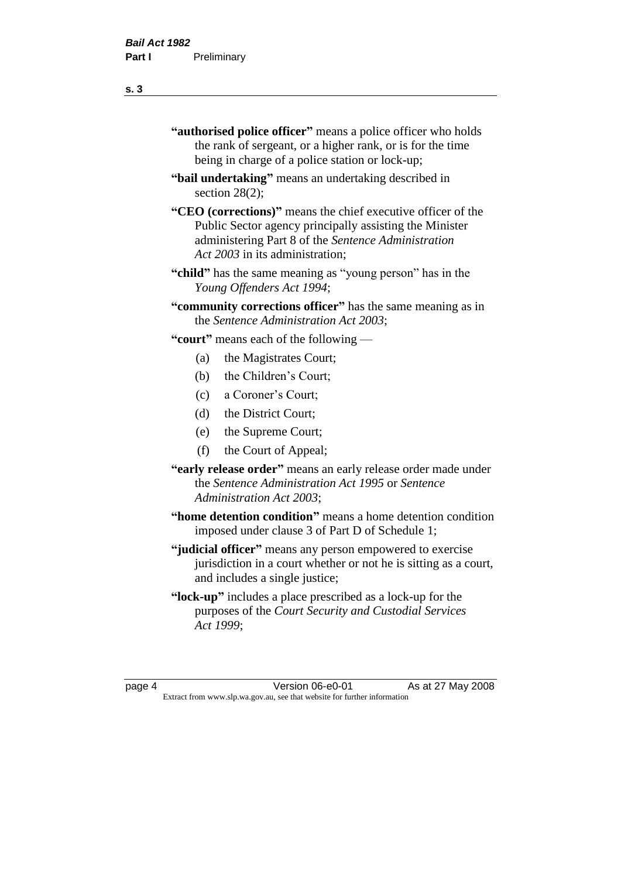**"authorised police officer"** means a police officer who holds the rank of sergeant, or a higher rank, or is for the time being in charge of a police station or lock-up;

**"bail undertaking"** means an undertaking described in section 28(2);

**"CEO (corrections)"** means the chief executive officer of the Public Sector agency principally assisting the Minister administering Part 8 of the *Sentence Administration Act 2003* in its administration;

**"child"** has the same meaning as "young person" has in the *Young Offenders Act 1994*;

**"community corrections officer"** has the same meaning as in the *Sentence Administration Act 2003*;

**"court"** means each of the following —

(a) the Magistrates Court;

(b) the Children's Court;

(c) a Coroner's Court;

(d) the District Court;

(e) the Supreme Court;

(f) the Court of Appeal;

**"early release order"** means an early release order made under the *Sentence Administration Act 1995* or *Sentence Administration Act 2003*;

**"home detention condition"** means a home detention condition imposed under clause 3 of Part D of Schedule 1;

**"judicial officer"** means any person empowered to exercise jurisdiction in a court whether or not he is sitting as a court, and includes a single justice;

**"lock-up"** includes a place prescribed as a lock-up for the purposes of the *Court Security and Custodial Services Act 1999*;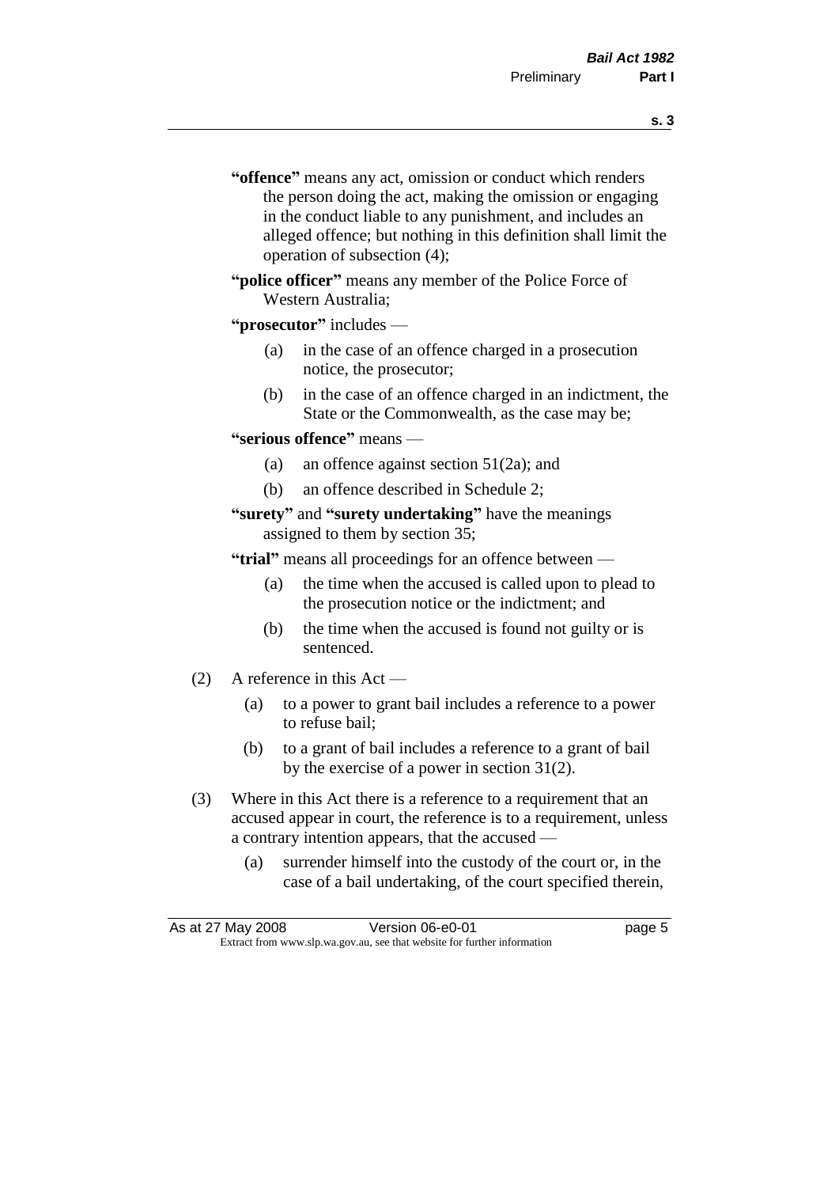"**offence**" means any act, omission or conduct which renders the person doing the act, making the omission or engaging in the conduct liable to any punishment, and includes an alleged offence; but nothing in this definition shall limit the operation of subsection (4);

"**police officer**" means any member of the Police Force of Western Australia;

"**prosecutor**" includes —

- (a) in the case of an offence charged in a prosecution notice, the prosecutor;
- (b) in the case of an offence charged in an indictment, the State or the Commonwealth, as the case may be;

"**serious offence**" means —

- (a) an offence against section 51(2a); and
- (b) an offence described in Schedule 2;

"**surety**" and "**surety undertaking**" have the meanings assigned to them by section 35;

"**trial**" means all proceedings for an offence between —

- (a) the time when the accused is called upon to plead to the prosecution notice or the indictment; and
- (b) the time when the accused is found not guilty or is sentenced.

(2) A reference in this Act —

- (a) to a power to grant bail includes a reference to a power to refuse bail;
- (b) to a grant of bail includes a reference to a grant of bail by the exercise of a power in section 31(2).

(3) Where in this Act there is a reference to a requirement that an accused appear in court, the reference is to a requirement, unless a contrary intention appears, that the accused —

- (a) surrender himself into the custody of the court or, in the case of a bail undertaking, of the court specified therein,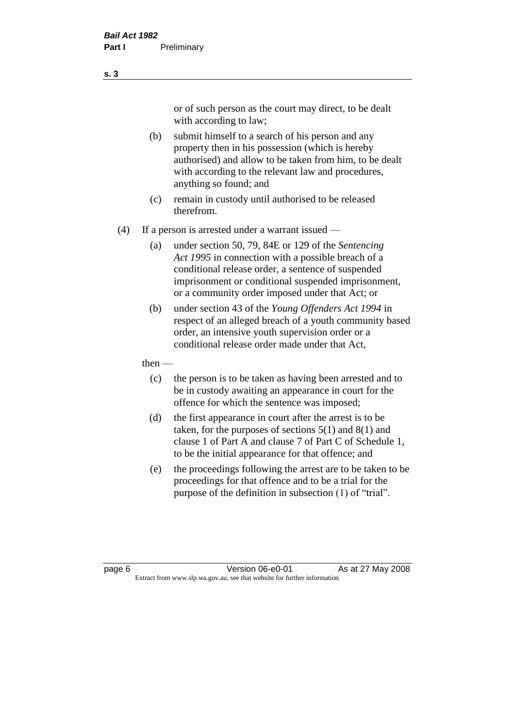or of such person as the court may direct, to be dealt with according to law;

(b) submit himself to a search of his person and any property then in his possession (which is hereby authorised) and allow to be taken from him, to be dealt with according to the relevant law and procedures, anything so found; and

(c) remain in custody until authorised to be released therefrom.

(4) If a person is arrested under a warrant issued —

(a) under section 50, 79, 84E or 129 of the *Sentencing Act 1995* in connection with a possible breach of a conditional release order, a sentence of suspended imprisonment or conditional suspended imprisonment, or a community order imposed under that Act; or

(b) under section 43 of the *Young Offenders Act 1994* in respect of an alleged breach of a youth community based order, an intensive youth supervision order or a conditional release order made under that Act,

then —

(c) the person is to be taken as having been arrested and to be in custody awaiting an appearance in court for the offence for which the sentence was imposed;

(d) the first appearance in court after the arrest is to be taken, for the purposes of sections 5(1) and 8(1) and clause 1 of Part A and clause 7 of Part C of Schedule 1, to be the initial appearance for that offence; and

(e) the proceedings following the arrest are to be taken to be proceedings for that offence and to be a trial for the purpose of the definition in subsection (1) of "trial".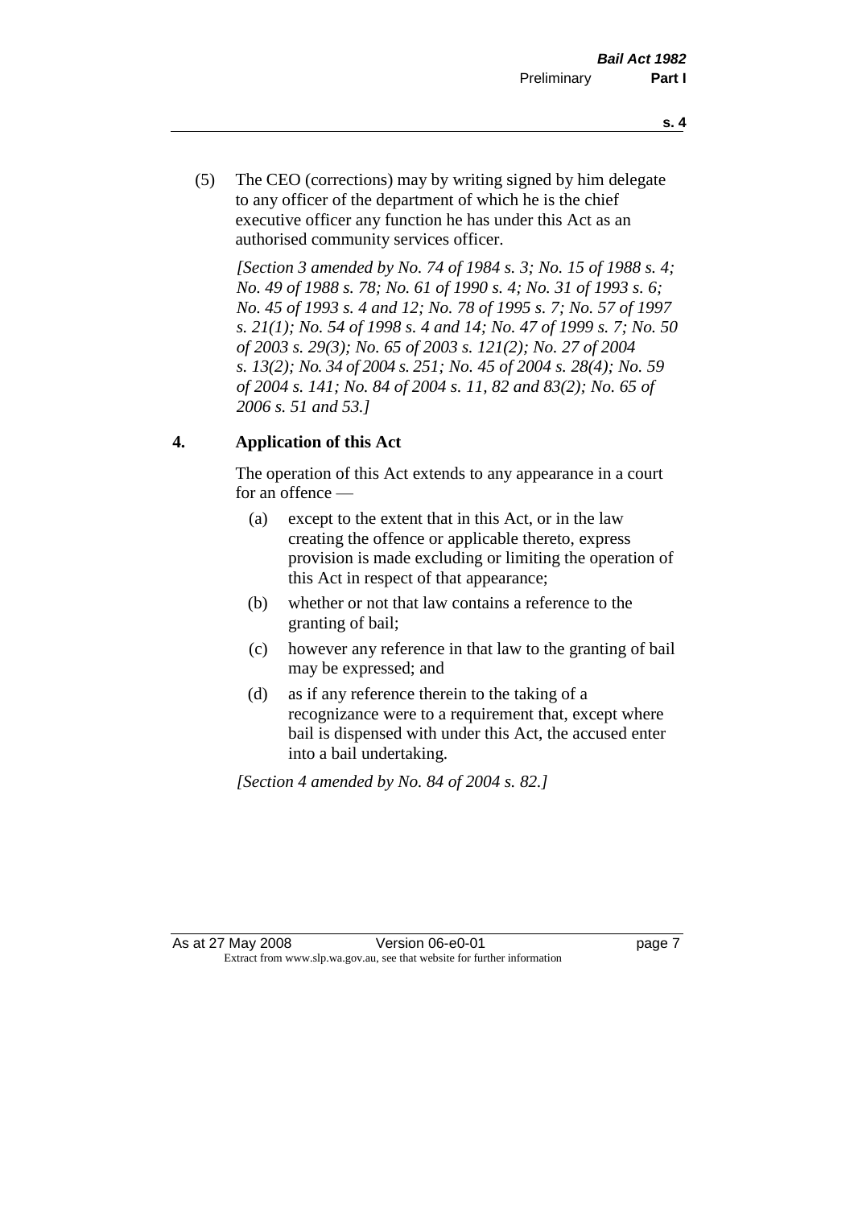(5) The CEO (corrections) may by writing signed by him delegate to any officer of the department of which he is the chief executive officer any function he has under this Act as an authorised community services officer.

*[Section 3 amended by No. 74 of 1984 s. 3; No. 15 of 1988 s. 4; No. 49 of 1988 s. 78; No. 61 of 1990 s. 4; No. 31 of 1993 s. 6; No. 45 of 1993 s. 4 and 12; No. 78 of 1995 s. 7; No. 57 of 1997 s. 21(1); No. 54 of 1998 s. 4 and 14; No. 47 of 1999 s. 7; No. 50 of 2003 s. 29(3); No. 65 of 2003 s. 121(2); No. 27 of 2004 s. 13(2); No. 34 of 2004 s. 251; No. 45 of 2004 s. 28(4); No. 59 of 2004 s. 141; No. 84 of 2004 s. 11, 82 and 83(2); No. 65 of 2006 s. 51 and 53.]*

## 4. Application of this Act

The operation of this Act extends to any appearance in a court for an offence —

(a) except to the extent that in this Act, or in the law creating the offence or applicable thereto, express provision is made excluding or limiting the operation of this Act in respect of that appearance;

(b) whether or not that law contains a reference to the granting of bail;

(c) however any reference in that law to the granting of bail may be expressed; and

(d) as if any reference therein to the taking of a recognizance were to a requirement that, except where bail is dispensed with under this Act, the accused enter into a bail undertaking.

*[Section 4 amended by No. 84 of 2004 s. 82.]*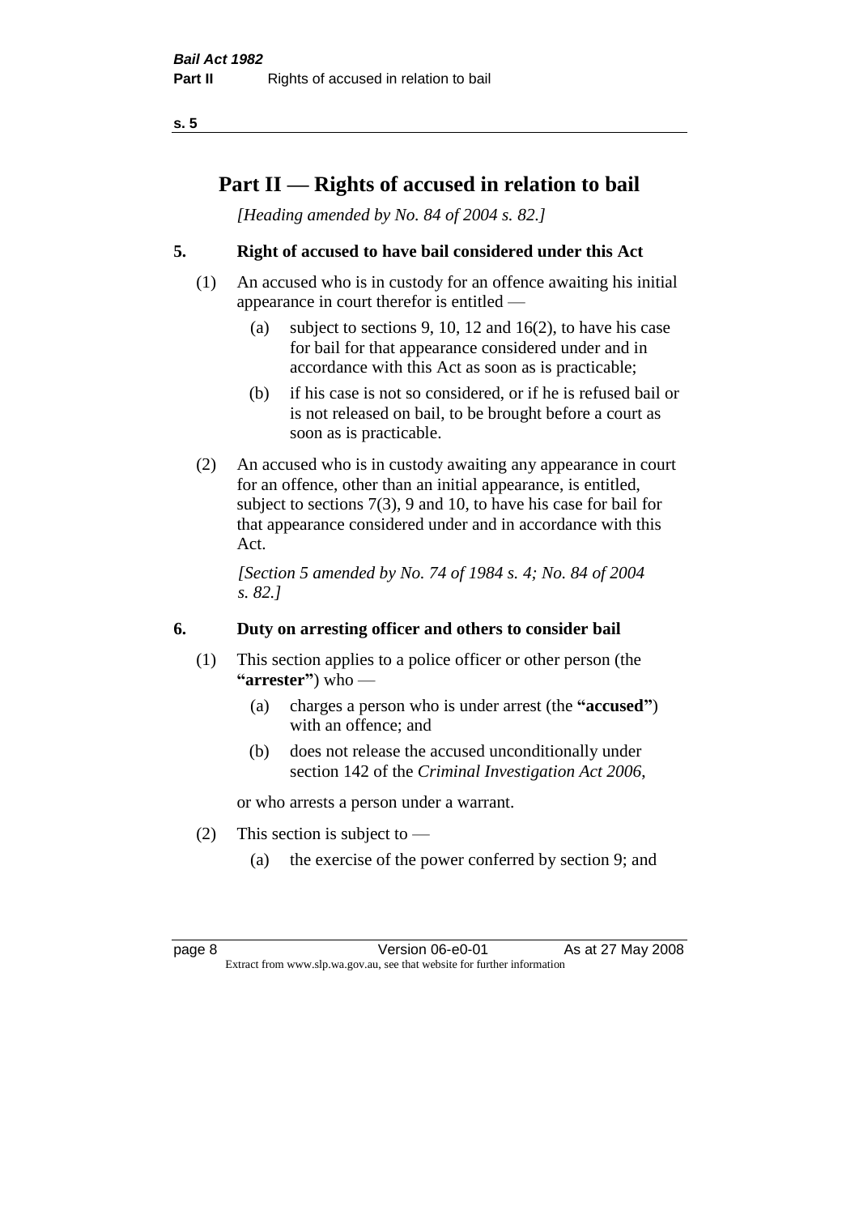# Part II — Rights of accused in relation to bail

*[Heading amended by No. 84 of 2004 s. 82.]*

## 5. Right of accused to have bail considered under this Act

(1) An accused who is in custody for an offence awaiting his initial appearance in court therefor is entitled —

(a) subject to sections 9, 10, 12 and 16(2), to have his case for bail for that appearance considered under and in accordance with this Act as soon as is practicable;

(b) if his case is not so considered, or if he is refused bail or is not released on bail, to be brought before a court as soon as is practicable.

(2) An accused who is in custody awaiting any appearance in court for an offence, other than an initial appearance, is entitled, subject to sections 7(3), 9 and 10, to have his case for bail for that appearance considered under and in accordance with this Act.

*[Section 5 amended by No. 74 of 1984 s. 4; No. 84 of 2004 s. 82.]*

## 6. Duty on arresting officer and others to consider bail

(1) This section applies to a police officer or other person (the **"arrester"**) who —

(a) charges a person who is under arrest (the **"accused"**) with an offence; and

(b) does not release the accused unconditionally under section 142 of the *Criminal Investigation Act 2006*,

or who arrests a person under a warrant.

(2) This section is subject to —

(a) the exercise of the power conferred by section 9; and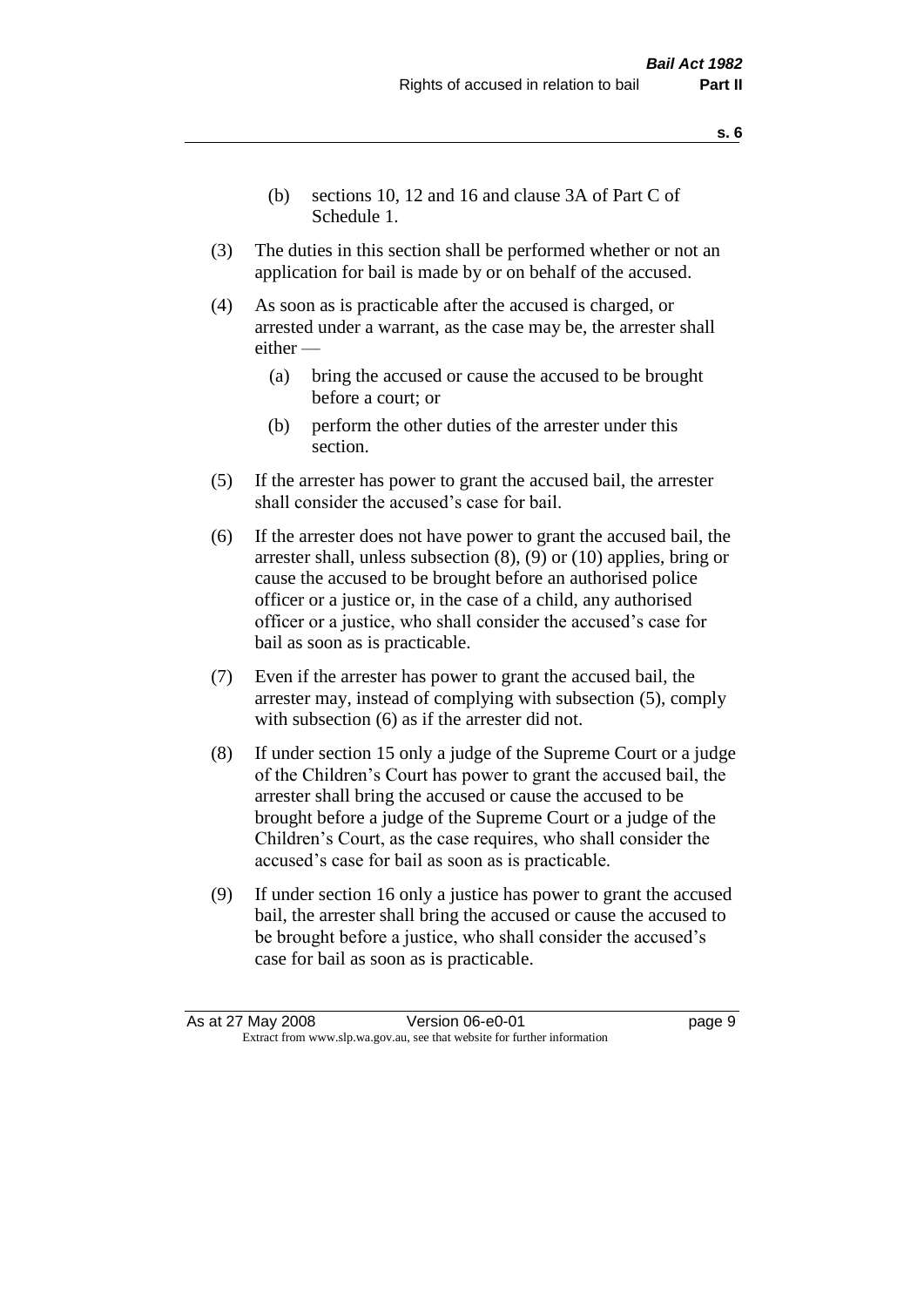(b) sections 10, 12 and 16 and clause 3A of Part C of Schedule 1.

(3) The duties in this section shall be performed whether or not an application for bail is made by or on behalf of the accused.

(4) As soon as is practicable after the accused is charged, or arrested under a warrant, as the case may be, the arrester shall either —

(a) bring the accused or cause the accused to be brought before a court; or

(b) perform the other duties of the arrester under this section.

(5) If the arrester has power to grant the accused bail, the arrester shall consider the accused's case for bail.

(6) If the arrester does not have power to grant the accused bail, the arrester shall, unless subsection (8), (9) or (10) applies, bring or cause the accused to be brought before an authorised police officer or a justice or, in the case of a child, any authorised officer or a justice, who shall consider the accused's case for bail as soon as is practicable.

(7) Even if the arrester has power to grant the accused bail, the arrester may, instead of complying with subsection (5), comply with subsection (6) as if the arrester did not.

(8) If under section 15 only a judge of the Supreme Court or a judge of the Children's Court has power to grant the accused bail, the arrester shall bring the accused or cause the accused to be brought before a judge of the Supreme Court or a judge of the Children's Court, as the case requires, who shall consider the accused's case for bail as soon as is practicable.

(9) If under section 16 only a justice has power to grant the accused bail, the arrester shall bring the accused or cause the accused to be brought before a justice, who shall consider the accused's case for bail as soon as is practicable.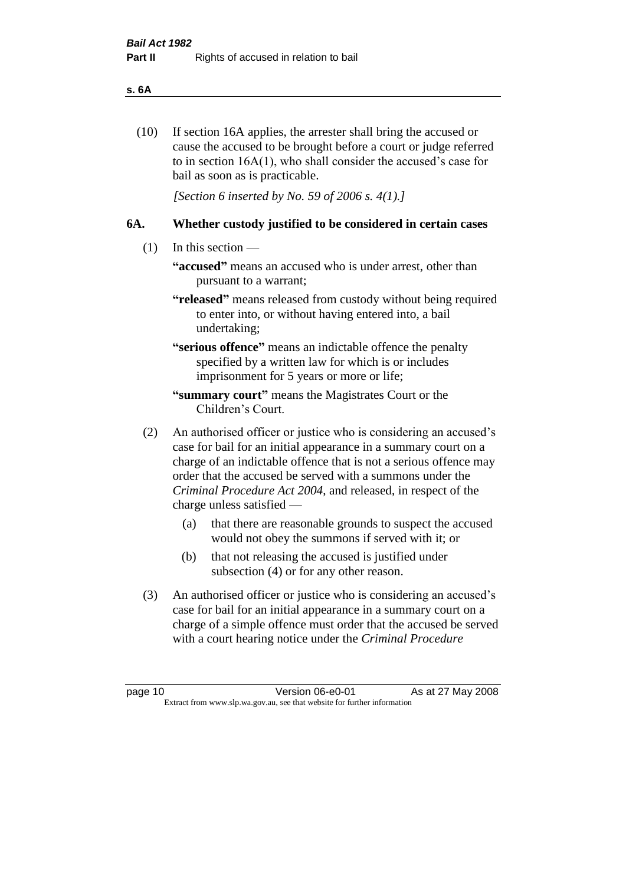(10) If section 16A applies, the arrester shall bring the accused or cause the accused to be brought before a court or judge referred to in section 16A(1), who shall consider the accused's case for bail as soon as is practicable.

*[Section 6 inserted by No. 59 of 2006 s. 4(1).]*

## 6A. Whether custody justified to be considered in certain cases

(1) In this section —

**"accused"** means an accused who is under arrest, other than pursuant to a warrant;

**"released"** means released from custody without being required to enter into, or without having entered into, a bail undertaking;

**"serious offence"** means an indictable offence the penalty specified by a written law for which is or includes imprisonment for 5 years or more or life;

**"summary court"** means the Magistrates Court or the Children's Court.

(2) An authorised officer or justice who is considering an accused's case for bail for an initial appearance in a summary court on a charge of an indictable offence that is not a serious offence may order that the accused be served with a summons under the *Criminal Procedure Act 2004*, and released, in respect of the charge unless satisfied —

(a) that there are reasonable grounds to suspect the accused would not obey the summons if served with it; or

(b) that not releasing the accused is justified under subsection (4) or for any other reason.

(3) An authorised officer or justice who is considering an accused's case for bail for an initial appearance in a summary court on a charge of a simple offence must order that the accused be served with a court hearing notice under the *Criminal Procedure*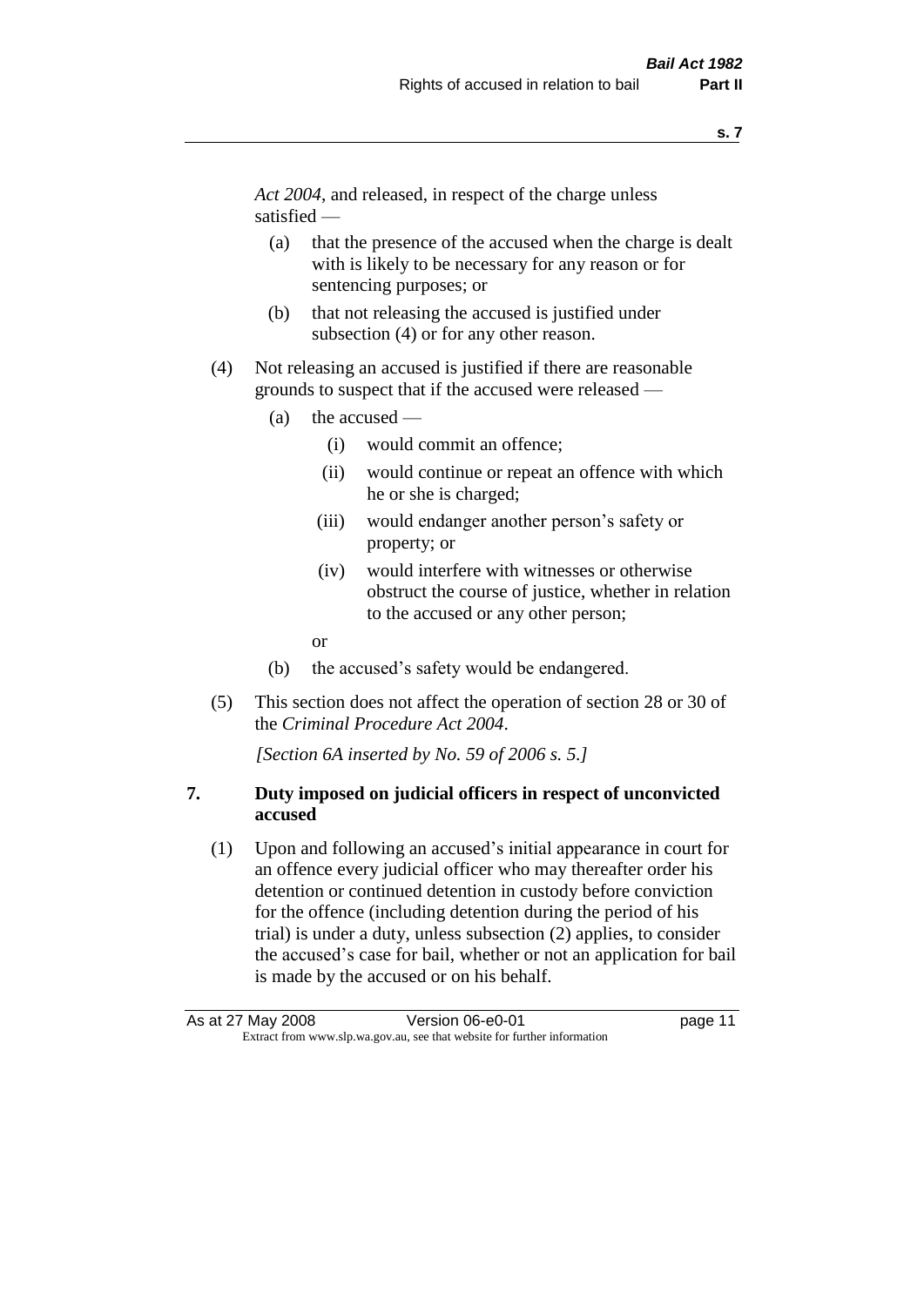*Act 2004*, and released, in respect of the charge unless satisfied —

- (a) that the presence of the accused when the charge is dealt with is likely to be necessary for any reason or for sentencing purposes; or
- (b) that not releasing the accused is justified under subsection (4) or for any other reason.

(4) Not releasing an accused is justified if there are reasonable grounds to suspect that if the accused were released —

- (a) the accused —
  - (i) would commit an offence;
  - (ii) would continue or repeat an offence with which he or she is charged;
  - (iii) would endanger another person's safety or property; or
  - (iv) would interfere with witnesses or otherwise obstruct the course of justice, whether in relation to the accused or any other person;

  or
- (b) the accused's safety would be endangered.

(5) This section does not affect the operation of section 28 or 30 of the *Criminal Procedure Act 2004*.

*[Section 6A inserted by No. 59 of 2006 s. 5.]*

## 7. Duty imposed on judicial officers in respect of unconvicted accused

(1) Upon and following an accused's initial appearance in court for an offence every judicial officer who may thereafter order his detention or continued detention in custody before conviction for the offence (including detention during the period of his trial) is under a duty, unless subsection (2) applies, to consider the accused's case for bail, whether or not an application for bail is made by the accused or on his behalf.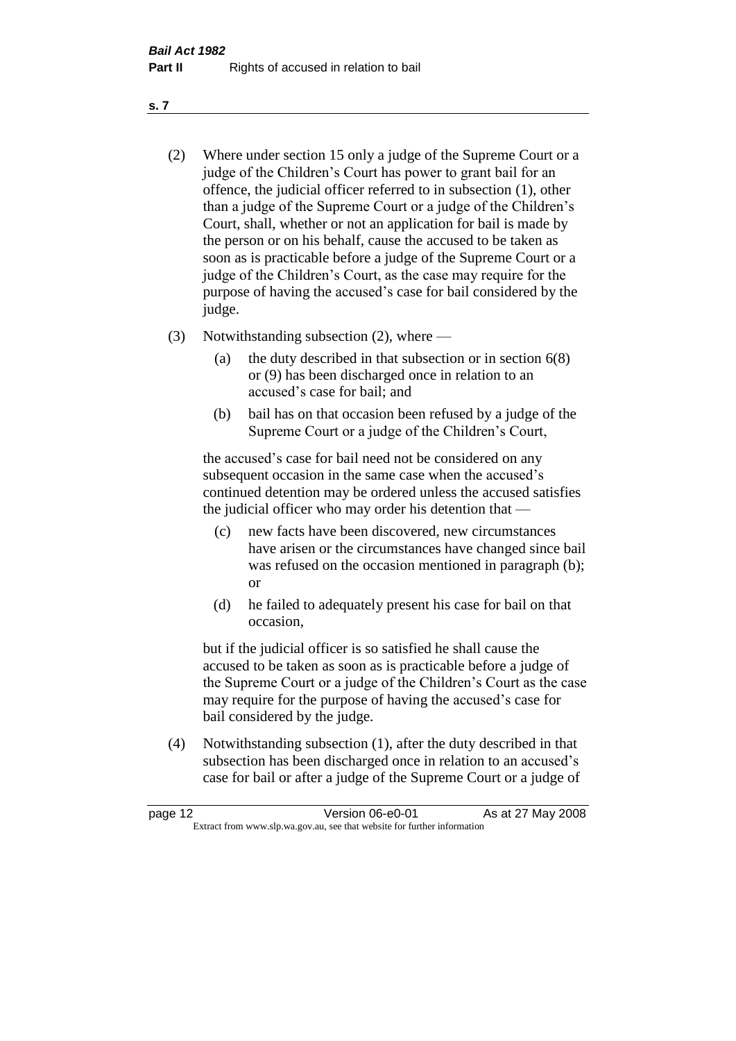(2) Where under section 15 only a judge of the Supreme Court or a judge of the Children's Court has power to grant bail for an offence, the judicial officer referred to in subsection (1), other than a judge of the Supreme Court or a judge of the Children's Court, shall, whether or not an application for bail is made by the person or on his behalf, cause the accused to be taken as soon as is practicable before a judge of the Supreme Court or a judge of the Children's Court, as the case may require for the purpose of having the accused's case for bail considered by the judge.

(3) Notwithstanding subsection (2), where —

(a) the duty described in that subsection or in section 6(8) or (9) has been discharged once in relation to an accused's case for bail; and

(b) bail has on that occasion been refused by a judge of the Supreme Court or a judge of the Children's Court,

the accused's case for bail need not be considered on any subsequent occasion in the same case when the accused's continued detention may be ordered unless the accused satisfies the judicial officer who may order his detention that —

(c) new facts have been discovered, new circumstances have arisen or the circumstances have changed since bail was refused on the occasion mentioned in paragraph (b); or

(d) he failed to adequately present his case for bail on that occasion,

but if the judicial officer is so satisfied he shall cause the accused to be taken as soon as is practicable before a judge of the Supreme Court or a judge of the Children's Court as the case may require for the purpose of having the accused's case for bail considered by the judge.

(4) Notwithstanding subsection (1), after the duty described in that subsection has been discharged once in relation to an accused's case for bail or after a judge of the Supreme Court or a judge of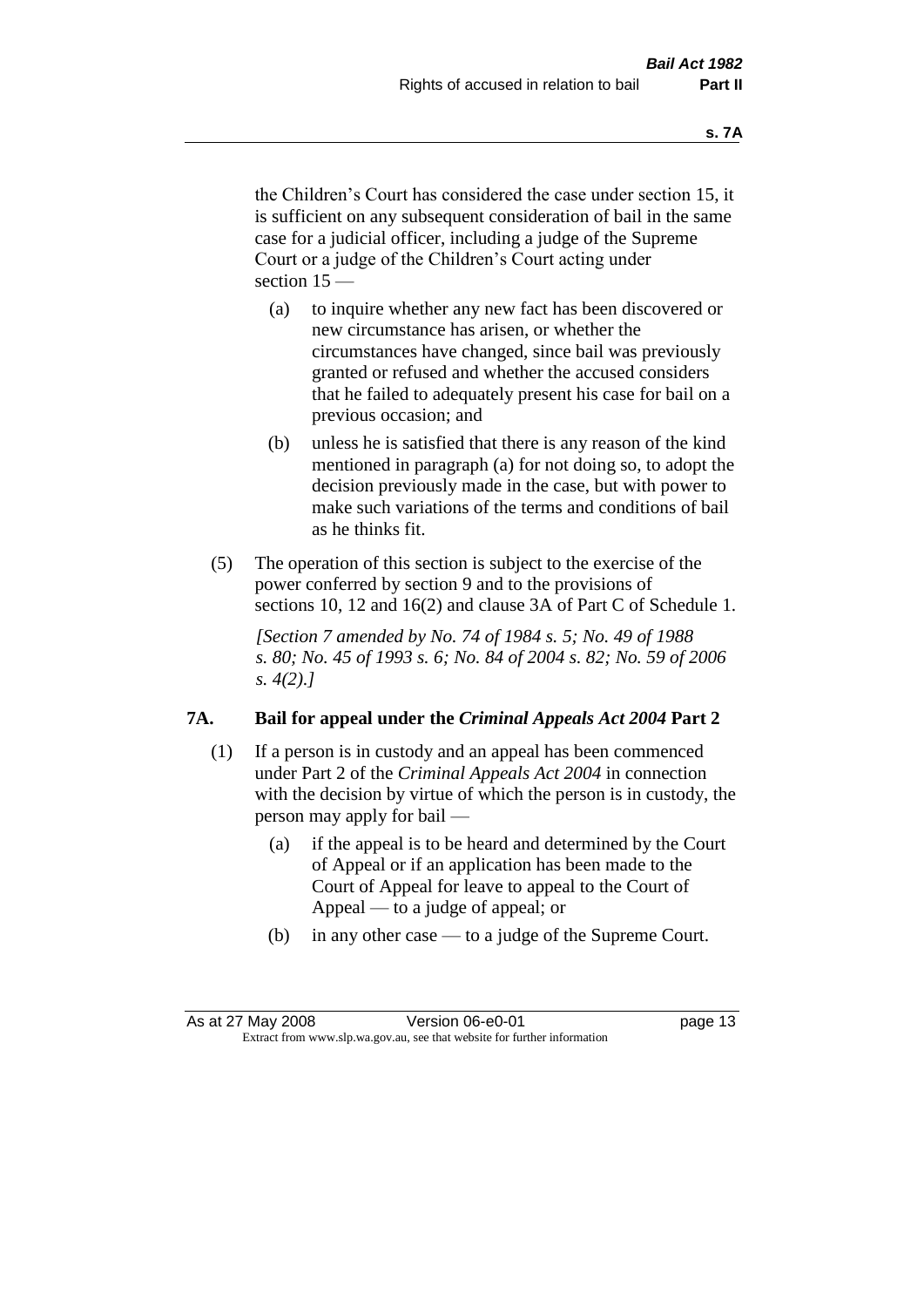the Children's Court has considered the case under section 15, it is sufficient on any subsequent consideration of bail in the same case for a judicial officer, including a judge of the Supreme Court or a judge of the Children's Court acting under section 15 —

(a) to inquire whether any new fact has been discovered or new circumstance has arisen, or whether the circumstances have changed, since bail was previously granted or refused and whether the accused considers that he failed to adequately present his case for bail on a previous occasion; and

(b) unless he is satisfied that there is any reason of the kind mentioned in paragraph (a) for not doing so, to adopt the decision previously made in the case, but with power to make such variations of the terms and conditions of bail as he thinks fit.

(5) The operation of this section is subject to the exercise of the power conferred by section 9 and to the provisions of sections 10, 12 and 16(2) and clause 3A of Part C of Schedule 1.

*[Section 7 amended by No. 74 of 1984 s. 5; No. 49 of 1988 s. 80; No. 45 of 1993 s. 6; No. 84 of 2004 s. 82; No. 59 of 2006 s. 4(2).]*

### 7A. Bail for appeal under the *Criminal Appeals Act 2004* Part 2

(1) If a person is in custody and an appeal has been commenced under Part 2 of the *Criminal Appeals Act 2004* in connection with the decision by virtue of which the person is in custody, the person may apply for bail —

(a) if the appeal is to be heard and determined by the Court of Appeal or if an application has been made to the Court of Appeal for leave to appeal to the Court of Appeal — to a judge of appeal; or

(b) in any other case — to a judge of the Supreme Court.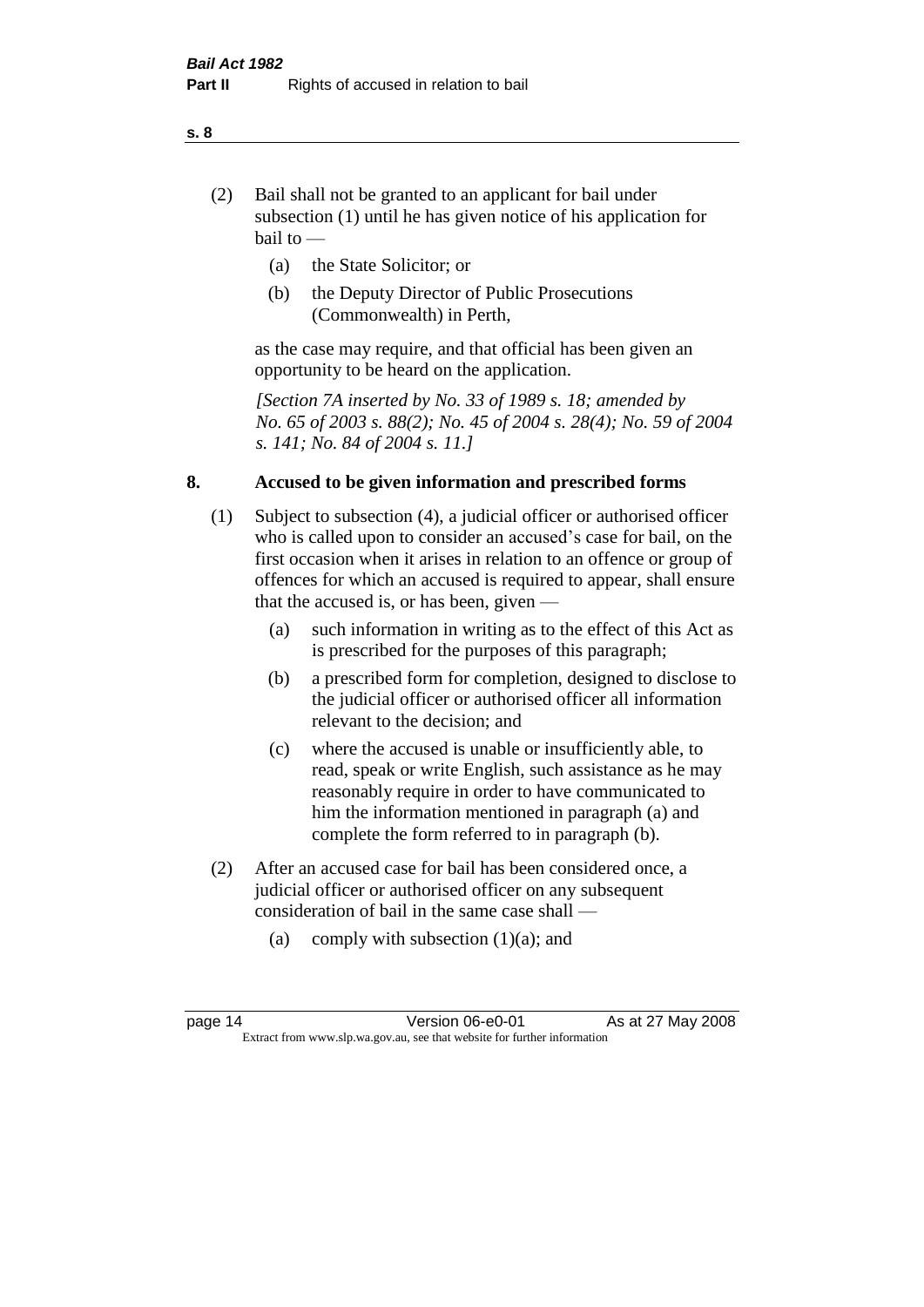(2) Bail shall not be granted to an applicant for bail under subsection (1) until he has given notice of his application for bail to —

  (a) the State Solicitor; or

  (b) the Deputy Director of Public Prosecutions (Commonwealth) in Perth,

as the case may require, and that official has been given an opportunity to be heard on the application.

*[Section 7A inserted by No. 33 of 1989 s. 18; amended by No. 65 of 2003 s. 88(2); No. 45 of 2004 s. 28(4); No. 59 of 2004 s. 141; No. 84 of 2004 s. 11.]*

## 8. Accused to be given information and prescribed forms

(1) Subject to subsection (4), a judicial officer or authorised officer who is called upon to consider an accused's case for bail, on the first occasion when it arises in relation to an offence or group of offences for which an accused is required to appear, shall ensure that the accused is, or has been, given —

  (a) such information in writing as to the effect of this Act as is prescribed for the purposes of this paragraph;

  (b) a prescribed form for completion, designed to disclose to the judicial officer or authorised officer all information relevant to the decision; and

  (c) where the accused is unable or insufficiently able, to read, speak or write English, such assistance as he may reasonably require in order to have communicated to him the information mentioned in paragraph (a) and complete the form referred to in paragraph (b).

(2) After an accused case for bail has been considered once, a judicial officer or authorised officer on any subsequent consideration of bail in the same case shall —

  (a) comply with subsection (1)(a); and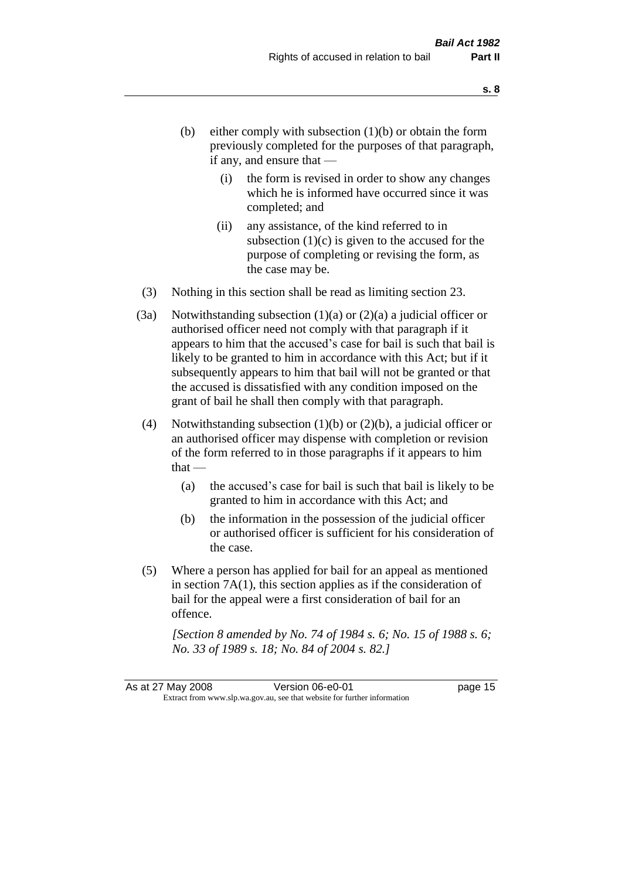(b) either comply with subsection (1)(b) or obtain the form previously completed for the purposes of that paragraph, if any, and ensure that —

  (i) the form is revised in order to show any changes which he is informed have occurred since it was completed; and

  (ii) any assistance, of the kind referred to in subsection (1)(c) is given to the accused for the purpose of completing or revising the form, as the case may be.

(3) Nothing in this section shall be read as limiting section 23.

(3a) Notwithstanding subsection (1)(a) or (2)(a) a judicial officer or authorised officer need not comply with that paragraph if it appears to him that the accused's case for bail is such that bail is likely to be granted to him in accordance with this Act; but if it subsequently appears to him that bail will not be granted or that the accused is dissatisfied with any condition imposed on the grant of bail he shall then comply with that paragraph.

(4) Notwithstanding subsection (1)(b) or (2)(b), a judicial officer or an authorised officer may dispense with completion or revision of the form referred to in those paragraphs if it appears to him that —

  (a) the accused's case for bail is such that bail is likely to be granted to him in accordance with this Act; and

  (b) the information in the possession of the judicial officer or authorised officer is sufficient for his consideration of the case.

(5) Where a person has applied for bail for an appeal as mentioned in section 7A(1), this section applies as if the consideration of bail for the appeal were a first consideration of bail for an offence.

*[Section 8 amended by No. 74 of 1984 s. 6; No. 15 of 1988 s. 6; No. 33 of 1989 s. 18; No. 84 of 2004 s. 82.]*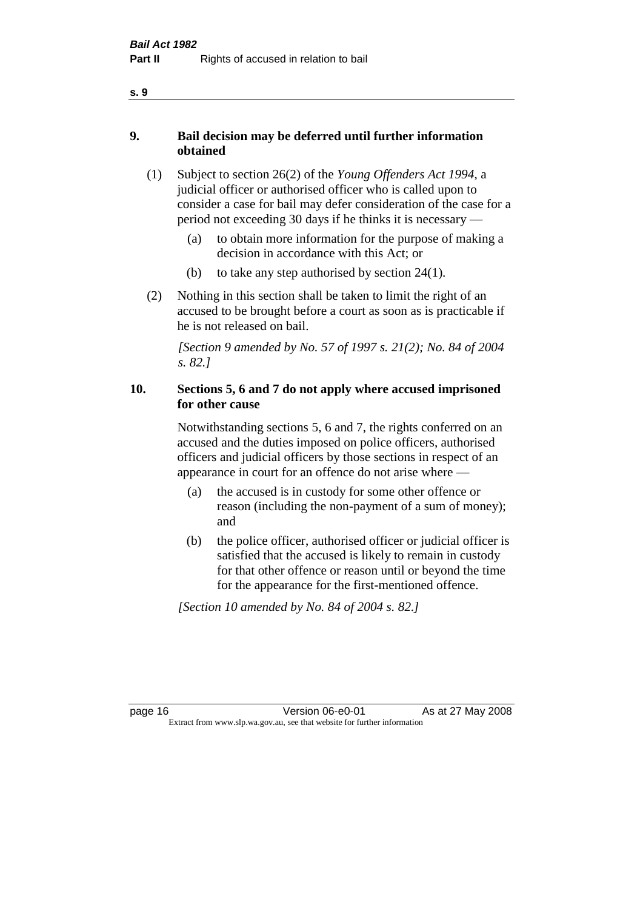## 9. Bail decision may be deferred until further information obtained

(1) Subject to section 26(2) of the *Young Offenders Act 1994*, a judicial officer or authorised officer who is called upon to consider a case for bail may defer consideration of the case for a period not exceeding 30 days if he thinks it is necessary —

- (a) to obtain more information for the purpose of making a decision in accordance with this Act; or
- (b) to take any step authorised by section 24(1).

(2) Nothing in this section shall be taken to limit the right of an accused to be brought before a court as soon as is practicable if he is not released on bail.

*[Section 9 amended by No. 57 of 1997 s. 21(2); No. 84 of 2004 s. 82.]*

## 10. Sections 5, 6 and 7 do not apply where accused imprisoned for other cause

Notwithstanding sections 5, 6 and 7, the rights conferred on an accused and the duties imposed on police officers, authorised officers and judicial officers by those sections in respect of an appearance in court for an offence do not arise where —

- (a) the accused is in custody for some other offence or reason (including the non-payment of a sum of money); and
- (b) the police officer, authorised officer or judicial officer is satisfied that the accused is likely to remain in custody for that other offence or reason until or beyond the time for the appearance for the first-mentioned offence.

*[Section 10 amended by No. 84 of 2004 s. 82.]*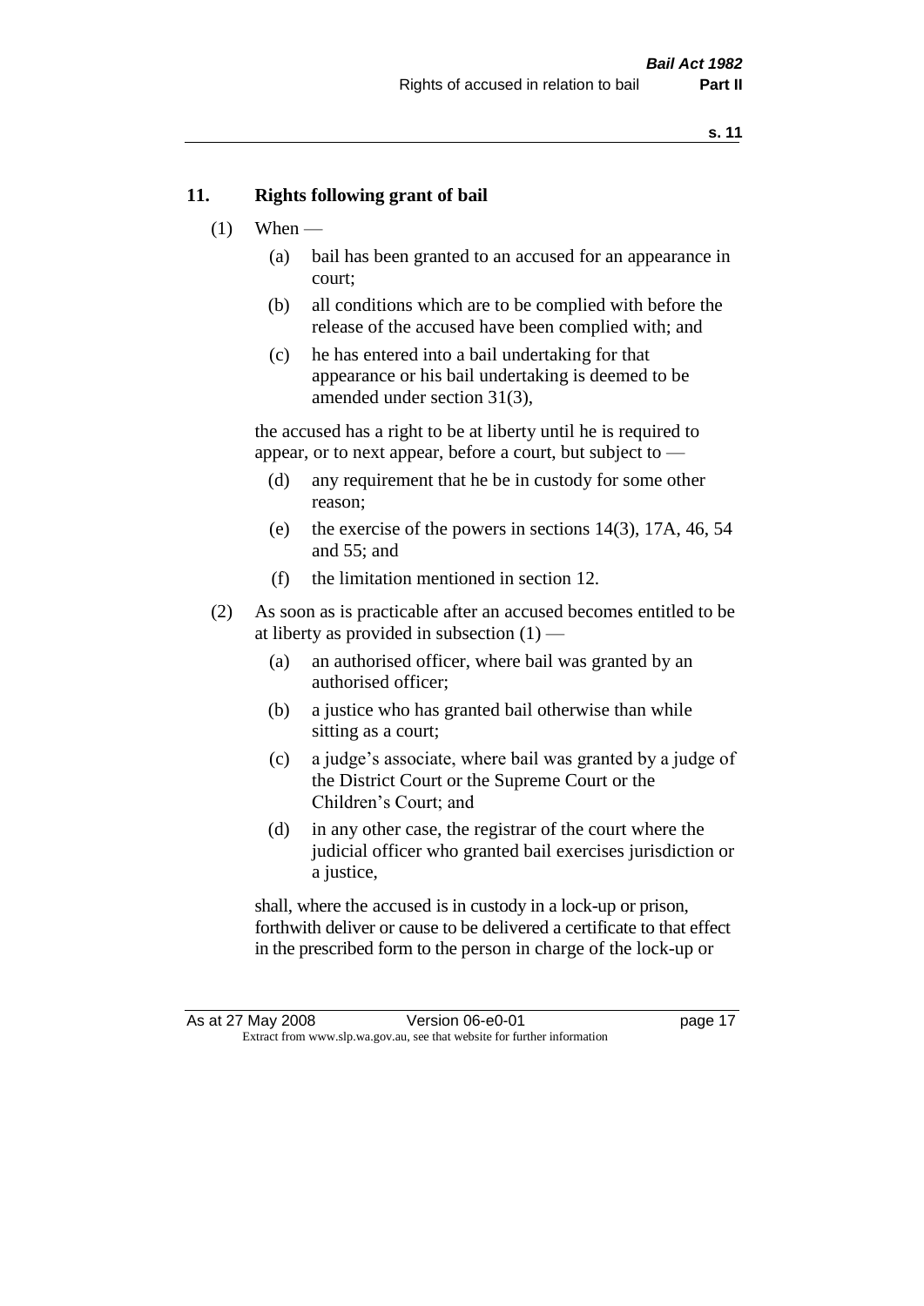## 11. Rights following grant of bail

(1) When —

(a) bail has been granted to an accused for an appearance in court;

(b) all conditions which are to be complied with before the release of the accused have been complied with; and

(c) he has entered into a bail undertaking for that appearance or his bail undertaking is deemed to be amended under section 31(3),

the accused has a right to be at liberty until he is required to appear, or to next appear, before a court, but subject to —

(d) any requirement that he be in custody for some other reason;

(e) the exercise of the powers in sections 14(3), 17A, 46, 54 and 55; and

(f) the limitation mentioned in section 12.

(2) As soon as is practicable after an accused becomes entitled to be at liberty as provided in subsection (1) —

(a) an authorised officer, where bail was granted by an authorised officer;

(b) a justice who has granted bail otherwise than while sitting as a court;

(c) a judge's associate, where bail was granted by a judge of the District Court or the Supreme Court or the Children's Court; and

(d) in any other case, the registrar of the court where the judicial officer who granted bail exercises jurisdiction or a justice,

shall, where the accused is in custody in a lock-up or prison, forthwith deliver or cause to be delivered a certificate to that effect in the prescribed form to the person in charge of the lock-up or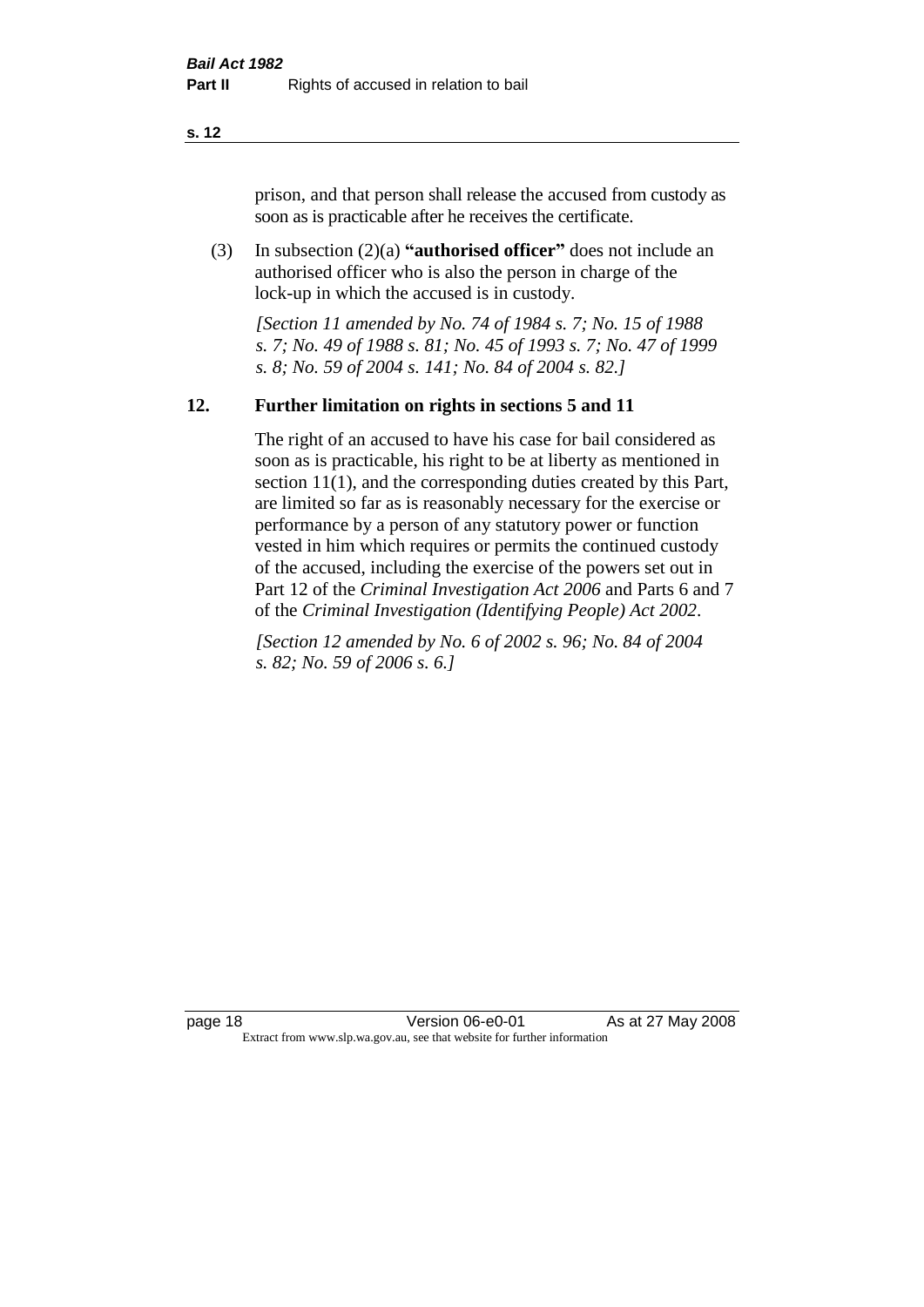prison, and that person shall release the accused from custody as soon as is practicable after he receives the certificate.

(3) In subsection (2)(a) **"authorised officer"** does not include an authorised officer who is also the person in charge of the lock-up in which the accused is in custody.

*[Section 11 amended by No. 74 of 1984 s. 7; No. 15 of 1988 s. 7; No. 49 of 1988 s. 81; No. 45 of 1993 s. 7; No. 47 of 1999 s. 8; No. 59 of 2004 s. 141; No. 84 of 2004 s. 82.]*

## 12. Further limitation on rights in sections 5 and 11

The right of an accused to have his case for bail considered as soon as is practicable, his right to be at liberty as mentioned in section 11(1), and the corresponding duties created by this Part, are limited so far as is reasonably necessary for the exercise or performance by a person of any statutory power or function vested in him which requires or permits the continued custody of the accused, including the exercise of the powers set out in Part 12 of the *Criminal Investigation Act 2006* and Parts 6 and 7 of the *Criminal Investigation (Identifying People) Act 2002*.

*[Section 12 amended by No. 6 of 2002 s. 96; No. 84 of 2004 s. 82; No. 59 of 2006 s. 6.]*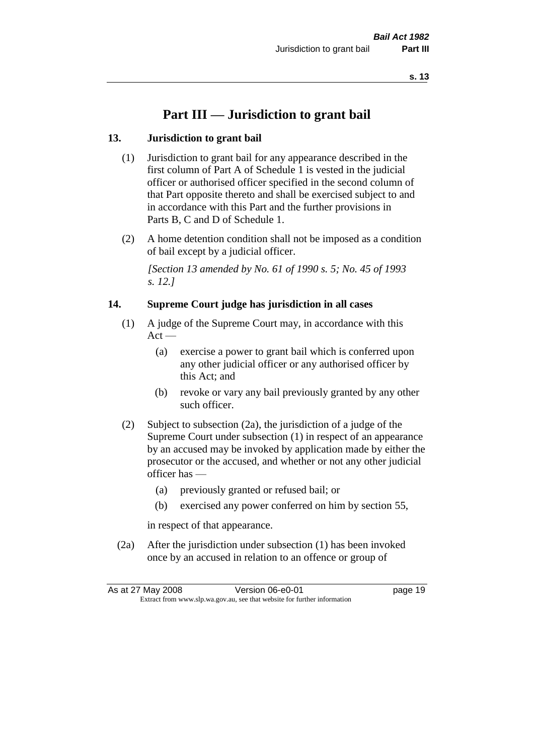# Part III — Jurisdiction to grant bail

## 13. Jurisdiction to grant bail

(1) Jurisdiction to grant bail for any appearance described in the first column of Part A of Schedule 1 is vested in the judicial officer or authorised officer specified in the second column of that Part opposite thereto and shall be exercised subject to and in accordance with this Part and the further provisions in Parts B, C and D of Schedule 1.

(2) A home detention condition shall not be imposed as a condition of bail except by a judicial officer.

*[Section 13 amended by No. 61 of 1990 s. 5; No. 45 of 1993 s. 12.]*

## 14. Supreme Court judge has jurisdiction in all cases

(1) A judge of the Supreme Court may, in accordance with this Act —

- (a) exercise a power to grant bail which is conferred upon any other judicial officer or any authorised officer by this Act; and
- (b) revoke or vary any bail previously granted by any other such officer.

(2) Subject to subsection (2a), the jurisdiction of a judge of the Supreme Court under subsection (1) in respect of an appearance by an accused may be invoked by application made by either the prosecutor or the accused, and whether or not any other judicial officer has —

- (a) previously granted or refused bail; or
- (b) exercised any power conferred on him by section 55,

in respect of that appearance.

(2a) After the jurisdiction under subsection (1) has been invoked once by an accused in relation to an offence or group of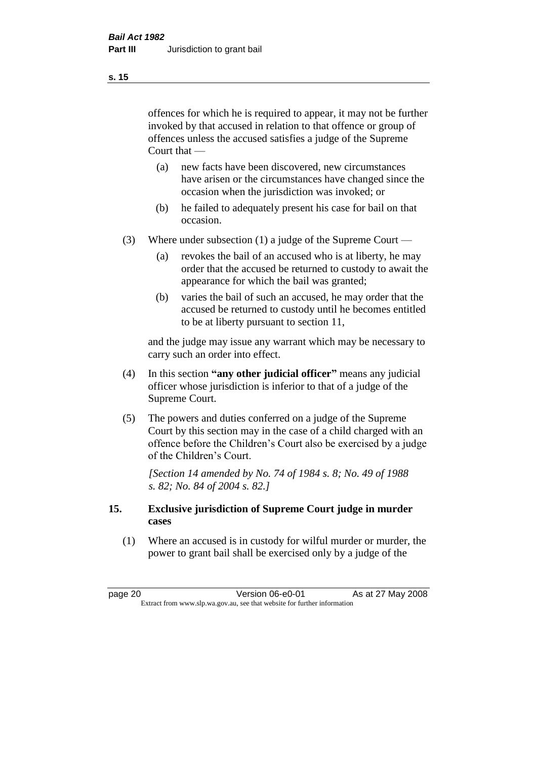offences for which he is required to appear, it may not be further invoked by that accused in relation to that offence or group of offences unless the accused satisfies a judge of the Supreme Court that —

(a) new facts have been discovered, new circumstances have arisen or the circumstances have changed since the occasion when the jurisdiction was invoked; or

(b) he failed to adequately present his case for bail on that occasion.

(3) Where under subsection (1) a judge of the Supreme Court —

(a) revokes the bail of an accused who is at liberty, he may order that the accused be returned to custody to await the appearance for which the bail was granted;

(b) varies the bail of such an accused, he may order that the accused be returned to custody until he becomes entitled to be at liberty pursuant to section 11,

and the judge may issue any warrant which may be necessary to carry such an order into effect.

(4) In this section **"any other judicial officer"** means any judicial officer whose jurisdiction is inferior to that of a judge of the Supreme Court.

(5) The powers and duties conferred on a judge of the Supreme Court by this section may in the case of a child charged with an offence before the Children's Court also be exercised by a judge of the Children's Court.

*[Section 14 amended by No. 74 of 1984 s. 8; No. 49 of 1988 s. 82; No. 84 of 2004 s. 82.]*

## 15. Exclusive jurisdiction of Supreme Court judge in murder cases

(1) Where an accused is in custody for wilful murder or murder, the power to grant bail shall be exercised only by a judge of the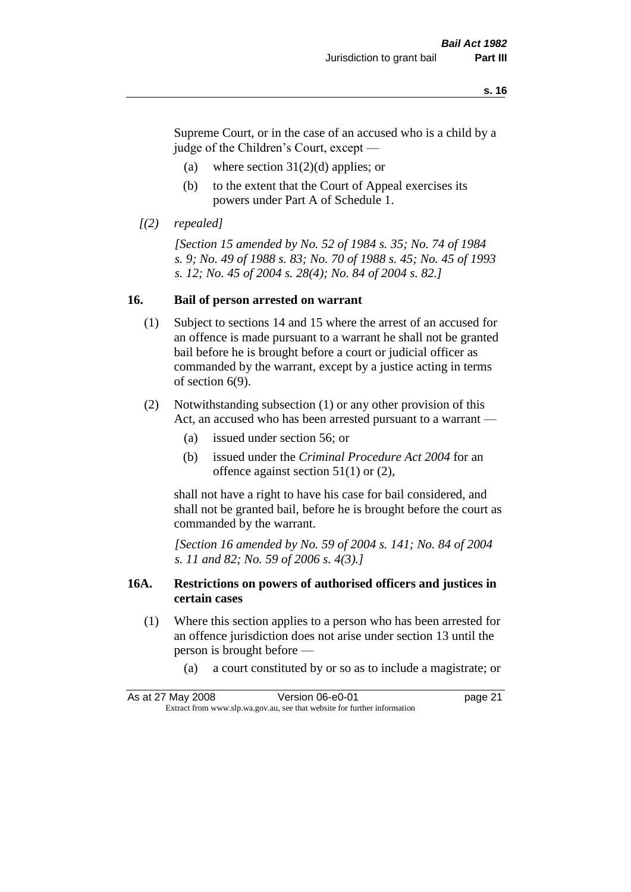Supreme Court, or in the case of an accused who is a child by a judge of the Children's Court, except —

(a) where section 31(2)(d) applies; or

(b) to the extent that the Court of Appeal exercises its powers under Part A of Schedule 1.

*[(2) repealed]*

*[Section 15 amended by No. 52 of 1984 s. 35; No. 74 of 1984 s. 9; No. 49 of 1988 s. 83; No. 70 of 1988 s. 45; No. 45 of 1993 s. 12; No. 45 of 2004 s. 28(4); No. 84 of 2004 s. 82.]*

## 16. Bail of person arrested on warrant

(1) Subject to sections 14 and 15 where the arrest of an accused for an offence is made pursuant to a warrant he shall not be granted bail before he is brought before a court or judicial officer as commanded by the warrant, except by a justice acting in terms of section 6(9).

(2) Notwithstanding subsection (1) or any other provision of this Act, an accused who has been arrested pursuant to a warrant —

(a) issued under section 56; or

(b) issued under the *Criminal Procedure Act 2004* for an offence against section 51(1) or (2),

shall not have a right to have his case for bail considered, and shall not be granted bail, before he is brought before the court as commanded by the warrant.

*[Section 16 amended by No. 59 of 2004 s. 141; No. 84 of 2004 s. 11 and 82; No. 59 of 2006 s. 4(3).]*

## 16A. Restrictions on powers of authorised officers and justices in certain cases

(1) Where this section applies to a person who has been arrested for an offence jurisdiction does not arise under section 13 until the person is brought before —

(a) a court constituted by or so as to include a magistrate; or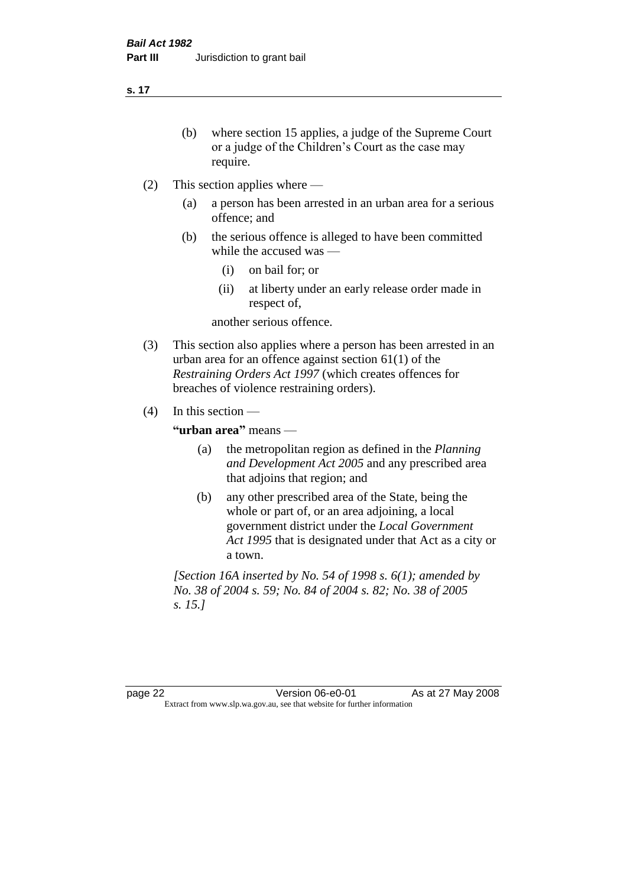(b) where section 15 applies, a judge of the Supreme Court or a judge of the Children's Court as the case may require.

(2) This section applies where —

(a) a person has been arrested in an urban area for a serious offence; and

(b) the serious offence is alleged to have been committed while the accused was —

(i) on bail for; or

(ii) at liberty under an early release order made in respect of,

another serious offence.

(3) This section also applies where a person has been arrested in an urban area for an offence against section 61(1) of the *Restraining Orders Act 1997* (which creates offences for breaches of violence restraining orders).

(4) In this section —

**"urban area"** means —

(a) the metropolitan region as defined in the *Planning and Development Act 2005* and any prescribed area that adjoins that region; and

(b) any other prescribed area of the State, being the whole or part of, or an area adjoining, a local government district under the *Local Government Act 1995* that is designated under that Act as a city or a town.

*[Section 16A inserted by No. 54 of 1998 s. 6(1); amended by No. 38 of 2004 s. 59; No. 84 of 2004 s. 82; No. 38 of 2005 s. 15.]*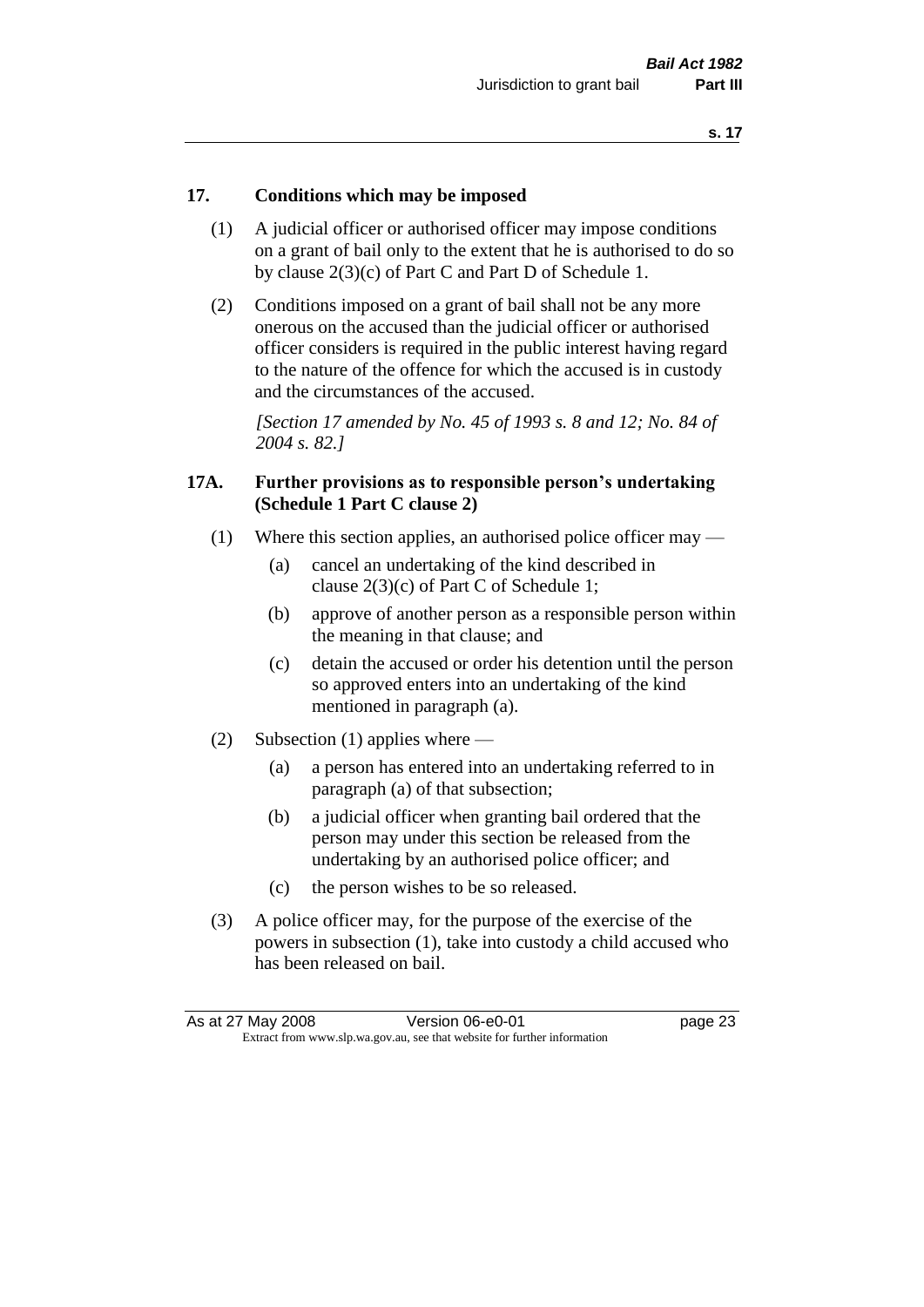## 17. Conditions which may be imposed

(1) A judicial officer or authorised officer may impose conditions on a grant of bail only to the extent that he is authorised to do so by clause 2(3)(c) of Part C and Part D of Schedule 1.

(2) Conditions imposed on a grant of bail shall not be any more onerous on the accused than the judicial officer or authorised officer considers is required in the public interest having regard to the nature of the offence for which the accused is in custody and the circumstances of the accused.

*[Section 17 amended by No. 45 of 1993 s. 8 and 12; No. 84 of 2004 s. 82.]*

## 17A. Further provisions as to responsible person's undertaking (Schedule 1 Part C clause 2)

(1) Where this section applies, an authorised police officer may —

(a) cancel an undertaking of the kind described in clause 2(3)(c) of Part C of Schedule 1;

(b) approve of another person as a responsible person within the meaning in that clause; and

(c) detain the accused or order his detention until the person so approved enters into an undertaking of the kind mentioned in paragraph (a).

(2) Subsection (1) applies where —

(a) a person has entered into an undertaking referred to in paragraph (a) of that subsection;

(b) a judicial officer when granting bail ordered that the person may under this section be released from the undertaking by an authorised police officer; and

(c) the person wishes to be so released.

(3) A police officer may, for the purpose of the exercise of the powers in subsection (1), take into custody a child accused who has been released on bail.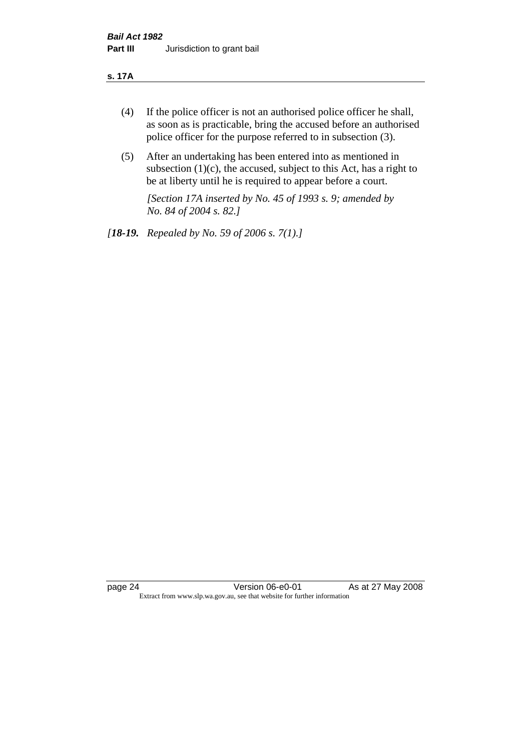(4) If the police officer is not an authorised police officer he shall, as soon as is practicable, bring the accused before an authorised police officer for the purpose referred to in subsection (3).

(5) After an undertaking has been entered into as mentioned in subsection (1)(c), the accused, subject to this Act, has a right to be at liberty until he is required to appear before a court.

*[Section 17A inserted by No. 45 of 1993 s. 9; amended by No. 84 of 2004 s. 82.]*

*[**18-19.** Repealed by No. 59 of 2006 s. 7(1).]*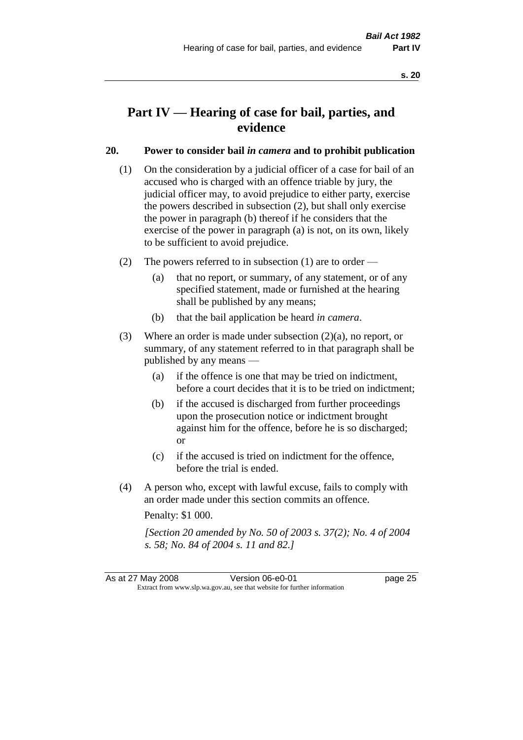# Part IV — Hearing of case for bail, parties, and evidence

## 20. Power to consider bail *in camera* and to prohibit publication

(1) On the consideration by a judicial officer of a case for bail of an accused who is charged with an offence triable by jury, the judicial officer may, to avoid prejudice to either party, exercise the powers described in subsection (2), but shall only exercise the power in paragraph (b) thereof if he considers that the exercise of the power in paragraph (a) is not, on its own, likely to be sufficient to avoid prejudice.

(2) The powers referred to in subsection (1) are to order —

(a) that no report, or summary, of any statement, or of any specified statement, made or furnished at the hearing shall be published by any means;

(b) that the bail application be heard *in camera*.

(3) Where an order is made under subsection (2)(a), no report, or summary, of any statement referred to in that paragraph shall be published by any means —

(a) if the offence is one that may be tried on indictment, before a court decides that it is to be tried on indictment;

(b) if the accused is discharged from further proceedings upon the prosecution notice or indictment brought against him for the offence, before he is so discharged; or

(c) if the accused is tried on indictment for the offence, before the trial is ended.

(4) A person who, except with lawful excuse, fails to comply with an order made under this section commits an offence.

Penalty: $1 000.

*[Section 20 amended by No. 50 of 2003 s. 37(2); No. 4 of 2004 s. 58; No. 84 of 2004 s. 11 and 82.]*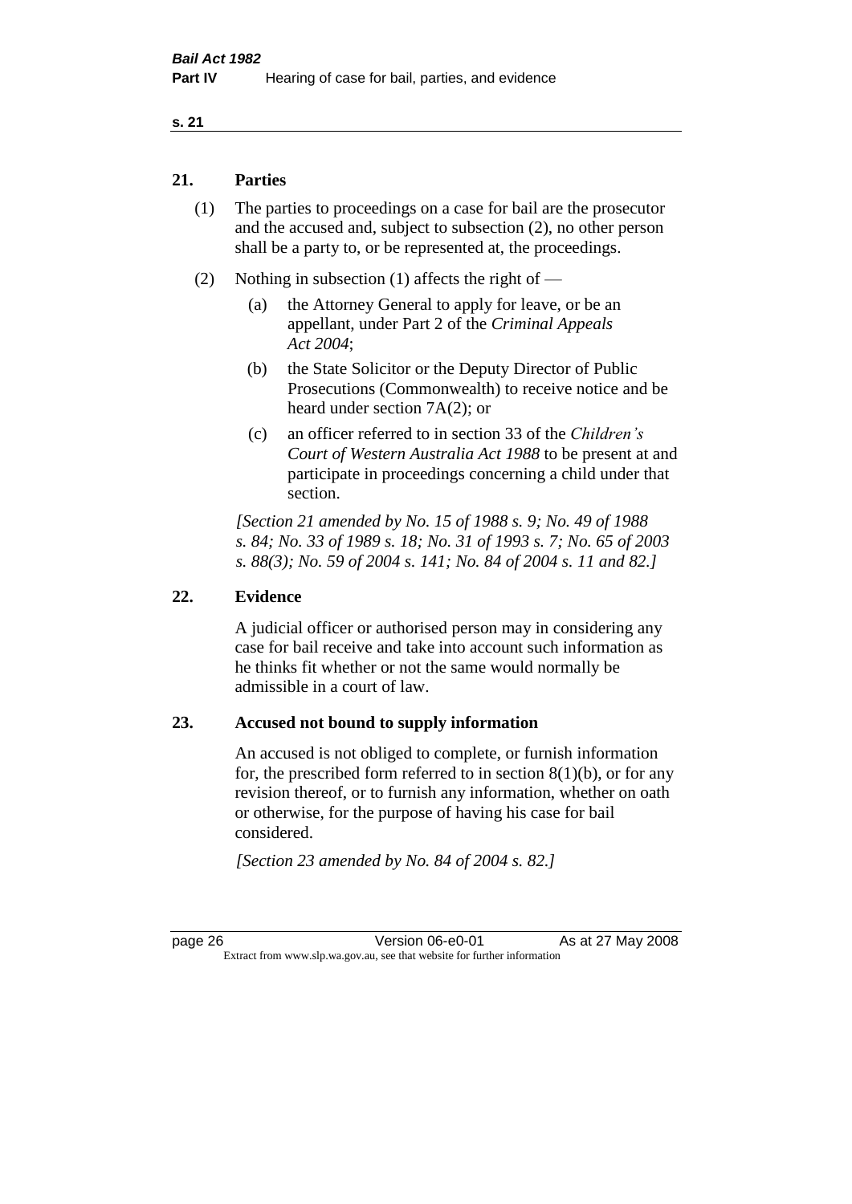## 21. Parties

(1) The parties to proceedings on a case for bail are the prosecutor and the accused and, subject to subsection (2), no other person shall be a party to, or be represented at, the proceedings.

(2) Nothing in subsection (1) affects the right of —

(a) the Attorney General to apply for leave, or be an appellant, under Part 2 of the *Criminal Appeals Act 2004*;

(b) the State Solicitor or the Deputy Director of Public Prosecutions (Commonwealth) to receive notice and be heard under section 7A(2); or

(c) an officer referred to in section 33 of the *Children's Court of Western Australia Act 1988* to be present at and participate in proceedings concerning a child under that section.

*[Section 21 amended by No. 15 of 1988 s. 9; No. 49 of 1988 s. 84; No. 33 of 1989 s. 18; No. 31 of 1993 s. 7; No. 65 of 2003 s. 88(3); No. 59 of 2004 s. 141; No. 84 of 2004 s. 11 and 82.]*

## 22. Evidence

A judicial officer or authorised person may in considering any case for bail receive and take into account such information as he thinks fit whether or not the same would normally be admissible in a court of law.

## 23. Accused not bound to supply information

An accused is not obliged to complete, or furnish information for, the prescribed form referred to in section 8(1)(b), or for any revision thereof, or to furnish any information, whether on oath or otherwise, for the purpose of having his case for bail considered.

*[Section 23 amended by No. 84 of 2004 s. 82.]*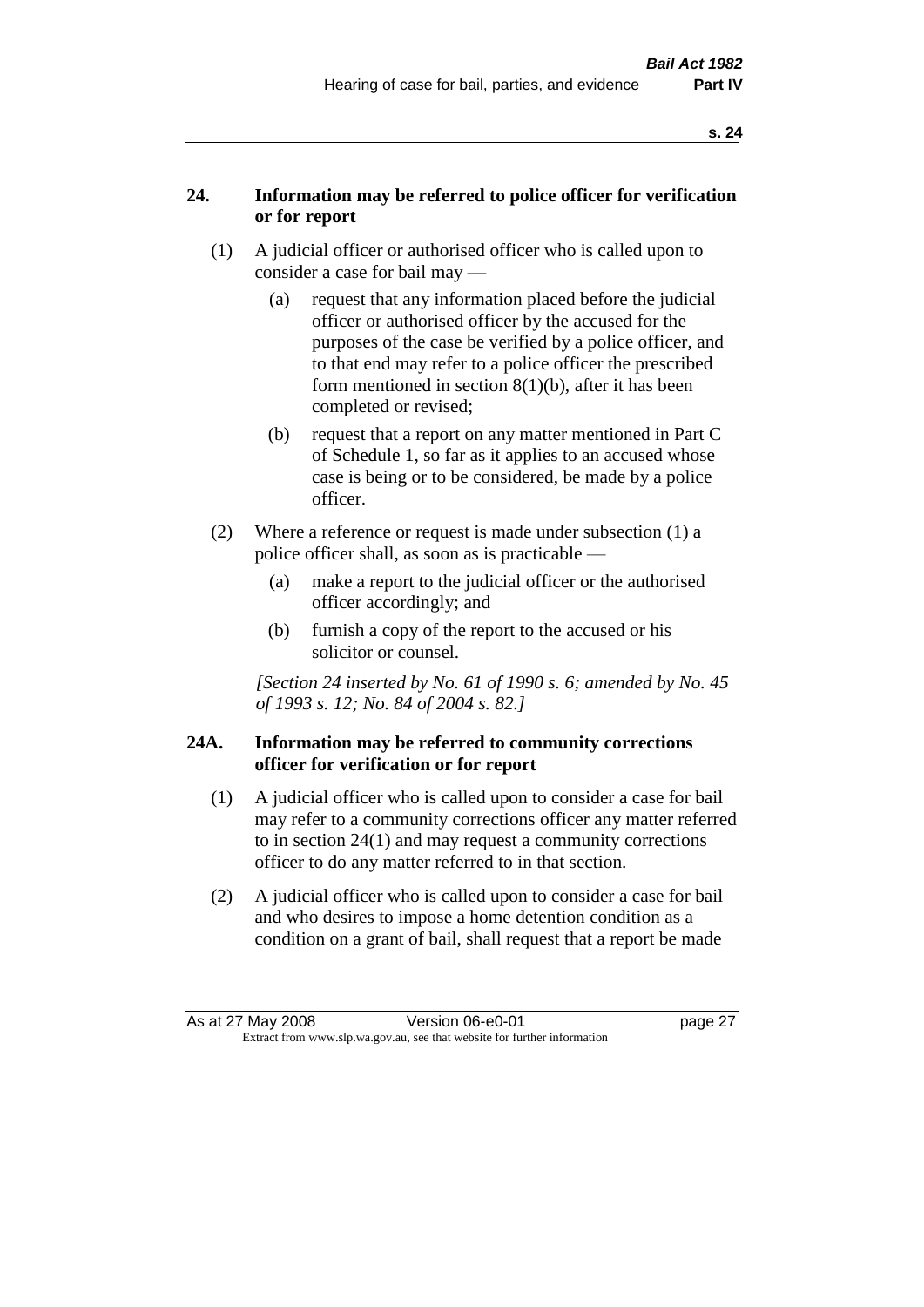## 24. Information may be referred to police officer for verification or for report

(1) A judicial officer or authorised officer who is called upon to consider a case for bail may —

(a) request that any information placed before the judicial officer or authorised officer by the accused for the purposes of the case be verified by a police officer, and to that end may refer to a police officer the prescribed form mentioned in section 8(1)(b), after it has been completed or revised;

(b) request that a report on any matter mentioned in Part C of Schedule 1, so far as it applies to an accused whose case is being or to be considered, be made by a police officer.

(2) Where a reference or request is made under subsection (1) a police officer shall, as soon as is practicable —

(a) make a report to the judicial officer or the authorised officer accordingly; and

(b) furnish a copy of the report to the accused or his solicitor or counsel.

*[Section 24 inserted by No. 61 of 1990 s. 6; amended by No. 45 of 1993 s. 12; No. 84 of 2004 s. 82.]*

## 24A. Information may be referred to community corrections officer for verification or for report

(1) A judicial officer who is called upon to consider a case for bail may refer to a community corrections officer any matter referred to in section 24(1) and may request a community corrections officer to do any matter referred to in that section.

(2) A judicial officer who is called upon to consider a case for bail and who desires to impose a home detention condition as a condition on a grant of bail, shall request that a report be made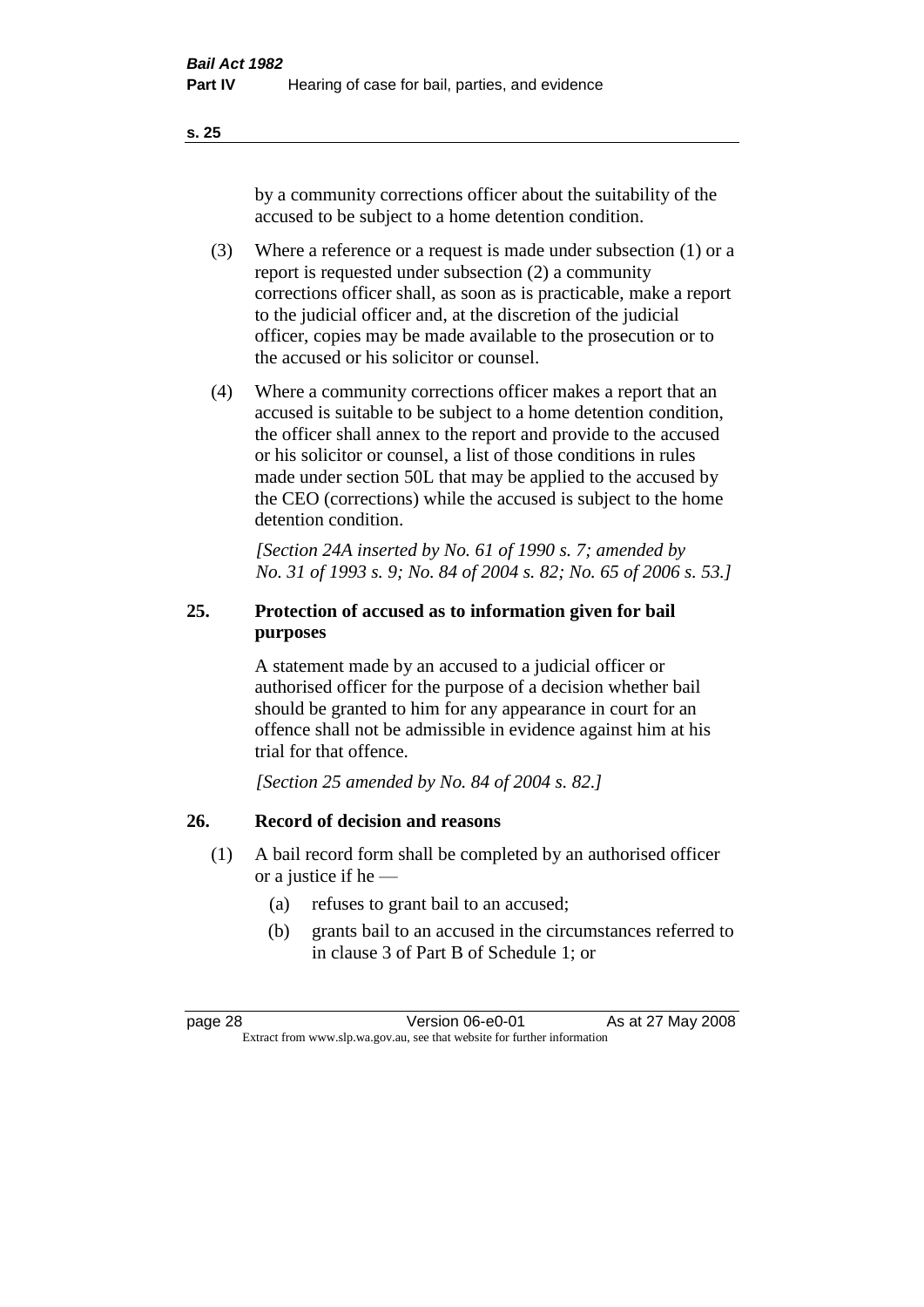by a community corrections officer about the suitability of the accused to be subject to a home detention condition.

(3) Where a reference or a request is made under subsection (1) or a report is requested under subsection (2) a community corrections officer shall, as soon as is practicable, make a report to the judicial officer and, at the discretion of the judicial officer, copies may be made available to the prosecution or to the accused or his solicitor or counsel.

(4) Where a community corrections officer makes a report that an accused is suitable to be subject to a home detention condition, the officer shall annex to the report and provide to the accused or his solicitor or counsel, a list of those conditions in rules made under section 50L that may be applied to the accused by the CEO (corrections) while the accused is subject to the home detention condition.

*[Section 24A inserted by No. 61 of 1990 s. 7; amended by No. 31 of 1993 s. 9; No. 84 of 2004 s. 82; No. 65 of 2006 s. 53.]*

## 25. Protection of accused as to information given for bail purposes

A statement made by an accused to a judicial officer or authorised officer for the purpose of a decision whether bail should be granted to him for any appearance in court for an offence shall not be admissible in evidence against him at his trial for that offence.

*[Section 25 amended by No. 84 of 2004 s. 82.]*

## 26. Record of decision and reasons

(1) A bail record form shall be completed by an authorised officer or a justice if he —

(a) refuses to grant bail to an accused;

(b) grants bail to an accused in the circumstances referred to in clause 3 of Part B of Schedule 1; or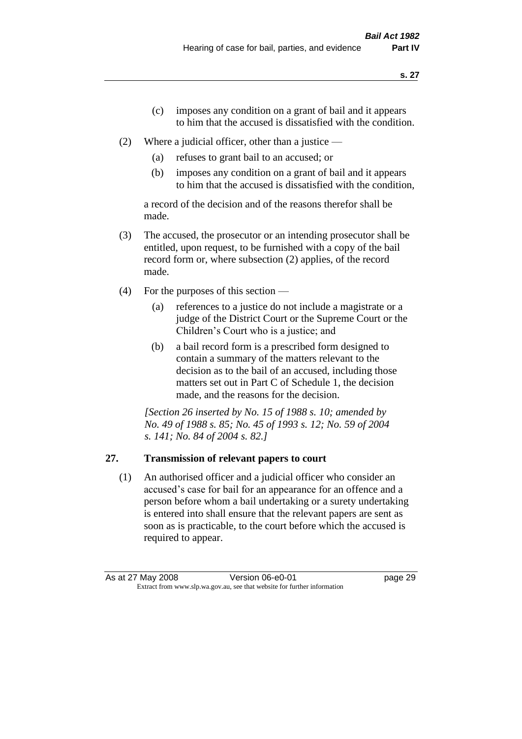(c) imposes any condition on a grant of bail and it appears to him that the accused is dissatisfied with the condition.

(2) Where a judicial officer, other than a justice —

(a) refuses to grant bail to an accused; or

(b) imposes any condition on a grant of bail and it appears to him that the accused is dissatisfied with the condition,

a record of the decision and of the reasons therefor shall be made.

(3) The accused, the prosecutor or an intending prosecutor shall be entitled, upon request, to be furnished with a copy of the bail record form or, where subsection (2) applies, of the record made.

(4) For the purposes of this section —

(a) references to a justice do not include a magistrate or a judge of the District Court or the Supreme Court or the Children's Court who is a justice; and

(b) a bail record form is a prescribed form designed to contain a summary of the matters relevant to the decision as to the bail of an accused, including those matters set out in Part C of Schedule 1, the decision made, and the reasons for the decision.

*[Section 26 inserted by No. 15 of 1988 s. 10; amended by No. 49 of 1988 s. 85; No. 45 of 1993 s. 12; No. 59 of 2004 s. 141; No. 84 of 2004 s. 82.]*

## 27. Transmission of relevant papers to court

(1) An authorised officer and a judicial officer who consider an accused's case for bail for an appearance for an offence and a person before whom a bail undertaking or a surety undertaking is entered into shall ensure that the relevant papers are sent as soon as is practicable, to the court before which the accused is required to appear.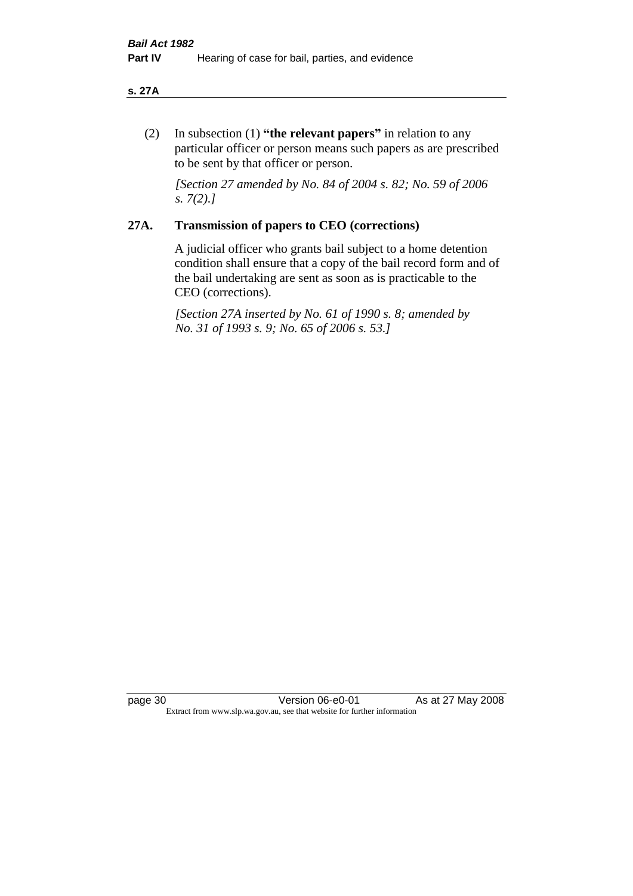(2) In subsection (1) **"the relevant papers"** in relation to any particular officer or person means such papers as are prescribed to be sent by that officer or person.

*[Section 27 amended by No. 84 of 2004 s. 82; No. 59 of 2006 s. 7(2).]*

## 27A. Transmission of papers to CEO (corrections)

A judicial officer who grants bail subject to a home detention condition shall ensure that a copy of the bail record form and of the bail undertaking are sent as soon as is practicable to the CEO (corrections).

*[Section 27A inserted by No. 61 of 1990 s. 8; amended by No. 31 of 1993 s. 9; No. 65 of 2006 s. 53.]*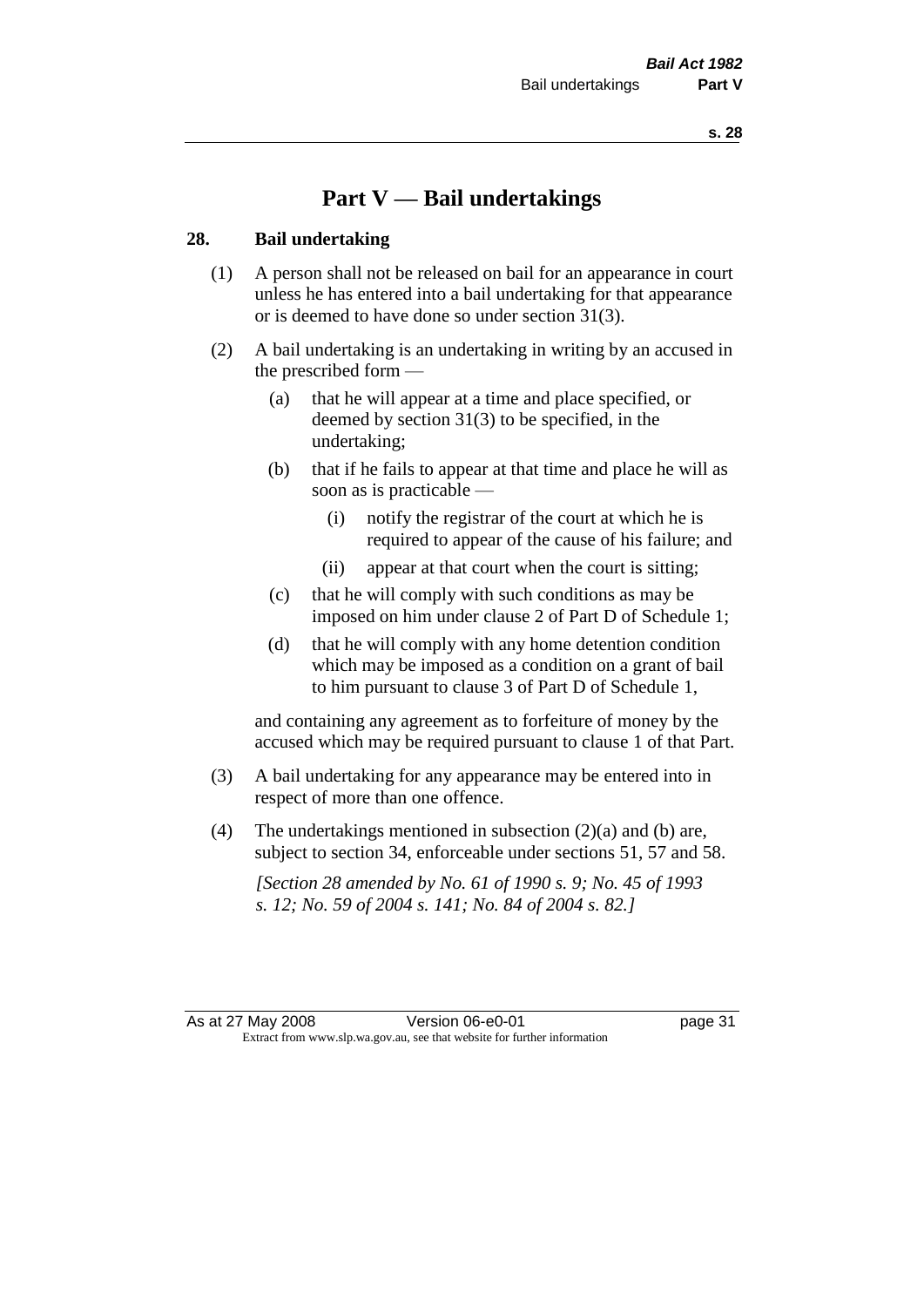# Part V — Bail undertakings

## 28. Bail undertaking

(1) A person shall not be released on bail for an appearance in court unless he has entered into a bail undertaking for that appearance or is deemed to have done so under section 31(3).

(2) A bail undertaking is an undertaking in writing by an accused in the prescribed form —

- (a) that he will appear at a time and place specified, or deemed by section 31(3) to be specified, in the undertaking;
- (b) that if he fails to appear at that time and place he will as soon as is practicable —
  - (i) notify the registrar of the court at which he is required to appear of the cause of his failure; and
  - (ii) appear at that court when the court is sitting;
- (c) that he will comply with such conditions as may be imposed on him under clause 2 of Part D of Schedule 1;
- (d) that he will comply with any home detention condition which may be imposed as a condition on a grant of bail to him pursuant to clause 3 of Part D of Schedule 1,

and containing any agreement as to forfeiture of money by the accused which may be required pursuant to clause 1 of that Part.

(3) A bail undertaking for any appearance may be entered into in respect of more than one offence.

(4) The undertakings mentioned in subsection (2)(a) and (b) are, subject to section 34, enforceable under sections 51, 57 and 58.

*[Section 28 amended by No. 61 of 1990 s. 9; No. 45 of 1993 s. 12; No. 59 of 2004 s. 141; No. 84 of 2004 s. 82.]*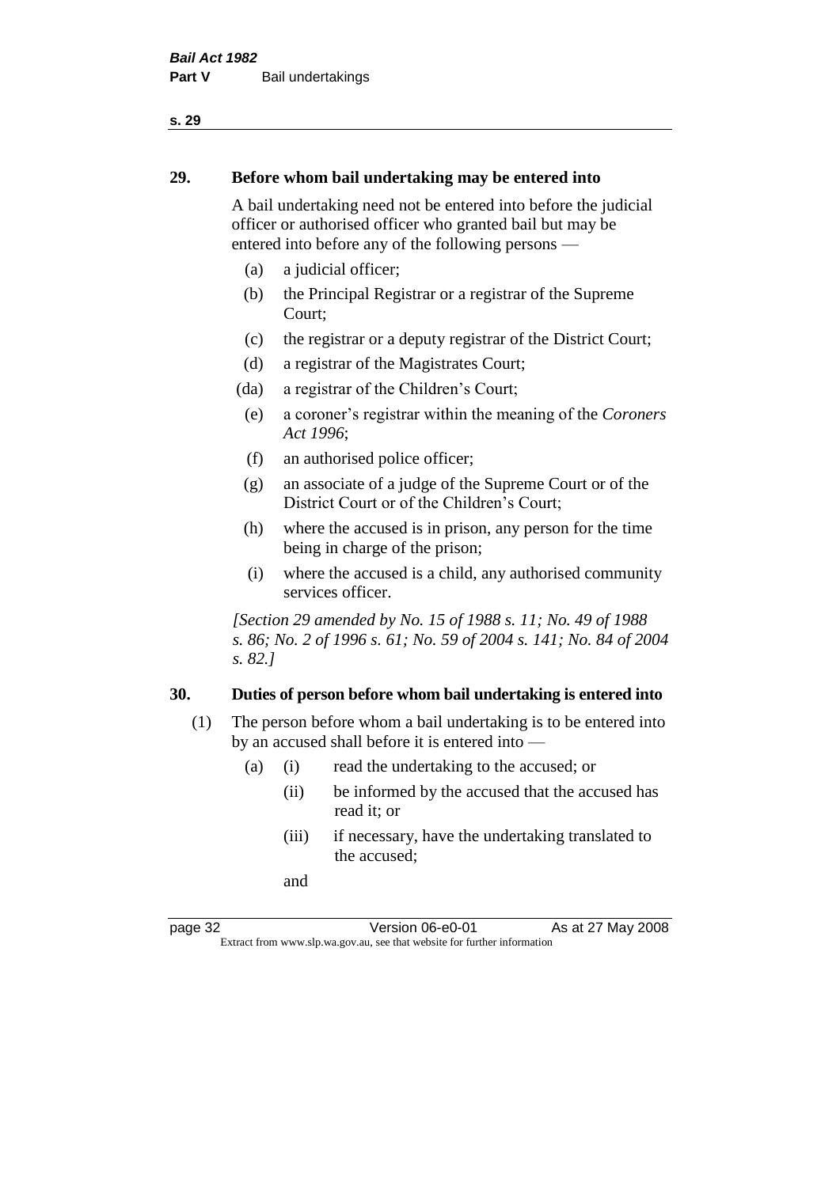## 29. Before whom bail undertaking may be entered into

A bail undertaking need not be entered into before the judicial officer or authorised officer who granted bail but may be entered into before any of the following persons —

- (a) a judicial officer;
- (b) the Principal Registrar or a registrar of the Supreme Court;
- (c) the registrar or a deputy registrar of the District Court;
- (d) a registrar of the Magistrates Court;
- (da) a registrar of the Children's Court;
- (e) a coroner's registrar within the meaning of the *Coroners Act 1996*;
- (f) an authorised police officer;
- (g) an associate of a judge of the Supreme Court or of the District Court or of the Children's Court;
- (h) where the accused is in prison, any person for the time being in charge of the prison;
- (i) where the accused is a child, any authorised community services officer.

*[Section 29 amended by No. 15 of 1988 s. 11; No. 49 of 1988 s. 86; No. 2 of 1996 s. 61; No. 59 of 2004 s. 141; No. 84 of 2004 s. 82.]*

## 30. Duties of person before whom bail undertaking is entered into

(1) The person before whom a bail undertaking is to be entered into by an accused shall before it is entered into —

- (a) (i) read the undertaking to the accused; or
  - (ii) be informed by the accused that the accused has read it; or
  - (iii) if necessary, have the undertaking translated to the accused;

  and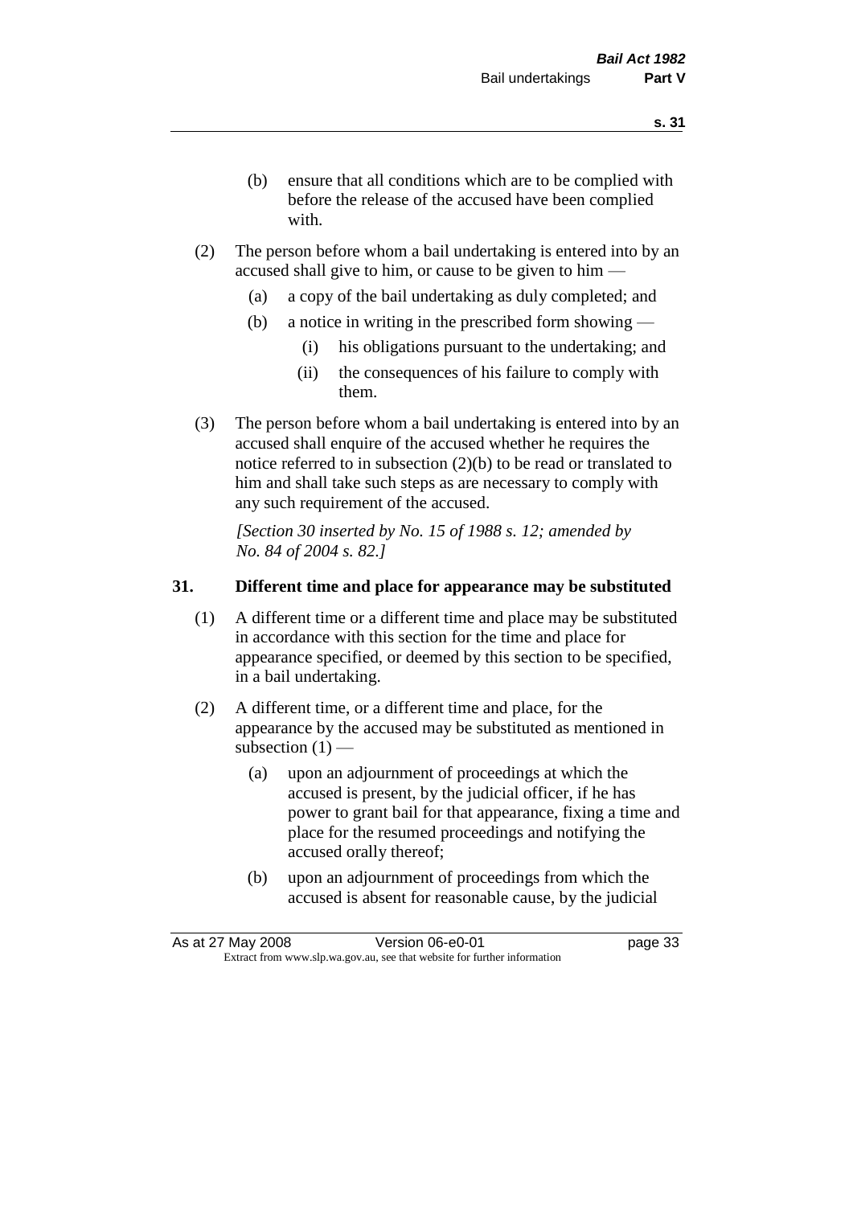(b) ensure that all conditions which are to be complied with before the release of the accused have been complied with.

(2) The person before whom a bail undertaking is entered into by an accused shall give to him, or cause to be given to him —

(a) a copy of the bail undertaking as duly completed; and

(b) a notice in writing in the prescribed form showing —

(i) his obligations pursuant to the undertaking; and

(ii) the consequences of his failure to comply with them.

(3) The person before whom a bail undertaking is entered into by an accused shall enquire of the accused whether he requires the notice referred to in subsection (2)(b) to be read or translated to him and shall take such steps as are necessary to comply with any such requirement of the accused.

*[Section 30 inserted by No. 15 of 1988 s. 12; amended by No. 84 of 2004 s. 82.]*

**31. Different time and place for appearance may be substituted**

(1) A different time or a different time and place may be substituted in accordance with this section for the time and place for appearance specified, or deemed by this section to be specified, in a bail undertaking.

(2) A different time, or a different time and place, for the appearance by the accused may be substituted as mentioned in subsection (1) —

(a) upon an adjournment of proceedings at which the accused is present, by the judicial officer, if he has power to grant bail for that appearance, fixing a time and place for the resumed proceedings and notifying the accused orally thereof;

(b) upon an adjournment of proceedings from which the accused is absent for reasonable cause, by the judicial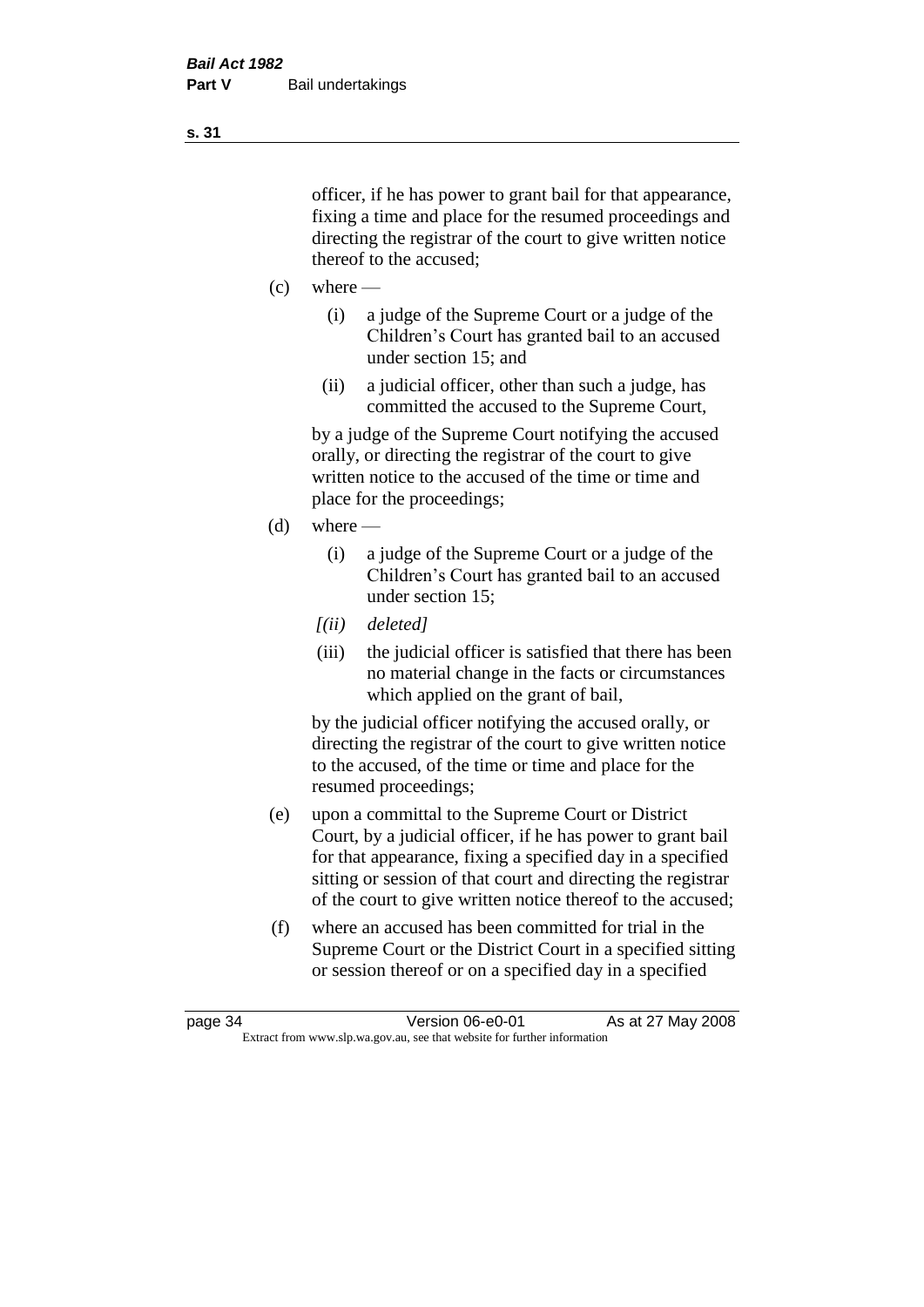officer, if he has power to grant bail for that appearance, fixing a time and place for the resumed proceedings and directing the registrar of the court to give written notice thereof to the accused;

(c) where —

  (i) a judge of the Supreme Court or a judge of the Children's Court has granted bail to an accused under section 15; and

  (ii) a judicial officer, other than such a judge, has committed the accused to the Supreme Court,

  by a judge of the Supreme Court notifying the accused orally, or directing the registrar of the court to give written notice to the accused of the time or time and place for the proceedings;

(d) where —

  (i) a judge of the Supreme Court or a judge of the Children's Court has granted bail to an accused under section 15;

  *[(ii) deleted]*

  (iii) the judicial officer is satisfied that there has been no material change in the facts or circumstances which applied on the grant of bail,

  by the judicial officer notifying the accused orally, or directing the registrar of the court to give written notice to the accused, of the time or time and place for the resumed proceedings;

(e) upon a committal to the Supreme Court or District Court, by a judicial officer, if he has power to grant bail for that appearance, fixing a specified day in a specified sitting or session of that court and directing the registrar of the court to give written notice thereof to the accused;

(f) where an accused has been committed for trial in the Supreme Court or the District Court in a specified sitting or session thereof or on a specified day in a specified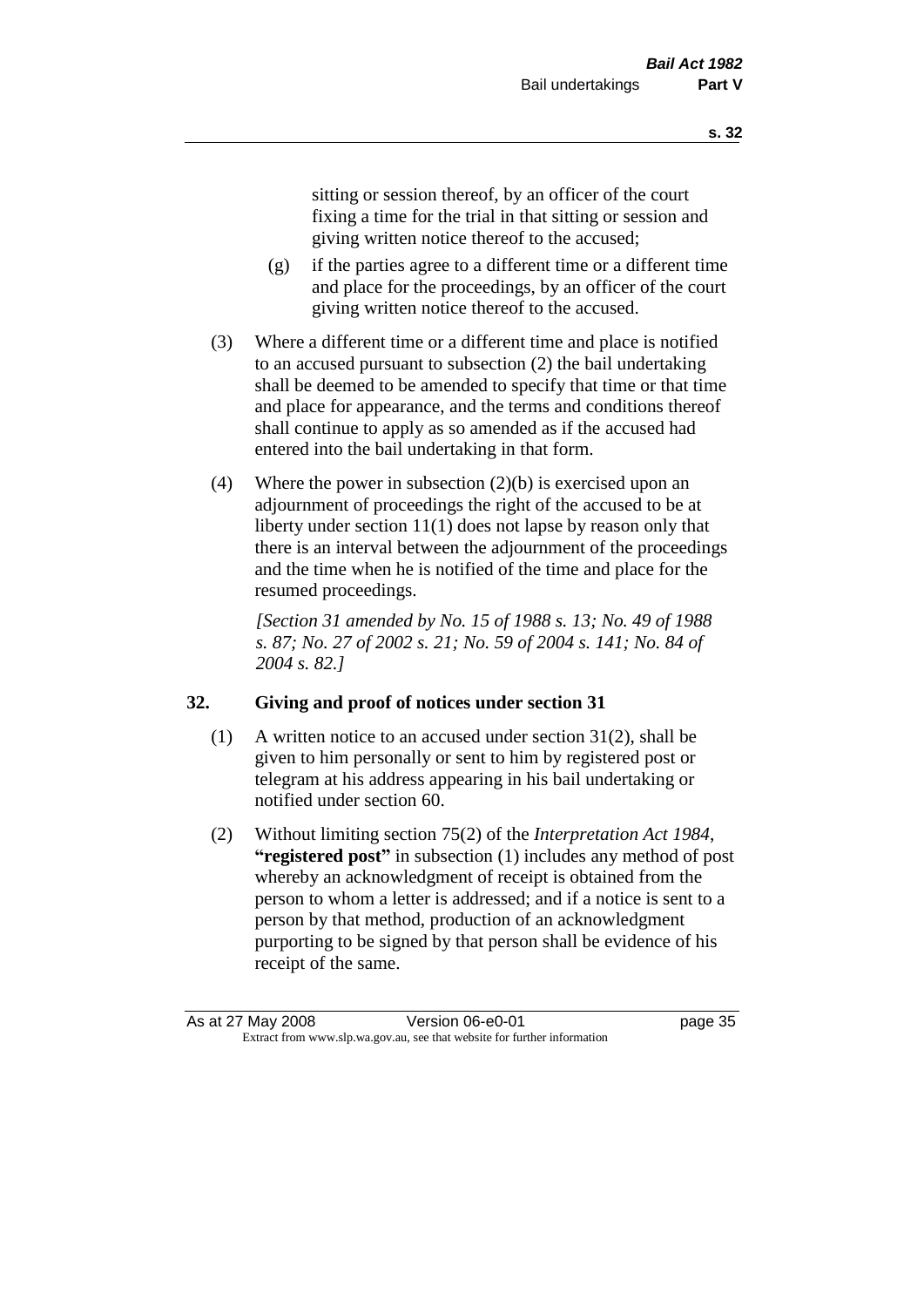sitting or session thereof, by an officer of the court fixing a time for the trial in that sitting or session and giving written notice thereof to the accused;

(g) if the parties agree to a different time or a different time and place for the proceedings, by an officer of the court giving written notice thereof to the accused.

(3) Where a different time or a different time and place is notified to an accused pursuant to subsection (2) the bail undertaking shall be deemed to be amended to specify that time or that time and place for appearance, and the terms and conditions thereof shall continue to apply as so amended as if the accused had entered into the bail undertaking in that form.

(4) Where the power in subsection (2)(b) is exercised upon an adjournment of proceedings the right of the accused to be at liberty under section 11(1) does not lapse by reason only that there is an interval between the adjournment of the proceedings and the time when he is notified of the time and place for the resumed proceedings.

*[Section 31 amended by No. 15 of 1988 s. 13; No. 49 of 1988 s. 87; No. 27 of 2002 s. 21; No. 59 of 2004 s. 141; No. 84 of 2004 s. 82.]*

### 32. Giving and proof of notices under section 31

(1) A written notice to an accused under section 31(2), shall be given to him personally or sent to him by registered post or telegram at his address appearing in his bail undertaking or notified under section 60.

(2) Without limiting section 75(2) of the *Interpretation Act 1984*, **"registered post"** in subsection (1) includes any method of post whereby an acknowledgment of receipt is obtained from the person to whom a letter is addressed; and if a notice is sent to a person by that method, production of an acknowledgment purporting to be signed by that person shall be evidence of his receipt of the same.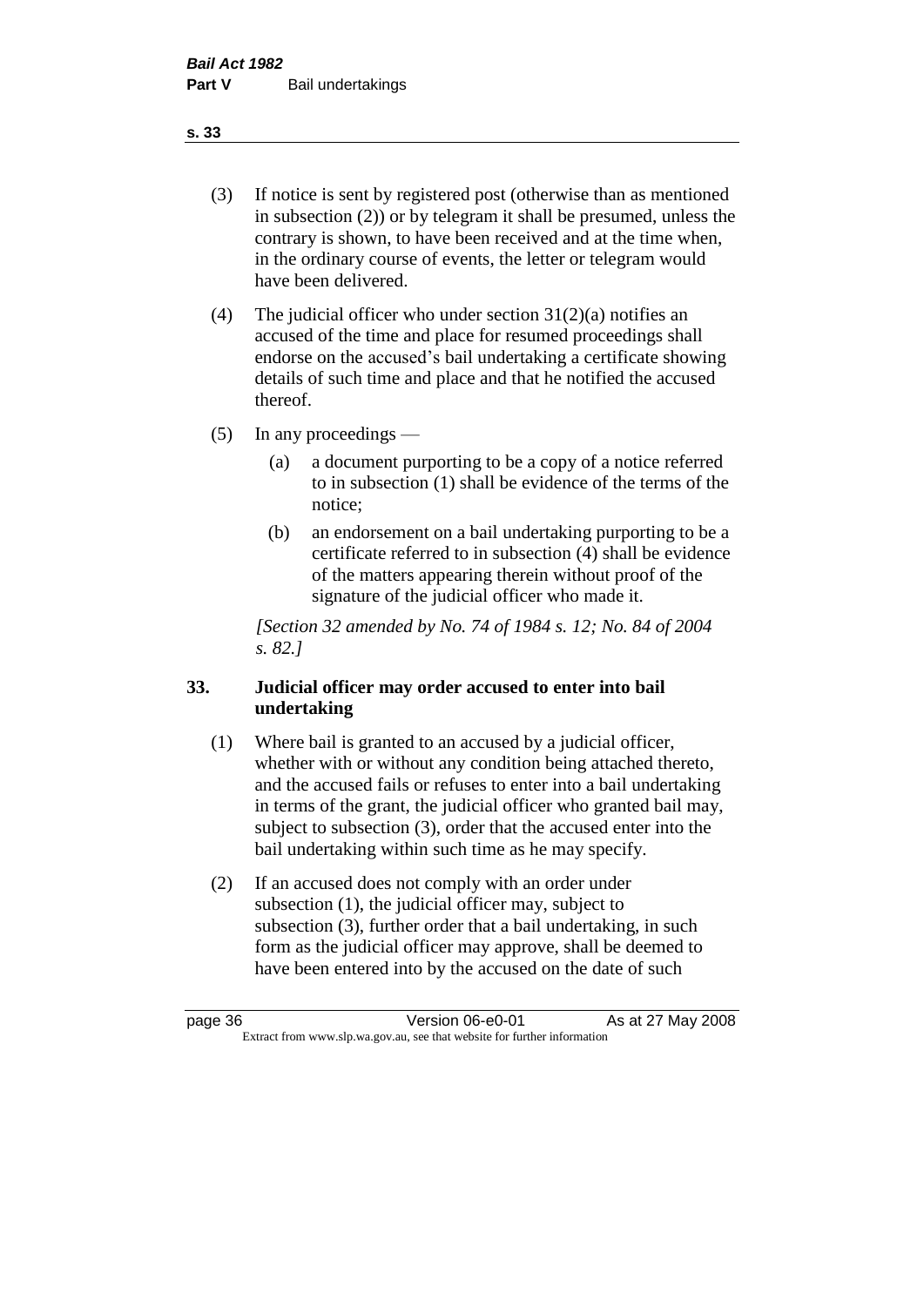(3) If notice is sent by registered post (otherwise than as mentioned in subsection (2)) or by telegram it shall be presumed, unless the contrary is shown, to have been received and at the time when, in the ordinary course of events, the letter or telegram would have been delivered.

(4) The judicial officer who under section 31(2)(a) notifies an accused of the time and place for resumed proceedings shall endorse on the accused's bail undertaking a certificate showing details of such time and place and that he notified the accused thereof.

(5) In any proceedings —

  (a) a document purporting to be a copy of a notice referred to in subsection (1) shall be evidence of the terms of the notice;

  (b) an endorsement on a bail undertaking purporting to be a certificate referred to in subsection (4) shall be evidence of the matters appearing therein without proof of the signature of the judicial officer who made it.

*[Section 32 amended by No. 74 of 1984 s. 12; No. 84 of 2004 s. 82.]*

### 33. Judicial officer may order accused to enter into bail undertaking

(1) Where bail is granted to an accused by a judicial officer, whether with or without any condition being attached thereto, and the accused fails or refuses to enter into a bail undertaking in terms of the grant, the judicial officer who granted bail may, subject to subsection (3), order that the accused enter into the bail undertaking within such time as he may specify.

(2) If an accused does not comply with an order under subsection (1), the judicial officer may, subject to subsection (3), further order that a bail undertaking, in such form as the judicial officer may approve, shall be deemed to have been entered into by the accused on the date of such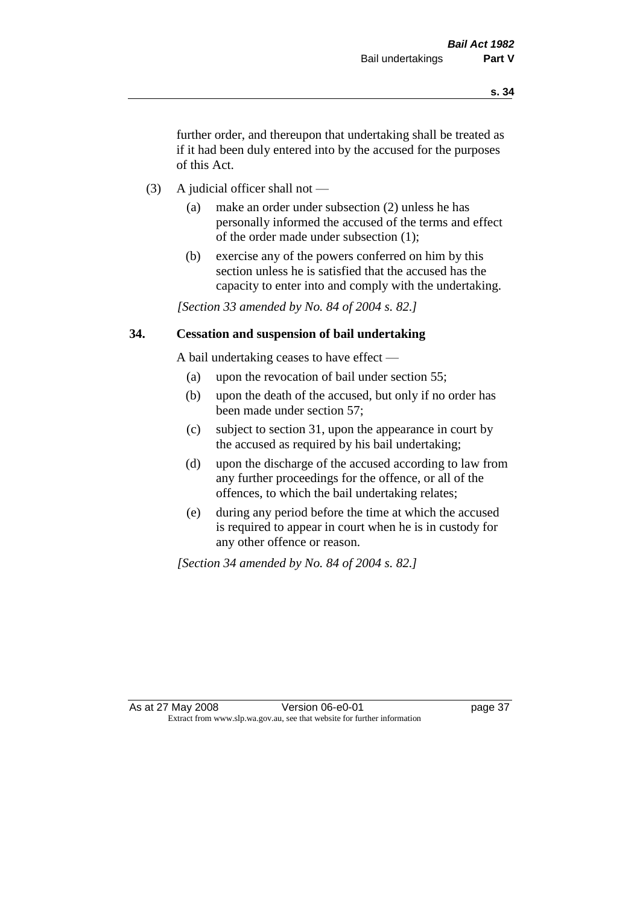further order, and thereupon that undertaking shall be treated as if it had been duly entered into by the accused for the purposes of this Act.

(3) A judicial officer shall not —

  (a) make an order under subsection (2) unless he has personally informed the accused of the terms and effect of the order made under subsection (1);

  (b) exercise any of the powers conferred on him by this section unless he is satisfied that the accused has the capacity to enter into and comply with the undertaking.

*[Section 33 amended by No. 84 of 2004 s. 82.]*

## 34. Cessation and suspension of bail undertaking

A bail undertaking ceases to have effect —

  (a) upon the revocation of bail under section 55;

  (b) upon the death of the accused, but only if no order has been made under section 57;

  (c) subject to section 31, upon the appearance in court by the accused as required by his bail undertaking;

  (d) upon the discharge of the accused according to law from any further proceedings for the offence, or all of the offences, to which the bail undertaking relates;

  (e) during any period before the time at which the accused is required to appear in court when he is in custody for any other offence or reason.

*[Section 34 amended by No. 84 of 2004 s. 82.]*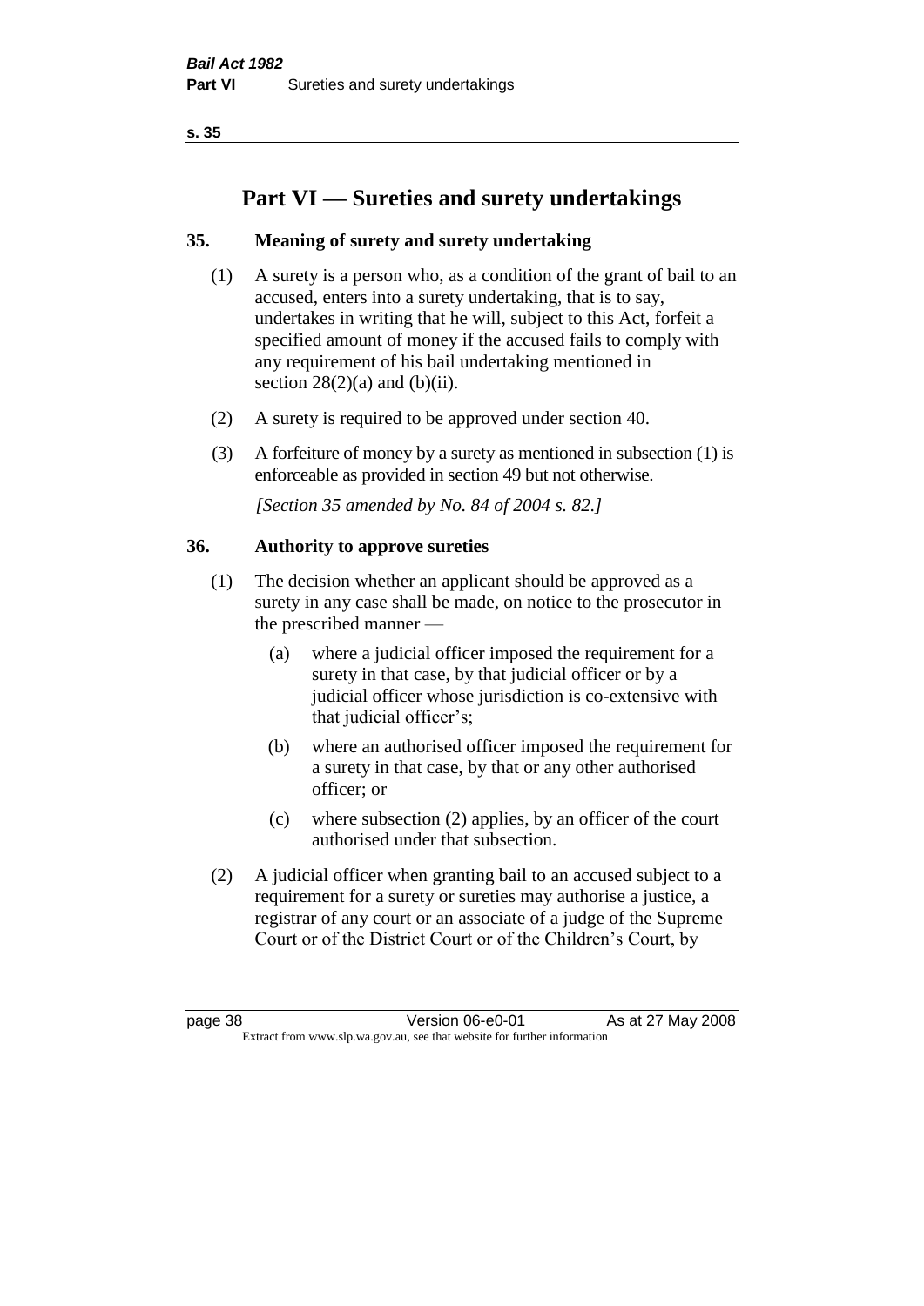# Part VI — Sureties and surety undertakings

## 35. Meaning of surety and surety undertaking

(1) A surety is a person who, as a condition of the grant of bail to an accused, enters into a surety undertaking, that is to say, undertakes in writing that he will, subject to this Act, forfeit a specified amount of money if the accused fails to comply with any requirement of his bail undertaking mentioned in section 28(2)(a) and (b)(ii).

(2) A surety is required to be approved under section 40.

(3) A forfeiture of money by a surety as mentioned in subsection (1) is enforceable as provided in section 49 but not otherwise.

*[Section 35 amended by No. 84 of 2004 s. 82.]*

## 36. Authority to approve sureties

(1) The decision whether an applicant should be approved as a surety in any case shall be made, on notice to the prosecutor in the prescribed manner —

- (a) where a judicial officer imposed the requirement for a surety in that case, by that judicial officer or by a judicial officer whose jurisdiction is co-extensive with that judicial officer's;
- (b) where an authorised officer imposed the requirement for a surety in that case, by that or any other authorised officer; or
- (c) where subsection (2) applies, by an officer of the court authorised under that subsection.

(2) A judicial officer when granting bail to an accused subject to a requirement for a surety or sureties may authorise a justice, a registrar of any court or an associate of a judge of the Supreme Court or of the District Court or of the Children's Court, by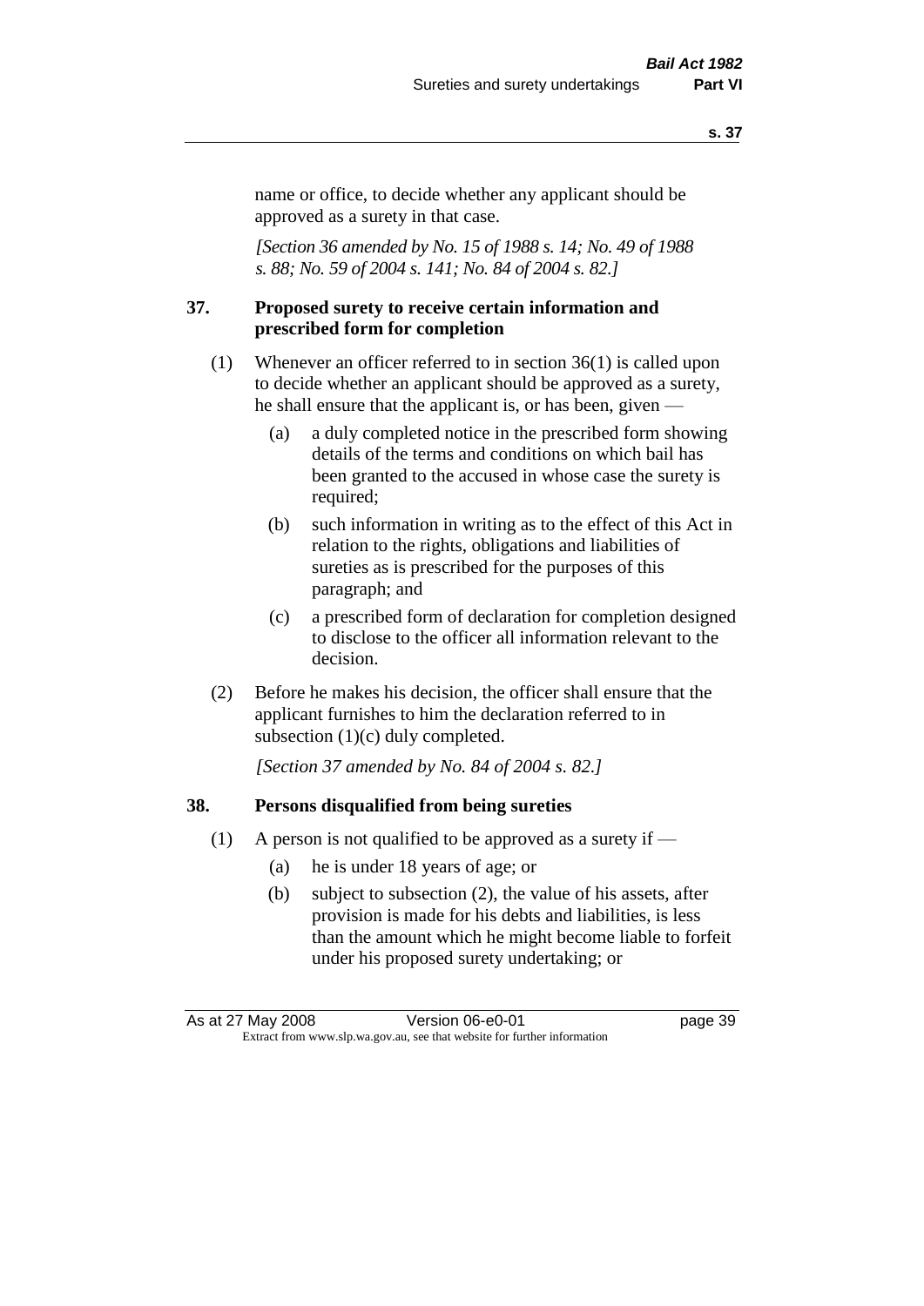name or office, to decide whether any applicant should be approved as a surety in that case.

*[Section 36 amended by No. 15 of 1988 s. 14; No. 49 of 1988 s. 88; No. 59 of 2004 s. 141; No. 84 of 2004 s. 82.]*

### 37. Proposed surety to receive certain information and prescribed form for completion

(1) Whenever an officer referred to in section 36(1) is called upon to decide whether an applicant should be approved as a surety, he shall ensure that the applicant is, or has been, given —

   (a) a duly completed notice in the prescribed form showing details of the terms and conditions on which bail has been granted to the accused in whose case the surety is required;

   (b) such information in writing as to the effect of this Act in relation to the rights, obligations and liabilities of sureties as is prescribed for the purposes of this paragraph; and

   (c) a prescribed form of declaration for completion designed to disclose to the officer all information relevant to the decision.

(2) Before he makes his decision, the officer shall ensure that the applicant furnishes to him the declaration referred to in subsection (1)(c) duly completed.

*[Section 37 amended by No. 84 of 2004 s. 82.]*

### 38. Persons disqualified from being sureties

(1) A person is not qualified to be approved as a surety if —

   (a) he is under 18 years of age; or

   (b) subject to subsection (2), the value of his assets, after provision is made for his debts and liabilities, is less than the amount which he might become liable to forfeit under his proposed surety undertaking; or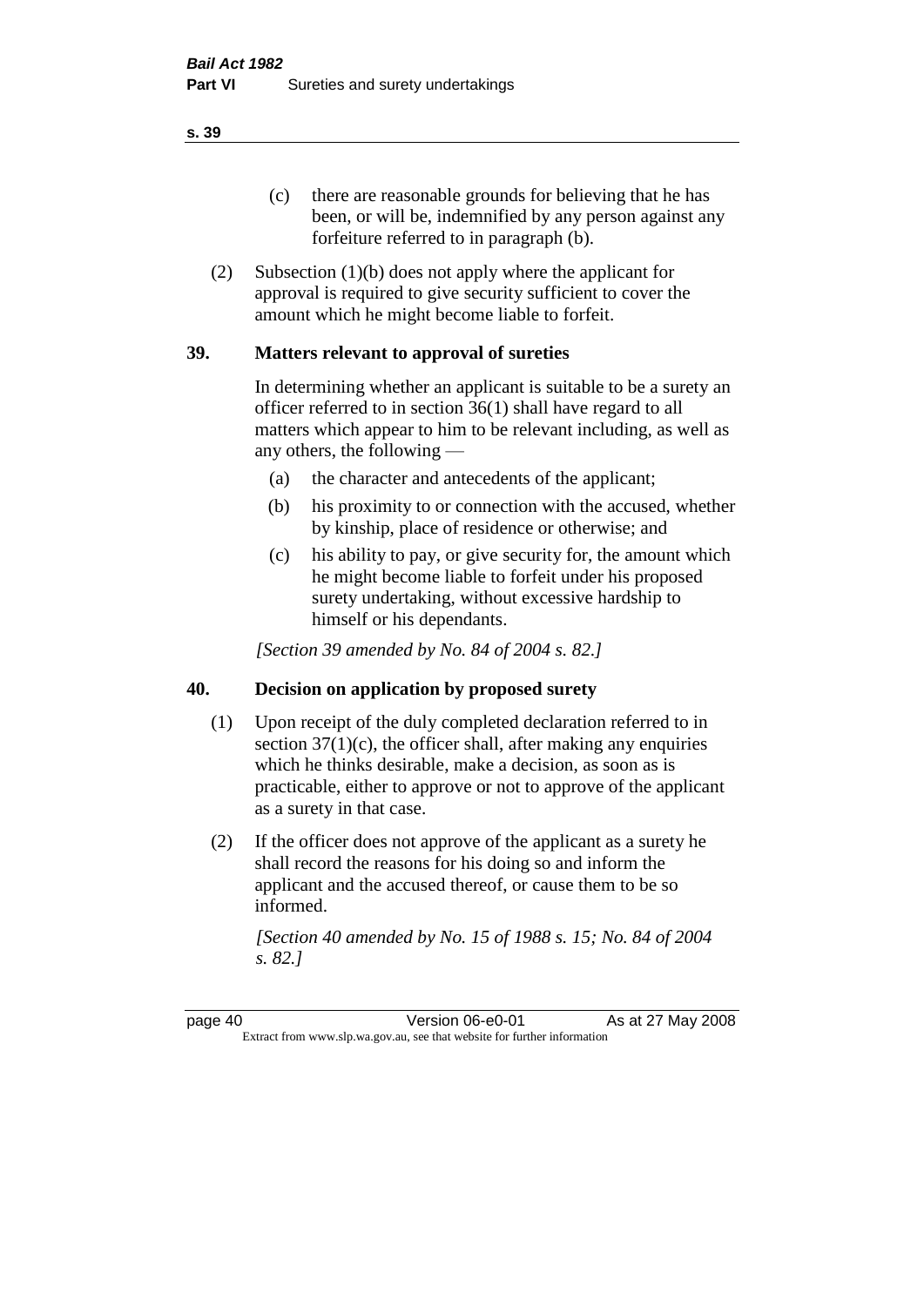(c) there are reasonable grounds for believing that he has been, or will be, indemnified by any person against any forfeiture referred to in paragraph (b).

(2) Subsection (1)(b) does not apply where the applicant for approval is required to give security sufficient to cover the amount which he might become liable to forfeit.

## 39. Matters relevant to approval of sureties

In determining whether an applicant is suitable to be a surety an officer referred to in section 36(1) shall have regard to all matters which appear to him to be relevant including, as well as any others, the following —

(a) the character and antecedents of the applicant;

(b) his proximity to or connection with the accused, whether by kinship, place of residence or otherwise; and

(c) his ability to pay, or give security for, the amount which he might become liable to forfeit under his proposed surety undertaking, without excessive hardship to himself or his dependants.

*[Section 39 amended by No. 84 of 2004 s. 82.]*

## 40. Decision on application by proposed surety

(1) Upon receipt of the duly completed declaration referred to in section 37(1)(c), the officer shall, after making any enquiries which he thinks desirable, make a decision, as soon as is practicable, either to approve or not to approve of the applicant as a surety in that case.

(2) If the officer does not approve of the applicant as a surety he shall record the reasons for his doing so and inform the applicant and the accused thereof, or cause them to be so informed.

*[Section 40 amended by No. 15 of 1988 s. 15; No. 84 of 2004 s. 82.]*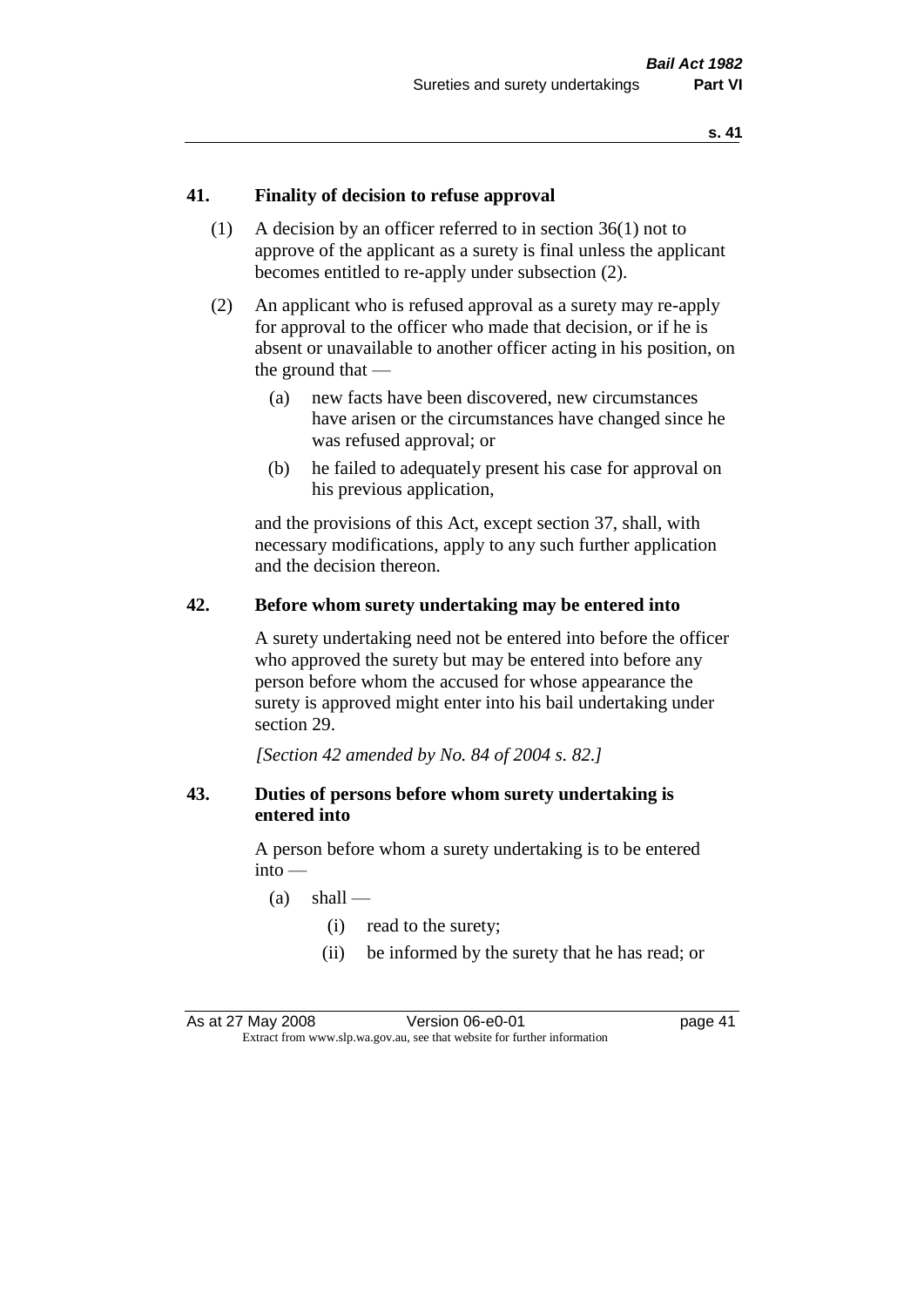## 41. Finality of decision to refuse approval

(1) A decision by an officer referred to in section 36(1) not to approve of the applicant as a surety is final unless the applicant becomes entitled to re-apply under subsection (2).

(2) An applicant who is refused approval as a surety may re-apply for approval to the officer who made that decision, or if he is absent or unavailable to another officer acting in his position, on the ground that —

- (a) new facts have been discovered, new circumstances have arisen or the circumstances have changed since he was refused approval; or
- (b) he failed to adequately present his case for approval on his previous application,

and the provisions of this Act, except section 37, shall, with necessary modifications, apply to any such further application and the decision thereon.

## 42. Before whom surety undertaking may be entered into

A surety undertaking need not be entered into before the officer who approved the surety but may be entered into before any person before whom the accused for whose appearance the surety is approved might enter into his bail undertaking under section 29.

*[Section 42 amended by No. 84 of 2004 s. 82.]*

## 43. Duties of persons before whom surety undertaking is entered into

A person before whom a surety undertaking is to be entered into —

- (a) shall —
  - (i) read to the surety;
  - (ii) be informed by the surety that he has read; or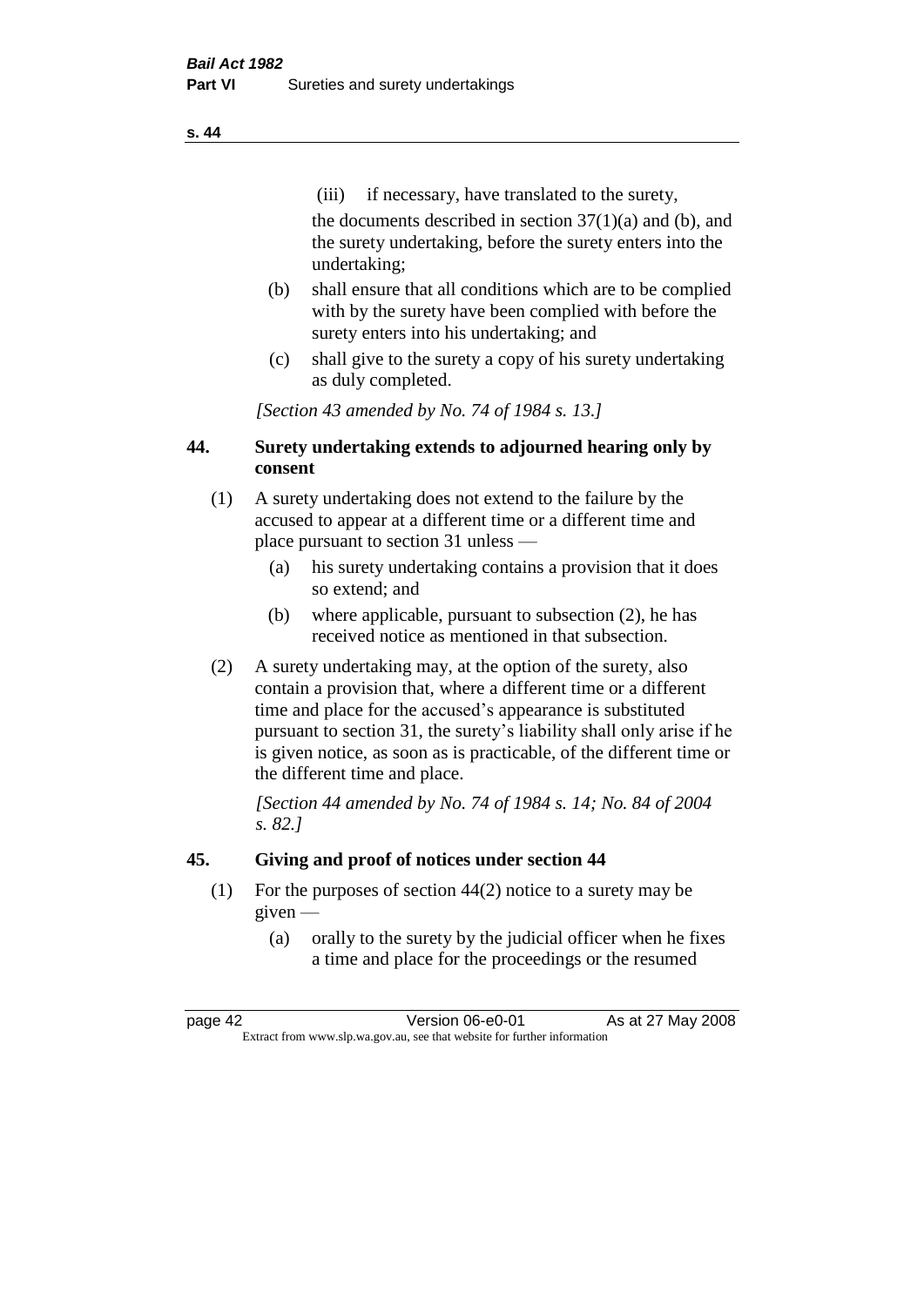(iii) if necessary, have translated to the surety,

the documents described in section 37(1)(a) and (b), and the surety undertaking, before the surety enters into the undertaking;

(b) shall ensure that all conditions which are to be complied with by the surety have been complied with before the surety enters into his undertaking; and

(c) shall give to the surety a copy of his surety undertaking as duly completed.

*[Section 43 amended by No. 74 of 1984 s. 13.]*

## 44. Surety undertaking extends to adjourned hearing only by consent

(1) A surety undertaking does not extend to the failure by the accused to appear at a different time or a different time and place pursuant to section 31 unless —

(a) his surety undertaking contains a provision that it does so extend; and

(b) where applicable, pursuant to subsection (2), he has received notice as mentioned in that subsection.

(2) A surety undertaking may, at the option of the surety, also contain a provision that, where a different time or a different time and place for the accused's appearance is substituted pursuant to section 31, the surety's liability shall only arise if he is given notice, as soon as is practicable, of the different time or the different time and place.

*[Section 44 amended by No. 74 of 1984 s. 14; No. 84 of 2004 s. 82.]*

## 45. Giving and proof of notices under section 44

(1) For the purposes of section 44(2) notice to a surety may be given —

(a) orally to the surety by the judicial officer when he fixes a time and place for the proceedings or the resumed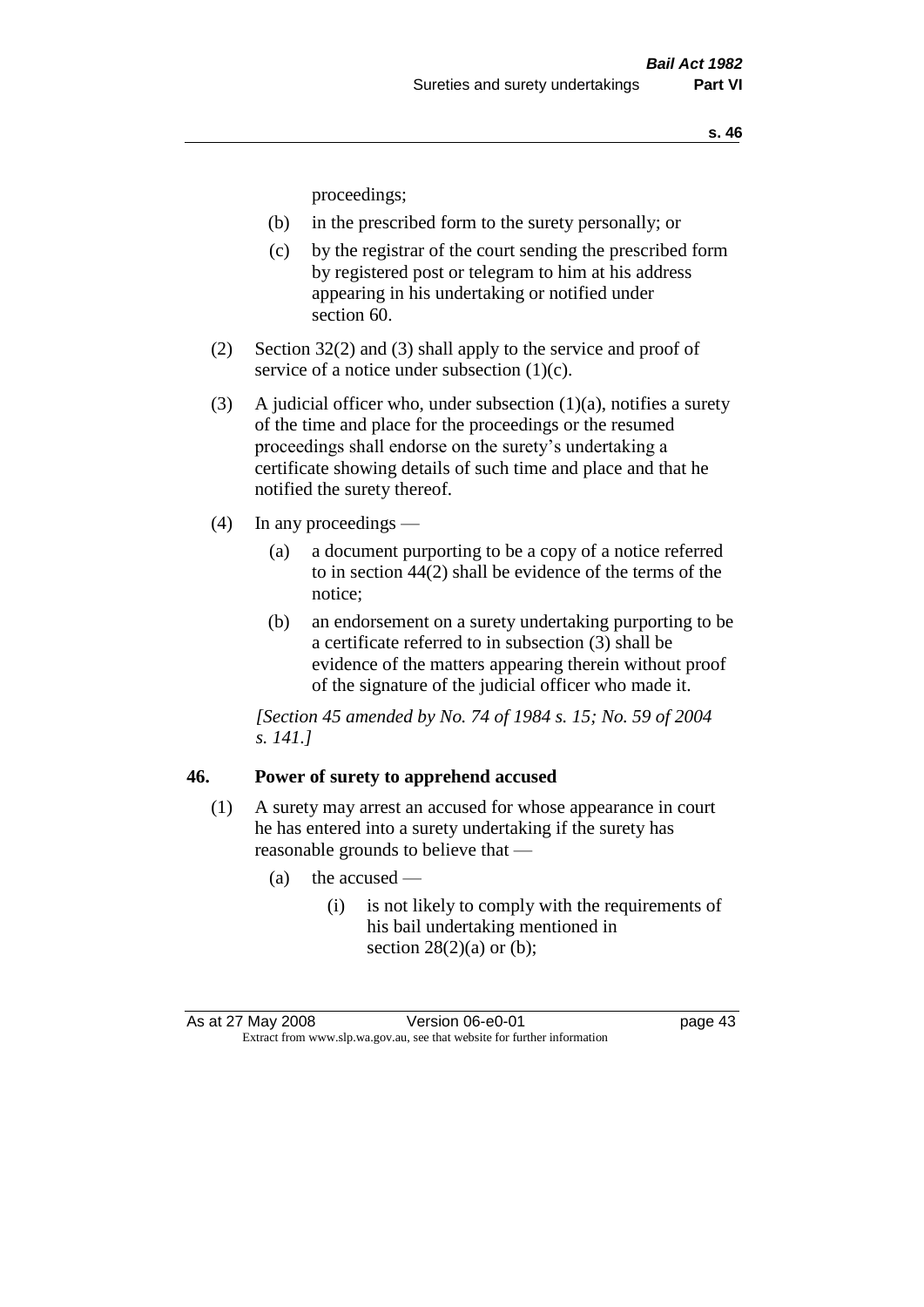proceedings;

(b) in the prescribed form to the surety personally; or

(c) by the registrar of the court sending the prescribed form by registered post or telegram to him at his address appearing in his undertaking or notified under section 60.

(2) Section 32(2) and (3) shall apply to the service and proof of service of a notice under subsection (1)(c).

(3) A judicial officer who, under subsection (1)(a), notifies a surety of the time and place for the proceedings or the resumed proceedings shall endorse on the surety's undertaking a certificate showing details of such time and place and that he notified the surety thereof.

(4) In any proceedings —

(a) a document purporting to be a copy of a notice referred to in section 44(2) shall be evidence of the terms of the notice;

(b) an endorsement on a surety undertaking purporting to be a certificate referred to in subsection (3) shall be evidence of the matters appearing therein without proof of the signature of the judicial officer who made it.

*[Section 45 amended by No. 74 of 1984 s. 15; No. 59 of 2004 s. 141.]*

## 46. Power of surety to apprehend accused

(1) A surety may arrest an accused for whose appearance in court he has entered into a surety undertaking if the surety has reasonable grounds to believe that —

(a) the accused —

(i) is not likely to comply with the requirements of his bail undertaking mentioned in section 28(2)(a) or (b);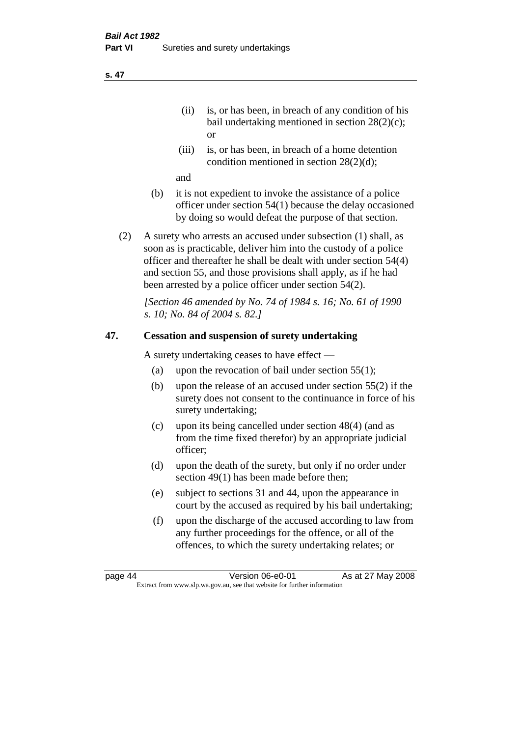(ii) is, or has been, in breach of any condition of his bail undertaking mentioned in section 28(2)(c); or

(iii) is, or has been, in breach of a home detention condition mentioned in section 28(2)(d);

and

(b) it is not expedient to invoke the assistance of a police officer under section 54(1) because the delay occasioned by doing so would defeat the purpose of that section.

(2) A surety who arrests an accused under subsection (1) shall, as soon as is practicable, deliver him into the custody of a police officer and thereafter he shall be dealt with under section 54(4) and section 55, and those provisions shall apply, as if he had been arrested by a police officer under section 54(2).

*[Section 46 amended by No. 74 of 1984 s. 16; No. 61 of 1990 s. 10; No. 84 of 2004 s. 82.]*

## 47. Cessation and suspension of surety undertaking

A surety undertaking ceases to have effect —

(a) upon the revocation of bail under section 55(1);

(b) upon the release of an accused under section 55(2) if the surety does not consent to the continuance in force of his surety undertaking;

(c) upon its being cancelled under section 48(4) (and as from the time fixed therefor) by an appropriate judicial officer;

(d) upon the death of the surety, but only if no order under section 49(1) has been made before then;

(e) subject to sections 31 and 44, upon the appearance in court by the accused as required by his bail undertaking;

(f) upon the discharge of the accused according to law from any further proceedings for the offence, or all of the offences, to which the surety undertaking relates; or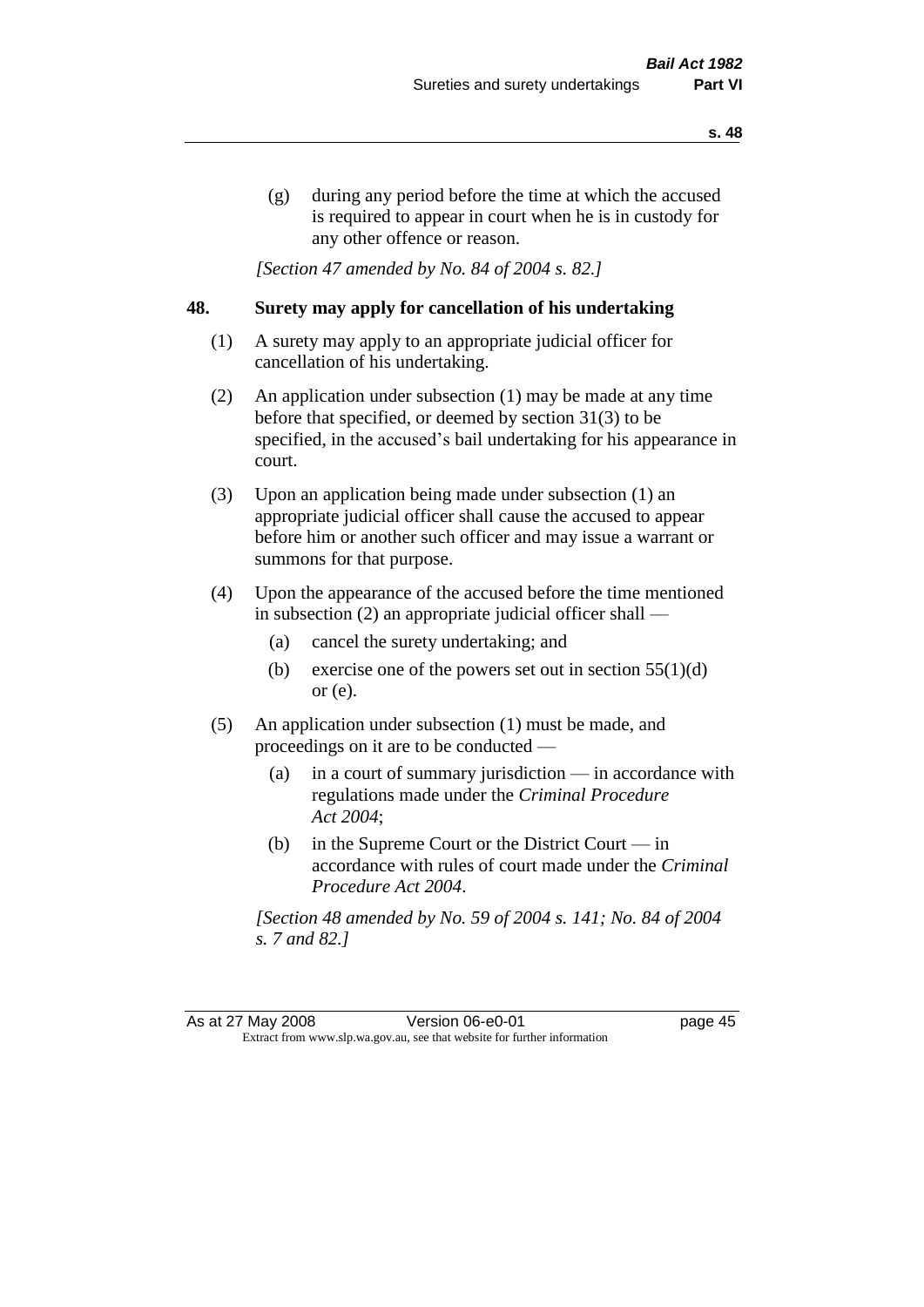(g) during any period before the time at which the accused is required to appear in court when he is in custody for any other offence or reason.

*[Section 47 amended by No. 84 of 2004 s. 82.]*

## 48. Surety may apply for cancellation of his undertaking

(1) A surety may apply to an appropriate judicial officer for cancellation of his undertaking.

(2) An application under subsection (1) may be made at any time before that specified, or deemed by section 31(3) to be specified, in the accused's bail undertaking for his appearance in court.

(3) Upon an application being made under subsection (1) an appropriate judicial officer shall cause the accused to appear before him or another such officer and may issue a warrant or summons for that purpose.

(4) Upon the appearance of the accused before the time mentioned in subsection (2) an appropriate judicial officer shall —

(a) cancel the surety undertaking; and

(b) exercise one of the powers set out in section 55(1)(d) or (e).

(5) An application under subsection (1) must be made, and proceedings on it are to be conducted —

(a) in a court of summary jurisdiction — in accordance with regulations made under the *Criminal Procedure Act 2004*;

(b) in the Supreme Court or the District Court — in accordance with rules of court made under the *Criminal Procedure Act 2004*.

*[Section 48 amended by No. 59 of 2004 s. 141; No. 84 of 2004 s. 7 and 82.]*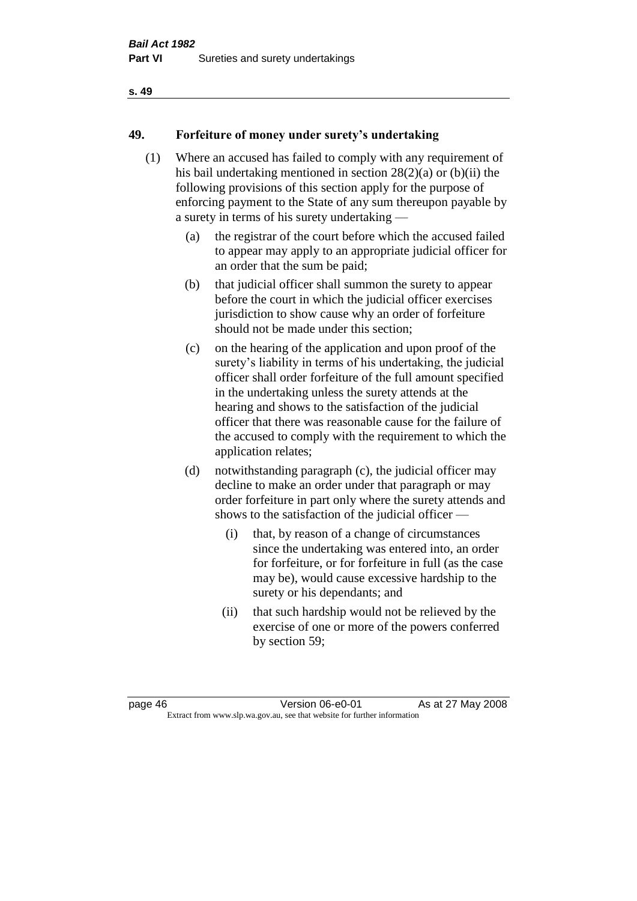## 49. Forfeiture of money under surety's undertaking

(1) Where an accused has failed to comply with any requirement of his bail undertaking mentioned in section 28(2)(a) or (b)(ii) the following provisions of this section apply for the purpose of enforcing payment to the State of any sum thereupon payable by a surety in terms of his surety undertaking —

(a) the registrar of the court before which the accused failed to appear may apply to an appropriate judicial officer for an order that the sum be paid;

(b) that judicial officer shall summon the surety to appear before the court in which the judicial officer exercises jurisdiction to show cause why an order of forfeiture should not be made under this section;

(c) on the hearing of the application and upon proof of the surety's liability in terms of his undertaking, the judicial officer shall order forfeiture of the full amount specified in the undertaking unless the surety attends at the hearing and shows to the satisfaction of the judicial officer that there was reasonable cause for the failure of the accused to comply with the requirement to which the application relates;

(d) notwithstanding paragraph (c), the judicial officer may decline to make an order under that paragraph or may order forfeiture in part only where the surety attends and shows to the satisfaction of the judicial officer —

(i) that, by reason of a change of circumstances since the undertaking was entered into, an order for forfeiture, or for forfeiture in full (as the case may be), would cause excessive hardship to the surety or his dependants; and

(ii) that such hardship would not be relieved by the exercise of one or more of the powers conferred by section 59;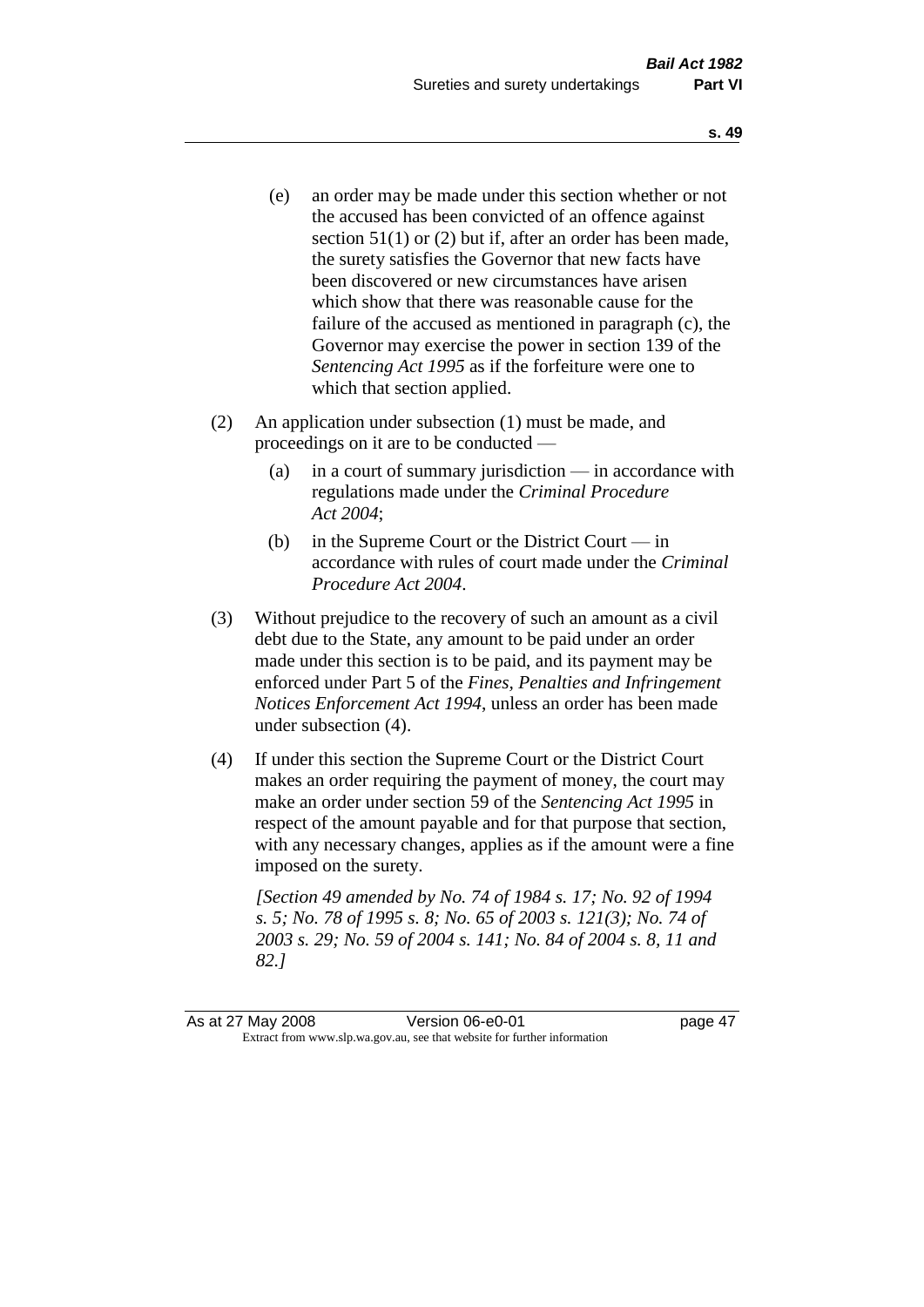(e) an order may be made under this section whether or not the accused has been convicted of an offence against section 51(1) or (2) but if, after an order has been made, the surety satisfies the Governor that new facts have been discovered or new circumstances have arisen which show that there was reasonable cause for the failure of the accused as mentioned in paragraph (c), the Governor may exercise the power in section 139 of the *Sentencing Act 1995* as if the forfeiture were one to which that section applied.

(2) An application under subsection (1) must be made, and proceedings on it are to be conducted —

(a) in a court of summary jurisdiction — in accordance with regulations made under the *Criminal Procedure Act 2004*;

(b) in the Supreme Court or the District Court — in accordance with rules of court made under the *Criminal Procedure Act 2004*.

(3) Without prejudice to the recovery of such an amount as a civil debt due to the State, any amount to be paid under an order made under this section is to be paid, and its payment may be enforced under Part 5 of the *Fines, Penalties and Infringement Notices Enforcement Act 1994*, unless an order has been made under subsection (4).

(4) If under this section the Supreme Court or the District Court makes an order requiring the payment of money, the court may make an order under section 59 of the *Sentencing Act 1995* in respect of the amount payable and for that purpose that section, with any necessary changes, applies as if the amount were a fine imposed on the surety.

*[Section 49 amended by No. 74 of 1984 s. 17; No. 92 of 1994 s. 5; No. 78 of 1995 s. 8; No. 65 of 2003 s. 121(3); No. 74 of 2003 s. 29; No. 59 of 2004 s. 141; No. 84 of 2004 s. 8, 11 and 82.]*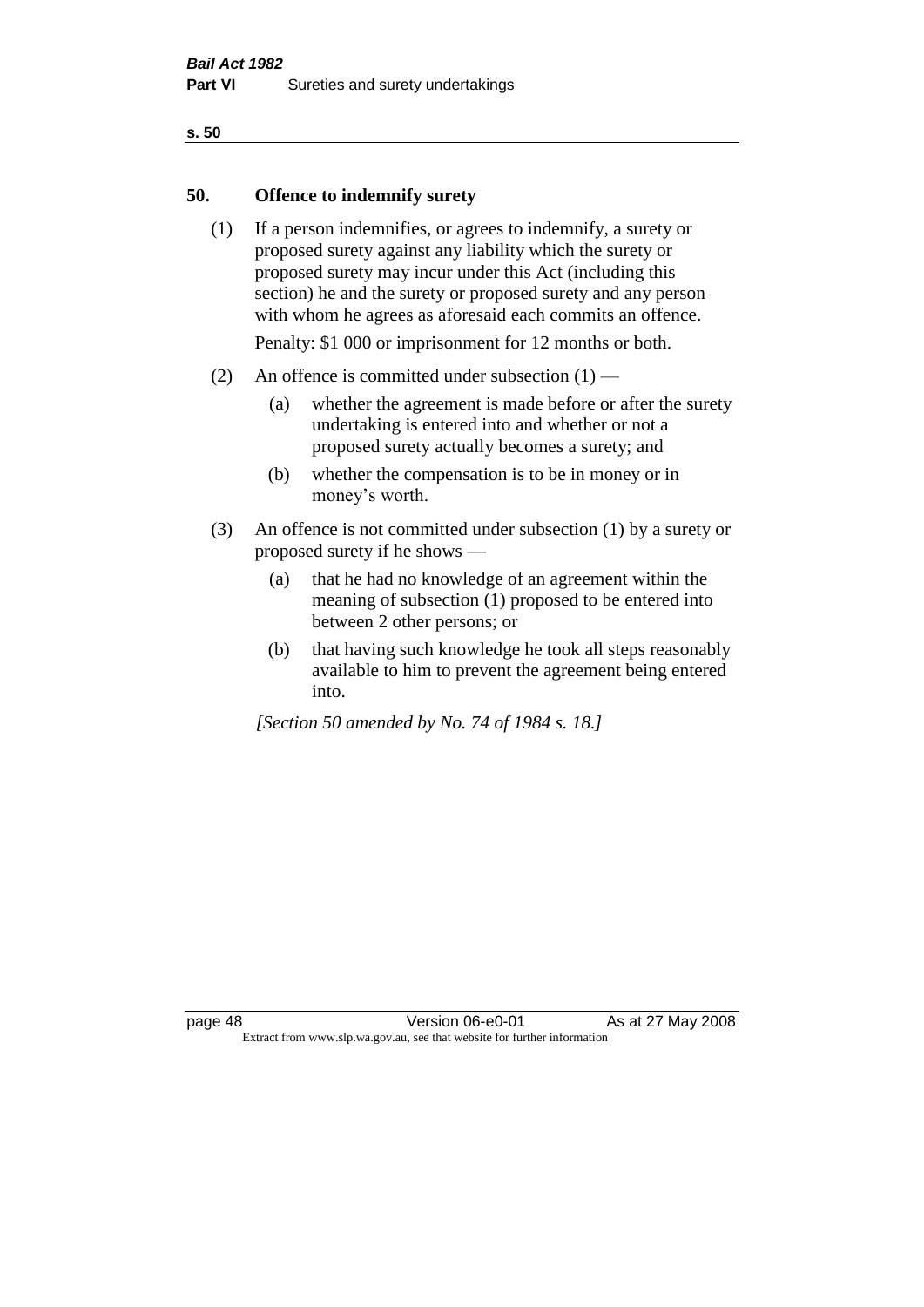## 50. Offence to indemnify surety

(1) If a person indemnifies, or agrees to indemnify, a surety or proposed surety against any liability which the surety or proposed surety may incur under this Act (including this section) he and the surety or proposed surety and any person with whom he agrees as aforesaid each commits an offence.

Penalty: $1 000 or imprisonment for 12 months or both.

(2) An offence is committed under subsection (1) —

(a) whether the agreement is made before or after the surety undertaking is entered into and whether or not a proposed surety actually becomes a surety; and

(b) whether the compensation is to be in money or in money's worth.

(3) An offence is not committed under subsection (1) by a surety or proposed surety if he shows —

(a) that he had no knowledge of an agreement within the meaning of subsection (1) proposed to be entered into between 2 other persons; or

(b) that having such knowledge he took all steps reasonably available to him to prevent the agreement being entered into.

*[Section 50 amended by No. 74 of 1984 s. 18.]*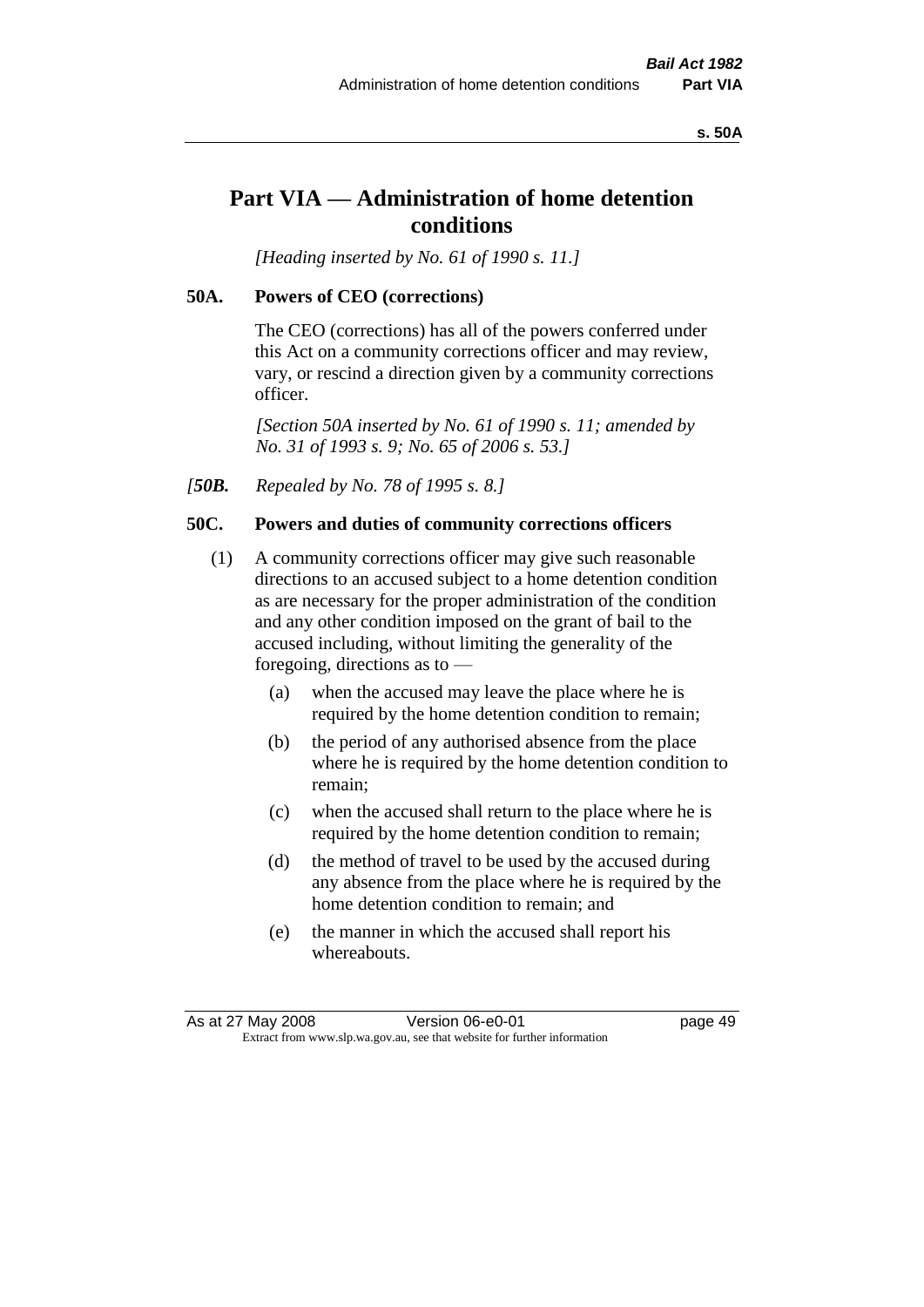# Part VIA — Administration of home detention conditions

*[Heading inserted by No. 61 of 1990 s. 11.]*

### 50A. Powers of CEO (corrections)

The CEO (corrections) has all of the powers conferred under this Act on a community corrections officer and may review, vary, or rescind a direction given by a community corrections officer.

*[Section 50A inserted by No. 61 of 1990 s. 11; amended by No. 31 of 1993 s. 9; No. 65 of 2006 s. 53.]*

*[**50B.** Repealed by No. 78 of 1995 s. 8.]*

### 50C. Powers and duties of community corrections officers

(1) A community corrections officer may give such reasonable directions to an accused subject to a home detention condition as are necessary for the proper administration of the condition and any other condition imposed on the grant of bail to the accused including, without limiting the generality of the foregoing, directions as to —

- (a) when the accused may leave the place where he is required by the home detention condition to remain;
- (b) the period of any authorised absence from the place where he is required by the home detention condition to remain;
- (c) when the accused shall return to the place where he is required by the home detention condition to remain;
- (d) the method of travel to be used by the accused during any absence from the place where he is required by the home detention condition to remain; and
- (e) the manner in which the accused shall report his whereabouts.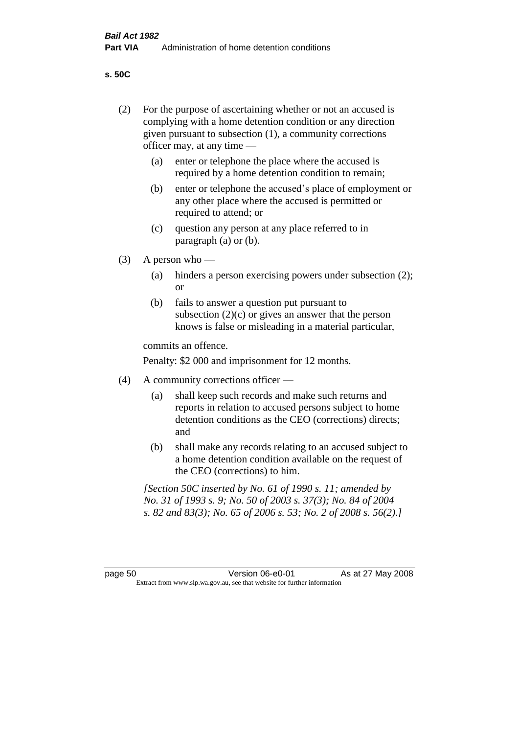**s. 50C**

(2) For the purpose of ascertaining whether or not an accused is complying with a home detention condition or any direction given pursuant to subsection (1), a community corrections officer may, at any time —

  (a) enter or telephone the place where the accused is required by a home detention condition to remain;

  (b) enter or telephone the accused's place of employment or any other place where the accused is permitted or required to attend; or

  (c) question any person at any place referred to in paragraph (a) or (b).

(3) A person who —

  (a) hinders a person exercising powers under subsection (2); or

  (b) fails to answer a question put pursuant to subsection (2)(c) or gives an answer that the person knows is false or misleading in a material particular,

commits an offence.

Penalty: $2 000 and imprisonment for 12 months.

(4) A community corrections officer —

  (a) shall keep such records and make such returns and reports in relation to accused persons subject to home detention conditions as the CEO (corrections) directs; and

  (b) shall make any records relating to an accused subject to a home detention condition available on the request of the CEO (corrections) to him.

*[Section 50C inserted by No. 61 of 1990 s. 11; amended by No. 31 of 1993 s. 9; No. 50 of 2003 s. 37(3); No. 84 of 2004 s. 82 and 83(3); No. 65 of 2006 s. 53; No. 2 of 2008 s. 56(2).]*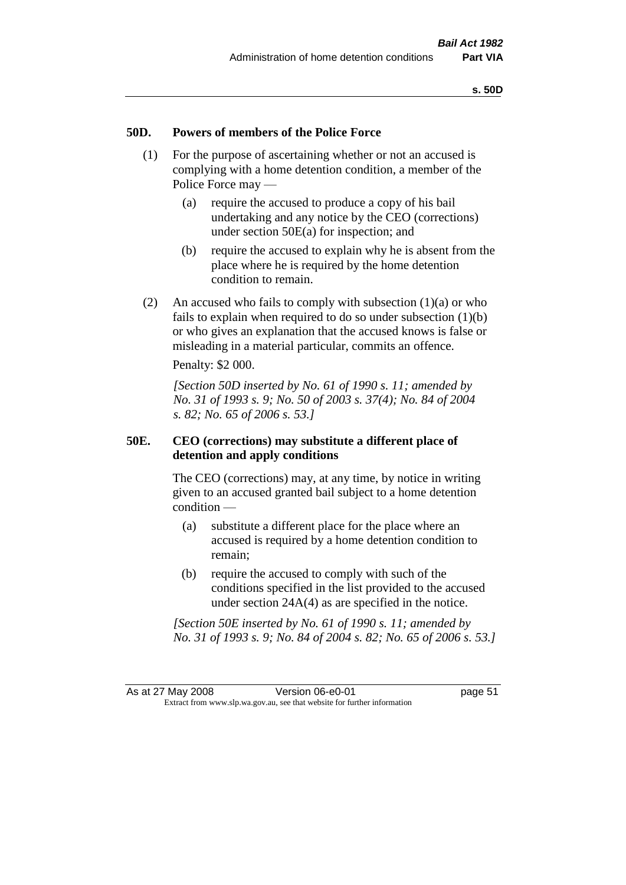### 50D. Powers of members of the Police Force

(1) For the purpose of ascertaining whether or not an accused is complying with a home detention condition, a member of the Police Force may —

(a) require the accused to produce a copy of his bail undertaking and any notice by the CEO (corrections) under section 50E(a) for inspection; and

(b) require the accused to explain why he is absent from the place where he is required by the home detention condition to remain.

(2) An accused who fails to comply with subsection (1)(a) or who fails to explain when required to do so under subsection (1)(b) or who gives an explanation that the accused knows is false or misleading in a material particular, commits an offence.

Penalty: $2 000.

*[Section 50D inserted by No. 61 of 1990 s. 11; amended by No. 31 of 1993 s. 9; No. 50 of 2003 s. 37(4); No. 84 of 2004 s. 82; No. 65 of 2006 s. 53.]*

### 50E. CEO (corrections) may substitute a different place of detention and apply conditions

The CEO (corrections) may, at any time, by notice in writing given to an accused granted bail subject to a home detention condition —

(a) substitute a different place for the place where an accused is required by a home detention condition to remain;

(b) require the accused to comply with such of the conditions specified in the list provided to the accused under section 24A(4) as are specified in the notice.

*[Section 50E inserted by No. 61 of 1990 s. 11; amended by No. 31 of 1993 s. 9; No. 84 of 2004 s. 82; No. 65 of 2006 s. 53.]*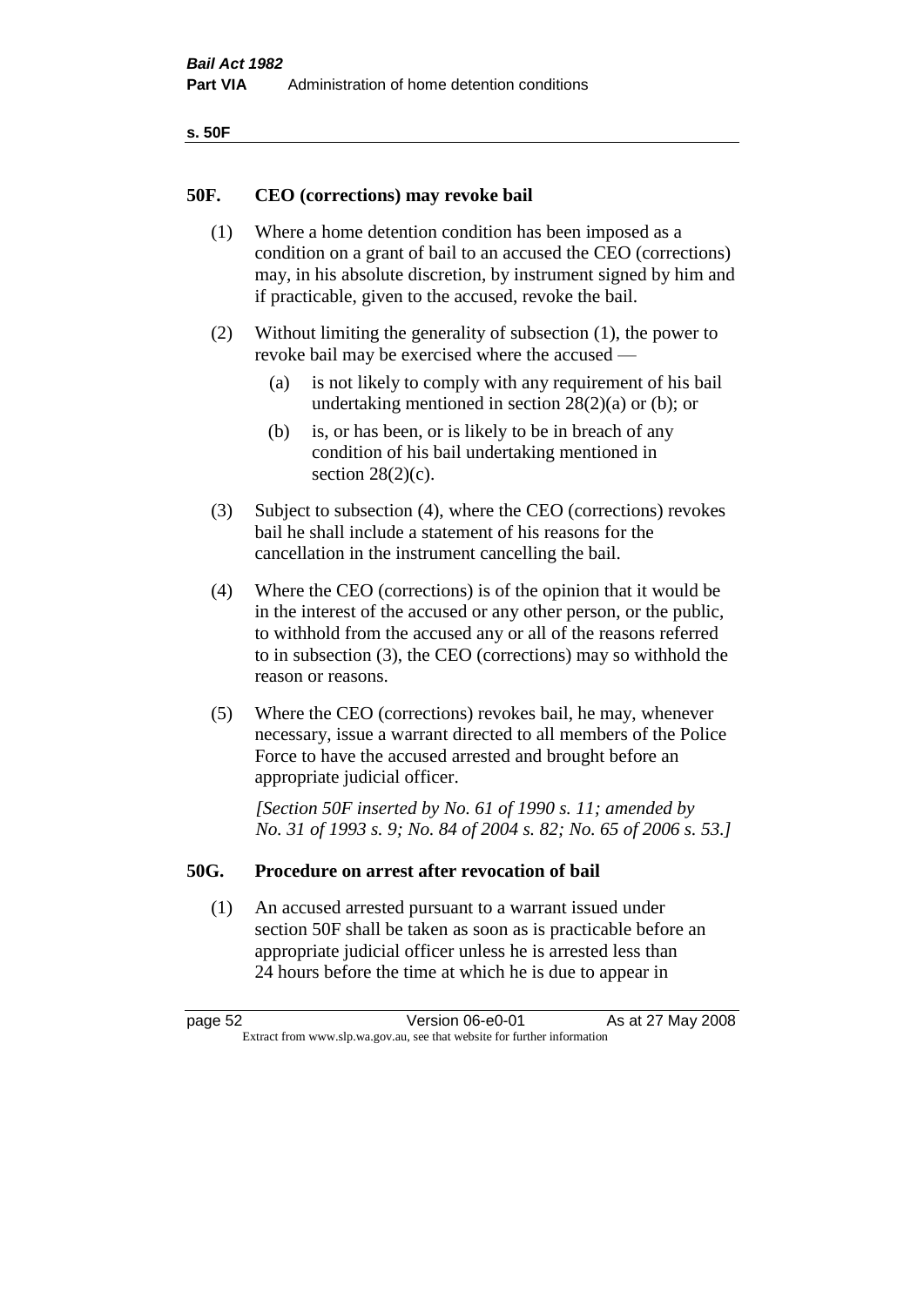## 50F. CEO (corrections) may revoke bail

(1) Where a home detention condition has been imposed as a condition on a grant of bail to an accused the CEO (corrections) may, in his absolute discretion, by instrument signed by him and if practicable, given to the accused, revoke the bail.

(2) Without limiting the generality of subsection (1), the power to revoke bail may be exercised where the accused —

(a) is not likely to comply with any requirement of his bail undertaking mentioned in section 28(2)(a) or (b); or

(b) is, or has been, or is likely to be in breach of any condition of his bail undertaking mentioned in section 28(2)(c).

(3) Subject to subsection (4), where the CEO (corrections) revokes bail he shall include a statement of his reasons for the cancellation in the instrument cancelling the bail.

(4) Where the CEO (corrections) is of the opinion that it would be in the interest of the accused or any other person, or the public, to withhold from the accused any or all of the reasons referred to in subsection (3), the CEO (corrections) may so withhold the reason or reasons.

(5) Where the CEO (corrections) revokes bail, he may, whenever necessary, issue a warrant directed to all members of the Police Force to have the accused arrested and brought before an appropriate judicial officer.

*[Section 50F inserted by No. 61 of 1990 s. 11; amended by No. 31 of 1993 s. 9; No. 84 of 2004 s. 82; No. 65 of 2006 s. 53.]*

## 50G. Procedure on arrest after revocation of bail

(1) An accused arrested pursuant to a warrant issued under section 50F shall be taken as soon as is practicable before an appropriate judicial officer unless he is arrested less than 24 hours before the time at which he is due to appear in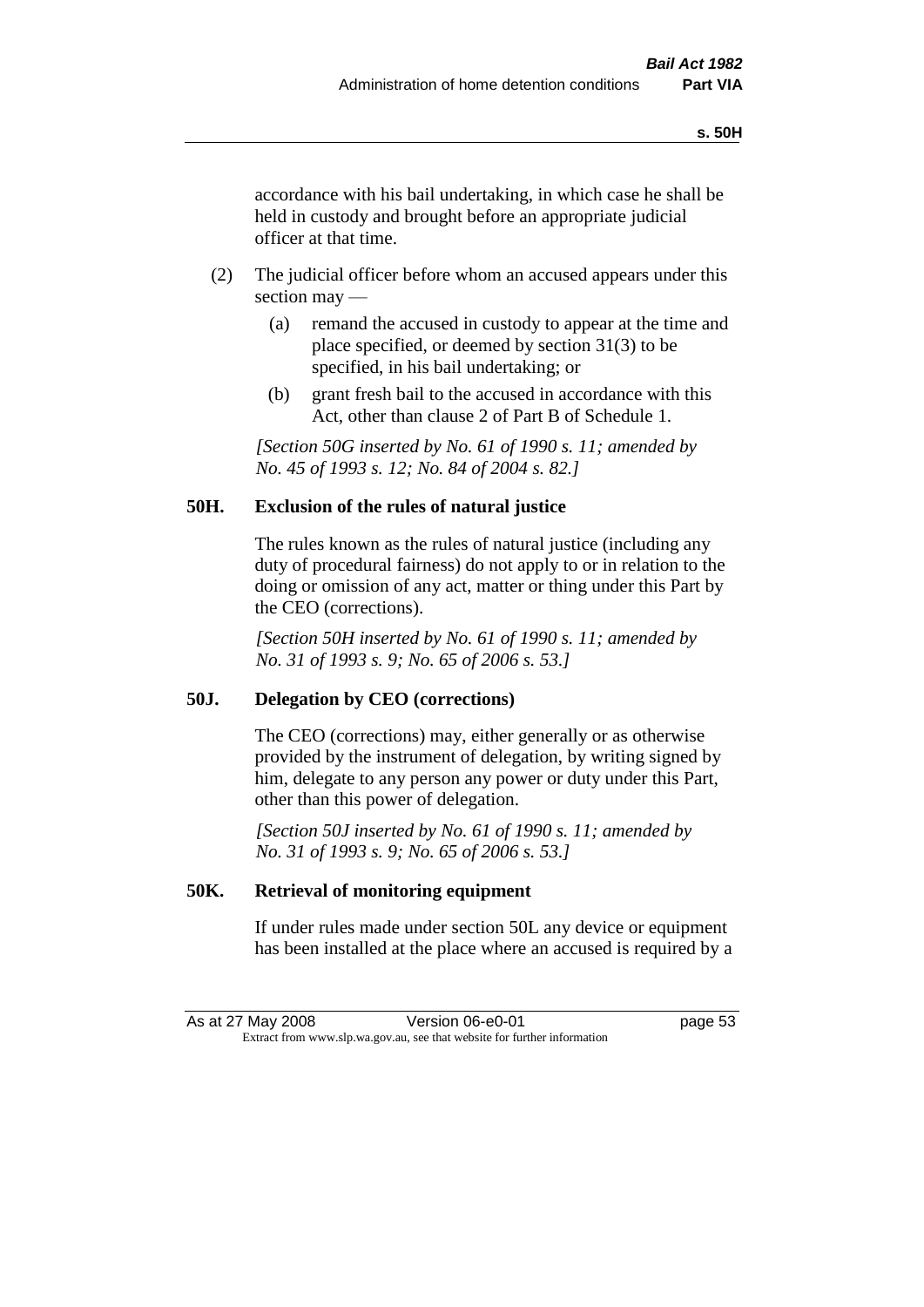accordance with his bail undertaking, in which case he shall be held in custody and brought before an appropriate judicial officer at that time.

(2) The judicial officer before whom an accused appears under this section may —

(a) remand the accused in custody to appear at the time and place specified, or deemed by section 31(3) to be specified, in his bail undertaking; or

(b) grant fresh bail to the accused in accordance with this Act, other than clause 2 of Part B of Schedule 1.

*[Section 50G inserted by No. 61 of 1990 s. 11; amended by No. 45 of 1993 s. 12; No. 84 of 2004 s. 82.]*

### 50H. Exclusion of the rules of natural justice

The rules known as the rules of natural justice (including any duty of procedural fairness) do not apply to or in relation to the doing or omission of any act, matter or thing under this Part by the CEO (corrections).

*[Section 50H inserted by No. 61 of 1990 s. 11; amended by No. 31 of 1993 s. 9; No. 65 of 2006 s. 53.]*

### 50J. Delegation by CEO (corrections)

The CEO (corrections) may, either generally or as otherwise provided by the instrument of delegation, by writing signed by him, delegate to any person any power or duty under this Part, other than this power of delegation.

*[Section 50J inserted by No. 61 of 1990 s. 11; amended by No. 31 of 1993 s. 9; No. 65 of 2006 s. 53.]*

### 50K. Retrieval of monitoring equipment

If under rules made under section 50L any device or equipment has been installed at the place where an accused is required by a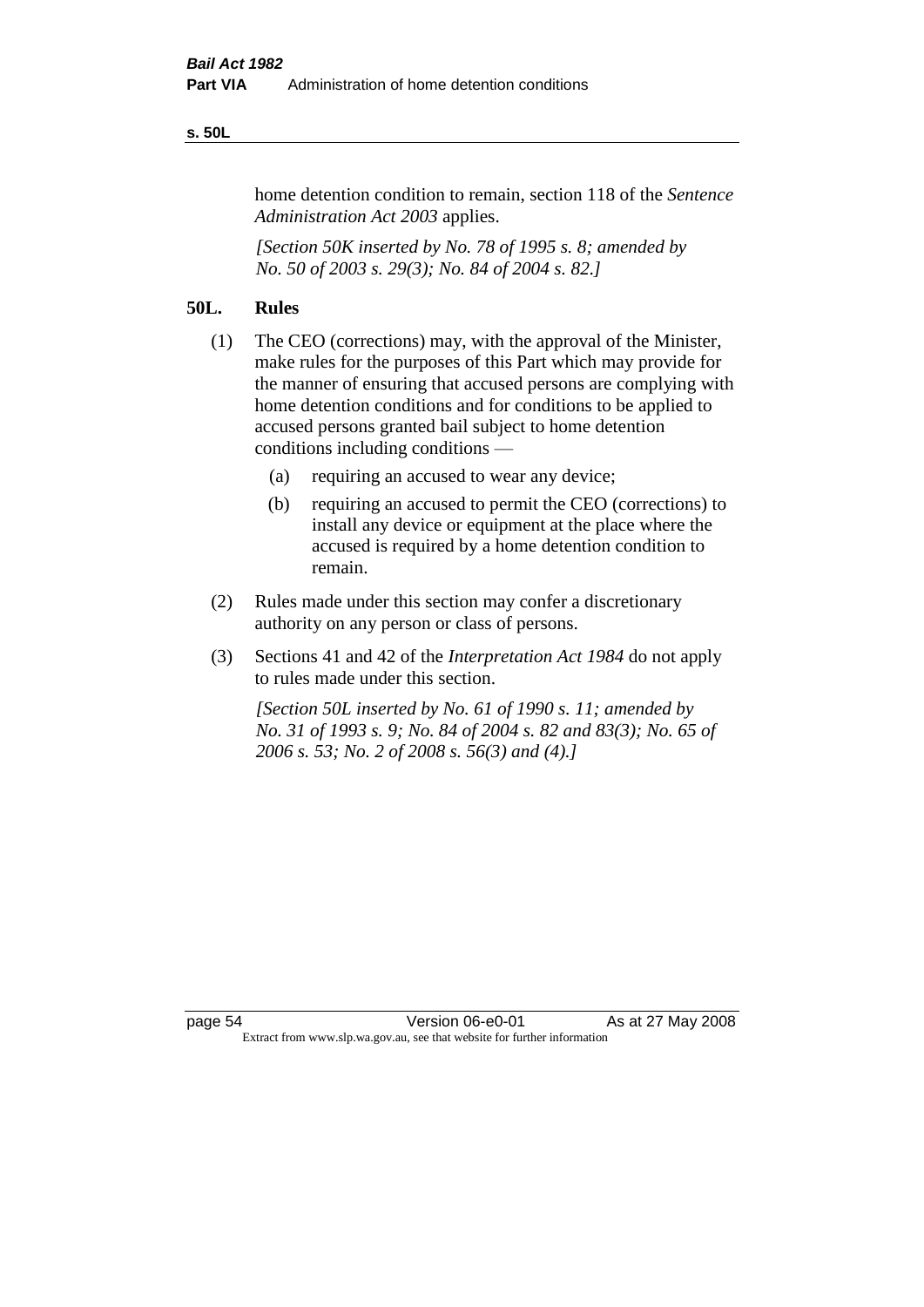home detention condition to remain, section 118 of the *Sentence Administration Act 2003* applies.

*[Section 50K inserted by No. 78 of 1995 s. 8; amended by No. 50 of 2003 s. 29(3); No. 84 of 2004 s. 82.]*

## 50L. Rules

(1) The CEO (corrections) may, with the approval of the Minister, make rules for the purposes of this Part which may provide for the manner of ensuring that accused persons are complying with home detention conditions and for conditions to be applied to accused persons granted bail subject to home detention conditions including conditions —

- (a) requiring an accused to wear any device;
- (b) requiring an accused to permit the CEO (corrections) to install any device or equipment at the place where the accused is required by a home detention condition to remain.

(2) Rules made under this section may confer a discretionary authority on any person or class of persons.

(3) Sections 41 and 42 of the *Interpretation Act 1984* do not apply to rules made under this section.

*[Section 50L inserted by No. 61 of 1990 s. 11; amended by No. 31 of 1993 s. 9; No. 84 of 2004 s. 82 and 83(3); No. 65 of 2006 s. 53; No. 2 of 2008 s. 56(3) and (4).]*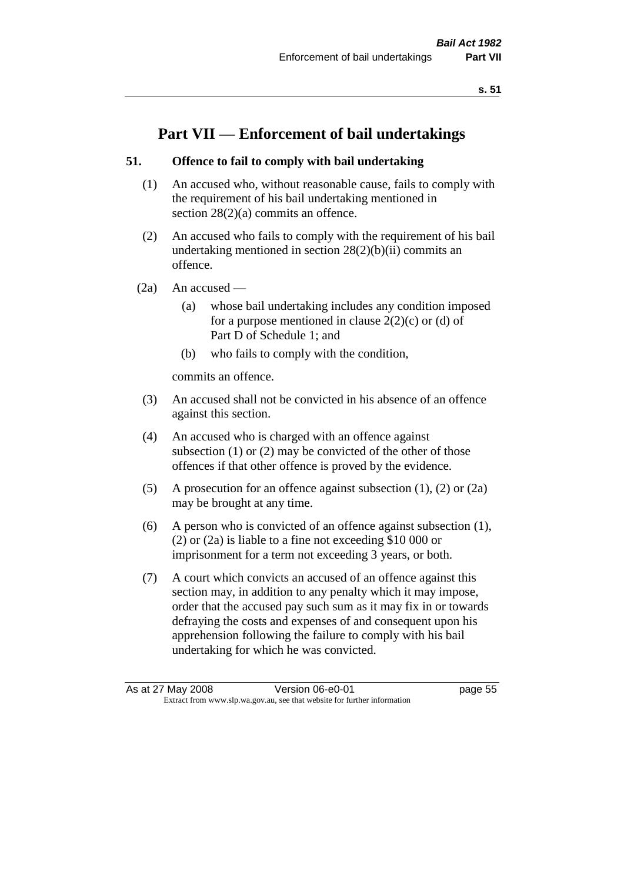# Part VII — Enforcement of bail undertakings

### 51. Offence to fail to comply with bail undertaking

(1) An accused who, without reasonable cause, fails to comply with the requirement of his bail undertaking mentioned in section 28(2)(a) commits an offence.

(2) An accused who fails to comply with the requirement of his bail undertaking mentioned in section 28(2)(b)(ii) commits an offence.

(2a) An accused —

- (a) whose bail undertaking includes any condition imposed for a purpose mentioned in clause 2(2)(c) or (d) of Part D of Schedule 1; and
- (b) who fails to comply with the condition,

commits an offence.

(3) An accused shall not be convicted in his absence of an offence against this section.

(4) An accused who is charged with an offence against subsection (1) or (2) may be convicted of the other of those offences if that other offence is proved by the evidence.

(5) A prosecution for an offence against subsection (1), (2) or (2a) may be brought at any time.

(6) A person who is convicted of an offence against subsection (1), (2) or (2a) is liable to a fine not exceeding $10 000 or imprisonment for a term not exceeding 3 years, or both.

(7) A court which convicts an accused of an offence against this section may, in addition to any penalty which it may impose, order that the accused pay such sum as it may fix in or towards defraying the costs and expenses of and consequent upon his apprehension following the failure to comply with his bail undertaking for which he was convicted.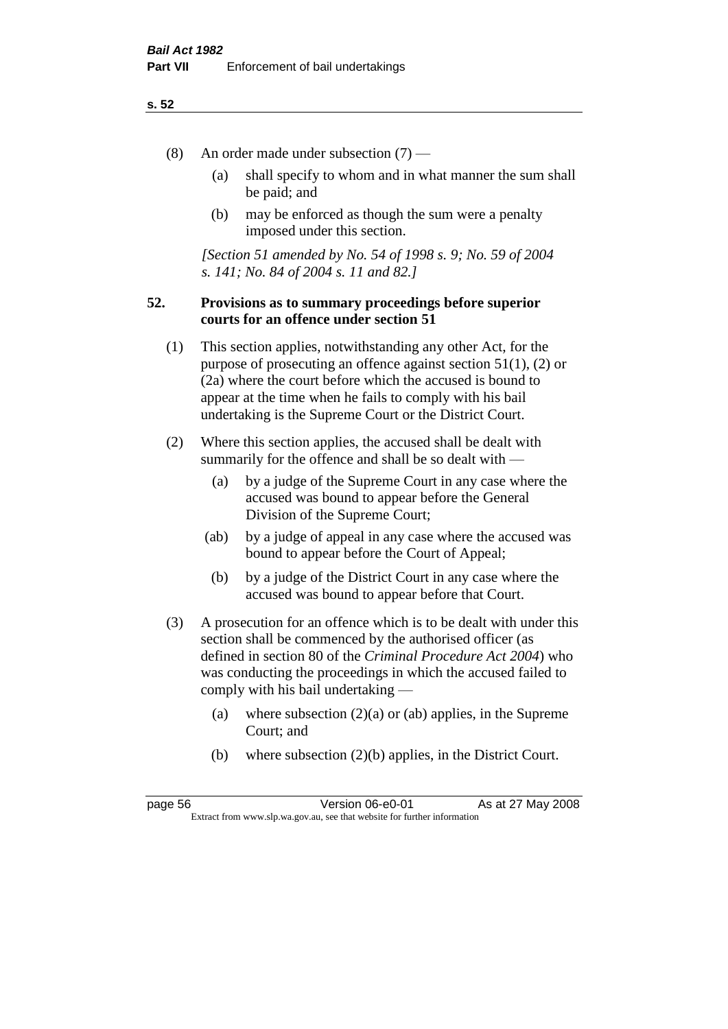(8) An order made under subsection (7) —

  (a) shall specify to whom and in what manner the sum shall be paid; and

  (b) may be enforced as though the sum were a penalty imposed under this section.

*[Section 51 amended by No. 54 of 1998 s. 9; No. 59 of 2004 s. 141; No. 84 of 2004 s. 11 and 82.]*

## 52. Provisions as to summary proceedings before superior courts for an offence under section 51

(1) This section applies, notwithstanding any other Act, for the purpose of prosecuting an offence against section 51(1), (2) or (2a) where the court before which the accused is bound to appear at the time when he fails to comply with his bail undertaking is the Supreme Court or the District Court.

(2) Where this section applies, the accused shall be dealt with summarily for the offence and shall be so dealt with —

  (a) by a judge of the Supreme Court in any case where the accused was bound to appear before the General Division of the Supreme Court;

  (ab) by a judge of appeal in any case where the accused was bound to appear before the Court of Appeal;

  (b) by a judge of the District Court in any case where the accused was bound to appear before that Court.

(3) A prosecution for an offence which is to be dealt with under this section shall be commenced by the authorised officer (as defined in section 80 of the *Criminal Procedure Act 2004*) who was conducting the proceedings in which the accused failed to comply with his bail undertaking —

  (a) where subsection (2)(a) or (ab) applies, in the Supreme Court; and

  (b) where subsection (2)(b) applies, in the District Court.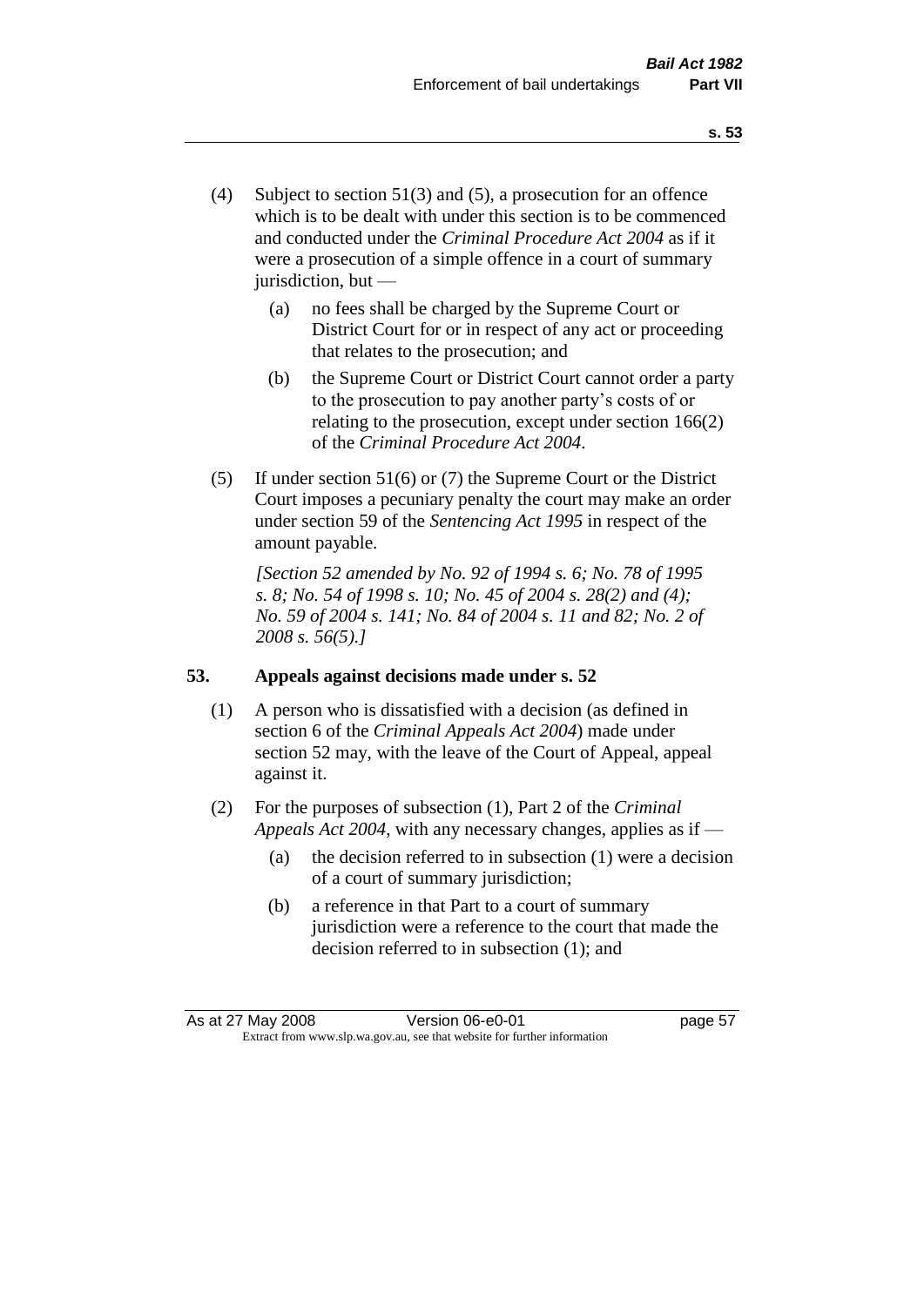(4) Subject to section 51(3) and (5), a prosecution for an offence which is to be dealt with under this section is to be commenced and conducted under the *Criminal Procedure Act 2004* as if it were a prosecution of a simple offence in a court of summary jurisdiction, but —

  (a) no fees shall be charged by the Supreme Court or District Court for or in respect of any act or proceeding that relates to the prosecution; and

  (b) the Supreme Court or District Court cannot order a party to the prosecution to pay another party's costs of or relating to the prosecution, except under section 166(2) of the *Criminal Procedure Act 2004*.

(5) If under section 51(6) or (7) the Supreme Court or the District Court imposes a pecuniary penalty the court may make an order under section 59 of the *Sentencing Act 1995* in respect of the amount payable.

*[Section 52 amended by No. 92 of 1994 s. 6; No. 78 of 1995 s. 8; No. 54 of 1998 s. 10; No. 45 of 2004 s. 28(2) and (4); No. 59 of 2004 s. 141; No. 84 of 2004 s. 11 and 82; No. 2 of 2008 s. 56(5).]*

## 53. Appeals against decisions made under s. 52

(1) A person who is dissatisfied with a decision (as defined in section 6 of the *Criminal Appeals Act 2004*) made under section 52 may, with the leave of the Court of Appeal, appeal against it.

(2) For the purposes of subsection (1), Part 2 of the *Criminal Appeals Act 2004*, with any necessary changes, applies as if —

  (a) the decision referred to in subsection (1) were a decision of a court of summary jurisdiction;

  (b) a reference in that Part to a court of summary jurisdiction were a reference to the court that made the decision referred to in subsection (1); and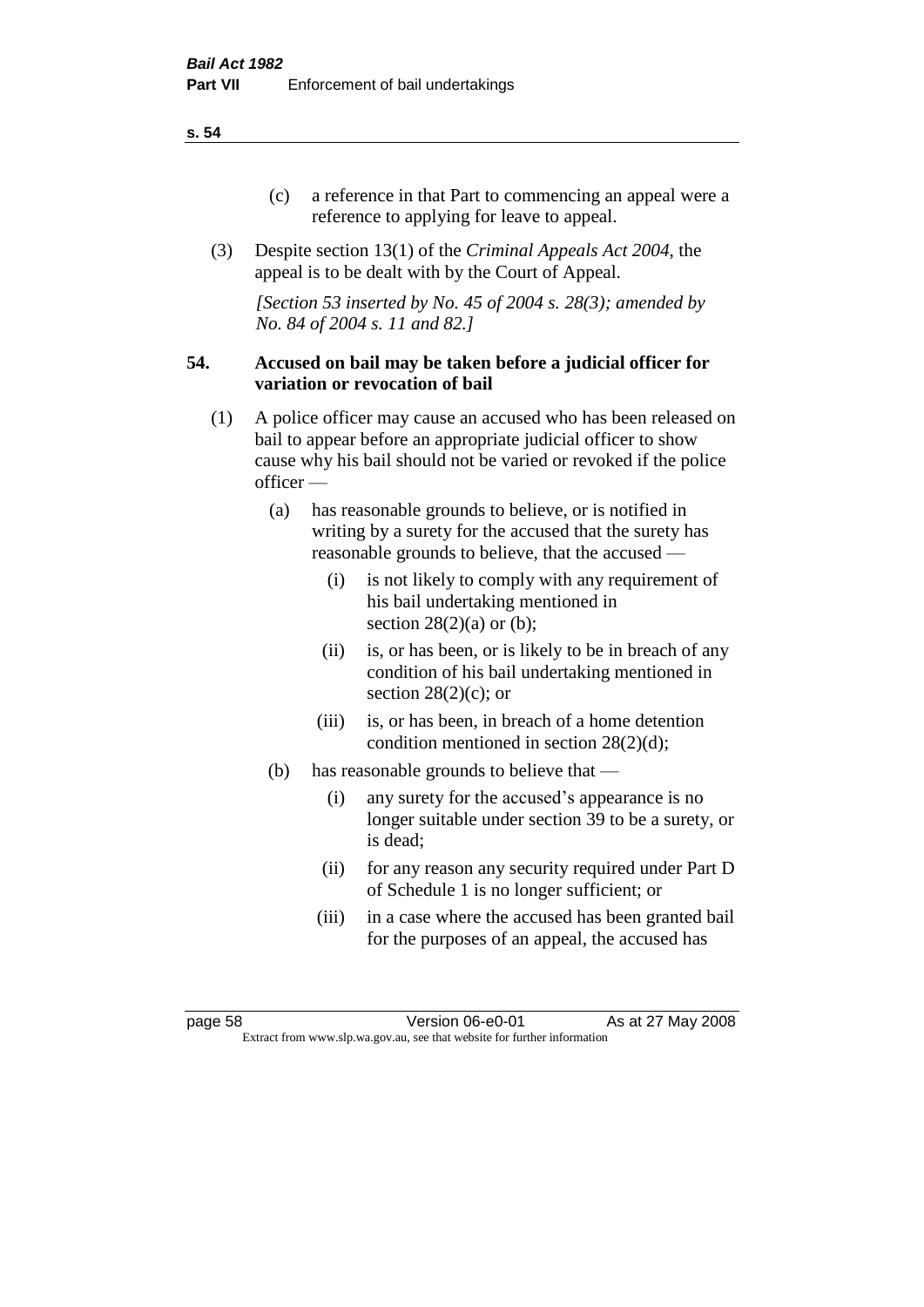(c) a reference in that Part to commencing an appeal were a reference to applying for leave to appeal.

(3) Despite section 13(1) of the *Criminal Appeals Act 2004*, the appeal is to be dealt with by the Court of Appeal.

*[Section 53 inserted by No. 45 of 2004 s. 28(3); amended by No. 84 of 2004 s. 11 and 82.]*

## 54. Accused on bail may be taken before a judicial officer for variation or revocation of bail

(1) A police officer may cause an accused who has been released on bail to appear before an appropriate judicial officer to show cause why his bail should not be varied or revoked if the police officer —

(a) has reasonable grounds to believe, or is notified in writing by a surety for the accused that the surety has reasonable grounds to believe, that the accused —

(i) is not likely to comply with any requirement of his bail undertaking mentioned in section 28(2)(a) or (b);

(ii) is, or has been, or is likely to be in breach of any condition of his bail undertaking mentioned in section 28(2)(c); or

(iii) is, or has been, in breach of a home detention condition mentioned in section 28(2)(d);

(b) has reasonable grounds to believe that —

(i) any surety for the accused's appearance is no longer suitable under section 39 to be a surety, or is dead;

(ii) for any reason any security required under Part D of Schedule 1 is no longer sufficient; or

(iii) in a case where the accused has been granted bail for the purposes of an appeal, the accused has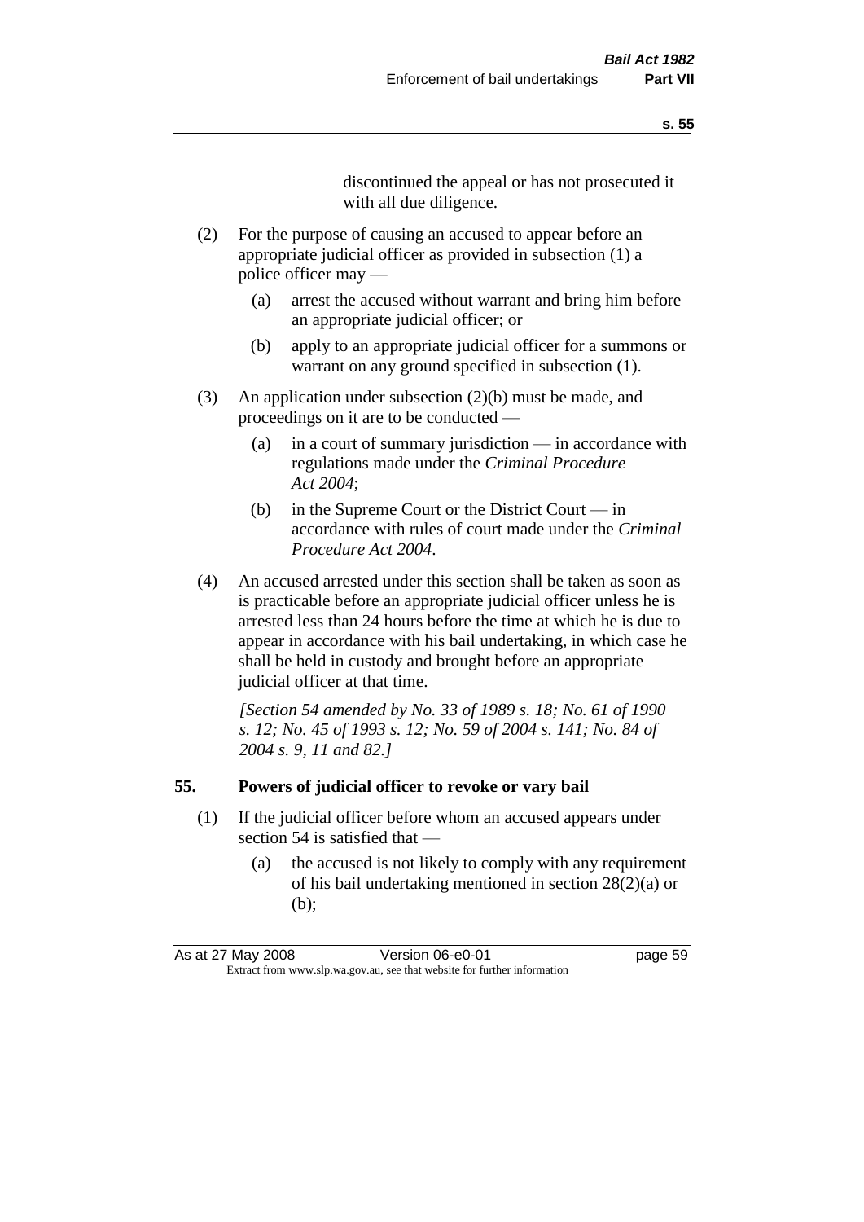discontinued the appeal or has not prosecuted it with all due diligence.

(2) For the purpose of causing an accused to appear before an appropriate judicial officer as provided in subsection (1) a police officer may —

(a) arrest the accused without warrant and bring him before an appropriate judicial officer; or

(b) apply to an appropriate judicial officer for a summons or warrant on any ground specified in subsection (1).

(3) An application under subsection (2)(b) must be made, and proceedings on it are to be conducted —

(a) in a court of summary jurisdiction — in accordance with regulations made under the *Criminal Procedure Act 2004*;

(b) in the Supreme Court or the District Court — in accordance with rules of court made under the *Criminal Procedure Act 2004*.

(4) An accused arrested under this section shall be taken as soon as is practicable before an appropriate judicial officer unless he is arrested less than 24 hours before the time at which he is due to appear in accordance with his bail undertaking, in which case he shall be held in custody and brought before an appropriate judicial officer at that time.

*[Section 54 amended by No. 33 of 1989 s. 18; No. 61 of 1990 s. 12; No. 45 of 1993 s. 12; No. 59 of 2004 s. 141; No. 84 of 2004 s. 9, 11 and 82.]*

## 55. Powers of judicial officer to revoke or vary bail

(1) If the judicial officer before whom an accused appears under section 54 is satisfied that —

(a) the accused is not likely to comply with any requirement of his bail undertaking mentioned in section 28(2)(a) or (b);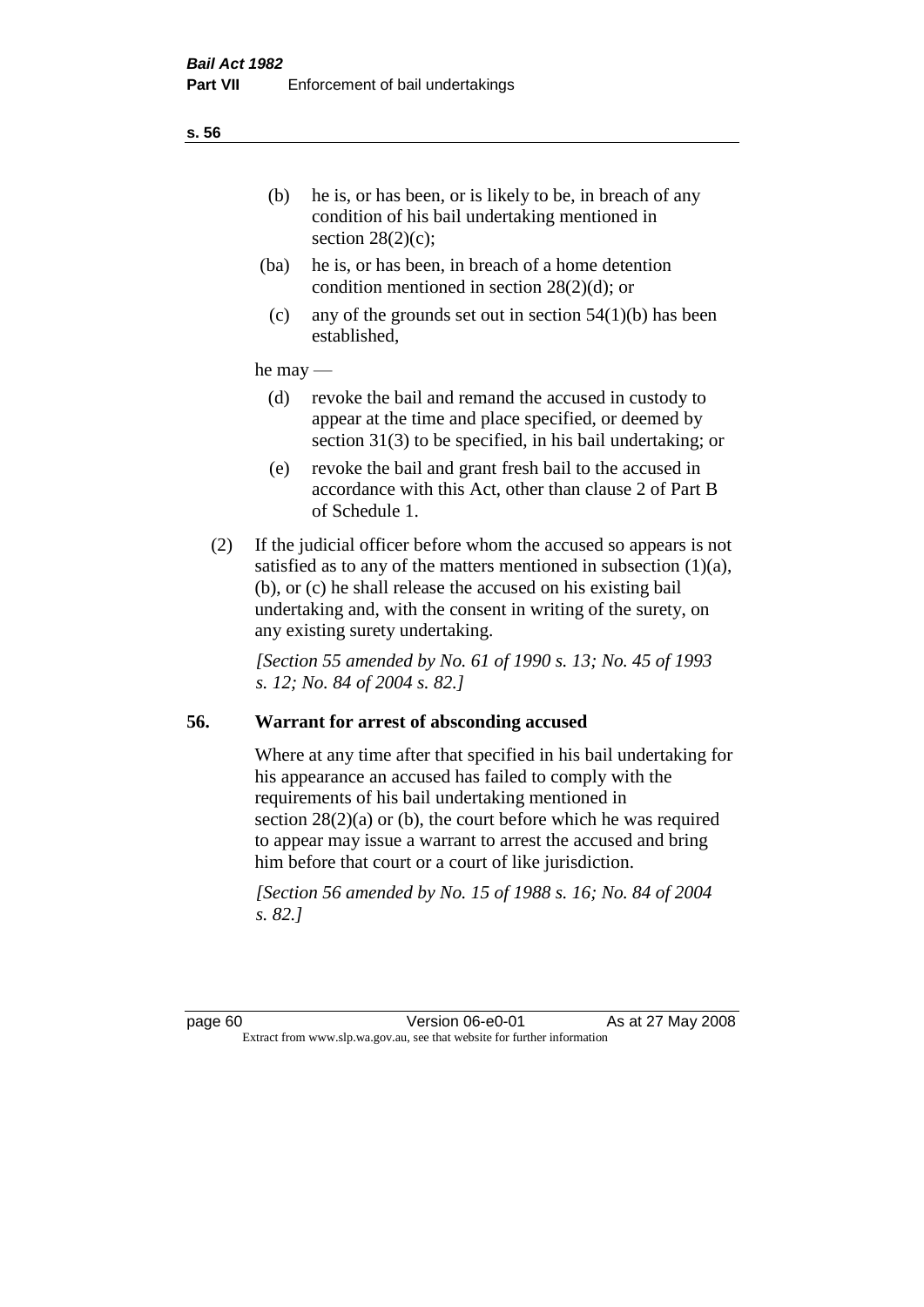(b) he is, or has been, or is likely to be, in breach of any condition of his bail undertaking mentioned in section 28(2)(c);

(ba) he is, or has been, in breach of a home detention condition mentioned in section 28(2)(d); or

(c) any of the grounds set out in section 54(1)(b) has been established,

he may —

(d) revoke the bail and remand the accused in custody to appear at the time and place specified, or deemed by section 31(3) to be specified, in his bail undertaking; or

(e) revoke the bail and grant fresh bail to the accused in accordance with this Act, other than clause 2 of Part B of Schedule 1.

(2) If the judicial officer before whom the accused so appears is not satisfied as to any of the matters mentioned in subsection (1)(a), (b), or (c) he shall release the accused on his existing bail undertaking and, with the consent in writing of the surety, on any existing surety undertaking.

*[Section 55 amended by No. 61 of 1990 s. 13; No. 45 of 1993 s. 12; No. 84 of 2004 s. 82.]*

## 56. Warrant for arrest of absconding accused

Where at any time after that specified in his bail undertaking for his appearance an accused has failed to comply with the requirements of his bail undertaking mentioned in section 28(2)(a) or (b), the court before which he was required to appear may issue a warrant to arrest the accused and bring him before that court or a court of like jurisdiction.

*[Section 56 amended by No. 15 of 1988 s. 16; No. 84 of 2004 s. 82.]*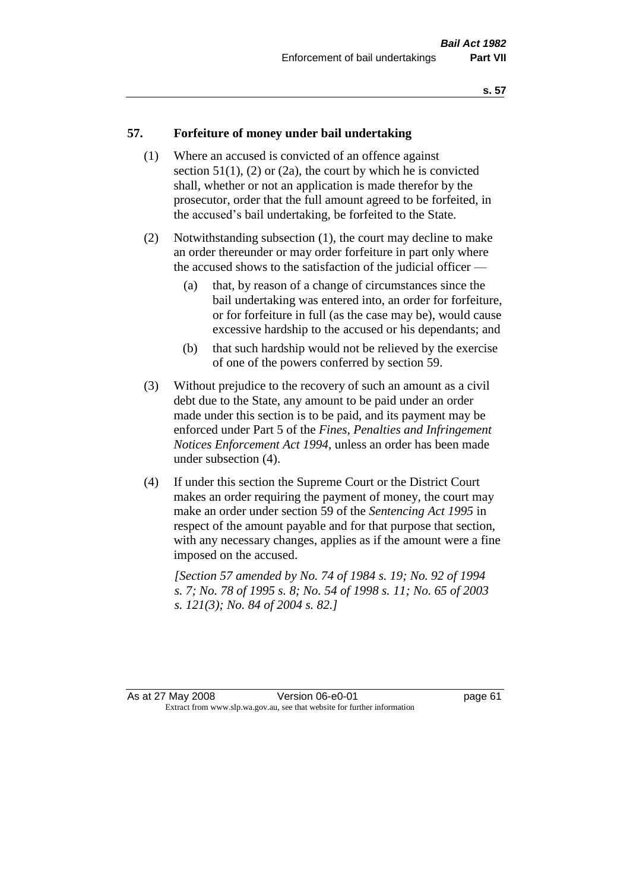## 57. Forfeiture of money under bail undertaking

(1) Where an accused is convicted of an offence against section 51(1), (2) or (2a), the court by which he is convicted shall, whether or not an application is made therefor by the prosecutor, order that the full amount agreed to be forfeited, in the accused's bail undertaking, be forfeited to the State.

(2) Notwithstanding subsection (1), the court may decline to make an order thereunder or may order forfeiture in part only where the accused shows to the satisfaction of the judicial officer —

- (a) that, by reason of a change of circumstances since the bail undertaking was entered into, an order for forfeiture, or for forfeiture in full (as the case may be), would cause excessive hardship to the accused or his dependants; and
- (b) that such hardship would not be relieved by the exercise of one of the powers conferred by section 59.

(3) Without prejudice to the recovery of such an amount as a civil debt due to the State, any amount to be paid under an order made under this section is to be paid, and its payment may be enforced under Part 5 of the *Fines, Penalties and Infringement Notices Enforcement Act 1994*, unless an order has been made under subsection (4).

(4) If under this section the Supreme Court or the District Court makes an order requiring the payment of money, the court may make an order under section 59 of the *Sentencing Act 1995* in respect of the amount payable and for that purpose that section, with any necessary changes, applies as if the amount were a fine imposed on the accused.

*[Section 57 amended by No. 74 of 1984 s. 19; No. 92 of 1994 s. 7; No. 78 of 1995 s. 8; No. 54 of 1998 s. 11; No. 65 of 2003 s. 121(3); No. 84 of 2004 s. 82.]*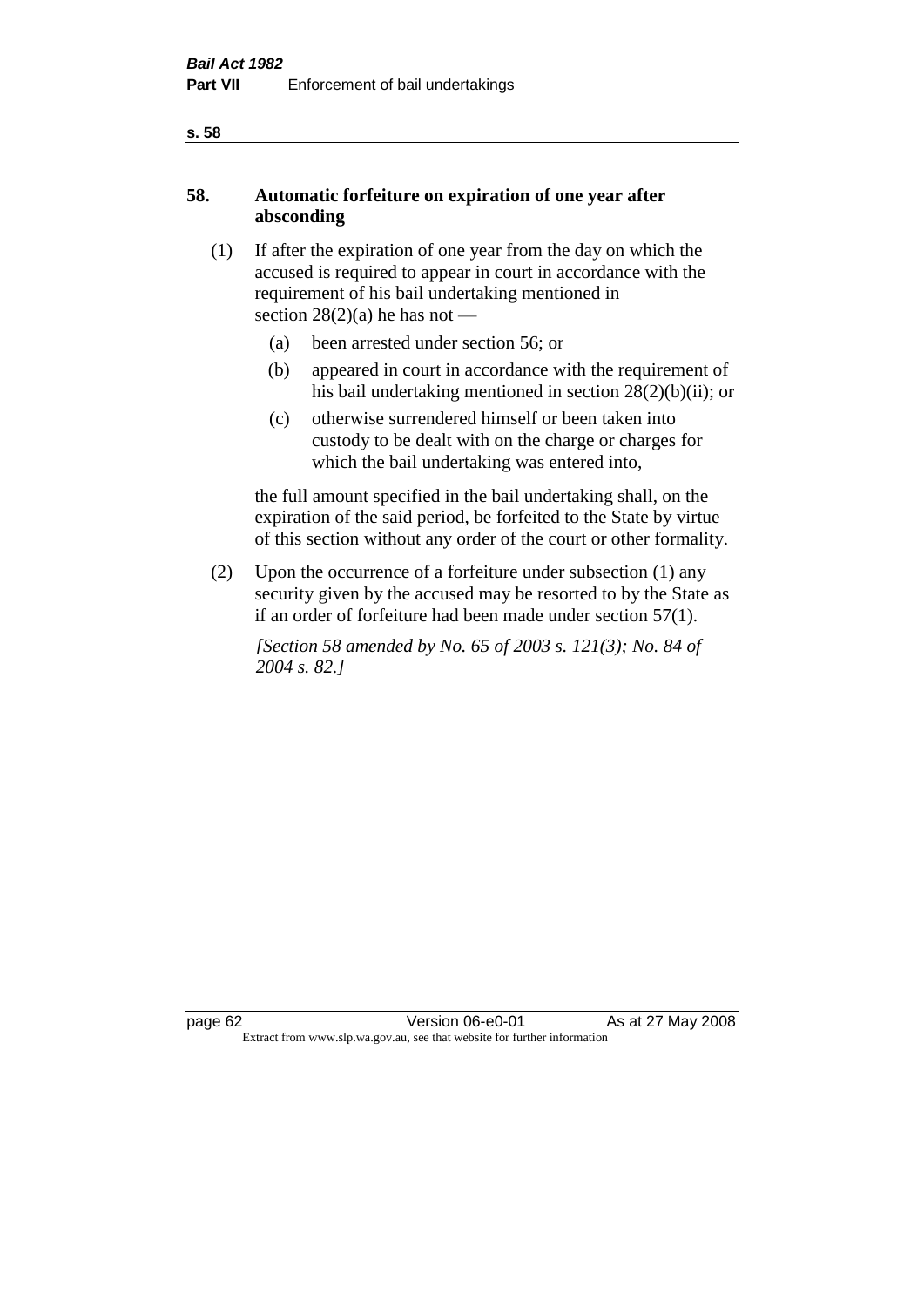## 58. Automatic forfeiture on expiration of one year after absconding

(1) If after the expiration of one year from the day on which the accused is required to appear in court in accordance with the requirement of his bail undertaking mentioned in section 28(2)(a) he has not —

(a) been arrested under section 56; or

(b) appeared in court in accordance with the requirement of his bail undertaking mentioned in section 28(2)(b)(ii); or

(c) otherwise surrendered himself or been taken into custody to be dealt with on the charge or charges for which the bail undertaking was entered into,

the full amount specified in the bail undertaking shall, on the expiration of the said period, be forfeited to the State by virtue of this section without any order of the court or other formality.

(2) Upon the occurrence of a forfeiture under subsection (1) any security given by the accused may be resorted to by the State as if an order of forfeiture had been made under section 57(1).

*[Section 58 amended by No. 65 of 2003 s. 121(3); No. 84 of 2004 s. 82.]*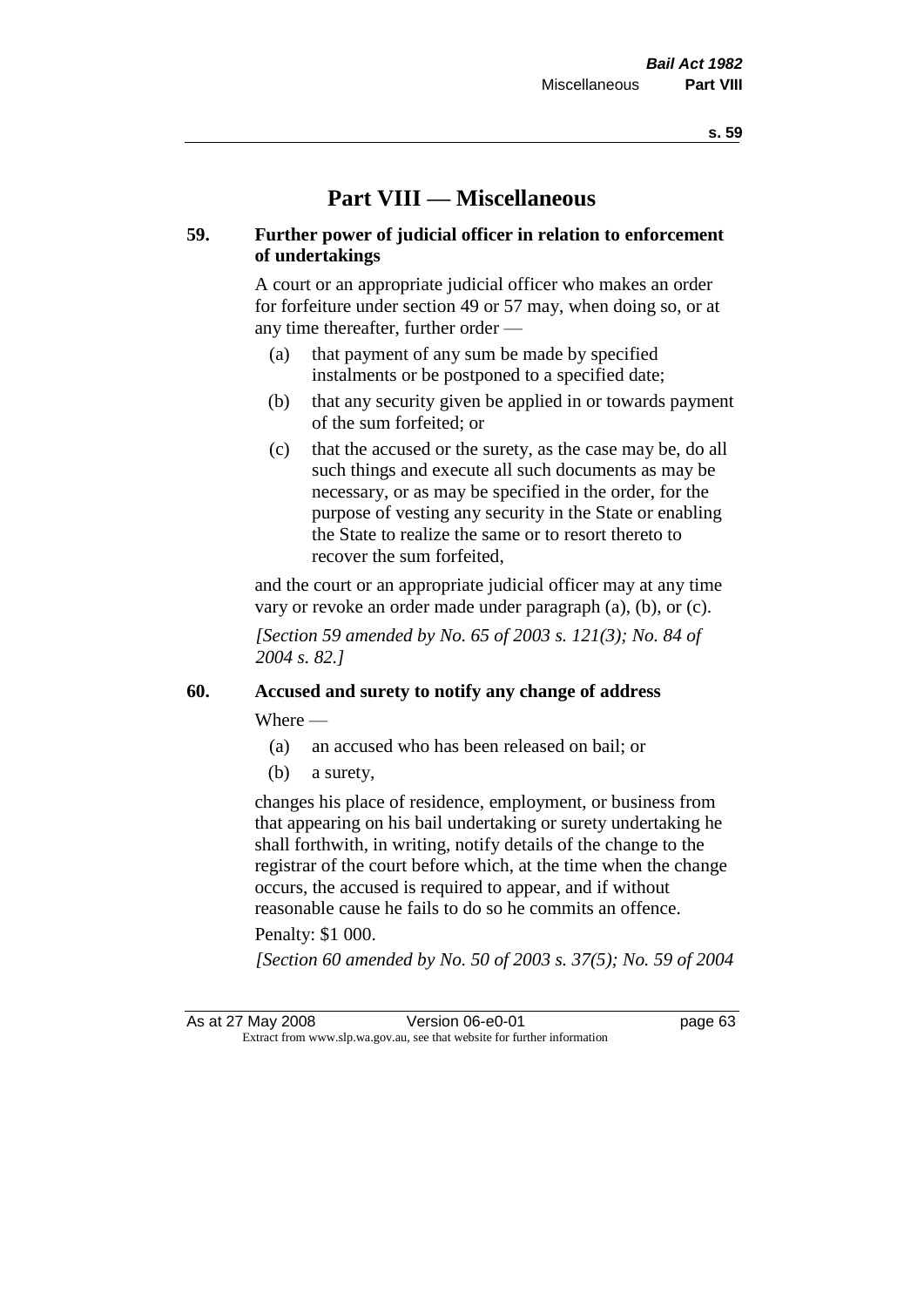# Part VIII — Miscellaneous

## 59. Further power of judicial officer in relation to enforcement of undertakings

A court or an appropriate judicial officer who makes an order for forfeiture under section 49 or 57 may, when doing so, or at any time thereafter, further order —

(a) that payment of any sum be made by specified instalments or be postponed to a specified date;

(b) that any security given be applied in or towards payment of the sum forfeited; or

(c) that the accused or the surety, as the case may be, do all such things and execute all such documents as may be necessary, or as may be specified in the order, for the purpose of vesting any security in the State or enabling the State to realize the same or to resort thereto to recover the sum forfeited,

and the court or an appropriate judicial officer may at any time vary or revoke an order made under paragraph (a), (b), or (c).

*[Section 59 amended by No. 65 of 2003 s. 121(3); No. 84 of 2004 s. 82.]*

## 60. Accused and surety to notify any change of address

Where —

(a) an accused who has been released on bail; or

(b) a surety,

changes his place of residence, employment, or business from that appearing on his bail undertaking or surety undertaking he shall forthwith, in writing, notify details of the change to the registrar of the court before which, at the time when the change occurs, the accused is required to appear, and if without reasonable cause he fails to do so he commits an offence.

Penalty: $1 000.

*[Section 60 amended by No. 50 of 2003 s. 37(5); No. 59 of 2004*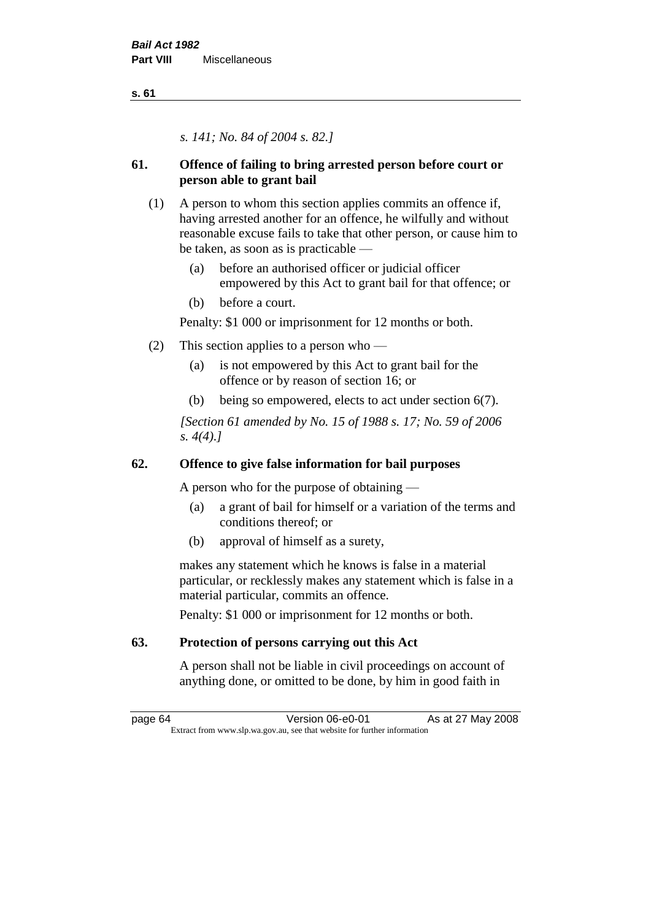*s. 141; No. 84 of 2004 s. 82.]*

## 61. Offence of failing to bring arrested person before court or person able to grant bail

(1) A person to whom this section applies commits an offence if, having arrested another for an offence, he wilfully and without reasonable excuse fails to take that other person, or cause him to be taken, as soon as is practicable —

- (a) before an authorised officer or judicial officer empowered by this Act to grant bail for that offence; or
- (b) before a court.

Penalty: $1 000 or imprisonment for 12 months or both.

(2) This section applies to a person who —

- (a) is not empowered by this Act to grant bail for the offence or by reason of section 16; or
- (b) being so empowered, elects to act under section 6(7).

*[Section 61 amended by No. 15 of 1988 s. 17; No. 59 of 2006 s. 4(4).]*

## 62. Offence to give false information for bail purposes

A person who for the purpose of obtaining —

- (a) a grant of bail for himself or a variation of the terms and conditions thereof; or
- (b) approval of himself as a surety,

makes any statement which he knows is false in a material particular, or recklessly makes any statement which is false in a material particular, commits an offence.

Penalty: $1 000 or imprisonment for 12 months or both.

## 63. Protection of persons carrying out this Act

A person shall not be liable in civil proceedings on account of anything done, or omitted to be done, by him in good faith in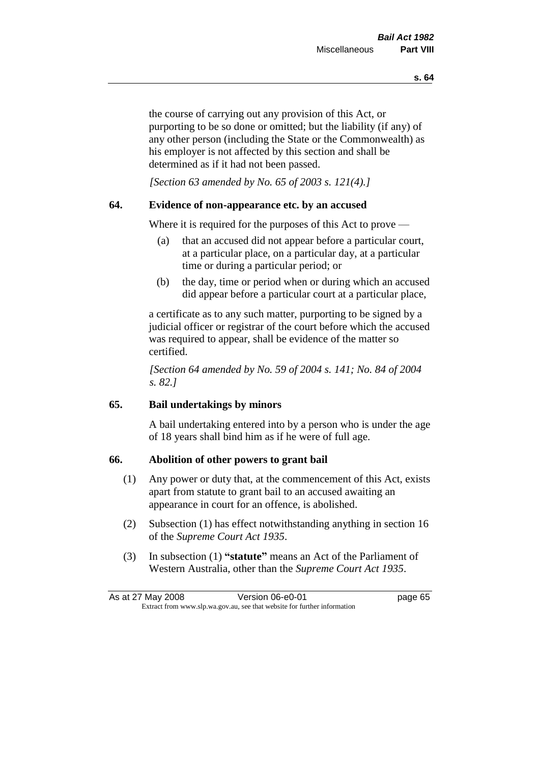the course of carrying out any provision of this Act, or purporting to be so done or omitted; but the liability (if any) of any other person (including the State or the Commonwealth) as his employer is not affected by this section and shall be determined as if it had not been passed.

*[Section 63 amended by No. 65 of 2003 s. 121(4).]*

## 64. Evidence of non-appearance etc. by an accused

Where it is required for the purposes of this Act to prove —

(a) that an accused did not appear before a particular court, at a particular place, on a particular day, at a particular time or during a particular period; or

(b) the day, time or period when or during which an accused did appear before a particular court at a particular place,

a certificate as to any such matter, purporting to be signed by a judicial officer or registrar of the court before which the accused was required to appear, shall be evidence of the matter so certified.

*[Section 64 amended by No. 59 of 2004 s. 141; No. 84 of 2004 s. 82.]*

## 65. Bail undertakings by minors

A bail undertaking entered into by a person who is under the age of 18 years shall bind him as if he were of full age.

## 66. Abolition of other powers to grant bail

(1) Any power or duty that, at the commencement of this Act, exists apart from statute to grant bail to an accused awaiting an appearance in court for an offence, is abolished.

(2) Subsection (1) has effect notwithstanding anything in section 16 of the *Supreme Court Act 1935*.

(3) In subsection (1) **"statute"** means an Act of the Parliament of Western Australia, other than the *Supreme Court Act 1935*.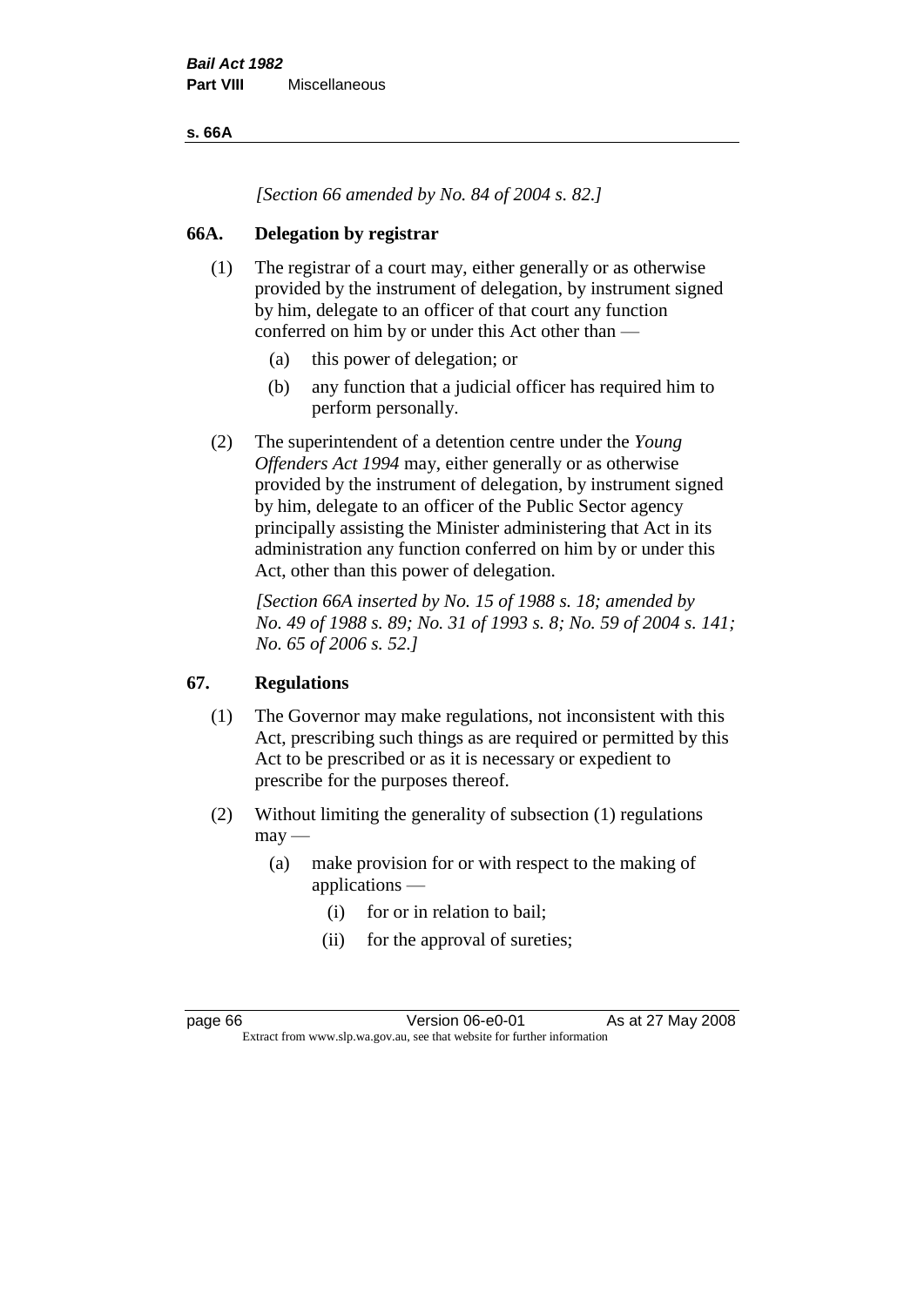*[Section 66 amended by No. 84 of 2004 s. 82.]*

## 66A. Delegation by registrar

(1) The registrar of a court may, either generally or as otherwise provided by the instrument of delegation, by instrument signed by him, delegate to an officer of that court any function conferred on him by or under this Act other than —

- (a) this power of delegation; or
- (b) any function that a judicial officer has required him to perform personally.

(2) The superintendent of a detention centre under the *Young Offenders Act 1994* may, either generally or as otherwise provided by the instrument of delegation, by instrument signed by him, delegate to an officer of the Public Sector agency principally assisting the Minister administering that Act in its administration any function conferred on him by or under this Act, other than this power of delegation.

*[Section 66A inserted by No. 15 of 1988 s. 18; amended by No. 49 of 1988 s. 89; No. 31 of 1993 s. 8; No. 59 of 2004 s. 141; No. 65 of 2006 s. 52.]*

## 67. Regulations

(1) The Governor may make regulations, not inconsistent with this Act, prescribing such things as are required or permitted by this Act to be prescribed or as it is necessary or expedient to prescribe for the purposes thereof.

(2) Without limiting the generality of subsection (1) regulations may —

- (a) make provision for or with respect to the making of applications —
  - (i) for or in relation to bail;
  - (ii) for the approval of sureties;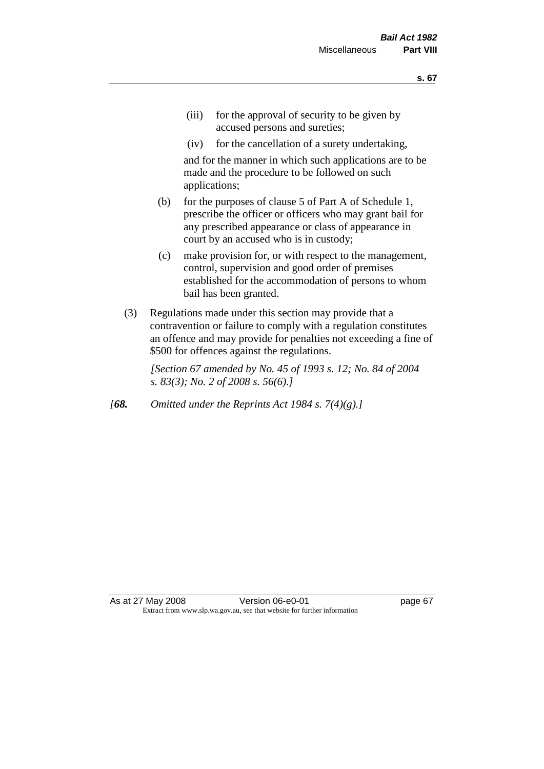(iii) for the approval of security to be given by accused persons and sureties;

(iv) for the cancellation of a surety undertaking,

and for the manner in which such applications are to be made and the procedure to be followed on such applications;

(b) for the purposes of clause 5 of Part A of Schedule 1, prescribe the officer or officers who may grant bail for any prescribed appearance or class of appearance in court by an accused who is in custody;

(c) make provision for, or with respect to the management, control, supervision and good order of premises established for the accommodation of persons to whom bail has been granted.

(3) Regulations made under this section may provide that a contravention or failure to comply with a regulation constitutes an offence and may provide for penalties not exceeding a fine of $500 for offences against the regulations.

*[Section 67 amended by No. 45 of 1993 s. 12; No. 84 of 2004 s. 83(3); No. 2 of 2008 s. 56(6).]*

*[**68.** Omitted under the Reprints Act 1984 s. 7(4)(g).]*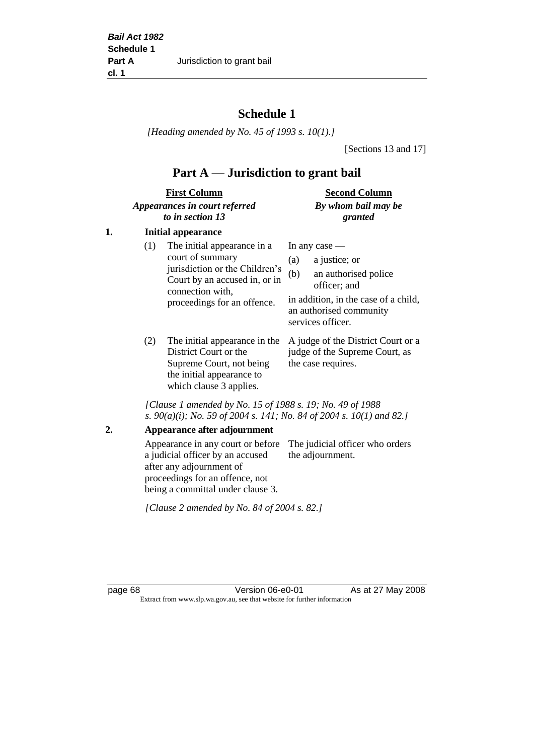# Schedule 1

*[Heading amended by No. 45 of 1993 s. 10(1).]*

[Sections 13 and 17]

## Part A — Jurisdiction to grant bail

| | First Column *Appearances in court referred to in section 13* | Second Column *By whom bail may be granted* |
|---|---|---|
| **1.** | **Initial appearance** | |
| | (1) The initial appearance in a court of summary jurisdiction or the Children's Court by an accused in, or in connection with, proceedings for an offence. | In any case — (a) a justice; or (b) an authorised police officer; and in addition, in the case of a child, an authorised community services officer. |
| | (2) The initial appearance in the District Court or the Supreme Court, not being the initial appearance to which clause 3 applies. | A judge of the District Court or a judge of the Supreme Court, as the case requires. |

*[Clause 1 amended by No. 15 of 1988 s. 19; No. 49 of 1988 s. 90(a)(i); No. 59 of 2004 s. 141; No. 84 of 2004 s. 10(1) and 82.]*

| | | |
|---|---|---|
| **2.** | **Appearance after adjournment** | |
| | Appearance in any court or before a judicial officer by an accused after any adjournment of proceedings for an offence, not being a committal under clause 3. | The judicial officer who orders the adjournment. |

*[Clause 2 amended by No. 84 of 2004 s. 82.]*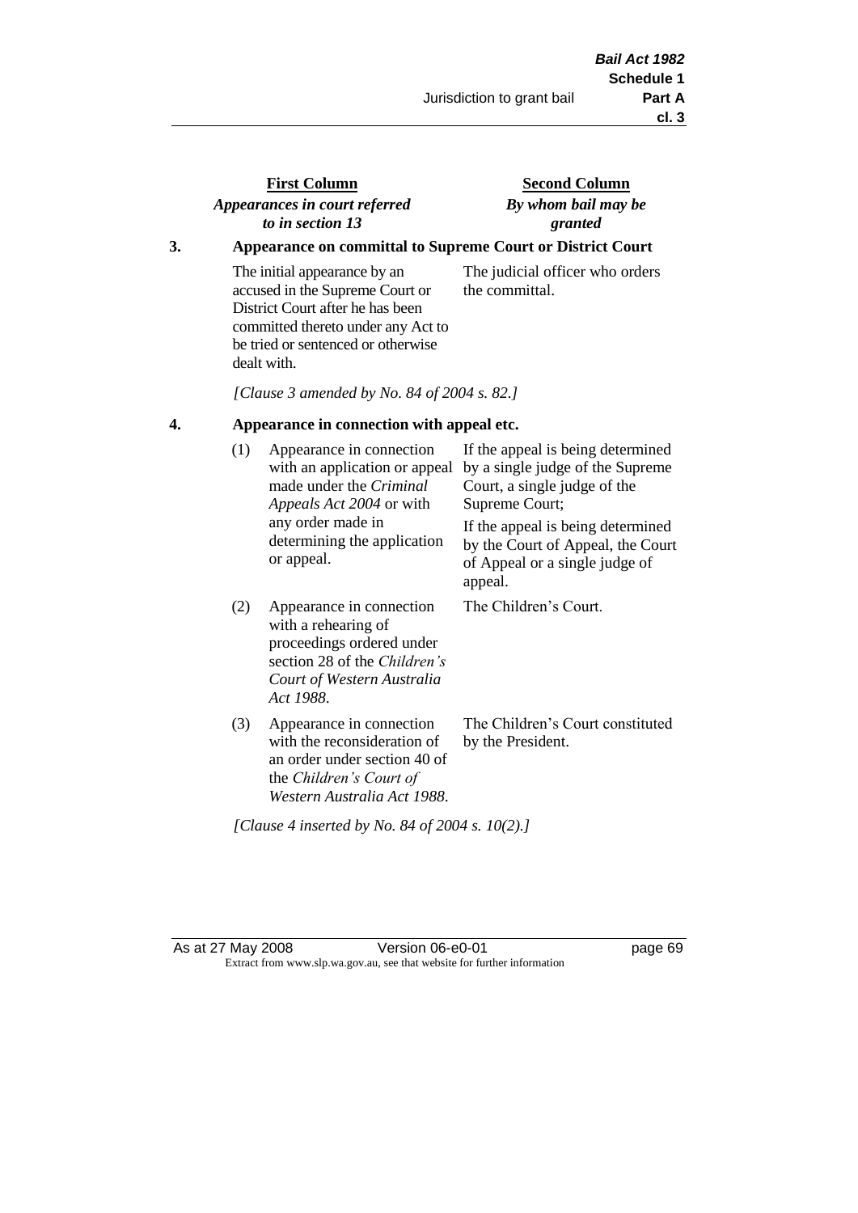| First Column *Appearances in court referred to in section 13* | Second Column *By whom bail may be granted* |
|---|---|

**3. Appearance on committal to Supreme Court or District Court**

| First Column | Second Column |
|---|---|
| The initial appearance by an accused in the Supreme Court or District Court after he has been committed thereto under any Act to be tried or sentenced or otherwise dealt with. | The judicial officer who orders the committal. |

*[Clause 3 amended by No. 84 of 2004 s. 82.]*

**4. Appearance in connection with appeal etc.**

| | First Column | Second Column |
|---|---|---|
| (1) | Appearance in connection with an application or appeal made under the *Criminal Appeals Act 2004* or with any order made in determining the application or appeal. | If the appeal is being determined by a single judge of the Supreme Court, a single judge of the Supreme Court; If the appeal is being determined by the Court of Appeal, the Court of Appeal or a single judge of appeal. |
| (2) | Appearance in connection with a rehearing of proceedings ordered under section 28 of the *Children's Court of Western Australia Act 1988*. | The Children's Court. |
| (3) | Appearance in connection with the reconsideration of an order under section 40 of the *Children's Court of Western Australia Act 1988*. | The Children's Court constituted by the President. |

*[Clause 4 inserted by No. 84 of 2004 s. 10(2).]*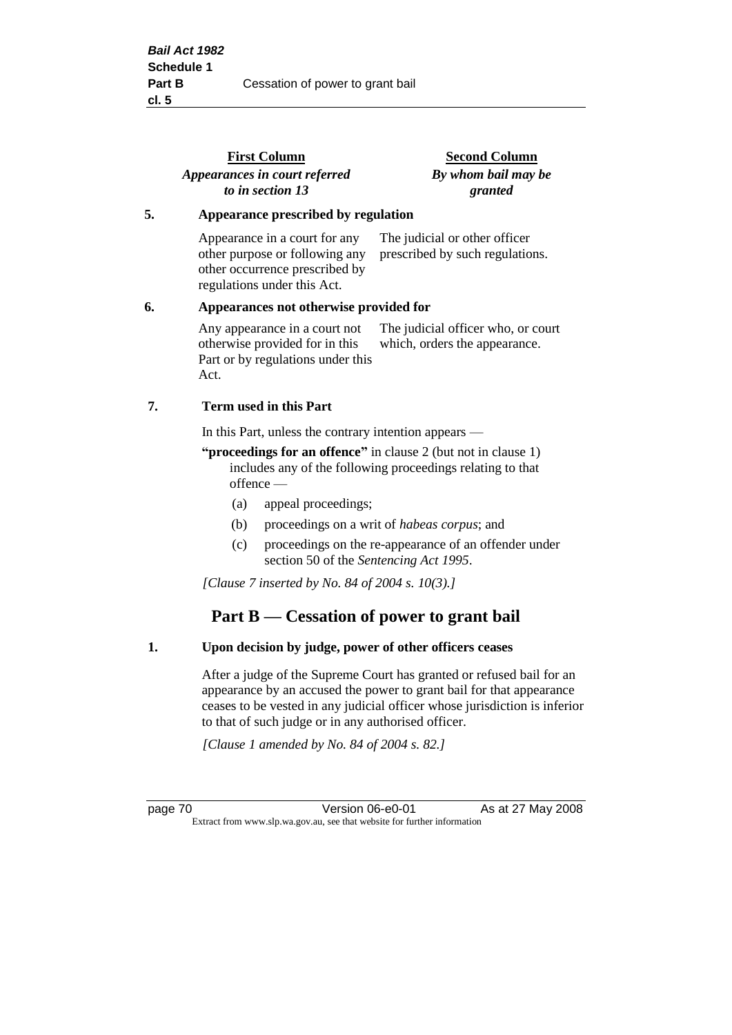| First Column *Appearances in court referred to in section 13* | Second Column *By whom bail may be granted* |
|---|---|
| **5. Appearance prescribed by regulation** | |
| Appearance in a court for any other purpose or following any other occurrence prescribed by regulations under this Act. | The judicial or other officer prescribed by such regulations. |
| **6. Appearances not otherwise provided for** | |
| Any appearance in a court not otherwise provided for in this Part or by regulations under this Act. | The judicial officer who, or court which, orders the appearance. |

**7. Term used in this Part**

In this Part, unless the contrary intention appears —

**"proceedings for an offence"** in clause 2 (but not in clause 1) includes any of the following proceedings relating to that offence —

(a) appeal proceedings;

(b) proceedings on a writ of *habeas corpus*; and

(c) proceedings on the re-appearance of an offender under section 50 of the *Sentencing Act 1995*.

*[Clause 7 inserted by No. 84 of 2004 s. 10(3).]*

## Part B — Cessation of power to grant bail

**1. Upon decision by judge, power of other officers ceases**

After a judge of the Supreme Court has granted or refused bail for an appearance by an accused the power to grant bail for that appearance ceases to be vested in any judicial officer whose jurisdiction is inferior to that of such judge or in any authorised officer.

*[Clause 1 amended by No. 84 of 2004 s. 82.]*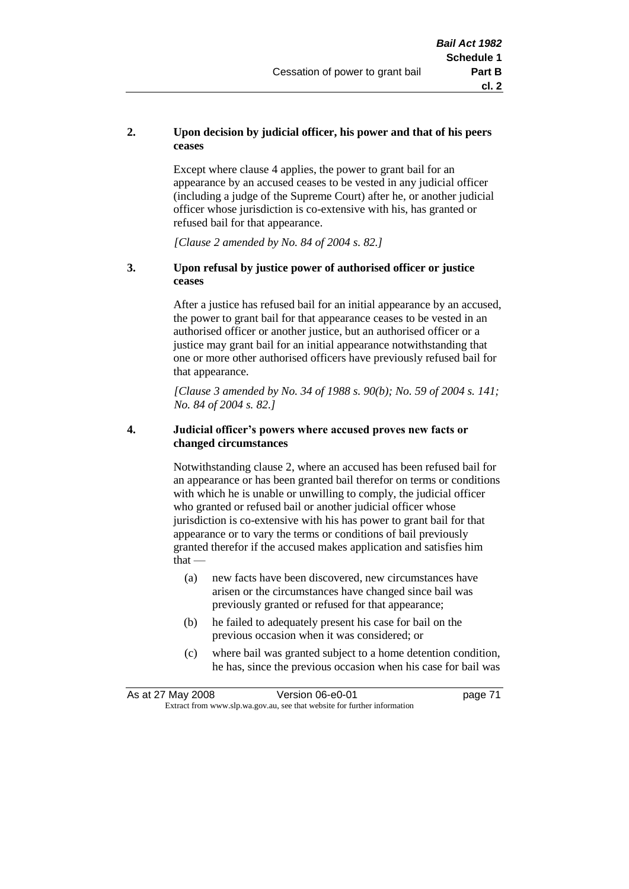**2. Upon decision by judicial officer, his power and that of his peers ceases**

Except where clause 4 applies, the power to grant bail for an appearance by an accused ceases to be vested in any judicial officer (including a judge of the Supreme Court) after he, or another judicial officer whose jurisdiction is co-extensive with his, has granted or refused bail for that appearance.

*[Clause 2 amended by No. 84 of 2004 s. 82.]*

**3. Upon refusal by justice power of authorised officer or justice ceases**

After a justice has refused bail for an initial appearance by an accused, the power to grant bail for that appearance ceases to be vested in an authorised officer or another justice, but an authorised officer or a justice may grant bail for an initial appearance notwithstanding that one or more other authorised officers have previously refused bail for that appearance.

*[Clause 3 amended by No. 34 of 1988 s. 90(b); No. 59 of 2004 s. 141; No. 84 of 2004 s. 82.]*

**4. Judicial officer's powers where accused proves new facts or changed circumstances**

Notwithstanding clause 2, where an accused has been refused bail for an appearance or has been granted bail therefor on terms or conditions with which he is unable or unwilling to comply, the judicial officer who granted or refused bail or another judicial officer whose jurisdiction is co-extensive with his has power to grant bail for that appearance or to vary the terms or conditions of bail previously granted therefor if the accused makes application and satisfies him that —

(a) new facts have been discovered, new circumstances have arisen or the circumstances have changed since bail was previously granted or refused for that appearance;

(b) he failed to adequately present his case for bail on the previous occasion when it was considered; or

(c) where bail was granted subject to a home detention condition, he has, since the previous occasion when his case for bail was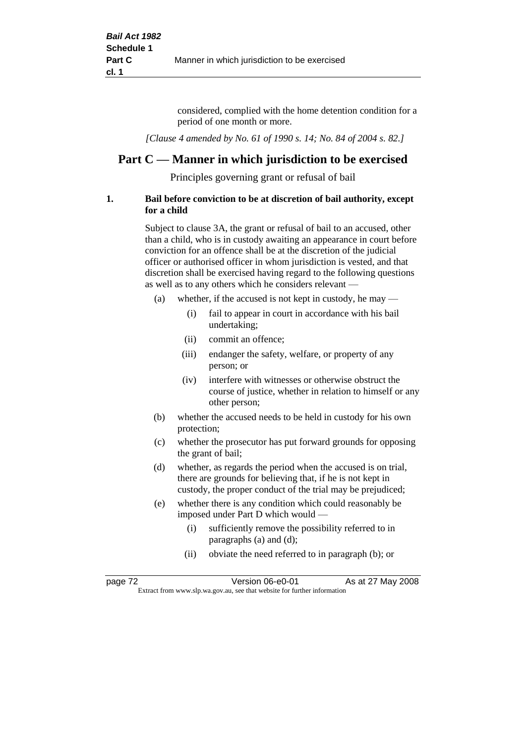considered, complied with the home detention condition for a period of one month or more.

*[Clause 4 amended by No. 61 of 1990 s. 14; No. 84 of 2004 s. 82.]*

## Part C — Manner in which jurisdiction to be exercised

Principles governing grant or refusal of bail

**1. Bail before conviction to be at discretion of bail authority, except for a child**

Subject to clause 3A, the grant or refusal of bail to an accused, other than a child, who is in custody awaiting an appearance in court before conviction for an offence shall be at the discretion of the judicial officer or authorised officer in whom jurisdiction is vested, and that discretion shall be exercised having regard to the following questions as well as to any others which he considers relevant —

- (a) whether, if the accused is not kept in custody, he may —
  - (i) fail to appear in court in accordance with his bail undertaking;
  - (ii) commit an offence;
  - (iii) endanger the safety, welfare, or property of any person; or
  - (iv) interfere with witnesses or otherwise obstruct the course of justice, whether in relation to himself or any other person;
- (b) whether the accused needs to be held in custody for his own protection;
- (c) whether the prosecutor has put forward grounds for opposing the grant of bail;
- (d) whether, as regards the period when the accused is on trial, there are grounds for believing that, if he is not kept in custody, the proper conduct of the trial may be prejudiced;
- (e) whether there is any condition which could reasonably be imposed under Part D which would —
  - (i) sufficiently remove the possibility referred to in paragraphs (a) and (d);
  - (ii) obviate the need referred to in paragraph (b); or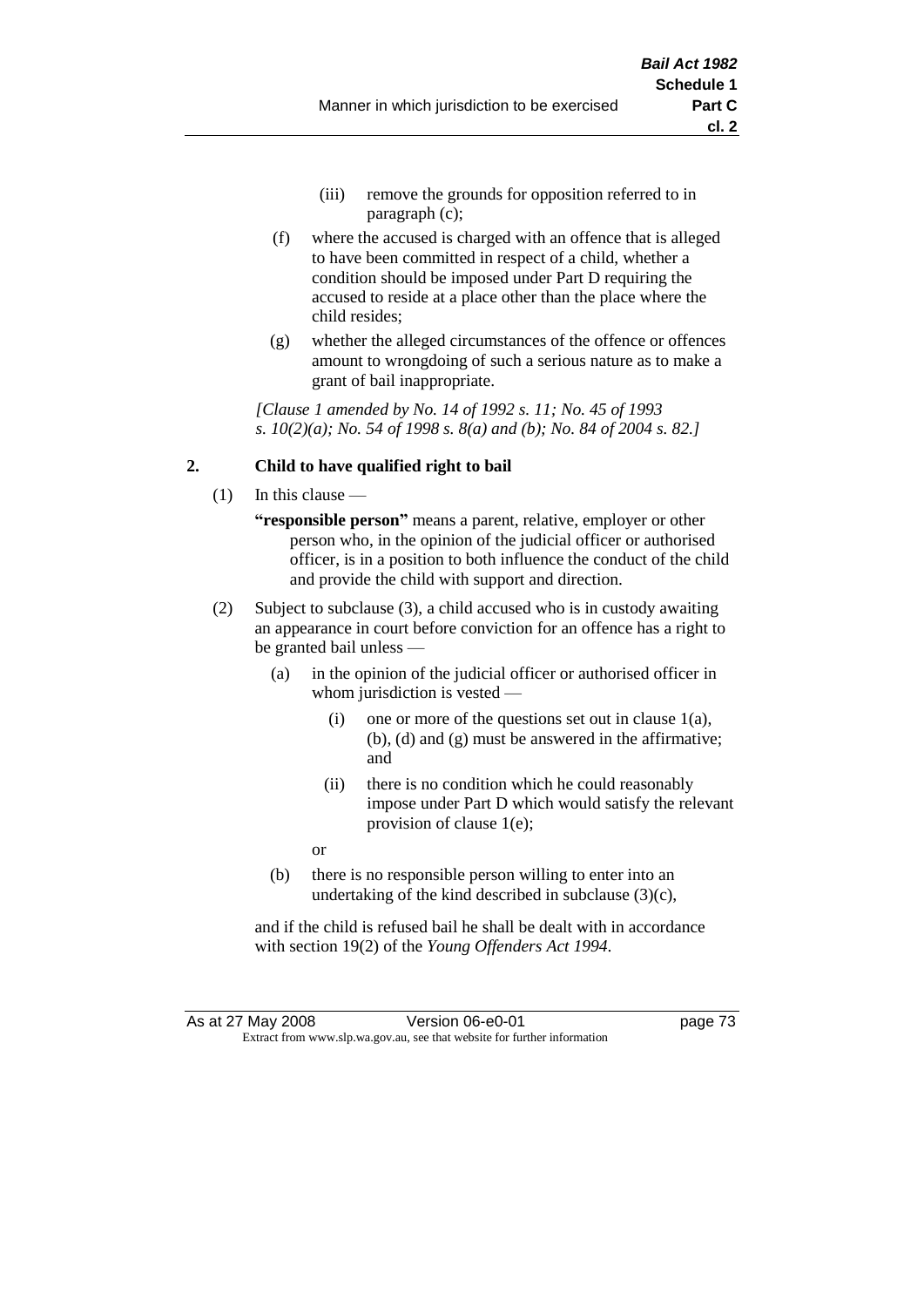(iii) remove the grounds for opposition referred to in paragraph (c);

(f) where the accused is charged with an offence that is alleged to have been committed in respect of a child, whether a condition should be imposed under Part D requiring the accused to reside at a place other than the place where the child resides;

(g) whether the alleged circumstances of the offence or offences amount to wrongdoing of such a serious nature as to make a grant of bail inappropriate.

*[Clause 1 amended by No. 14 of 1992 s. 11; No. 45 of 1993 s. 10(2)(a); No. 54 of 1998 s. 8(a) and (b); No. 84 of 2004 s. 82.]*

**2. Child to have qualified right to bail**

(1) In this clause —

**"responsible person"** means a parent, relative, employer or other person who, in the opinion of the judicial officer or authorised officer, is in a position to both influence the conduct of the child and provide the child with support and direction.

(2) Subject to subclause (3), a child accused who is in custody awaiting an appearance in court before conviction for an offence has a right to be granted bail unless —

(a) in the opinion of the judicial officer or authorised officer in whom jurisdiction is vested —

(i) one or more of the questions set out in clause 1(a), (b), (d) and (g) must be answered in the affirmative; and

(ii) there is no condition which he could reasonably impose under Part D which would satisfy the relevant provision of clause 1(e);

or

(b) there is no responsible person willing to enter into an undertaking of the kind described in subclause (3)(c),

and if the child is refused bail he shall be dealt with in accordance with section 19(2) of the *Young Offenders Act 1994*.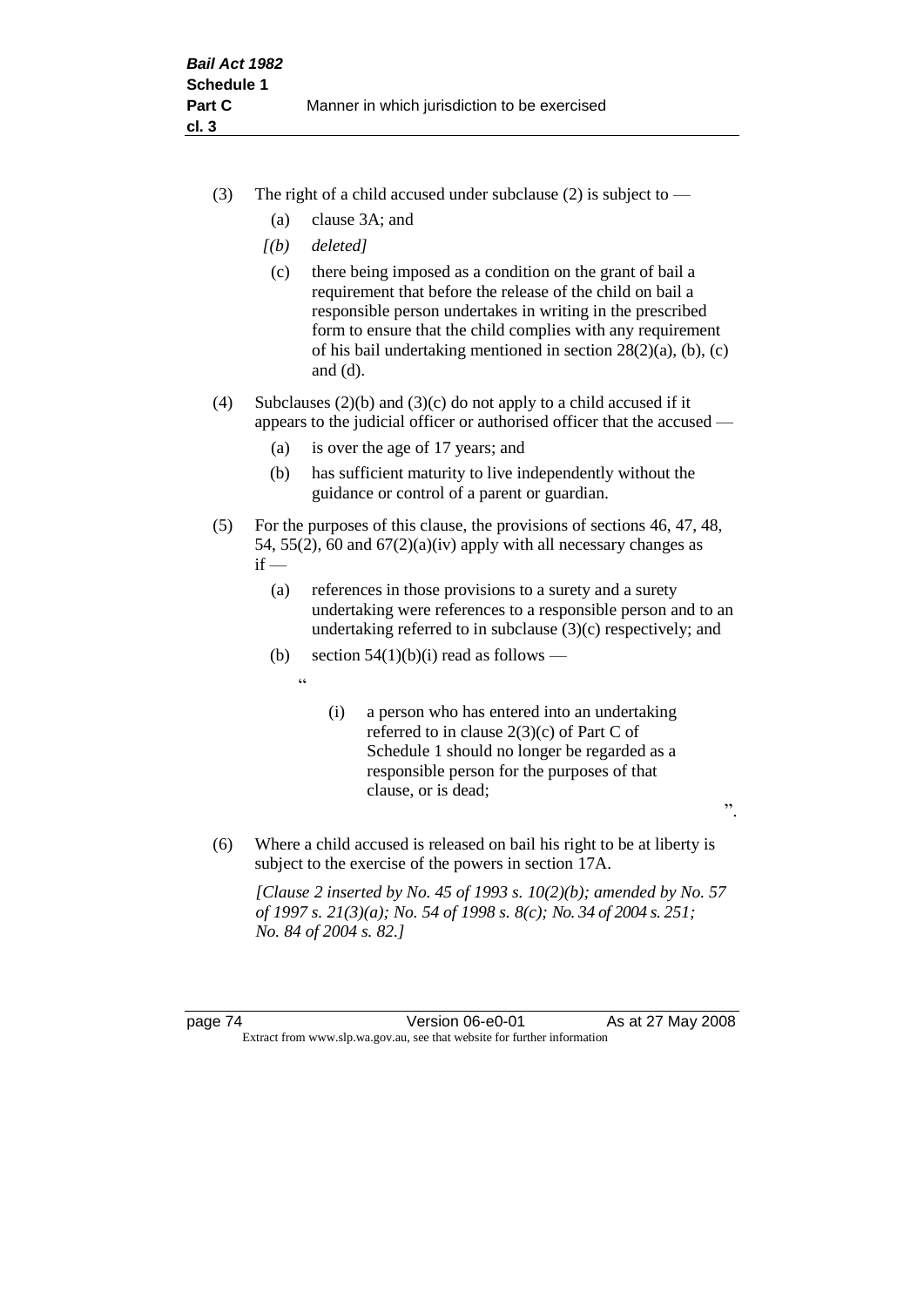(3) The right of a child accused under subclause (2) is subject to —

  (a) clause 3A; and

  *[(b) deleted]*

  (c) there being imposed as a condition on the grant of bail a requirement that before the release of the child on bail a responsible person undertakes in writing in the prescribed form to ensure that the child complies with any requirement of his bail undertaking mentioned in section 28(2)(a), (b), (c) and (d).

(4) Subclauses (2)(b) and (3)(c) do not apply to a child accused if it appears to the judicial officer or authorised officer that the accused —

  (a) is over the age of 17 years; and

  (b) has sufficient maturity to live independently without the guidance or control of a parent or guardian.

(5) For the purposes of this clause, the provisions of sections 46, 47, 48, 54, 55(2), 60 and 67(2)(a)(iv) apply with all necessary changes as if —

  (a) references in those provisions to a surety and a surety undertaking were references to a responsible person and to an undertaking referred to in subclause (3)(c) respectively; and

  (b) section 54(1)(b)(i) read as follows —

  "

    (i) a person who has entered into an undertaking referred to in clause 2(3)(c) of Part C of Schedule 1 should no longer be regarded as a responsible person for the purposes of that clause, or is dead;

  ".

(6) Where a child accused is released on bail his right to be at liberty is subject to the exercise of the powers in section 17A.

*[Clause 2 inserted by No. 45 of 1993 s. 10(2)(b); amended by No. 57 of 1997 s. 21(3)(a); No. 54 of 1998 s. 8(c); No. 34 of 2004 s. 251; No. 84 of 2004 s. 82.]*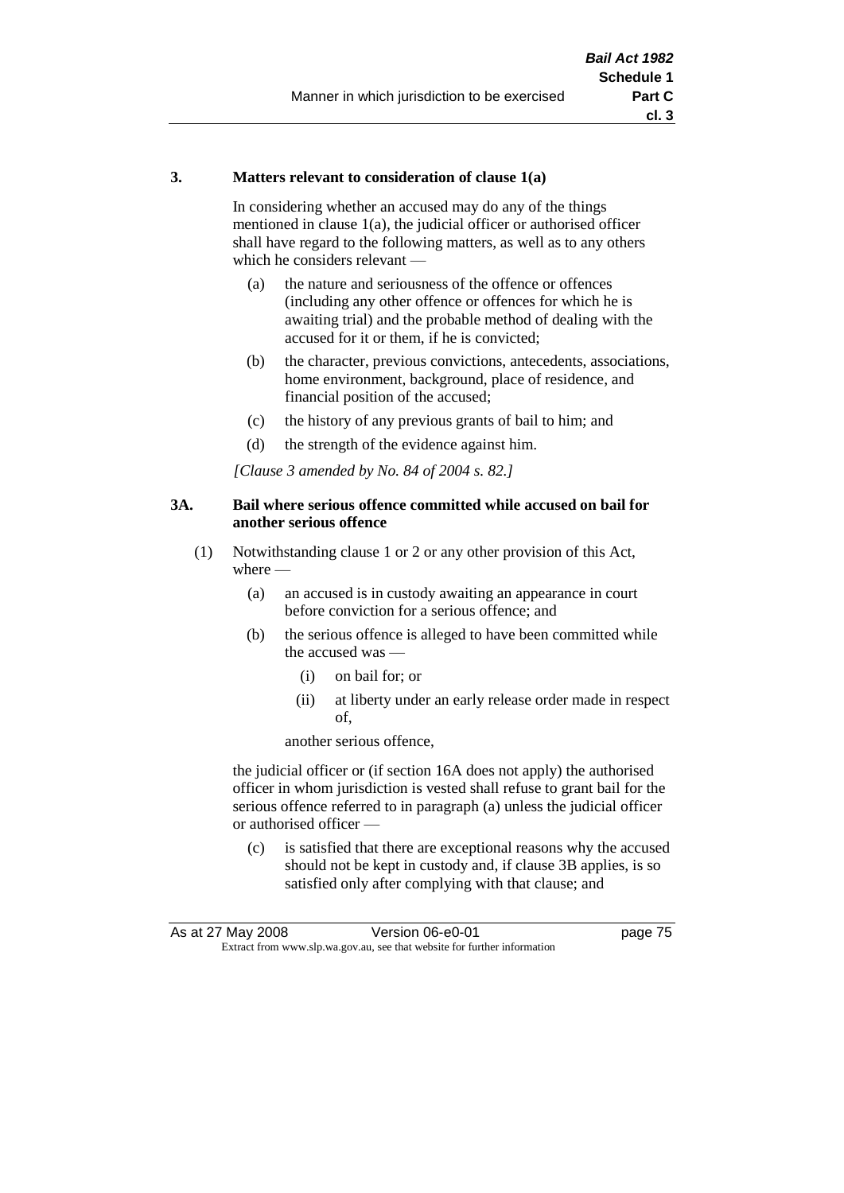### 3. Matters relevant to consideration of clause 1(a)

In considering whether an accused may do any of the things mentioned in clause 1(a), the judicial officer or authorised officer shall have regard to the following matters, as well as to any others which he considers relevant —

(a) the nature and seriousness of the offence or offences (including any other offence or offences for which he is awaiting trial) and the probable method of dealing with the accused for it or them, if he is convicted;

(b) the character, previous convictions, antecedents, associations, home environment, background, place of residence, and financial position of the accused;

(c) the history of any previous grants of bail to him; and

(d) the strength of the evidence against him.

*[Clause 3 amended by No. 84 of 2004 s. 82.]*

### 3A. Bail where serious offence committed while accused on bail for another serious offence

(1) Notwithstanding clause 1 or 2 or any other provision of this Act, where —

(a) an accused is in custody awaiting an appearance in court before conviction for a serious offence; and

(b) the serious offence is alleged to have been committed while the accused was —

(i) on bail for; or

(ii) at liberty under an early release order made in respect of,

another serious offence,

the judicial officer or (if section 16A does not apply) the authorised officer in whom jurisdiction is vested shall refuse to grant bail for the serious offence referred to in paragraph (a) unless the judicial officer or authorised officer —

(c) is satisfied that there are exceptional reasons why the accused should not be kept in custody and, if clause 3B applies, is so satisfied only after complying with that clause; and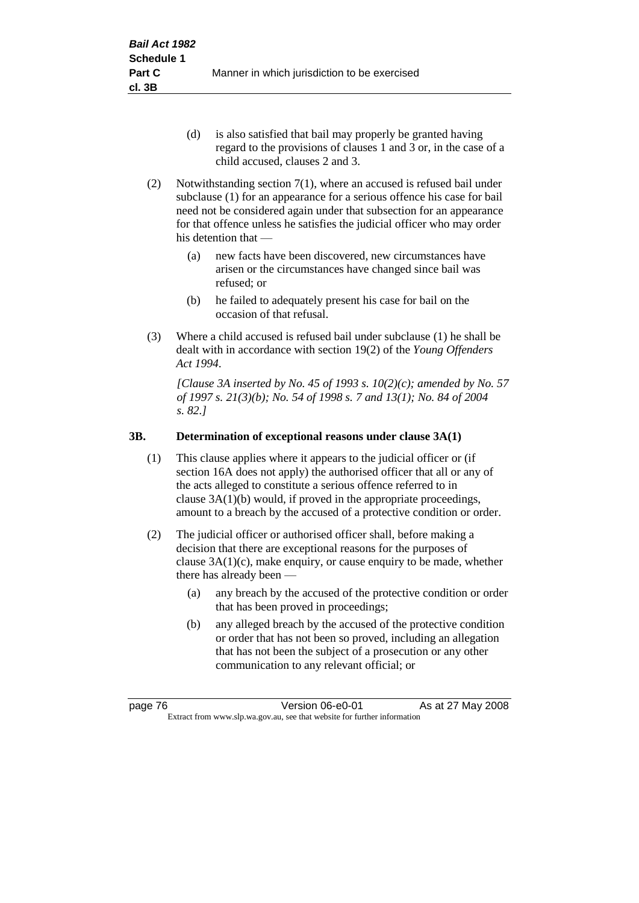(d) is also satisfied that bail may properly be granted having regard to the provisions of clauses 1 and 3 or, in the case of a child accused, clauses 2 and 3.

(2) Notwithstanding section 7(1), where an accused is refused bail under subclause (1) for an appearance for a serious offence his case for bail need not be considered again under that subsection for an appearance for that offence unless he satisfies the judicial officer who may order his detention that —

(a) new facts have been discovered, new circumstances have arisen or the circumstances have changed since bail was refused; or

(b) he failed to adequately present his case for bail on the occasion of that refusal.

(3) Where a child accused is refused bail under subclause (1) he shall be dealt with in accordance with section 19(2) of the *Young Offenders Act 1994*.

*[Clause 3A inserted by No. 45 of 1993 s. 10(2)(c); amended by No. 57 of 1997 s. 21(3)(b); No. 54 of 1998 s. 7 and 13(1); No. 84 of 2004 s. 82.]*

### 3B. Determination of exceptional reasons under clause 3A(1)

(1) This clause applies where it appears to the judicial officer or (if section 16A does not apply) the authorised officer that all or any of the acts alleged to constitute a serious offence referred to in clause 3A(1)(b) would, if proved in the appropriate proceedings, amount to a breach by the accused of a protective condition or order.

(2) The judicial officer or authorised officer shall, before making a decision that there are exceptional reasons for the purposes of clause 3A(1)(c), make enquiry, or cause enquiry to be made, whether there has already been —

(a) any breach by the accused of the protective condition or order that has been proved in proceedings;

(b) any alleged breach by the accused of the protective condition or order that has not been so proved, including an allegation that has not been the subject of a prosecution or any other communication to any relevant official; or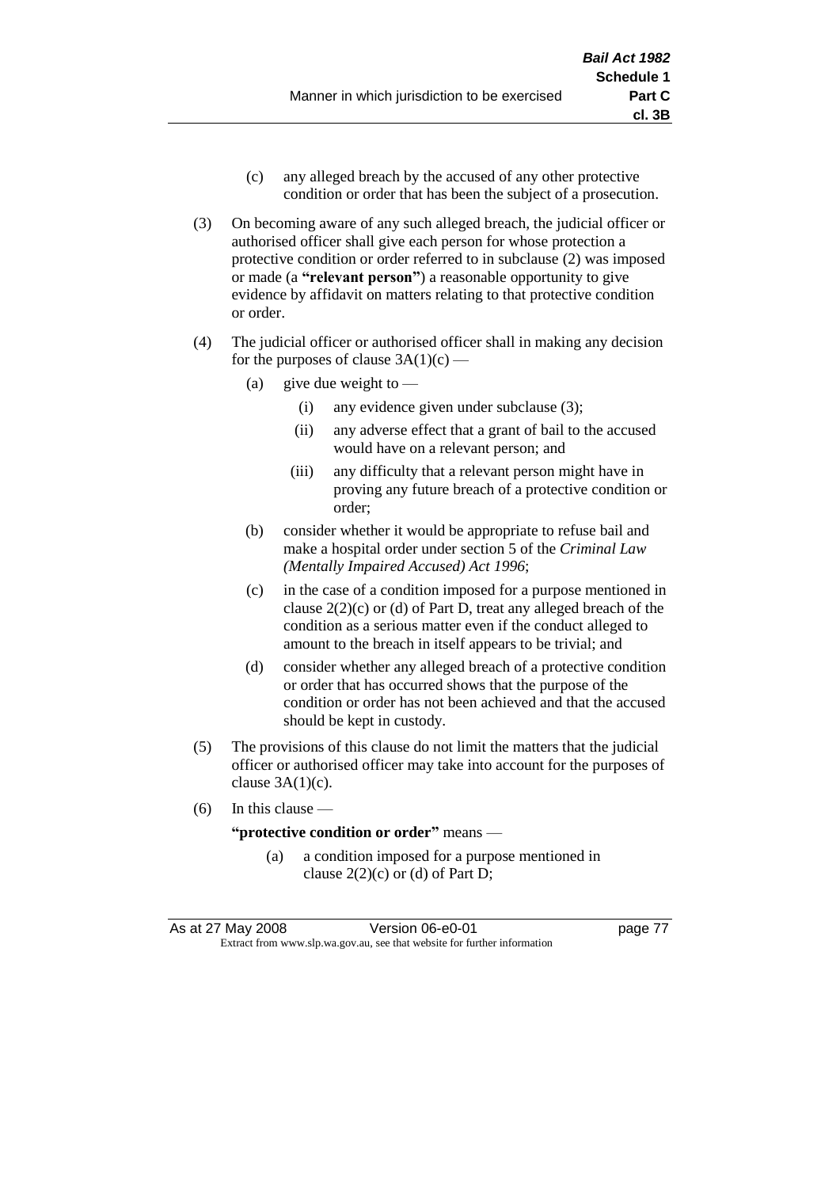(c) any alleged breach by the accused of any other protective condition or order that has been the subject of a prosecution.

(3) On becoming aware of any such alleged breach, the judicial officer or authorised officer shall give each person for whose protection a protective condition or order referred to in subclause (2) was imposed or made (a **"relevant person"**) a reasonable opportunity to give evidence by affidavit on matters relating to that protective condition or order.

(4) The judicial officer or authorised officer shall in making any decision for the purposes of clause 3A(1)(c) —

   (a) give due weight to —

      (i) any evidence given under subclause (3);

      (ii) any adverse effect that a grant of bail to the accused would have on a relevant person; and

      (iii) any difficulty that a relevant person might have in proving any future breach of a protective condition or order;

   (b) consider whether it would be appropriate to refuse bail and make a hospital order under section 5 of the *Criminal Law (Mentally Impaired Accused) Act 1996*;

   (c) in the case of a condition imposed for a purpose mentioned in clause 2(2)(c) or (d) of Part D, treat any alleged breach of the condition as a serious matter even if the conduct alleged to amount to the breach in itself appears to be trivial; and

   (d) consider whether any alleged breach of a protective condition or order that has occurred shows that the purpose of the condition or order has not been achieved and that the accused should be kept in custody.

(5) The provisions of this clause do not limit the matters that the judicial officer or authorised officer may take into account for the purposes of clause 3A(1)(c).

(6) In this clause —

**"protective condition or order"** means —

   (a) a condition imposed for a purpose mentioned in clause 2(2)(c) or (d) of Part D;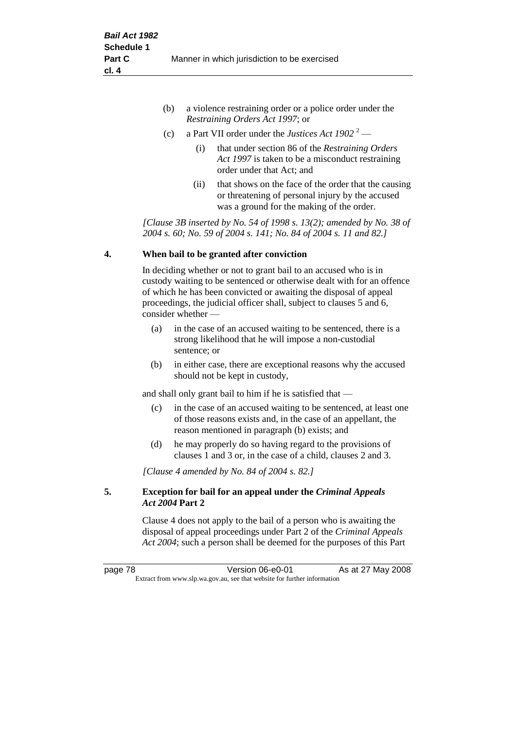(b) a violence restraining order or a police order under the *Restraining Orders Act 1997*; or

(c) a Part VII order under the *Justices Act 1902* [2] —

(i) that under section 86 of the *Restraining Orders Act 1997* is taken to be a misconduct restraining order under that Act; and

(ii) that shows on the face of the order that the causing or threatening of personal injury by the accused was a ground for the making of the order.

*[Clause 3B inserted by No. 54 of 1998 s. 13(2); amended by No. 38 of 2004 s. 60; No. 59 of 2004 s. 141; No. 84 of 2004 s. 11 and 82.]*

**4. When bail to be granted after conviction**

In deciding whether or not to grant bail to an accused who is in custody waiting to be sentenced or otherwise dealt with for an offence of which he has been convicted or awaiting the disposal of appeal proceedings, the judicial officer shall, subject to clauses 5 and 6, consider whether —

(a) in the case of an accused waiting to be sentenced, there is a strong likelihood that he will impose a non-custodial sentence; or

(b) in either case, there are exceptional reasons why the accused should not be kept in custody,

and shall only grant bail to him if he is satisfied that —

(c) in the case of an accused waiting to be sentenced, at least one of those reasons exists and, in the case of an appellant, the reason mentioned in paragraph (b) exists; and

(d) he may properly do so having regard to the provisions of clauses 1 and 3 or, in the case of a child, clauses 2 and 3.

*[Clause 4 amended by No. 84 of 2004 s. 82.]*

**5. Exception for bail for an appeal under the *Criminal Appeals Act 2004* Part 2**

Clause 4 does not apply to the bail of a person who is awaiting the disposal of appeal proceedings under Part 2 of the *Criminal Appeals Act 2004*; such a person shall be deemed for the purposes of this Part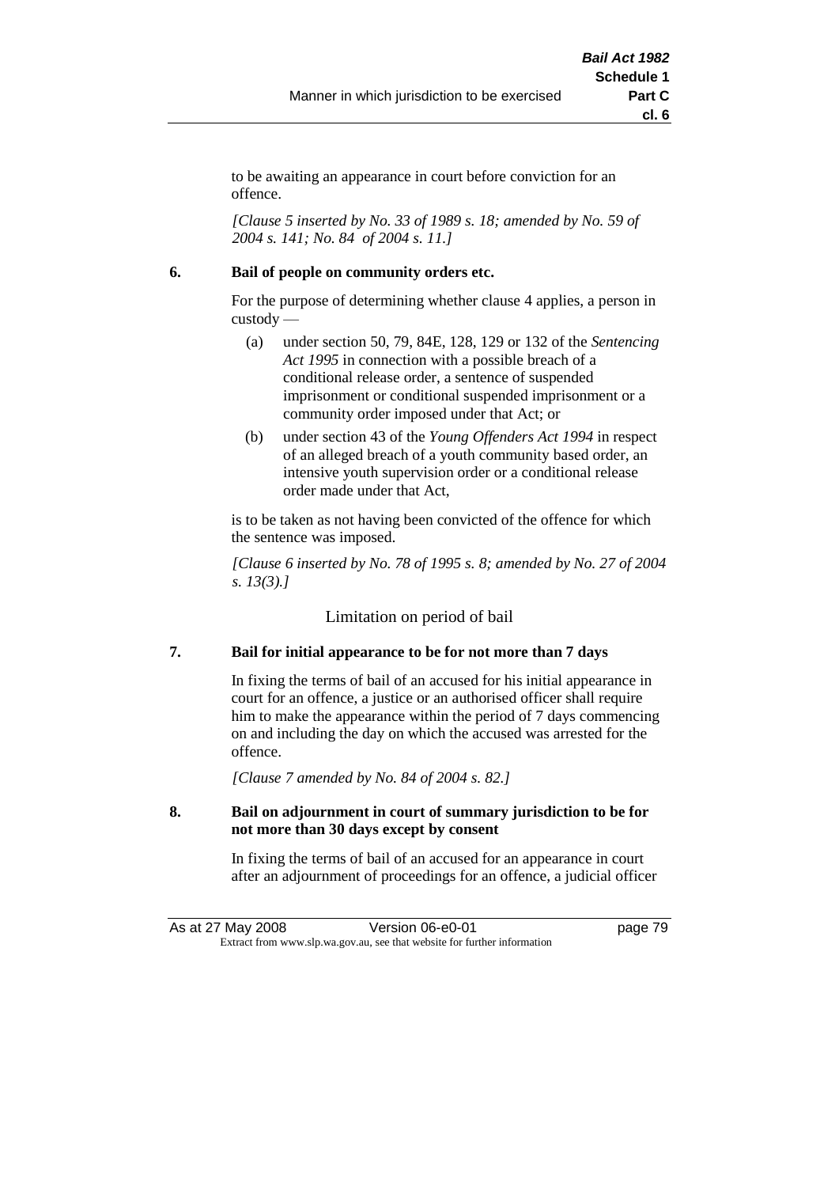to be awaiting an appearance in court before conviction for an offence.

*[Clause 5 inserted by No. 33 of 1989 s. 18; amended by No. 59 of 2004 s. 141; No. 84 of 2004 s. 11.]*

**6. Bail of people on community orders etc.**

For the purpose of determining whether clause 4 applies, a person in custody —

(a) under section 50, 79, 84E, 128, 129 or 132 of the *Sentencing Act 1995* in connection with a possible breach of a conditional release order, a sentence of suspended imprisonment or conditional suspended imprisonment or a community order imposed under that Act; or

(b) under section 43 of the *Young Offenders Act 1994* in respect of an alleged breach of a youth community based order, an intensive youth supervision order or a conditional release order made under that Act,

is to be taken as not having been convicted of the offence for which the sentence was imposed.

*[Clause 6 inserted by No. 78 of 1995 s. 8; amended by No. 27 of 2004 s. 13(3).]*

## Limitation on period of bail

**7. Bail for initial appearance to be for not more than 7 days**

In fixing the terms of bail of an accused for his initial appearance in court for an offence, a justice or an authorised officer shall require him to make the appearance within the period of 7 days commencing on and including the day on which the accused was arrested for the offence.

*[Clause 7 amended by No. 84 of 2004 s. 82.]*

**8. Bail on adjournment in court of summary jurisdiction to be for not more than 30 days except by consent**

In fixing the terms of bail of an accused for an appearance in court after an adjournment of proceedings for an offence, a judicial officer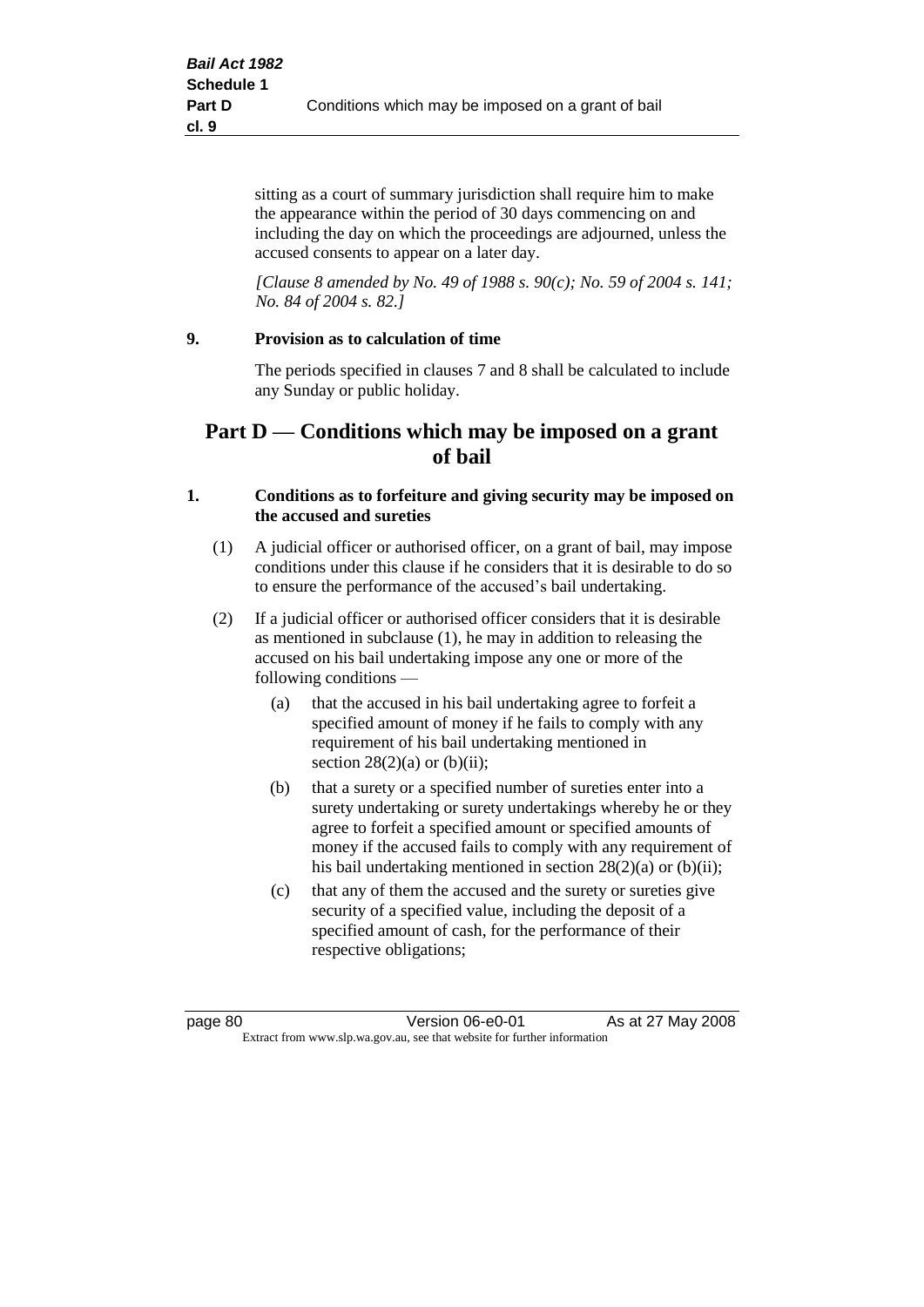sitting as a court of summary jurisdiction shall require him to make the appearance within the period of 30 days commencing on and including the day on which the proceedings are adjourned, unless the accused consents to appear on a later day.

*[Clause 8 amended by No. 49 of 1988 s. 90(c); No. 59 of 2004 s. 141; No. 84 of 2004 s. 82.]*

**9. Provision as to calculation of time**

The periods specified in clauses 7 and 8 shall be calculated to include any Sunday or public holiday.

## Part D — Conditions which may be imposed on a grant of bail

**1. Conditions as to forfeiture and giving security may be imposed on the accused and sureties**

(1) A judicial officer or authorised officer, on a grant of bail, may impose conditions under this clause if he considers that it is desirable to do so to ensure the performance of the accused's bail undertaking.

(2) If a judicial officer or authorised officer considers that it is desirable as mentioned in subclause (1), he may in addition to releasing the accused on his bail undertaking impose any one or more of the following conditions —

(a) that the accused in his bail undertaking agree to forfeit a specified amount of money if he fails to comply with any requirement of his bail undertaking mentioned in section 28(2)(a) or (b)(ii);

(b) that a surety or a specified number of sureties enter into a surety undertaking or surety undertakings whereby he or they agree to forfeit a specified amount or specified amounts of money if the accused fails to comply with any requirement of his bail undertaking mentioned in section 28(2)(a) or (b)(ii);

(c) that any of them the accused and the surety or sureties give security of a specified value, including the deposit of a specified amount of cash, for the performance of their respective obligations;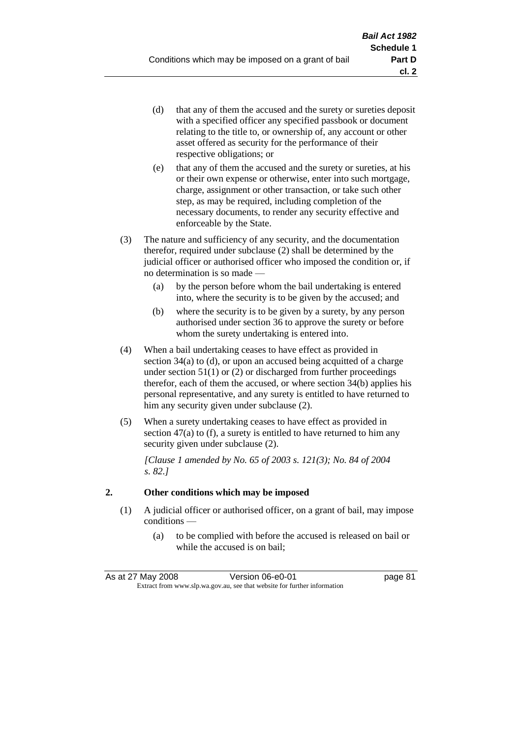(d) that any of them the accused and the surety or sureties deposit with a specified officer any specified passbook or document relating to the title to, or ownership of, any account or other asset offered as security for the performance of their respective obligations; or

(e) that any of them the accused and the surety or sureties, at his or their own expense or otherwise, enter into such mortgage, charge, assignment or other transaction, or take such other step, as may be required, including completion of the necessary documents, to render any security effective and enforceable by the State.

(3) The nature and sufficiency of any security, and the documentation therefor, required under subclause (2) shall be determined by the judicial officer or authorised officer who imposed the condition or, if no determination is so made —

(a) by the person before whom the bail undertaking is entered into, where the security is to be given by the accused; and

(b) where the security is to be given by a surety, by any person authorised under section 36 to approve the surety or before whom the surety undertaking is entered into.

(4) When a bail undertaking ceases to have effect as provided in section 34(a) to (d), or upon an accused being acquitted of a charge under section 51(1) or (2) or discharged from further proceedings therefor, each of them the accused, or where section 34(b) applies his personal representative, and any surety is entitled to have returned to him any security given under subclause (2).

(5) When a surety undertaking ceases to have effect as provided in section 47(a) to (f), a surety is entitled to have returned to him any security given under subclause (2).

*[Clause 1 amended by No. 65 of 2003 s. 121(3); No. 84 of 2004 s. 82.]*

## 2. Other conditions which may be imposed

(1) A judicial officer or authorised officer, on a grant of bail, may impose conditions —

(a) to be complied with before the accused is released on bail or while the accused is on bail;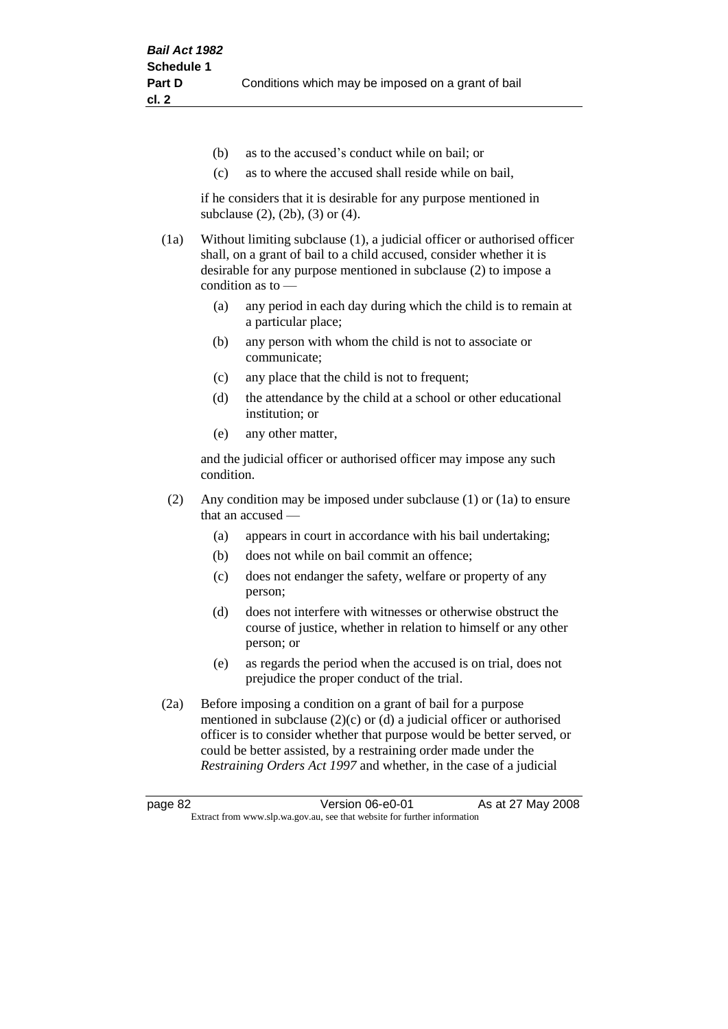(b) as to the accused's conduct while on bail; or

(c) as to where the accused shall reside while on bail,

if he considers that it is desirable for any purpose mentioned in subclause (2), (2b), (3) or (4).

(1a) Without limiting subclause (1), a judicial officer or authorised officer shall, on a grant of bail to a child accused, consider whether it is desirable for any purpose mentioned in subclause (2) to impose a condition as to —

(a) any period in each day during which the child is to remain at a particular place;

(b) any person with whom the child is not to associate or communicate;

(c) any place that the child is not to frequent;

(d) the attendance by the child at a school or other educational institution; or

(e) any other matter,

and the judicial officer or authorised officer may impose any such condition.

(2) Any condition may be imposed under subclause (1) or (1a) to ensure that an accused —

(a) appears in court in accordance with his bail undertaking;

(b) does not while on bail commit an offence;

(c) does not endanger the safety, welfare or property of any person;

(d) does not interfere with witnesses or otherwise obstruct the course of justice, whether in relation to himself or any other person; or

(e) as regards the period when the accused is on trial, does not prejudice the proper conduct of the trial.

(2a) Before imposing a condition on a grant of bail for a purpose mentioned in subclause (2)(c) or (d) a judicial officer or authorised officer is to consider whether that purpose would be better served, or could be better assisted, by a restraining order made under the *Restraining Orders Act 1997* and whether, in the case of a judicial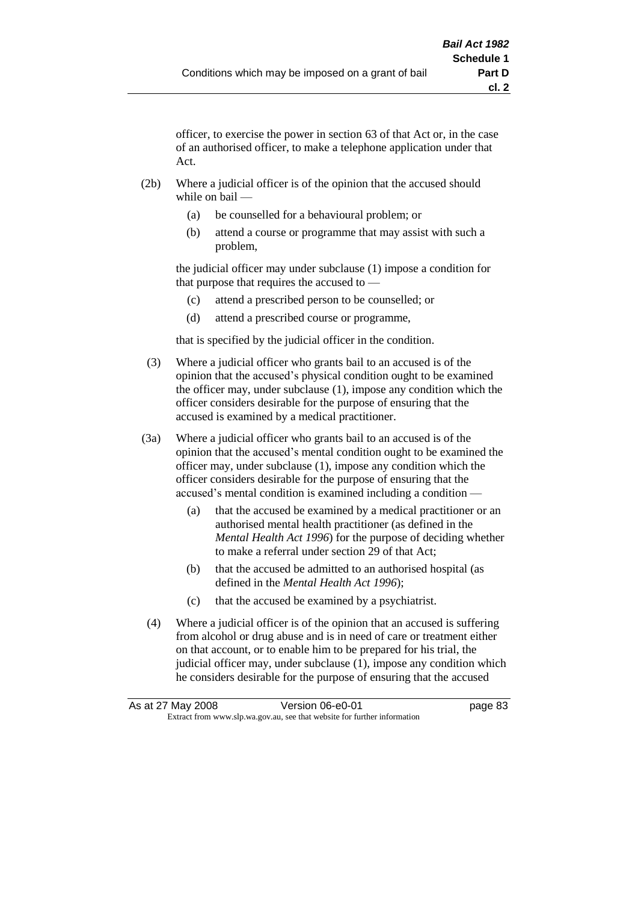officer, to exercise the power in section 63 of that Act or, in the case of an authorised officer, to make a telephone application under that Act.

(2b) Where a judicial officer is of the opinion that the accused should while on bail —

- (a) be counselled for a behavioural problem; or
- (b) attend a course or programme that may assist with such a problem,

the judicial officer may under subclause (1) impose a condition for that purpose that requires the accused to —

- (c) attend a prescribed person to be counselled; or
- (d) attend a prescribed course or programme,

that is specified by the judicial officer in the condition.

(3) Where a judicial officer who grants bail to an accused is of the opinion that the accused's physical condition ought to be examined the officer may, under subclause (1), impose any condition which the officer considers desirable for the purpose of ensuring that the accused is examined by a medical practitioner.

(3a) Where a judicial officer who grants bail to an accused is of the opinion that the accused's mental condition ought to be examined the officer may, under subclause (1), impose any condition which the officer considers desirable for the purpose of ensuring that the accused's mental condition is examined including a condition —

- (a) that the accused be examined by a medical practitioner or an authorised mental health practitioner (as defined in the *Mental Health Act 1996*) for the purpose of deciding whether to make a referral under section 29 of that Act;
- (b) that the accused be admitted to an authorised hospital (as defined in the *Mental Health Act 1996*);
- (c) that the accused be examined by a psychiatrist.

(4) Where a judicial officer is of the opinion that an accused is suffering from alcohol or drug abuse and is in need of care or treatment either on that account, or to enable him to be prepared for his trial, the judicial officer may, under subclause (1), impose any condition which he considers desirable for the purpose of ensuring that the accused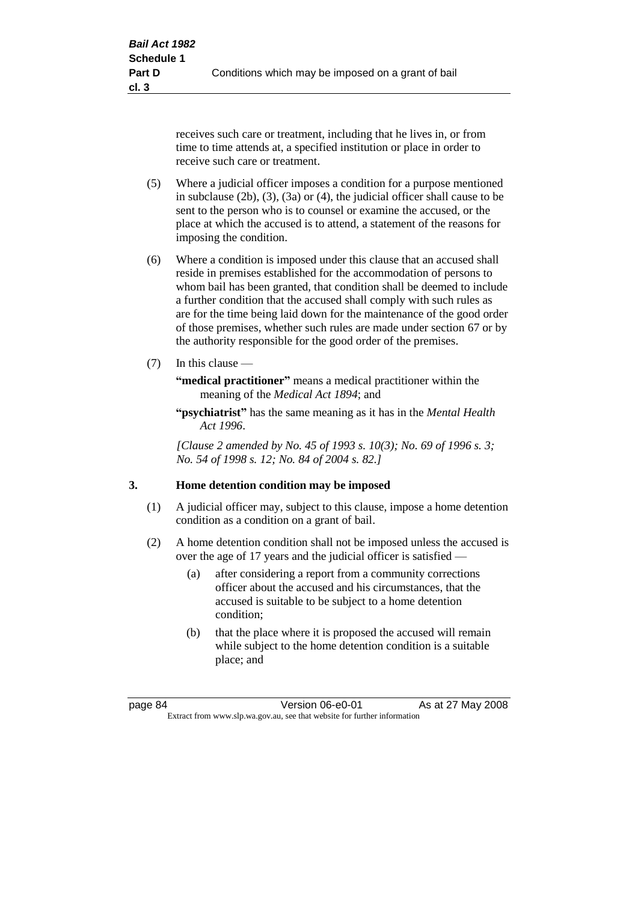receives such care or treatment, including that he lives in, or from time to time attends at, a specified institution or place in order to receive such care or treatment.

(5) Where a judicial officer imposes a condition for a purpose mentioned in subclause (2b), (3), (3a) or (4), the judicial officer shall cause to be sent to the person who is to counsel or examine the accused, or the place at which the accused is to attend, a statement of the reasons for imposing the condition.

(6) Where a condition is imposed under this clause that an accused shall reside in premises established for the accommodation of persons to whom bail has been granted, that condition shall be deemed to include a further condition that the accused shall comply with such rules as are for the time being laid down for the maintenance of the good order of those premises, whether such rules are made under section 67 or by the authority responsible for the good order of the premises.

(7) In this clause —

**"medical practitioner"** means a medical practitioner within the meaning of the *Medical Act 1894*; and

**"psychiatrist"** has the same meaning as it has in the *Mental Health Act 1996*.

*[Clause 2 amended by No. 45 of 1993 s. 10(3); No. 69 of 1996 s. 3; No. 54 of 1998 s. 12; No. 84 of 2004 s. 82.]*

## 3. Home detention condition may be imposed

(1) A judicial officer may, subject to this clause, impose a home detention condition as a condition on a grant of bail.

(2) A home detention condition shall not be imposed unless the accused is over the age of 17 years and the judicial officer is satisfied —

(a) after considering a report from a community corrections officer about the accused and his circumstances, that the accused is suitable to be subject to a home detention condition;

(b) that the place where it is proposed the accused will remain while subject to the home detention condition is a suitable place; and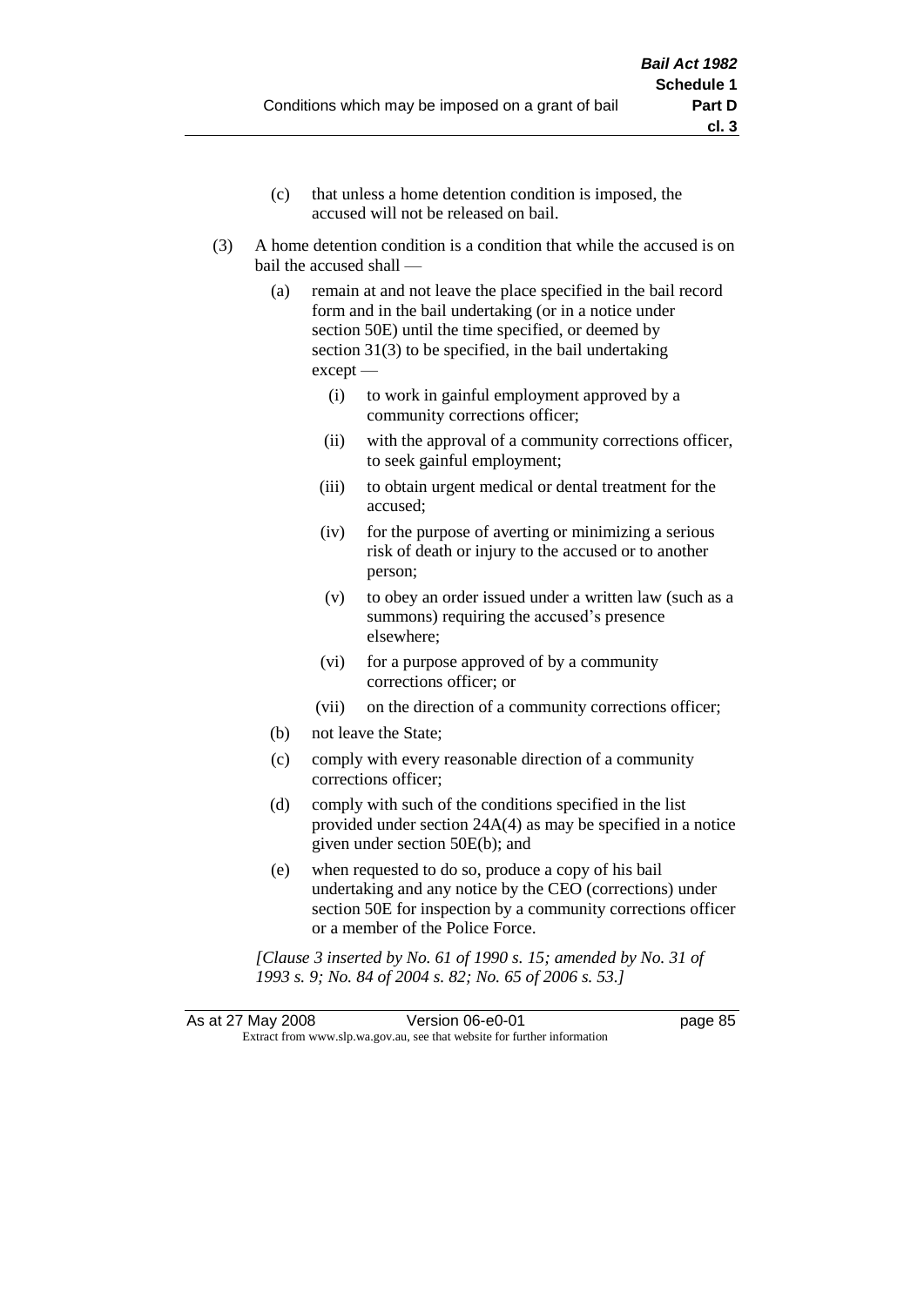(c) that unless a home detention condition is imposed, the accused will not be released on bail.

(3) A home detention condition is a condition that while the accused is on bail the accused shall —

   (a) remain at and not leave the place specified in the bail record form and in the bail undertaking (or in a notice under section 50E) until the time specified, or deemed by section 31(3) to be specified, in the bail undertaking except —

      (i) to work in gainful employment approved by a community corrections officer;

      (ii) with the approval of a community corrections officer, to seek gainful employment;

      (iii) to obtain urgent medical or dental treatment for the accused;

      (iv) for the purpose of averting or minimizing a serious risk of death or injury to the accused or to another person;

      (v) to obey an order issued under a written law (such as a summons) requiring the accused's presence elsewhere;

      (vi) for a purpose approved of by a community corrections officer; or

      (vii) on the direction of a community corrections officer;

   (b) not leave the State;

   (c) comply with every reasonable direction of a community corrections officer;

   (d) comply with such of the conditions specified in the list provided under section 24A(4) as may be specified in a notice given under section 50E(b); and

   (e) when requested to do so, produce a copy of his bail undertaking and any notice by the CEO (corrections) under section 50E for inspection by a community corrections officer or a member of the Police Force.

*[Clause 3 inserted by No. 61 of 1990 s. 15; amended by No. 31 of 1993 s. 9; No. 84 of 2004 s. 82; No. 65 of 2006 s. 53.]*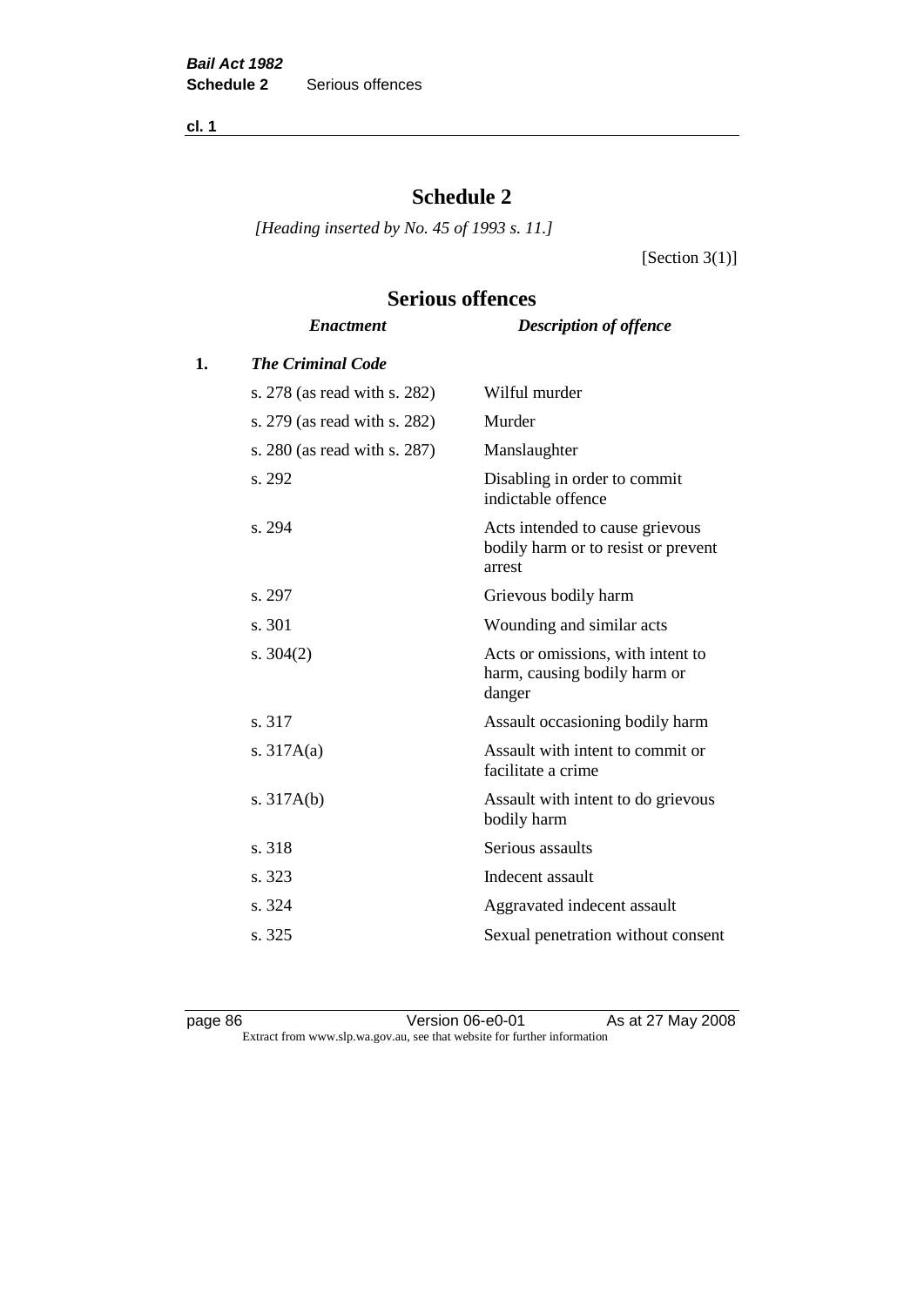# Schedule 2

*[Heading inserted by No. 45 of 1993 s. 11.]*

[Section 3(1)]

## Serious offences

| | *Enactment* | *Description of offence* |
|---|---|---|
| **1.** | ***The Criminal Code*** | |
| | s. 278 (as read with s. 282) | Wilful murder |
| | s. 279 (as read with s. 282) | Murder |
| | s. 280 (as read with s. 287) | Manslaughter |
| | s. 292 | Disabling in order to commit indictable offence |
| | s. 294 | Acts intended to cause grievous bodily harm or to resist or prevent arrest |
| | s. 297 | Grievous bodily harm |
| | s. 301 | Wounding and similar acts |
| | s. 304(2) | Acts or omissions, with intent to harm, causing bodily harm or danger |
| | s. 317 | Assault occasioning bodily harm |
| | s. 317A(a) | Assault with intent to commit or facilitate a crime |
| | s. 317A(b) | Assault with intent to do grievous bodily harm |
| | s. 318 | Serious assaults |
| | s. 323 | Indecent assault |
| | s. 324 | Aggravated indecent assault |
| | s. 325 | Sexual penetration without consent |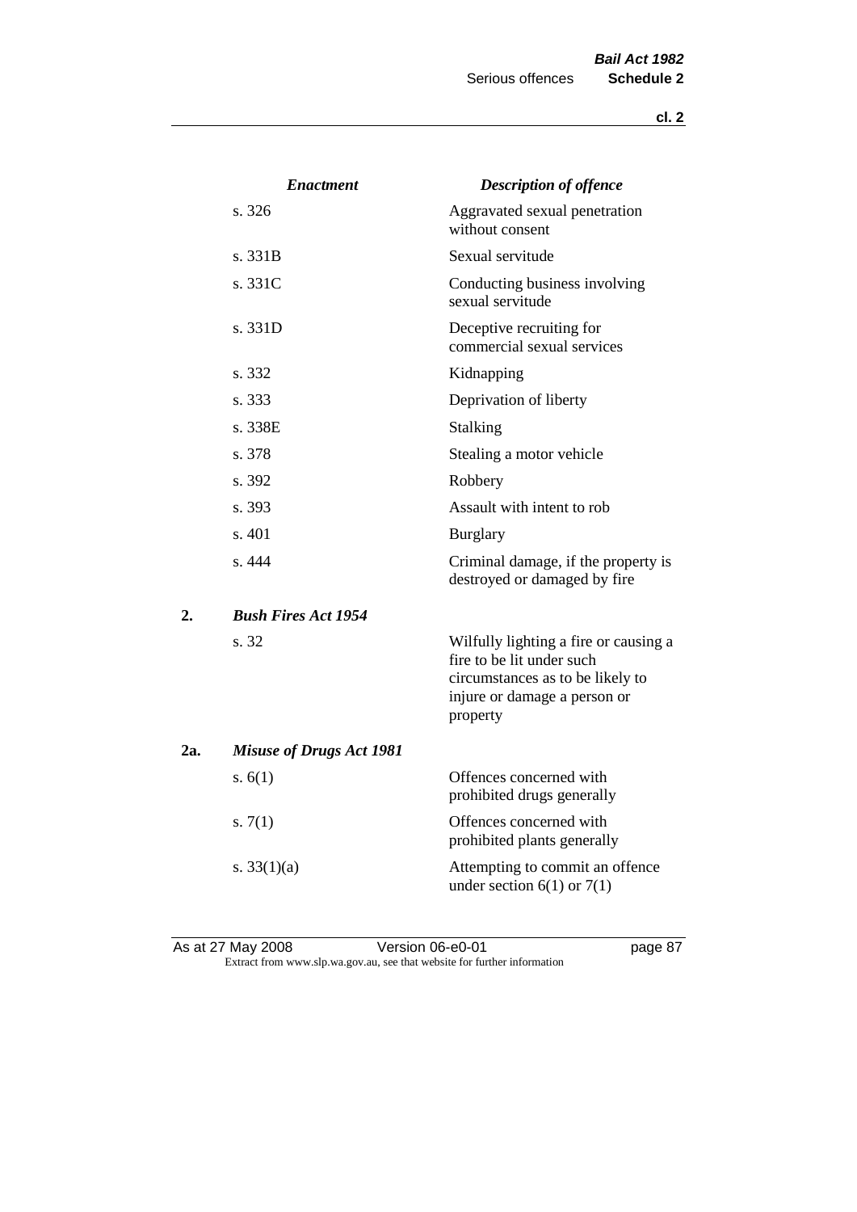| | *Enactment* | *Description of offence* |
|---|---|---|
| | s. 326 | Aggravated sexual penetration without consent |
| | s. 331B | Sexual servitude |
| | s. 331C | Conducting business involving sexual servitude |
| | s. 331D | Deceptive recruiting for commercial sexual services |
| | s. 332 | Kidnapping |
| | s. 333 | Deprivation of liberty |
| | s. 338E | Stalking |
| | s. 378 | Stealing a motor vehicle |
| | s. 392 | Robbery |
| | s. 393 | Assault with intent to rob |
| | s. 401 | Burglary |
| | s. 444 | Criminal damage, if the property is destroyed or damaged by fire |
| **2.** | ***Bush Fires Act 1954*** | |
| | s. 32 | Wilfully lighting a fire or causing a fire to be lit under such circumstances as to be likely to injure or damage a person or property |
| **2a.** | ***Misuse of Drugs Act 1981*** | |
| | s. 6(1) | Offences concerned with prohibited drugs generally |
| | s. 7(1) | Offences concerned with prohibited plants generally |
| | s. 33(1)(a) | Attempting to commit an offence under section 6(1) or 7(1) |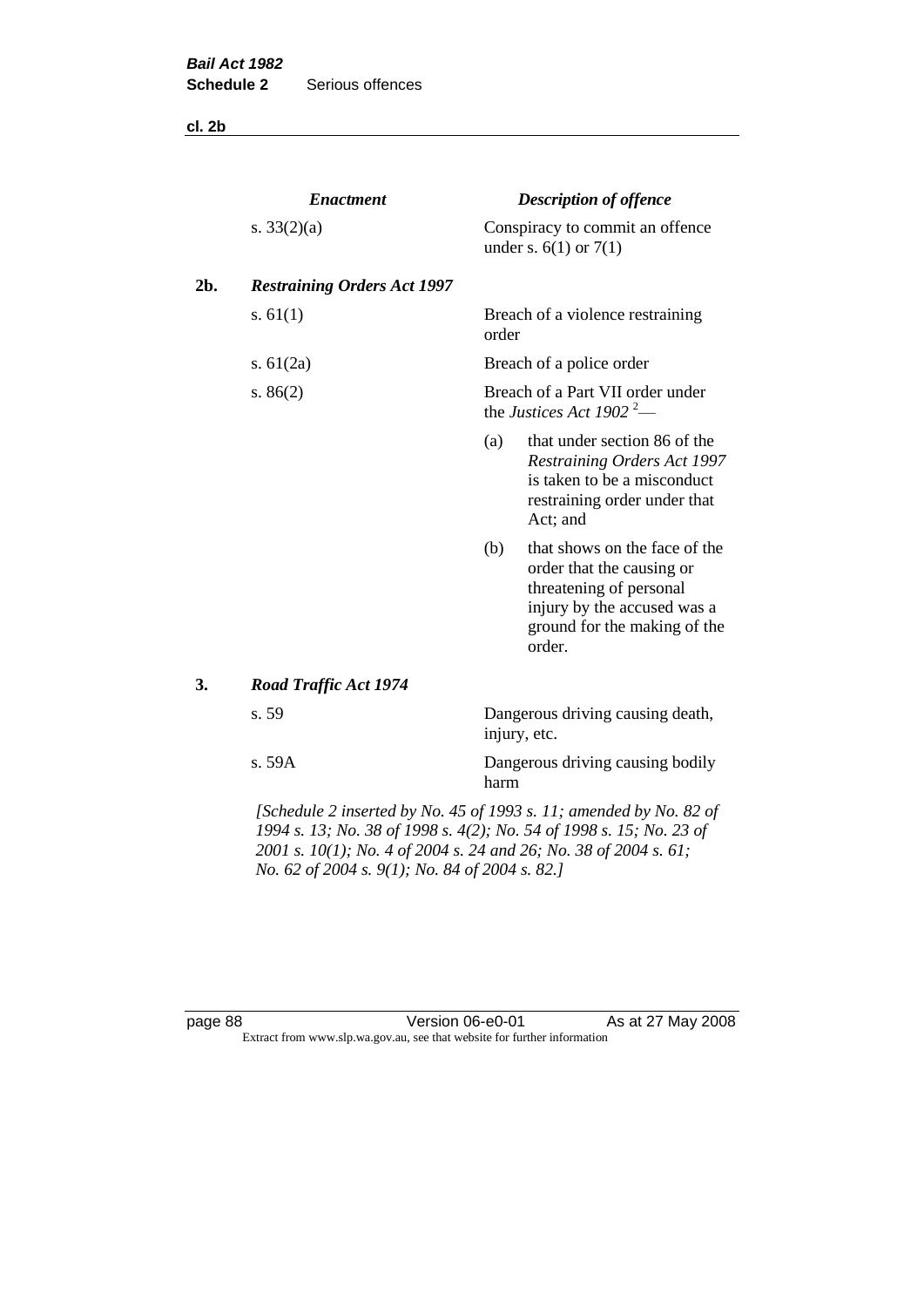| | *Enactment* | *Description of offence* |
|---|---|---|
| | s. 33(2)(a) | Conspiracy to commit an offence under s. 6(1) or 7(1) |
| **2b.** | ***Restraining Orders Act 1997*** | |
| | s. 61(1) | Breach of a violence restraining order |
| | s. 61(2a) | Breach of a police order |
| | s. 86(2) | Breach of a Part VII order under the *Justices Act 1902* [2]— (a) that under section 86 of the *Restraining Orders Act 1997* is taken to be a misconduct restraining order under that Act; and (b) that shows on the face of the order that the causing or threatening of personal injury by the accused was a ground for the making of the order. |
| **3.** | ***Road Traffic Act 1974*** | |
| | s. 59 | Dangerous driving causing death, injury, etc. |
| | s. 59A | Dangerous driving causing bodily harm |

*[Schedule 2 inserted by No. 45 of 1993 s. 11; amended by No. 82 of 1994 s. 13; No. 38 of 1998 s. 4(2); No. 54 of 1998 s. 15; No. 23 of 2001 s. 10(1); No. 4 of 2004 s. 24 and 26; No. 38 of 2004 s. 61; No. 62 of 2004 s. 9(1); No. 84 of 2004 s. 82.]*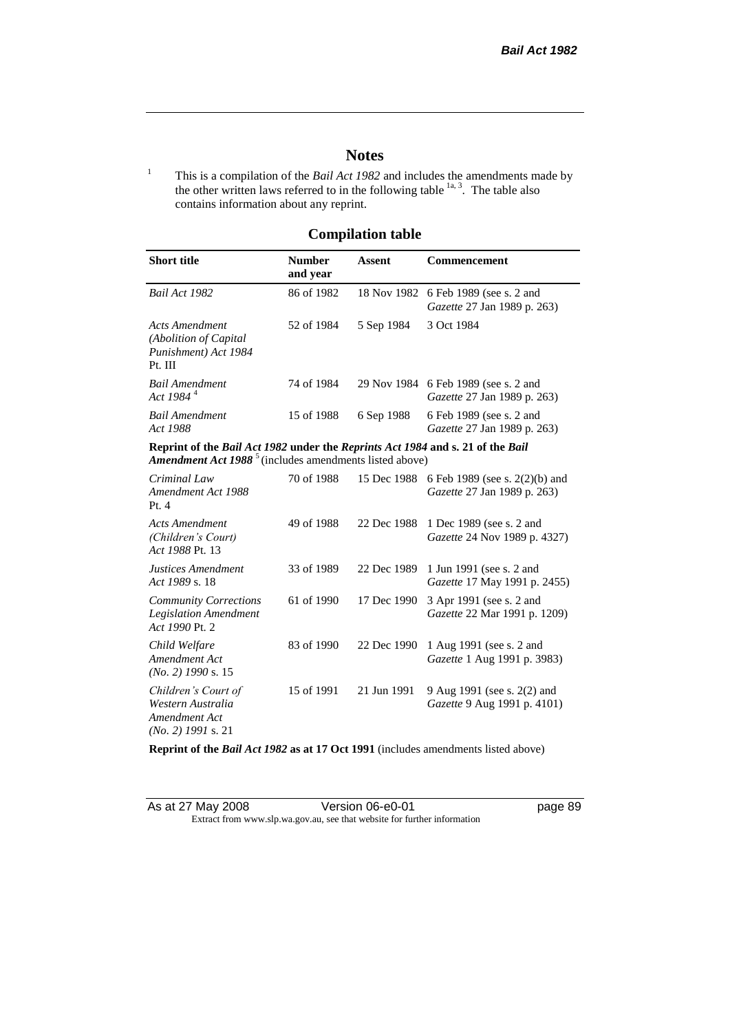# Notes

[1] This is a compilation of the *Bail Act 1982* and includes the amendments made by the other written laws referred to in the following table [1a, 3]. The table also contains information about any reprint.

## Compilation table

| Short title | Number and year | Assent | Commencement |
|---|---|---|---|
| *Bail Act 1982* | 86 of 1982 | 18 Nov 1982 | 6 Feb 1989 (see s. 2 and *Gazette* 27 Jan 1989 p. 263) |
| *Acts Amendment (Abolition of Capital Punishment) Act 1984* Pt. III | 52 of 1984 | 5 Sep 1984 | 3 Oct 1984 |
| *Bail Amendment Act 1984* [4] | 74 of 1984 | 29 Nov 1984 | 6 Feb 1989 (see s. 2 and *Gazette* 27 Jan 1989 p. 263) |
| *Bail Amendment Act 1988* | 15 of 1988 | 6 Sep 1988 | 6 Feb 1989 (see s. 2 and *Gazette* 27 Jan 1989 p. 263) |
| **Reprint of the *Bail Act 1982* under the *Reprints Act 1984* and s. 21 of the *Bail Amendment Act 1988*** [5] (includes amendments listed above) | | | |
| *Criminal Law Amendment Act 1988* Pt. 4 | 70 of 1988 | 15 Dec 1988 | 6 Feb 1989 (see s. 2(2)(b) and *Gazette* 27 Jan 1989 p. 263) |
| *Acts Amendment (Children's Court) Act 1988* Pt. 13 | 49 of 1988 | 22 Dec 1988 | 1 Dec 1989 (see s. 2 and *Gazette* 24 Nov 1989 p. 4327) |
| *Justices Amendment Act 1989* s. 18 | 33 of 1989 | 22 Dec 1989 | 1 Jun 1991 (see s. 2 and *Gazette* 17 May 1991 p. 2455) |
| *Community Corrections Legislation Amendment Act 1990* Pt. 2 | 61 of 1990 | 17 Dec 1990 | 3 Apr 1991 (see s. 2 and *Gazette* 22 Mar 1991 p. 1209) |
| *Child Welfare Amendment Act (No. 2) 1990* s. 15 | 83 of 1990 | 22 Dec 1990 | 1 Aug 1991 (see s. 2 and *Gazette* 1 Aug 1991 p. 3983) |
| *Children's Court of Western Australia Amendment Act (No. 2) 1991* s. 21 | 15 of 1991 | 21 Jun 1991 | 9 Aug 1991 (see s. 2(2) and *Gazette* 9 Aug 1991 p. 4101) |

**Reprint of the *Bail Act 1982* as at 17 Oct 1991** (includes amendments listed above)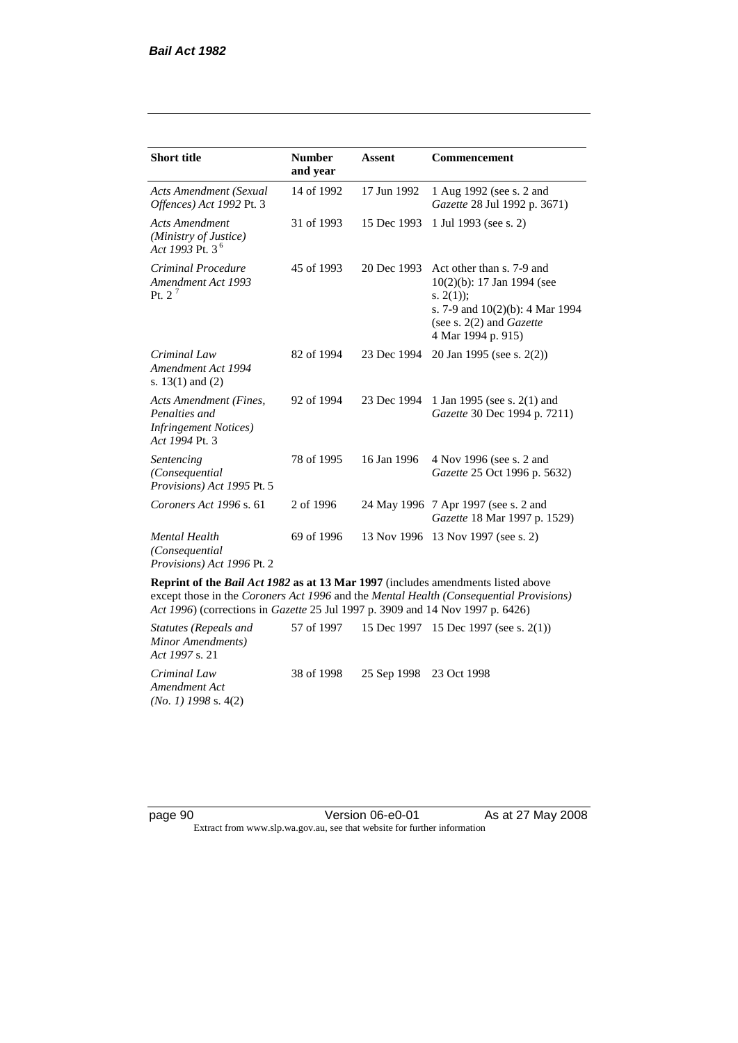| Short title | Number and year | Assent | Commencement |
|---|---|---|---|
| *Acts Amendment (Sexual Offences) Act 1992* Pt. 3 | 14 of 1992 | 17 Jun 1992 | 1 Aug 1992 (see s. 2 and *Gazette* 28 Jul 1992 p. 3671) |
| *Acts Amendment (Ministry of Justice) Act 1993* Pt. 3 [6] | 31 of 1993 | 15 Dec 1993 | 1 Jul 1993 (see s. 2) |
| *Criminal Procedure Amendment Act 1993* Pt. 2 [7] | 45 of 1993 | 20 Dec 1993 | Act other than s. 7-9 and 10(2)(b): 17 Jan 1994 (see s. 2(1)); s. 7-9 and 10(2)(b): 4 Mar 1994 (see s. 2(2) and *Gazette* 4 Mar 1994 p. 915) |
| *Criminal Law Amendment Act 1994* s. 13(1) and (2) | 82 of 1994 | 23 Dec 1994 | 20 Jan 1995 (see s. 2(2)) |
| *Acts Amendment (Fines, Penalties and Infringement Notices) Act 1994* Pt. 3 | 92 of 1994 | 23 Dec 1994 | 1 Jan 1995 (see s. 2(1) and *Gazette* 30 Dec 1994 p. 7211) |
| *Sentencing (Consequential Provisions) Act 1995* Pt. 5 | 78 of 1995 | 16 Jan 1996 | 4 Nov 1996 (see s. 2 and *Gazette* 25 Oct 1996 p. 5632) |
| *Coroners Act 1996* s. 61 | 2 of 1996 | 24 May 1996 | 7 Apr 1997 (see s. 2 and *Gazette* 18 Mar 1997 p. 1529) |
| *Mental Health (Consequential Provisions) Act 1996* Pt. 2 | 69 of 1996 | 13 Nov 1996 | 13 Nov 1997 (see s. 2) |
| **Reprint of the *Bail Act 1982* as at 13 Mar 1997** (includes amendments listed above except those in the *Coroners Act 1996* and the *Mental Health (Consequential Provisions) Act 1996*) (corrections in *Gazette* 25 Jul 1997 p. 3909 and 14 Nov 1997 p. 6426) | | | |
| *Statutes (Repeals and Minor Amendments) Act 1997* s. 21 | 57 of 1997 | 15 Dec 1997 | 15 Dec 1997 (see s. 2(1)) |
| *Criminal Law Amendment Act (No. 1) 1998* s. 4(2) | 38 of 1998 | 25 Sep 1998 | 23 Oct 1998 |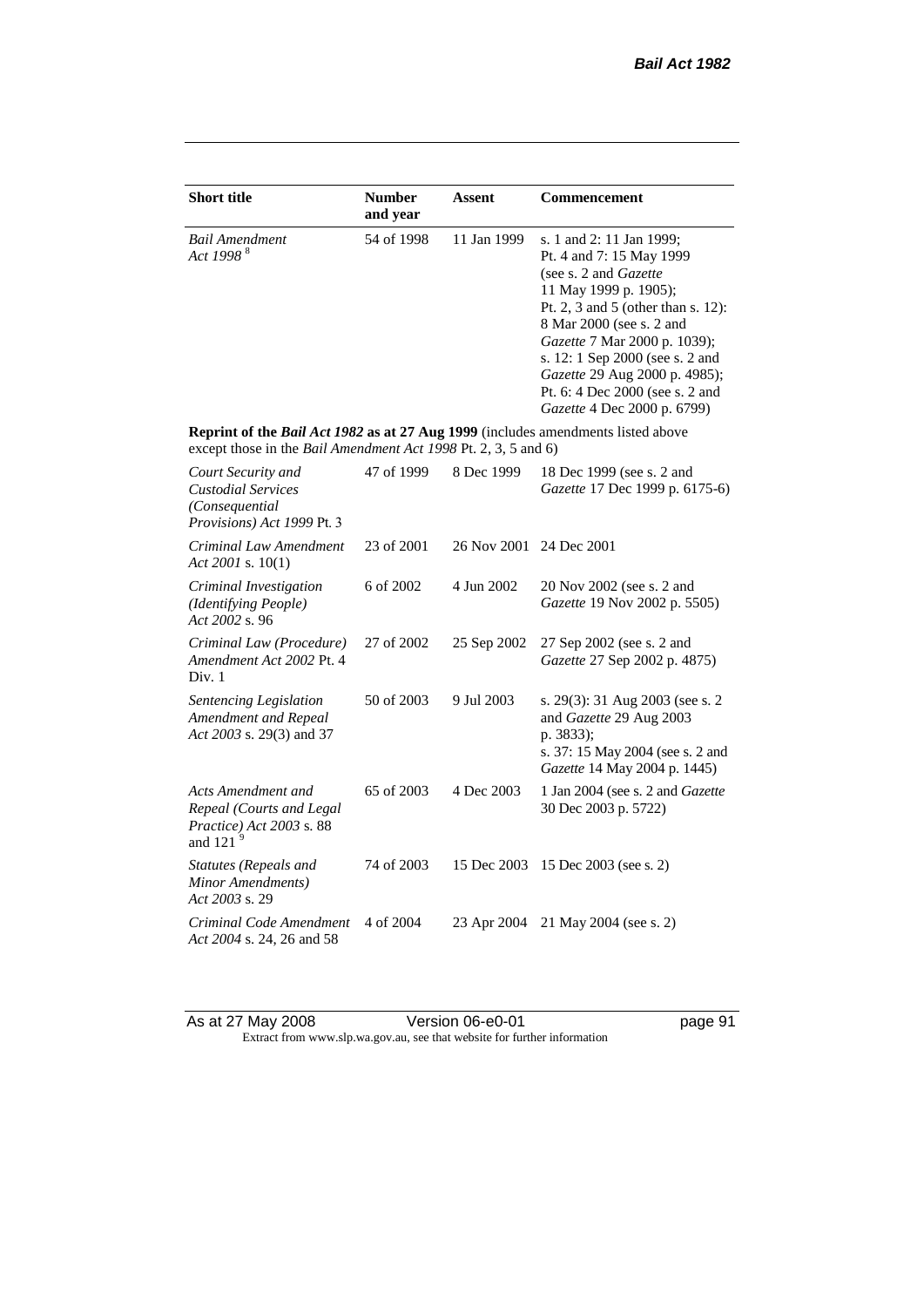| Short title | Number and year | Assent | Commencement |
|---|---|---|---|
| *Bail Amendment Act 1998* [8] | 54 of 1998 | 11 Jan 1999 | s. 1 and 2: 11 Jan 1999; Pt. 4 and 7: 15 May 1999 (see s. 2 and *Gazette* 11 May 1999 p. 1905); Pt. 2, 3 and 5 (other than s. 12): 8 Mar 2000 (see s. 2 and *Gazette* 7 Mar 2000 p. 1039); s. 12: 1 Sep 2000 (see s. 2 and *Gazette* 29 Aug 2000 p. 4985); Pt. 6: 4 Dec 2000 (see s. 2 and *Gazette* 4 Dec 2000 p. 6799) |
| **Reprint of the *Bail Act 1982* as at 27 Aug 1999** (includes amendments listed above except those in the *Bail Amendment Act 1998* Pt. 2, 3, 5 and 6) | | | |
| *Court Security and Custodial Services (Consequential Provisions) Act 1999* Pt. 3 | 47 of 1999 | 8 Dec 1999 | 18 Dec 1999 (see s. 2 and *Gazette* 17 Dec 1999 p. 6175-6) |
| *Criminal Law Amendment Act 2001* s. 10(1) | 23 of 2001 | 26 Nov 2001 | 24 Dec 2001 |
| *Criminal Investigation (Identifying People) Act 2002* s. 96 | 6 of 2002 | 4 Jun 2002 | 20 Nov 2002 (see s. 2 and *Gazette* 19 Nov 2002 p. 5505) |
| *Criminal Law (Procedure) Amendment Act 2002* Pt. 4 Div. 1 | 27 of 2002 | 25 Sep 2002 | 27 Sep 2002 (see s. 2 and *Gazette* 27 Sep 2002 p. 4875) |
| *Sentencing Legislation Amendment and Repeal Act 2003* s. 29(3) and 37 | 50 of 2003 | 9 Jul 2003 | s. 29(3): 31 Aug 2003 (see s. 2 and *Gazette* 29 Aug 2003 p. 3833); s. 37: 15 May 2004 (see s. 2 and *Gazette* 14 May 2004 p. 1445) |
| *Acts Amendment and Repeal (Courts and Legal Practice) Act 2003* s. 88 and 121 [9] | 65 of 2003 | 4 Dec 2003 | 1 Jan 2004 (see s. 2 and *Gazette* 30 Dec 2003 p. 5722) |
| *Statutes (Repeals and Minor Amendments) Act 2003* s. 29 | 74 of 2003 | 15 Dec 2003 | 15 Dec 2003 (see s. 2) |
| *Criminal Code Amendment Act 2004* s. 24, 26 and 58 | 4 of 2004 | 23 Apr 2004 | 21 May 2004 (see s. 2) |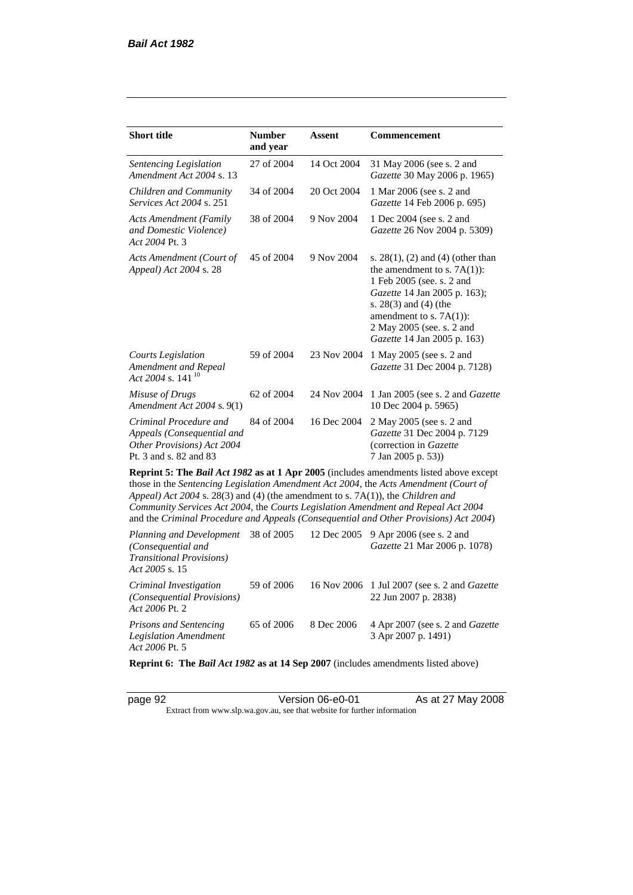| Short title | Number and year | Assent | Commencement |
|---|---|---|---|
| *Sentencing Legislation Amendment Act 2004* s. 13 | 27 of 2004 | 14 Oct 2004 | 31 May 2006 (see s. 2 and *Gazette* 30 May 2006 p. 1965) |
| *Children and Community Services Act 2004* s. 251 | 34 of 2004 | 20 Oct 2004 | 1 Mar 2006 (see s. 2 and *Gazette* 14 Feb 2006 p. 695) |
| *Acts Amendment (Family and Domestic Violence) Act 2004* Pt. 3 | 38 of 2004 | 9 Nov 2004 | 1 Dec 2004 (see s. 2 and *Gazette* 26 Nov 2004 p. 5309) |
| *Acts Amendment (Court of Appeal) Act 2004* s. 28 | 45 of 2004 | 9 Nov 2004 | s. 28(1), (2) and (4) (other than the amendment to s. 7A(1)): 1 Feb 2005 (see. s. 2 and *Gazette* 14 Jan 2005 p. 163); s. 28(3) and (4) (the amendment to s. 7A(1)): 2 May 2005 (see. s. 2 and *Gazette* 14 Jan 2005 p. 163) |
| *Courts Legislation Amendment and Repeal Act 2004* s. 141 [10] | 59 of 2004 | 23 Nov 2004 | 1 May 2005 (see s. 2 and *Gazette* 31 Dec 2004 p. 7128) |
| *Misuse of Drugs Amendment Act 2004* s. 9(1) | 62 of 2004 | 24 Nov 2004 | 1 Jan 2005 (see s. 2 and *Gazette* 10 Dec 2004 p. 5965) |
| *Criminal Procedure and Appeals (Consequential and Other Provisions) Act 2004* Pt. 3 and s. 82 and 83 | 84 of 2004 | 16 Dec 2004 | 2 May 2005 (see s. 2 and *Gazette* 31 Dec 2004 p. 7129 (correction in *Gazette* 7 Jan 2005 p. 53)) |
| **Reprint 5: The *Bail Act 1982* as at 1 Apr 2005** (includes amendments listed above except those in the *Sentencing Legislation Amendment Act 2004*, the *Acts Amendment (Court of Appeal) Act 2004* s. 28(3) and (4) (the amendment to s. 7A(1)), the *Children and Community Services Act 2004*, the *Courts Legislation Amendment and Repeal Act 2004* and the *Criminal Procedure and Appeals (Consequential and Other Provisions) Act 2004*) | | | |
| *Planning and Development (Consequential and Transitional Provisions) Act 2005* s. 15 | 38 of 2005 | 12 Dec 2005 | 9 Apr 2006 (see s. 2 and *Gazette* 21 Mar 2006 p. 1078) |
| *Criminal Investigation (Consequential Provisions) Act 2006* Pt. 2 | 59 of 2006 | 16 Nov 2006 | 1 Jul 2007 (see s. 2 and *Gazette* 22 Jun 2007 p. 2838) |
| *Prisons and Sentencing Legislation Amendment Act 2006* Pt. 5 | 65 of 2006 | 8 Dec 2006 | 4 Apr 2007 (see s. 2 and *Gazette* 3 Apr 2007 p. 1491) |
| **Reprint 6: The *Bail Act 1982* as at 14 Sep 2007** (includes amendments listed above) | | | |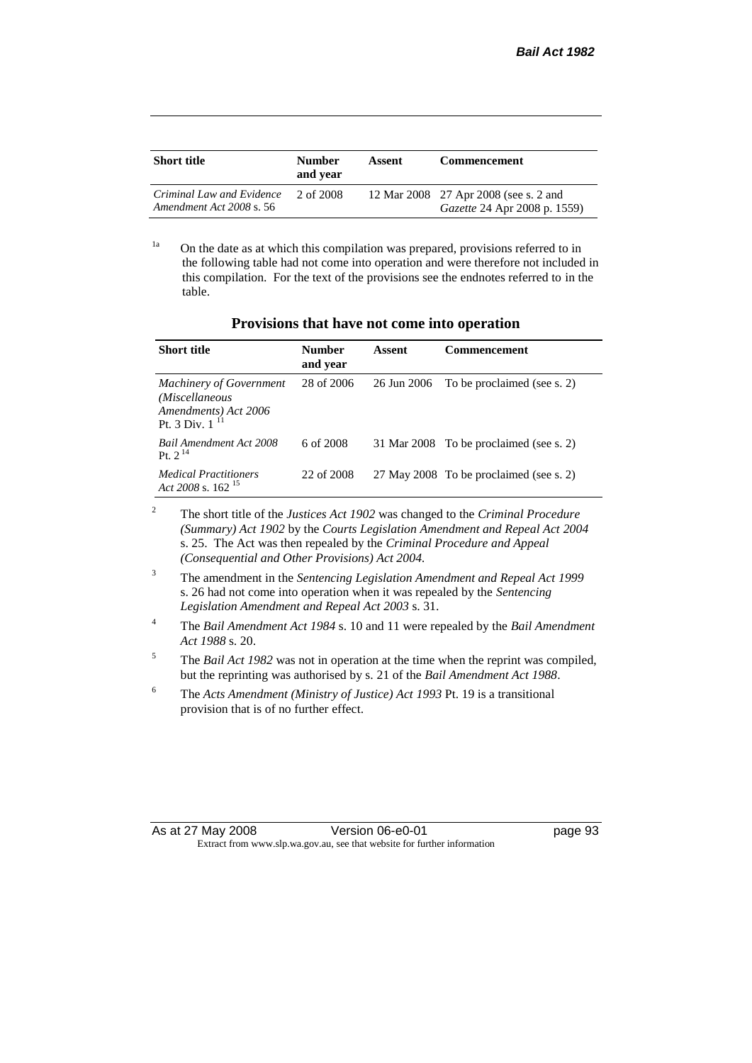| Short title | Number and year | Assent | Commencement |
|---|---|---|---|
| *Criminal Law and Evidence Amendment Act 2008* s. 56 | 2 of 2008 | 12 Mar 2008 | 27 Apr 2008 (see s. 2 and *Gazette* 24 Apr 2008 p. 1559) |

[1a] On the date as at which this compilation was prepared, provisions referred to in the following table had not come into operation and were therefore not included in this compilation. For the text of the provisions see the endnotes referred to in the table.

## Provisions that have not come into operation

| Short title | Number and year | Assent | Commencement |
|---|---|---|---|
| *Machinery of Government (Miscellaneous Amendments) Act 2006* Pt. 3 Div. 1 [11] | 28 of 2006 | 26 Jun 2006 | To be proclaimed (see s. 2) |
| *Bail Amendment Act 2008* Pt. 2 [14] | 6 of 2008 | 31 Mar 2008 | To be proclaimed (see s. 2) |
| *Medical Practitioners Act 2008* s. 162 [15] | 22 of 2008 | 27 May 2008 | To be proclaimed (see s. 2) |

[2] The short title of the *Justices Act 1902* was changed to the *Criminal Procedure (Summary) Act 1902* by the *Courts Legislation Amendment and Repeal Act 2004* s. 25. The Act was then repealed by the *Criminal Procedure and Appeal (Consequential and Other Provisions) Act 2004.*

[3] The amendment in the *Sentencing Legislation Amendment and Repeal Act 1999* s. 26 had not come into operation when it was repealed by the *Sentencing Legislation Amendment and Repeal Act 2003* s. 31.

[4] The *Bail Amendment Act 1984* s. 10 and 11 were repealed by the *Bail Amendment Act 1988* s. 20.

[5] The *Bail Act 1982* was not in operation at the time when the reprint was compiled, but the reprinting was authorised by s. 21 of the *Bail Amendment Act 1988*.

[6] The *Acts Amendment (Ministry of Justice) Act 1993* Pt. 19 is a transitional provision that is of no further effect.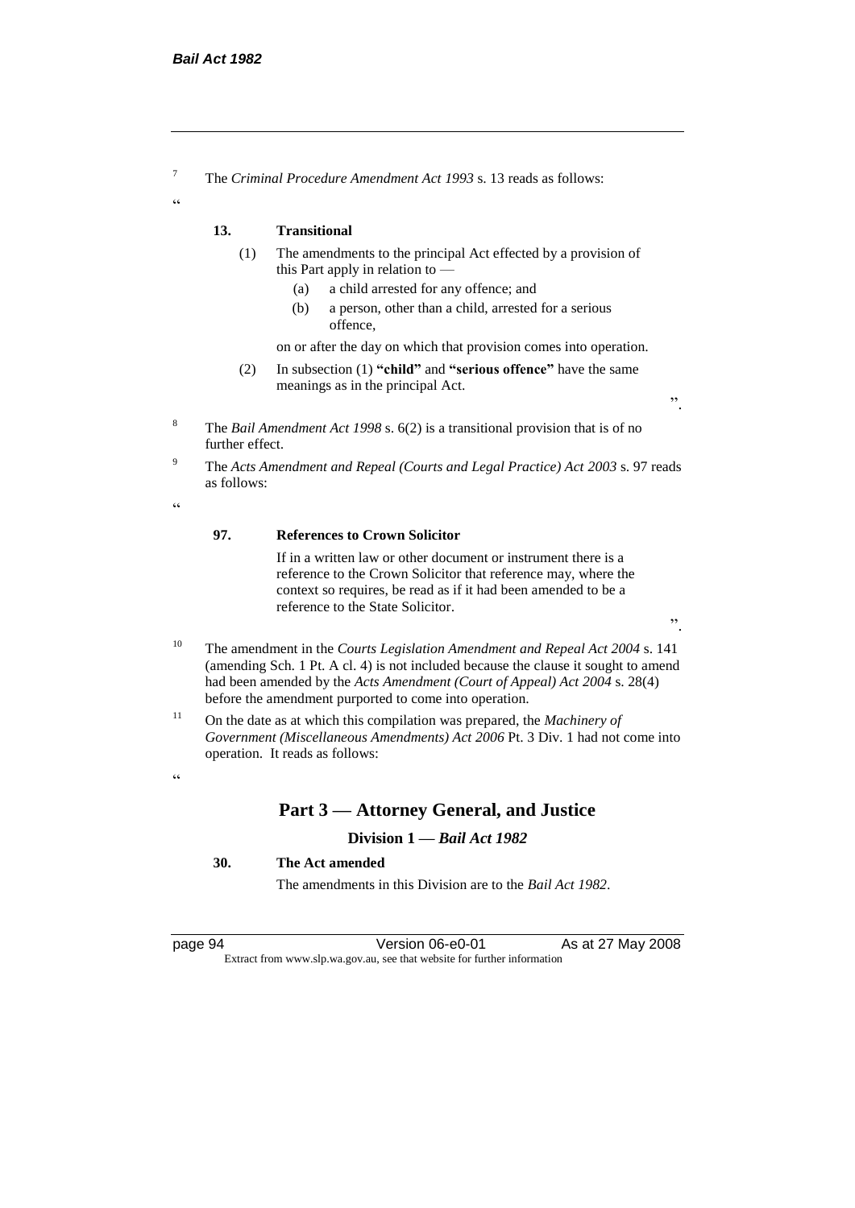[7] The *Criminal Procedure Amendment Act 1993* s. 13 reads as follows:

"

**13. Transitional**

(1) The amendments to the principal Act effected by a provision of this Part apply in relation to —

(a) a child arrested for any offence; and

(b) a person, other than a child, arrested for a serious offence,

on or after the day on which that provision comes into operation.

(2) In subsection (1) **"child"** and **"serious offence"** have the same meanings as in the principal Act.

".

[8] The *Bail Amendment Act 1998* s. 6(2) is a transitional provision that is of no further effect.

[9] The *Acts Amendment and Repeal (Courts and Legal Practice) Act 2003* s. 97 reads as follows:

"

**97. References to Crown Solicitor**

If in a written law or other document or instrument there is a reference to the Crown Solicitor that reference may, where the context so requires, be read as if it had been amended to be a reference to the State Solicitor.

".

[10] The amendment in the *Courts Legislation Amendment and Repeal Act 2004* s. 141 (amending Sch. 1 Pt. A cl. 4) is not included because the clause it sought to amend had been amended by the *Acts Amendment (Court of Appeal) Act 2004* s. 28(4) before the amendment purported to come into operation.

[11] On the date as at which this compilation was prepared, the *Machinery of Government (Miscellaneous Amendments) Act 2006* Pt. 3 Div. 1 had not come into operation. It reads as follows:

"

## Part 3 — Attorney General, and Justice

### Division 1 — *Bail Act 1982*

**30. The Act amended**

The amendments in this Division are to the *Bail Act 1982*.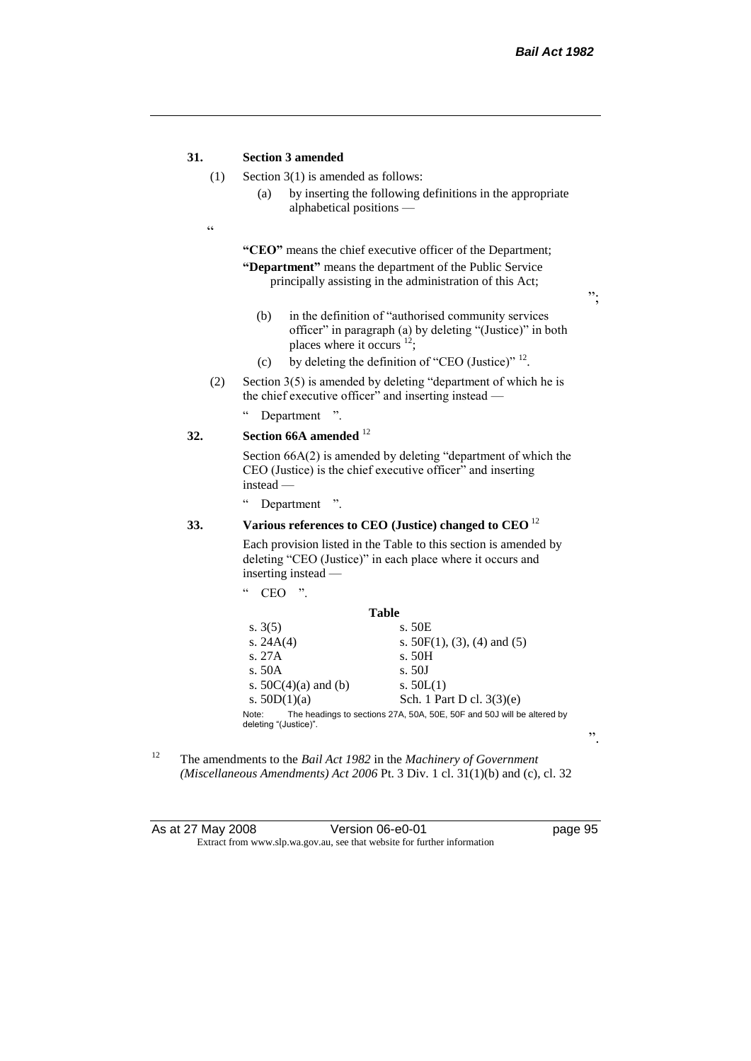**31. Section 3 amended**

(1) Section 3(1) is amended as follows:

(a) by inserting the following definitions in the appropriate alphabetical positions —

"

**"CEO"** means the chief executive officer of the Department;

**"Department"** means the department of the Public Service principally assisting in the administration of this Act;

";

(b) in the definition of "authorised community services officer" in paragraph (a) by deleting "(Justice)" in both places where it occurs [12];

(c) by deleting the definition of "CEO (Justice)" [12].

(2) Section 3(5) is amended by deleting "department of which he is the chief executive officer" and inserting instead —

" Department ".

**32. Section 66A amended** [12]

Section 66A(2) is amended by deleting "department of which the CEO (Justice) is the chief executive officer" and inserting instead —

" Department ".

**33. Various references to CEO (Justice) changed to CEO** [12]

Each provision listed in the Table to this section is amended by deleting "CEO (Justice)" in each place where it occurs and inserting instead —

" CEO ".

**Table**

| | |
|---|---|
| s. 3(5) | s. 50E |
| s. 24A(4) | s. 50F(1), (3), (4) and (5) |
| s. 27A | s. 50H |
| s. 50A | s. 50J |
| s. 50C(4)(a) and (b) | s. 50L(1) |
| s. 50D(1)(a) | Sch. 1 Part D cl. 3(3)(e) |

Note: The headings to sections 27A, 50A, 50E, 50F and 50J will be altered by deleting "(Justice)".

".

[12] The amendments to the *Bail Act 1982* in the *Machinery of Government (Miscellaneous Amendments) Act 2006* Pt. 3 Div. 1 cl. 31(1)(b) and (c), cl. 32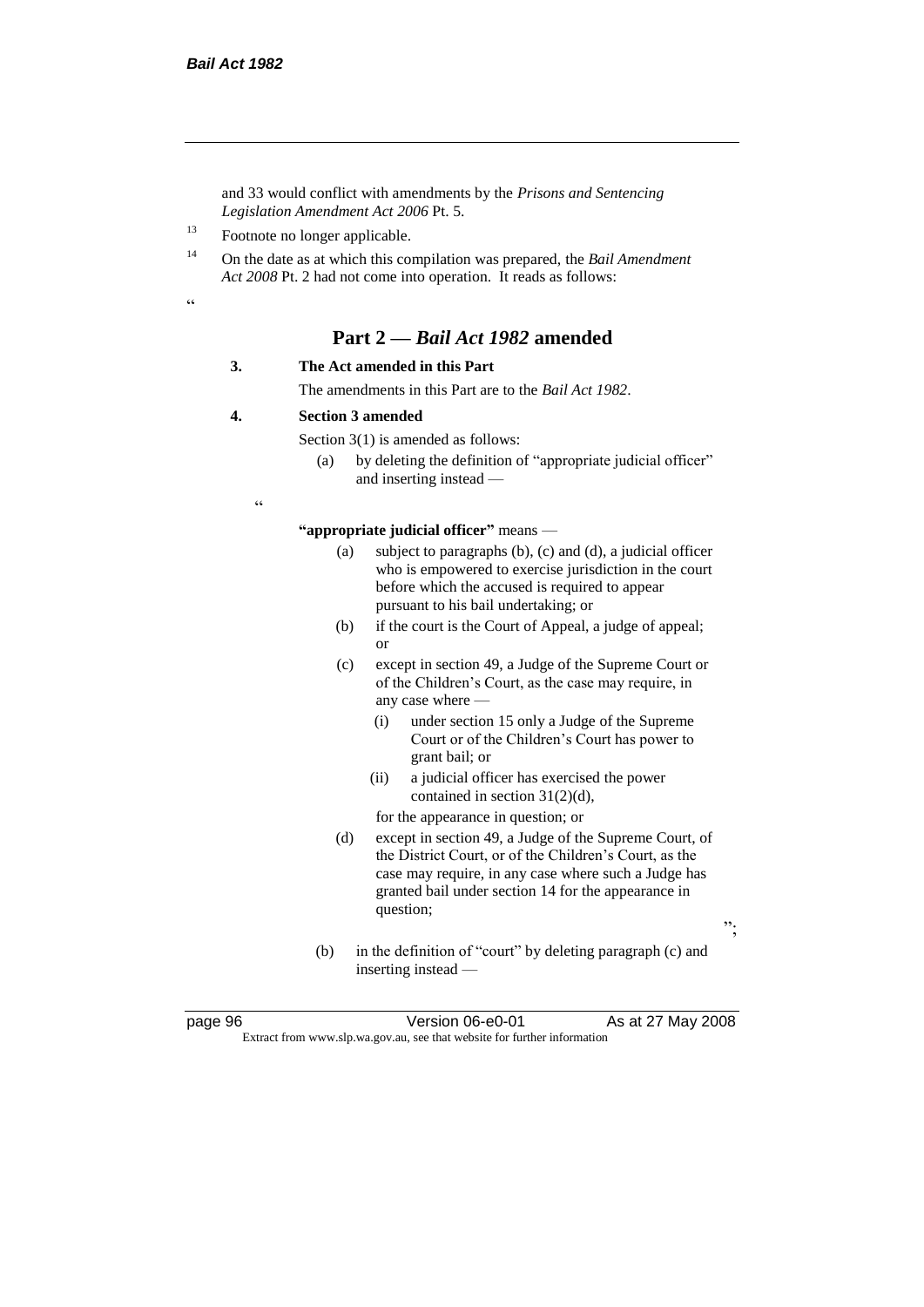and 33 would conflict with amendments by the *Prisons and Sentencing Legislation Amendment Act 2006* Pt. 5.

[13] Footnote no longer applicable.

[14] On the date as at which this compilation was prepared, the *Bail Amendment Act 2008* Pt. 2 had not come into operation. It reads as follows:

"

## Part 2 — *Bail Act 1982* amended

**3. The Act amended in this Part**

The amendments in this Part are to the *Bail Act 1982*.

**4. Section 3 amended**

Section 3(1) is amended as follows:

(a) by deleting the definition of "appropriate judicial officer" and inserting instead —

"

**"appropriate judicial officer"** means —

(a) subject to paragraphs (b), (c) and (d), a judicial officer who is empowered to exercise jurisdiction in the court before which the accused is required to appear pursuant to his bail undertaking; or

(b) if the court is the Court of Appeal, a judge of appeal; or

(c) except in section 49, a Judge of the Supreme Court or of the Children's Court, as the case may require, in any case where —

(i) under section 15 only a Judge of the Supreme Court or of the Children's Court has power to grant bail; or

(ii) a judicial officer has exercised the power contained in section 31(2)(d),

for the appearance in question; or

(d) except in section 49, a Judge of the Supreme Court, of the District Court, or of the Children's Court, as the case may require, in any case where such a Judge has granted bail under section 14 for the appearance in question;

";

(b) in the definition of "court" by deleting paragraph (c) and inserting instead —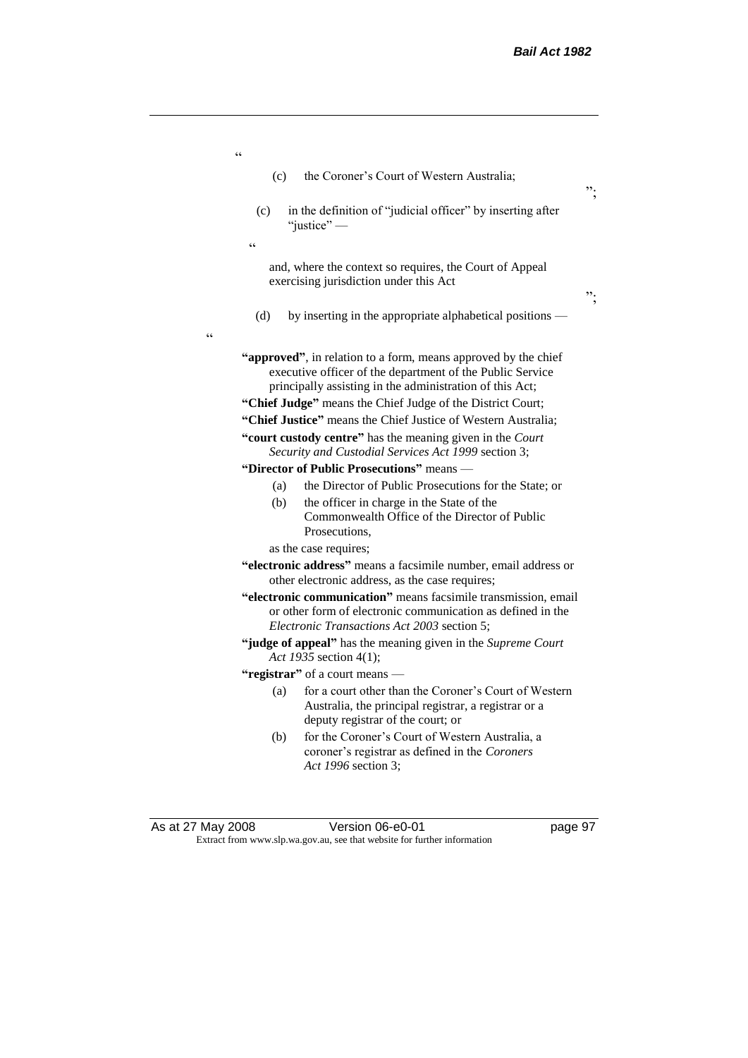"

(c) the Coroner's Court of Western Australia;

";

(c) in the definition of "judicial officer" by inserting after "justice" —

"

and, where the context so requires, the Court of Appeal exercising jurisdiction under this Act

";

(d) by inserting in the appropriate alphabetical positions —

"

**"approved"**, in relation to a form, means approved by the chief executive officer of the department of the Public Service principally assisting in the administration of this Act;

**"Chief Judge"** means the Chief Judge of the District Court;

**"Chief Justice"** means the Chief Justice of Western Australia;

**"court custody centre"** has the meaning given in the *Court Security and Custodial Services Act 1999* section 3;

**"Director of Public Prosecutions"** means —

(a) the Director of Public Prosecutions for the State; or

(b) the officer in charge in the State of the Commonwealth Office of the Director of Public Prosecutions,

as the case requires;

**"electronic address"** means a facsimile number, email address or other electronic address, as the case requires;

**"electronic communication"** means facsimile transmission, email or other form of electronic communication as defined in the *Electronic Transactions Act 2003* section 5;

**"judge of appeal"** has the meaning given in the *Supreme Court Act 1935* section 4(1);

**"registrar"** of a court means —

(a) for a court other than the Coroner's Court of Western Australia, the principal registrar, a registrar or a deputy registrar of the court; or

(b) for the Coroner's Court of Western Australia, a coroner's registrar as defined in the *Coroners Act 1996* section 3;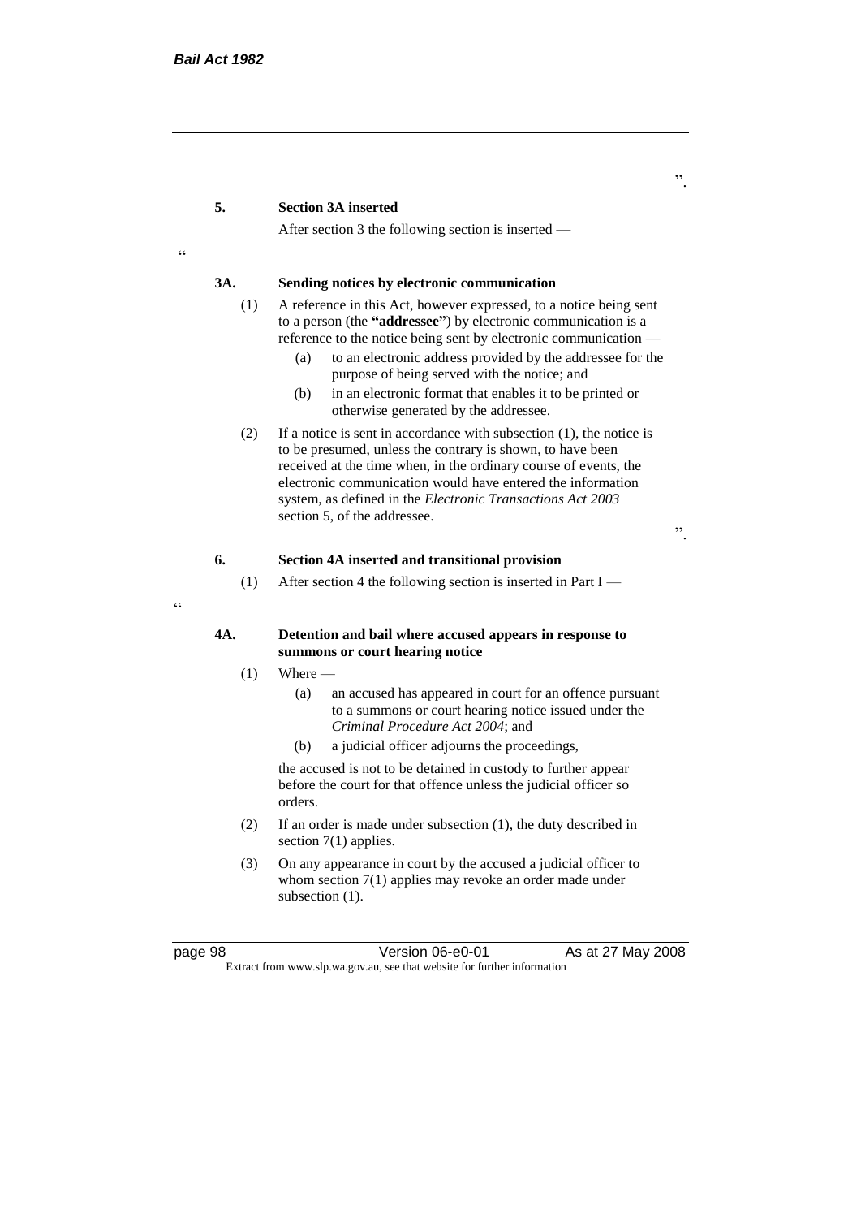".

**5. Section 3A inserted**

After section 3 the following section is inserted —

"

**3A. Sending notices by electronic communication**

(1) A reference in this Act, however expressed, to a notice being sent to a person (the **"addressee"**) by electronic communication is a reference to the notice being sent by electronic communication —

(a) to an electronic address provided by the addressee for the purpose of being served with the notice; and

(b) in an electronic format that enables it to be printed or otherwise generated by the addressee.

(2) If a notice is sent in accordance with subsection (1), the notice is to be presumed, unless the contrary is shown, to have been received at the time when, in the ordinary course of events, the electronic communication would have entered the information system, as defined in the *Electronic Transactions Act 2003* section 5, of the addressee.

".

**6. Section 4A inserted and transitional provision**

(1) After section 4 the following section is inserted in Part I —

"

**4A. Detention and bail where accused appears in response to summons or court hearing notice**

(1) Where —

(a) an accused has appeared in court for an offence pursuant to a summons or court hearing notice issued under the *Criminal Procedure Act 2004*; and

(b) a judicial officer adjourns the proceedings,

the accused is not to be detained in custody to further appear before the court for that offence unless the judicial officer so orders.

(2) If an order is made under subsection (1), the duty described in section 7(1) applies.

(3) On any appearance in court by the accused a judicial officer to whom section 7(1) applies may revoke an order made under subsection (1).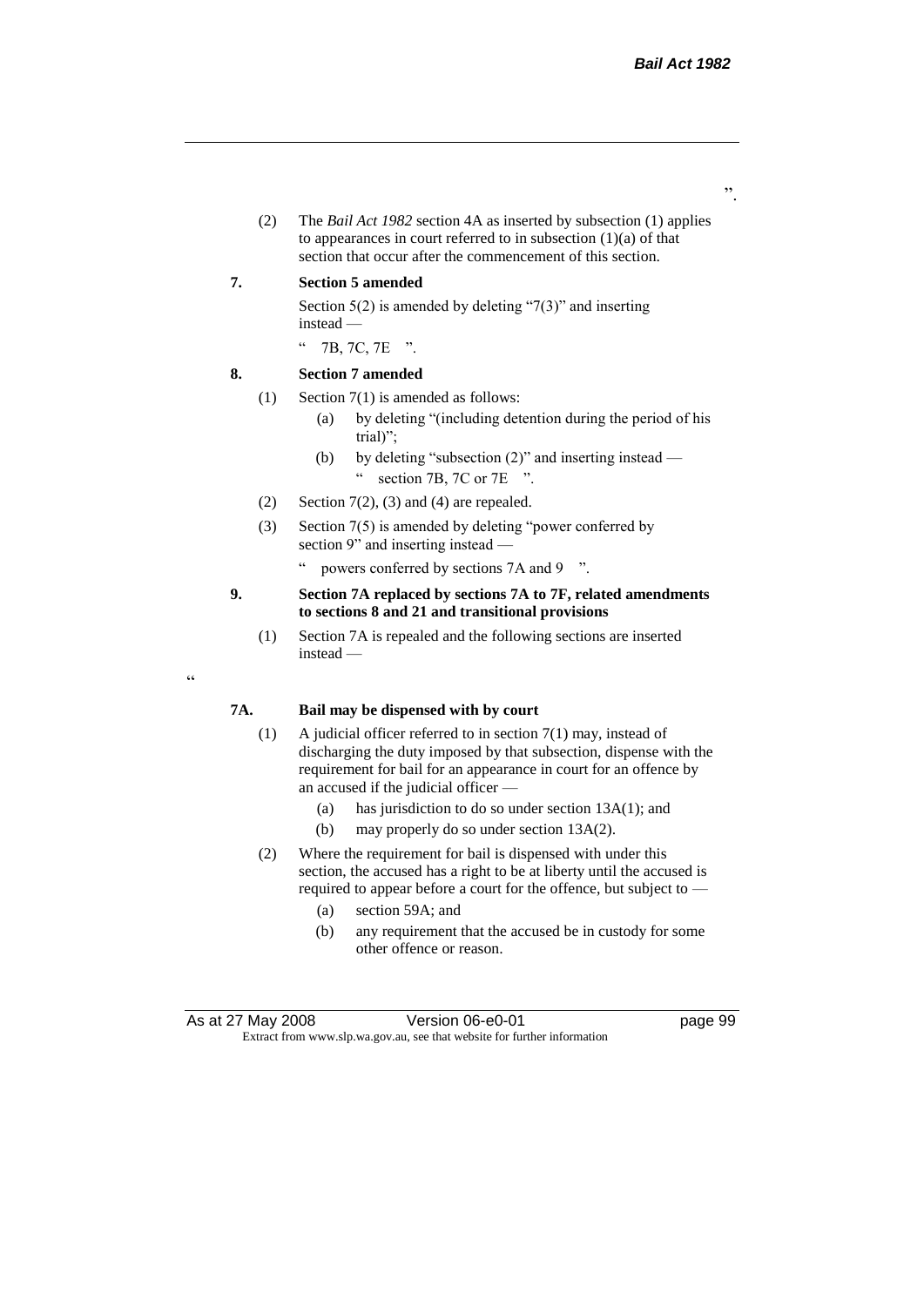".

(2) The *Bail Act 1982* section 4A as inserted by subsection (1) applies to appearances in court referred to in subsection (1)(a) of that section that occur after the commencement of this section.

**7. Section 5 amended**

Section 5(2) is amended by deleting "7(3)" and inserting instead —

" 7B, 7C, 7E ".

**8. Section 7 amended**

(1) Section 7(1) is amended as follows:

(a) by deleting "(including detention during the period of his trial)";

(b) by deleting "subsection (2)" and inserting instead —

" section 7B, 7C or 7E ".

(2) Section 7(2), (3) and (4) are repealed.

(3) Section 7(5) is amended by deleting "power conferred by section 9" and inserting instead —

" powers conferred by sections 7A and 9 ".

**9. Section 7A replaced by sections 7A to 7F, related amendments to sections 8 and 21 and transitional provisions**

(1) Section 7A is repealed and the following sections are inserted instead —

"

**7A. Bail may be dispensed with by court**

(1) A judicial officer referred to in section 7(1) may, instead of discharging the duty imposed by that subsection, dispense with the requirement for bail for an appearance in court for an offence by an accused if the judicial officer —

(a) has jurisdiction to do so under section 13A(1); and

(b) may properly do so under section 13A(2).

(2) Where the requirement for bail is dispensed with under this section, the accused has a right to be at liberty until the accused is required to appear before a court for the offence, but subject to —

(a) section 59A; and

(b) any requirement that the accused be in custody for some other offence or reason.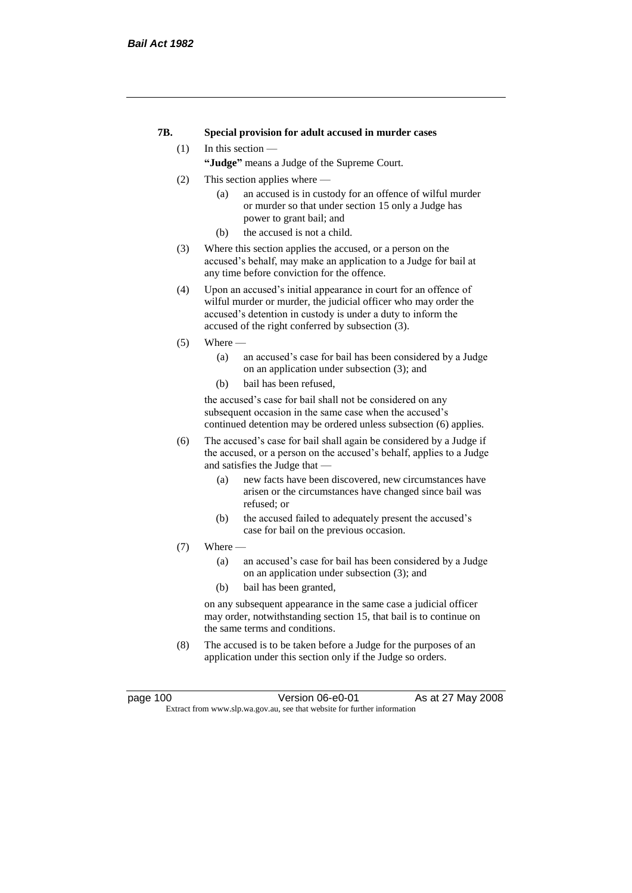**7B. Special provision for adult accused in murder cases**

(1) In this section —

**"Judge"** means a Judge of the Supreme Court.

(2) This section applies where —

(a) an accused is in custody for an offence of wilful murder or murder so that under section 15 only a Judge has power to grant bail; and

(b) the accused is not a child.

(3) Where this section applies the accused, or a person on the accused's behalf, may make an application to a Judge for bail at any time before conviction for the offence.

(4) Upon an accused's initial appearance in court for an offence of wilful murder or murder, the judicial officer who may order the accused's detention in custody is under a duty to inform the accused of the right conferred by subsection (3).

(5) Where —

(a) an accused's case for bail has been considered by a Judge on an application under subsection (3); and

(b) bail has been refused,

the accused's case for bail shall not be considered on any subsequent occasion in the same case when the accused's continued detention may be ordered unless subsection (6) applies.

(6) The accused's case for bail shall again be considered by a Judge if the accused, or a person on the accused's behalf, applies to a Judge and satisfies the Judge that —

(a) new facts have been discovered, new circumstances have arisen or the circumstances have changed since bail was refused; or

(b) the accused failed to adequately present the accused's case for bail on the previous occasion.

(7) Where —

(a) an accused's case for bail has been considered by a Judge on an application under subsection (3); and

(b) bail has been granted,

on any subsequent appearance in the same case a judicial officer may order, notwithstanding section 15, that bail is to continue on the same terms and conditions.

(8) The accused is to be taken before a Judge for the purposes of an application under this section only if the Judge so orders.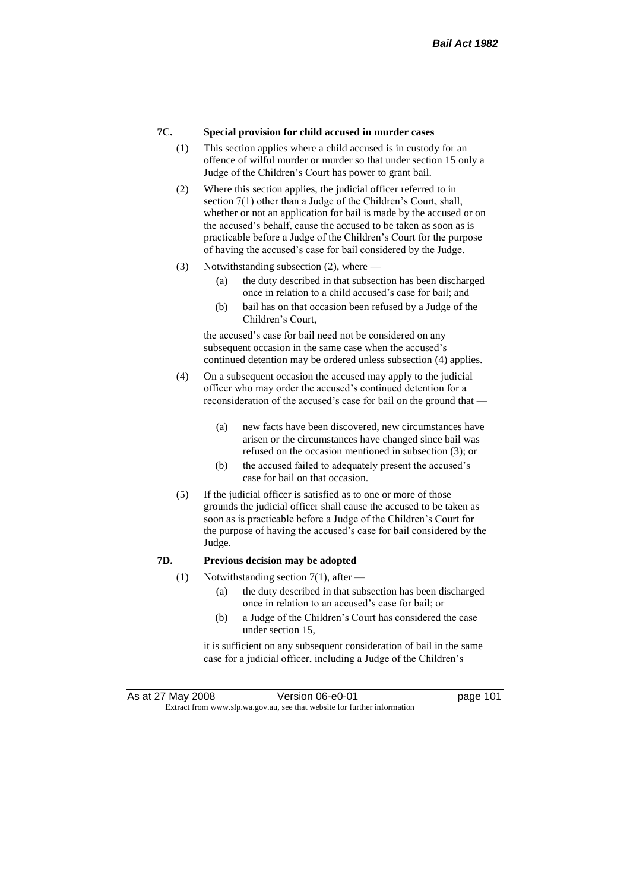### 7C. Special provision for child accused in murder cases

(1) This section applies where a child accused is in custody for an offence of wilful murder or murder so that under section 15 only a Judge of the Children's Court has power to grant bail.

(2) Where this section applies, the judicial officer referred to in section 7(1) other than a Judge of the Children's Court, shall, whether or not an application for bail is made by the accused or on the accused's behalf, cause the accused to be taken as soon as is practicable before a Judge of the Children's Court for the purpose of having the accused's case for bail considered by the Judge.

(3) Notwithstanding subsection (2), where —

- (a) the duty described in that subsection has been discharged once in relation to a child accused's case for bail; and
- (b) bail has on that occasion been refused by a Judge of the Children's Court,

the accused's case for bail need not be considered on any subsequent occasion in the same case when the accused's continued detention may be ordered unless subsection (4) applies.

(4) On a subsequent occasion the accused may apply to the judicial officer who may order the accused's continued detention for a reconsideration of the accused's case for bail on the ground that —

- (a) new facts have been discovered, new circumstances have arisen or the circumstances have changed since bail was refused on the occasion mentioned in subsection (3); or
- (b) the accused failed to adequately present the accused's case for bail on that occasion.

(5) If the judicial officer is satisfied as to one or more of those grounds the judicial officer shall cause the accused to be taken as soon as is practicable before a Judge of the Children's Court for the purpose of having the accused's case for bail considered by the Judge.

### 7D. Previous decision may be adopted

(1) Notwithstanding section 7(1), after —

- (a) the duty described in that subsection has been discharged once in relation to an accused's case for bail; or
- (b) a Judge of the Children's Court has considered the case under section 15,

it is sufficient on any subsequent consideration of bail in the same case for a judicial officer, including a Judge of the Children's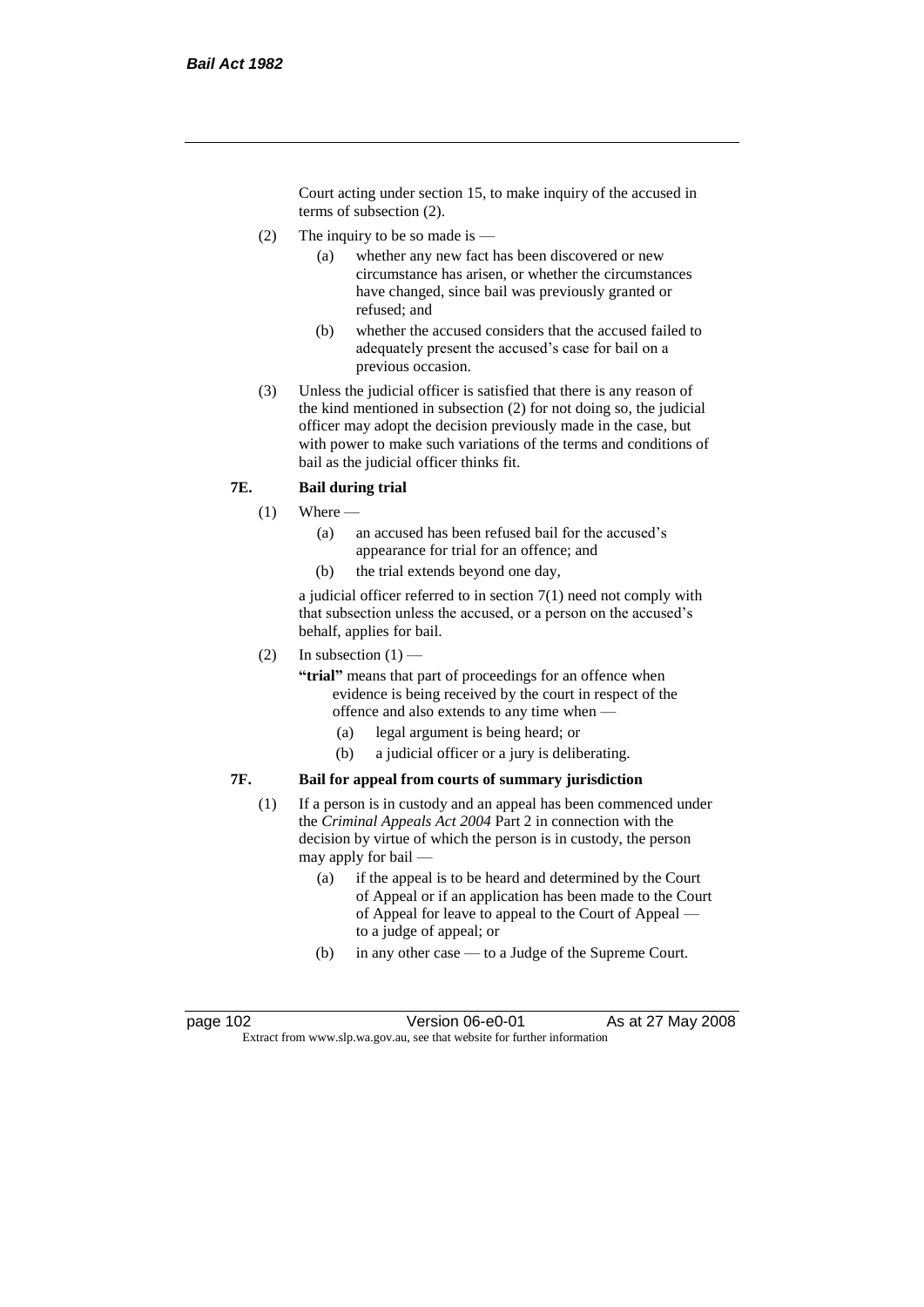Court acting under section 15, to make inquiry of the accused in terms of subsection (2).

(2) The inquiry to be so made is —

(a) whether any new fact has been discovered or new circumstance has arisen, or whether the circumstances have changed, since bail was previously granted or refused; and

(b) whether the accused considers that the accused failed to adequately present the accused's case for bail on a previous occasion.

(3) Unless the judicial officer is satisfied that there is any reason of the kind mentioned in subsection (2) for not doing so, the judicial officer may adopt the decision previously made in the case, but with power to make such variations of the terms and conditions of bail as the judicial officer thinks fit.

### 7E. Bail during trial

(1) Where —

(a) an accused has been refused bail for the accused's appearance for trial for an offence; and

(b) the trial extends beyond one day,

a judicial officer referred to in section 7(1) need not comply with that subsection unless the accused, or a person on the accused's behalf, applies for bail.

(2) In subsection (1) —

**"trial"** means that part of proceedings for an offence when evidence is being received by the court in respect of the offence and also extends to any time when —

(a) legal argument is being heard; or

(b) a judicial officer or a jury is deliberating.

### 7F. Bail for appeal from courts of summary jurisdiction

(1) If a person is in custody and an appeal has been commenced under the *Criminal Appeals Act 2004* Part 2 in connection with the decision by virtue of which the person is in custody, the person may apply for bail —

(a) if the appeal is to be heard and determined by the Court of Appeal or if an application has been made to the Court of Appeal for leave to appeal to the Court of Appeal — to a judge of appeal; or

(b) in any other case — to a Judge of the Supreme Court.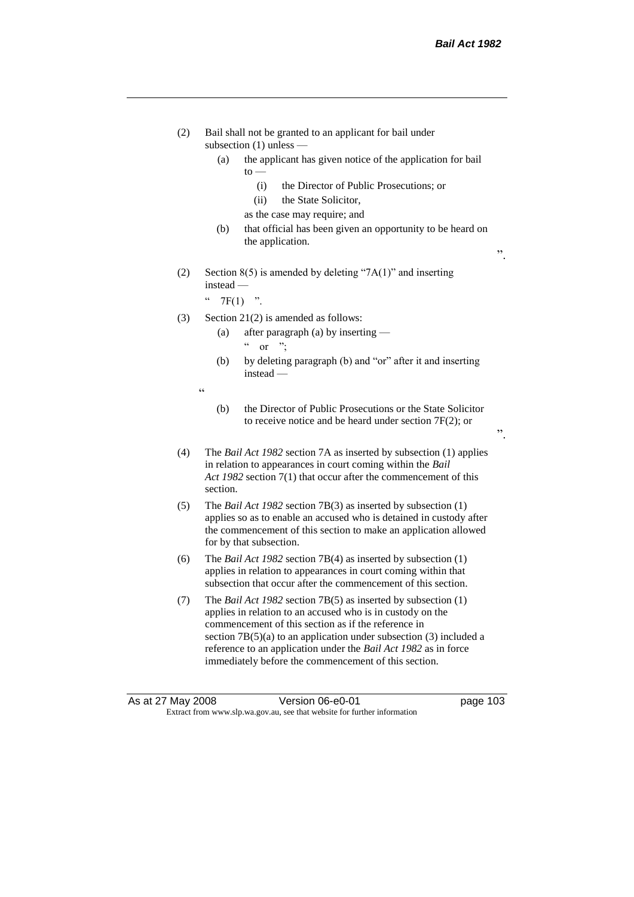(2) Bail shall not be granted to an applicant for bail under subsection (1) unless —

  (a) the applicant has given notice of the application for bail to —

    (i) the Director of Public Prosecutions; or

    (ii) the State Solicitor,

  as the case may require; and

  (b) that official has been given an opportunity to be heard on the application.

”.

(2) Section 8(5) is amended by deleting “7A(1)” and inserting instead —

“ 7F(1) ”.

(3) Section 21(2) is amended as follows:

  (a) after paragraph (a) by inserting —

  “ or ”;

  (b) by deleting paragraph (b) and “or” after it and inserting instead —

“

  (b) the Director of Public Prosecutions or the State Solicitor to receive notice and be heard under section 7F(2); or

”.

(4) The *Bail Act 1982* section 7A as inserted by subsection (1) applies in relation to appearances in court coming within the *Bail Act 1982* section 7(1) that occur after the commencement of this section.

(5) The *Bail Act 1982* section 7B(3) as inserted by subsection (1) applies so as to enable an accused who is detained in custody after the commencement of this section to make an application allowed for by that subsection.

(6) The *Bail Act 1982* section 7B(4) as inserted by subsection (1) applies in relation to appearances in court coming within that subsection that occur after the commencement of this section.

(7) The *Bail Act 1982* section 7B(5) as inserted by subsection (1) applies in relation to an accused who is in custody on the commencement of this section as if the reference in section 7B(5)(a) to an application under subsection (3) included a reference to an application under the *Bail Act 1982* as in force immediately before the commencement of this section.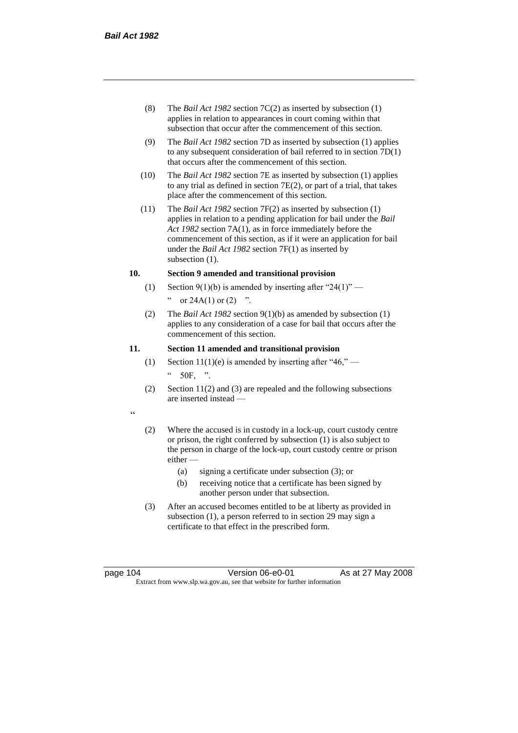(8) The *Bail Act 1982* section 7C(2) as inserted by subsection (1) applies in relation to appearances in court coming within that subsection that occur after the commencement of this section.

(9) The *Bail Act 1982* section 7D as inserted by subsection (1) applies to any subsequent consideration of bail referred to in section 7D(1) that occurs after the commencement of this section.

(10) The *Bail Act 1982* section 7E as inserted by subsection (1) applies to any trial as defined in section 7E(2), or part of a trial, that takes place after the commencement of this section.

(11) The *Bail Act 1982* section 7F(2) as inserted by subsection (1) applies in relation to a pending application for bail under the *Bail Act 1982* section 7A(1), as in force immediately before the commencement of this section, as if it were an application for bail under the *Bail Act 1982* section 7F(1) as inserted by subsection (1).

**10. Section 9 amended and transitional provision**

(1) Section 9(1)(b) is amended by inserting after "24(1)" —

" or 24A(1) or (2) ".

(2) The *Bail Act 1982* section 9(1)(b) as amended by subsection (1) applies to any consideration of a case for bail that occurs after the commencement of this section.

**11. Section 11 amended and transitional provision**

(1) Section 11(1)(e) is amended by inserting after "46," —

" 50F, ".

(2) Section 11(2) and (3) are repealed and the following subsections are inserted instead —

"

(2) Where the accused is in custody in a lock-up, court custody centre or prison, the right conferred by subsection (1) is also subject to the person in charge of the lock-up, court custody centre or prison either —

(a) signing a certificate under subsection (3); or

(b) receiving notice that a certificate has been signed by another person under that subsection.

(3) After an accused becomes entitled to be at liberty as provided in subsection (1), a person referred to in section 29 may sign a certificate to that effect in the prescribed form.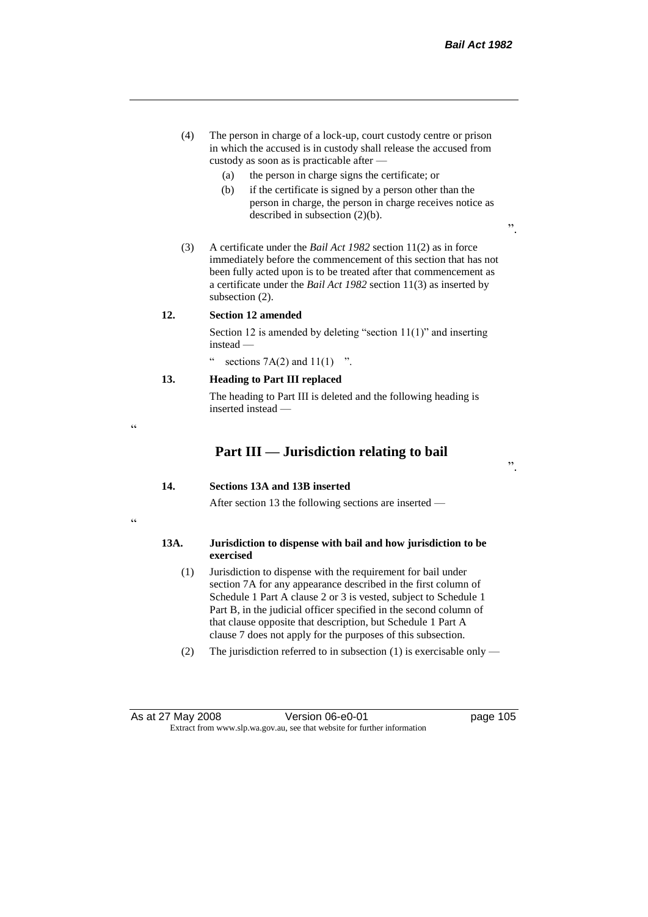(4) The person in charge of a lock-up, court custody centre or prison in which the accused is in custody shall release the accused from custody as soon as is practicable after —

(a) the person in charge signs the certificate; or

(b) if the certificate is signed by a person other than the person in charge, the person in charge receives notice as described in subsection (2)(b).

".

(3) A certificate under the *Bail Act 1982* section 11(2) as in force immediately before the commencement of this section that has not been fully acted upon is to be treated after that commencement as a certificate under the *Bail Act 1982* section 11(3) as inserted by subsection (2).

**12. Section 12 amended**

Section 12 is amended by deleting "section 11(1)" and inserting instead —

" sections 7A(2) and 11(1) ".

**13. Heading to Part III replaced**

The heading to Part III is deleted and the following heading is inserted instead —

"

## Part III — Jurisdiction relating to bail

".

**14. Sections 13A and 13B inserted**

After section 13 the following sections are inserted —

"

**13A. Jurisdiction to dispense with bail and how jurisdiction to be exercised**

(1) Jurisdiction to dispense with the requirement for bail under section 7A for any appearance described in the first column of Schedule 1 Part A clause 2 or 3 is vested, subject to Schedule 1 Part B, in the judicial officer specified in the second column of that clause opposite that description, but Schedule 1 Part A clause 7 does not apply for the purposes of this subsection.

(2) The jurisdiction referred to in subsection (1) is exercisable only —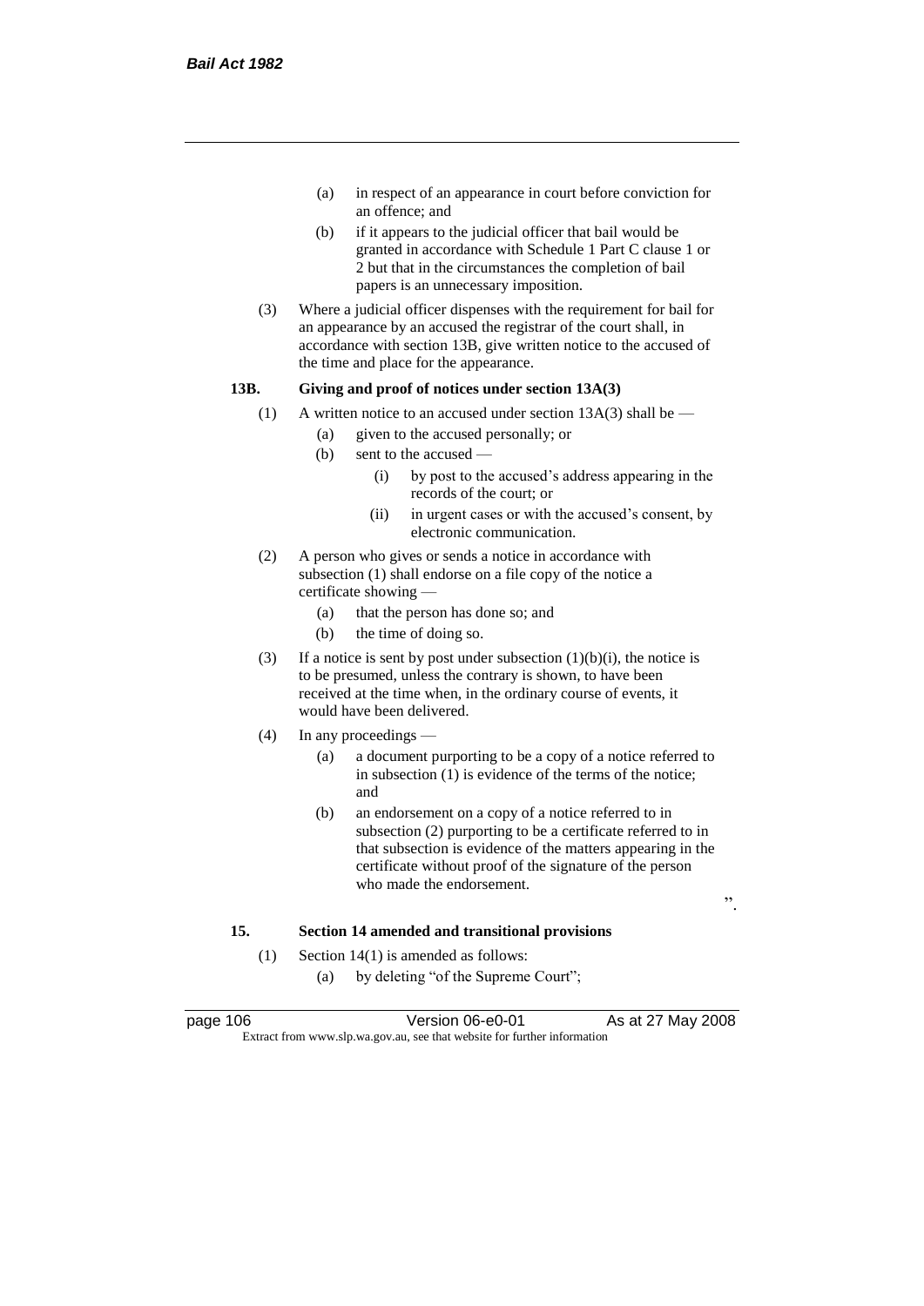(a) in respect of an appearance in court before conviction for an offence; and

(b) if it appears to the judicial officer that bail would be granted in accordance with Schedule 1 Part C clause 1 or 2 but that in the circumstances the completion of bail papers is an unnecessary imposition.

(3) Where a judicial officer dispenses with the requirement for bail for an appearance by an accused the registrar of the court shall, in accordance with section 13B, give written notice to the accused of the time and place for the appearance.

**13B. Giving and proof of notices under section 13A(3)**

(1) A written notice to an accused under section 13A(3) shall be —

(a) given to the accused personally; or

(b) sent to the accused —

(i) by post to the accused's address appearing in the records of the court; or

(ii) in urgent cases or with the accused's consent, by electronic communication.

(2) A person who gives or sends a notice in accordance with subsection (1) shall endorse on a file copy of the notice a certificate showing —

(a) that the person has done so; and

(b) the time of doing so.

(3) If a notice is sent by post under subsection (1)(b)(i), the notice is to be presumed, unless the contrary is shown, to have been received at the time when, in the ordinary course of events, it would have been delivered.

(4) In any proceedings —

(a) a document purporting to be a copy of a notice referred to in subsection (1) is evidence of the terms of the notice; and

(b) an endorsement on a copy of a notice referred to in subsection (2) purporting to be a certificate referred to in that subsection is evidence of the matters appearing in the certificate without proof of the signature of the person who made the endorsement.

".

**15. Section 14 amended and transitional provisions**

(1) Section 14(1) is amended as follows:

(a) by deleting "of the Supreme Court";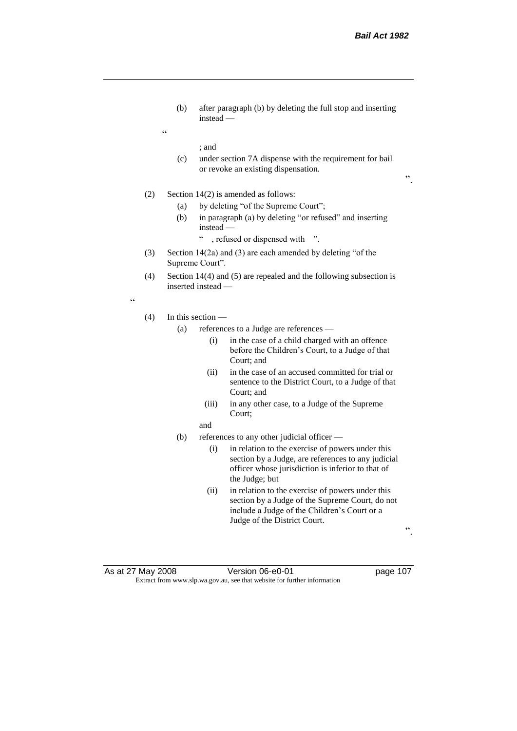(b) after paragraph (b) by deleting the full stop and inserting instead —

"

; and

(c) under section 7A dispense with the requirement for bail or revoke an existing dispensation.

".

(2) Section 14(2) is amended as follows:

(a) by deleting "of the Supreme Court";

(b) in paragraph (a) by deleting "or refused" and inserting instead —

" , refused or dispensed with ".

(3) Section 14(2a) and (3) are each amended by deleting "of the Supreme Court".

(4) Section 14(4) and (5) are repealed and the following subsection is inserted instead —

"

(4) In this section —

(a) references to a Judge are references —

(i) in the case of a child charged with an offence before the Children's Court, to a Judge of that Court; and

(ii) in the case of an accused committed for trial or sentence to the District Court, to a Judge of that Court; and

(iii) in any other case, to a Judge of the Supreme Court;

and

(b) references to any other judicial officer —

(i) in relation to the exercise of powers under this section by a Judge, are references to any judicial officer whose jurisdiction is inferior to that of the Judge; but

(ii) in relation to the exercise of powers under this section by a Judge of the Supreme Court, do not include a Judge of the Children's Court or a Judge of the District Court.

".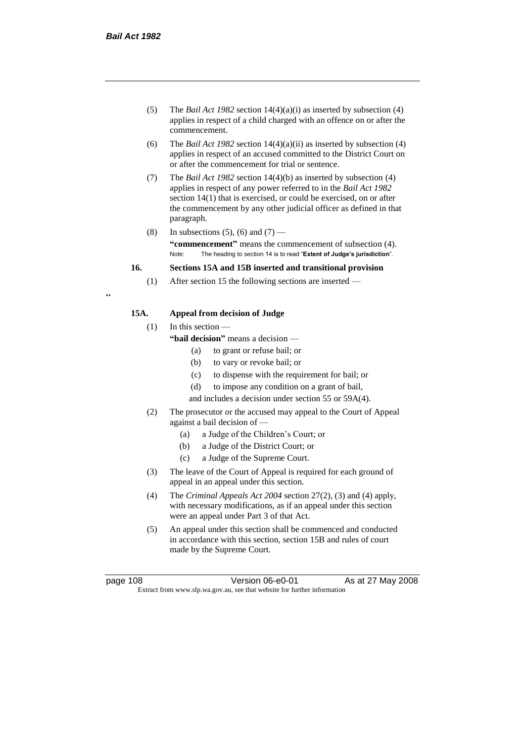(5) The *Bail Act 1982* section 14(4)(a)(i) as inserted by subsection (4) applies in respect of a child charged with an offence on or after the commencement.

(6) The *Bail Act 1982* section 14(4)(a)(ii) as inserted by subsection (4) applies in respect of an accused committed to the District Court on or after the commencement for trial or sentence.

(7) The *Bail Act 1982* section 14(4)(b) as inserted by subsection (4) applies in respect of any power referred to in the *Bail Act 1982* section 14(1) that is exercised, or could be exercised, on or after the commencement by any other judicial officer as defined in that paragraph.

(8) In subsections (5), (6) and (7) —

**"commencement"** means the commencement of subsection (4).

Note: The heading to section 14 is to read "**Extent of Judge's jurisdiction**".

**16. Sections 15A and 15B inserted and transitional provision**

(1) After section 15 the following sections are inserted —

"

**15A. Appeal from decision of Judge**

(1) In this section —

**"bail decision"** means a decision —

(a) to grant or refuse bail; or

(b) to vary or revoke bail; or

(c) to dispense with the requirement for bail; or

(d) to impose any condition on a grant of bail,

and includes a decision under section 55 or 59A(4).

(2) The prosecutor or the accused may appeal to the Court of Appeal against a bail decision of —

(a) a Judge of the Children's Court; or

(b) a Judge of the District Court; or

(c) a Judge of the Supreme Court.

(3) The leave of the Court of Appeal is required for each ground of appeal in an appeal under this section.

(4) The *Criminal Appeals Act 2004* section 27(2), (3) and (4) apply, with necessary modifications, as if an appeal under this section were an appeal under Part 3 of that Act.

(5) An appeal under this section shall be commenced and conducted in accordance with this section, section 15B and rules of court made by the Supreme Court.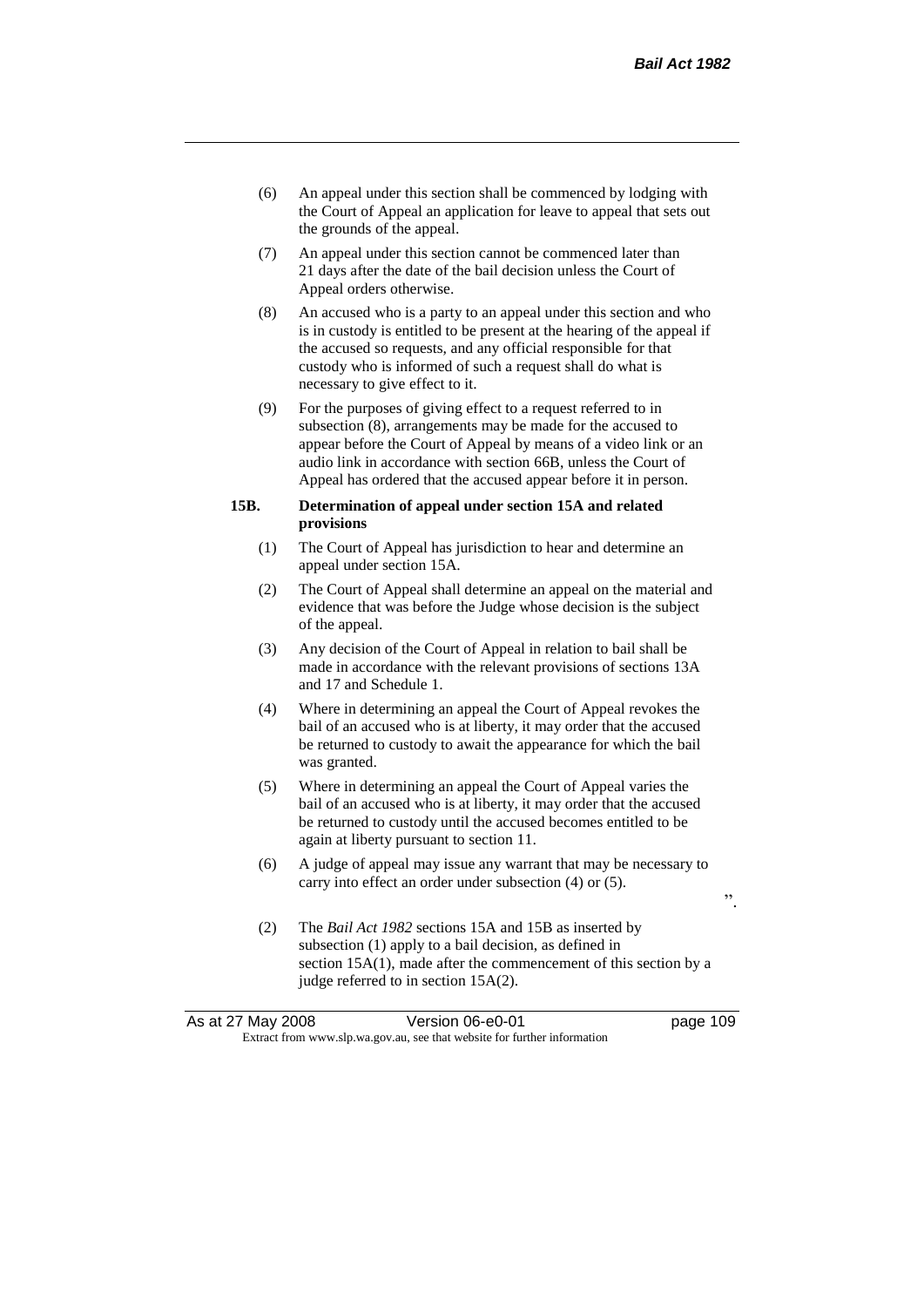(6) An appeal under this section shall be commenced by lodging with the Court of Appeal an application for leave to appeal that sets out the grounds of the appeal.

(7) An appeal under this section cannot be commenced later than 21 days after the date of the bail decision unless the Court of Appeal orders otherwise.

(8) An accused who is a party to an appeal under this section and who is in custody is entitled to be present at the hearing of the appeal if the accused so requests, and any official responsible for that custody who is informed of such a request shall do what is necessary to give effect to it.

(9) For the purposes of giving effect to a request referred to in subsection (8), arrangements may be made for the accused to appear before the Court of Appeal by means of a video link or an audio link in accordance with section 66B, unless the Court of Appeal has ordered that the accused appear before it in person.

**15B. Determination of appeal under section 15A and related provisions**

(1) The Court of Appeal has jurisdiction to hear and determine an appeal under section 15A.

(2) The Court of Appeal shall determine an appeal on the material and evidence that was before the Judge whose decision is the subject of the appeal.

(3) Any decision of the Court of Appeal in relation to bail shall be made in accordance with the relevant provisions of sections 13A and 17 and Schedule 1.

(4) Where in determining an appeal the Court of Appeal revokes the bail of an accused who is at liberty, it may order that the accused be returned to custody to await the appearance for which the bail was granted.

(5) Where in determining an appeal the Court of Appeal varies the bail of an accused who is at liberty, it may order that the accused be returned to custody until the accused becomes entitled to be again at liberty pursuant to section 11.

(6) A judge of appeal may issue any warrant that may be necessary to carry into effect an order under subsection (4) or (5).

".

(2) The *Bail Act 1982* sections 15A and 15B as inserted by subsection (1) apply to a bail decision, as defined in section 15A(1), made after the commencement of this section by a judge referred to in section 15A(2).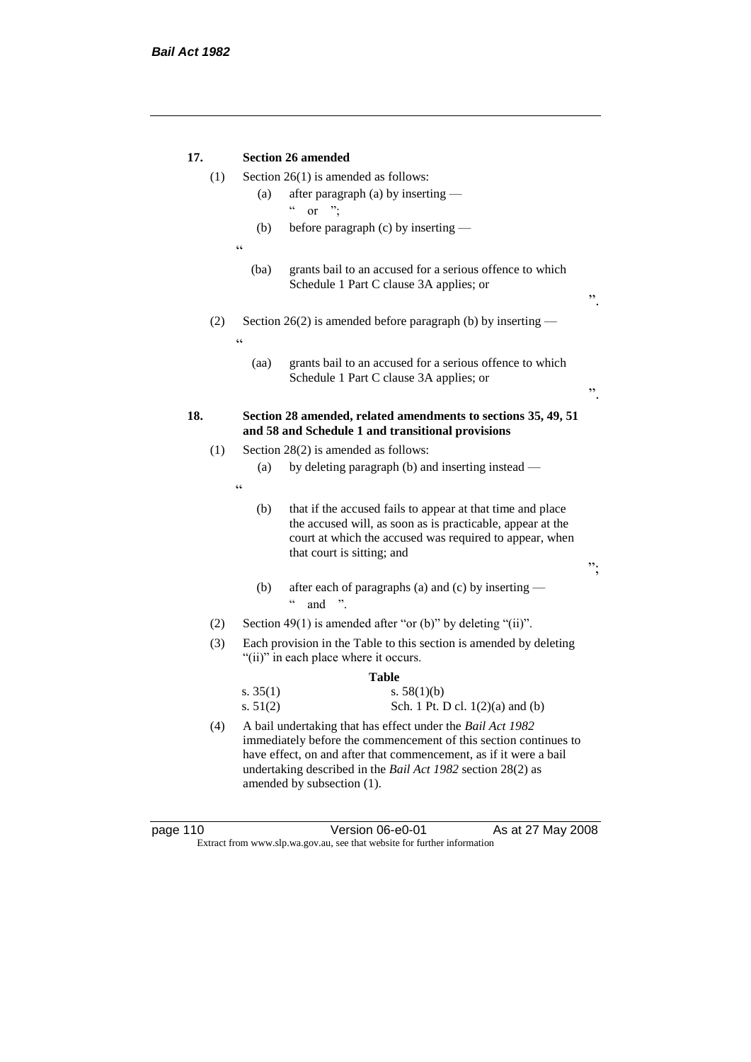**17. Section 26 amended**

(1) Section 26(1) is amended as follows:

(a) after paragraph (a) by inserting —

" or ";

(b) before paragraph (c) by inserting —

"

(ba) grants bail to an accused for a serious offence to which Schedule 1 Part C clause 3A applies; or

".

(2) Section 26(2) is amended before paragraph (b) by inserting —

"

(aa) grants bail to an accused for a serious offence to which Schedule 1 Part C clause 3A applies; or

".

**18. Section 28 amended, related amendments to sections 35, 49, 51 and 58 and Schedule 1 and transitional provisions**

(1) Section 28(2) is amended as follows:

(a) by deleting paragraph (b) and inserting instead —

"

(b) that if the accused fails to appear at that time and place the accused will, as soon as is practicable, appear at the court at which the accused was required to appear, when that court is sitting; and

";

(b) after each of paragraphs (a) and (c) by inserting —

" and ".

(2) Section 49(1) is amended after "or (b)" by deleting "(ii)".

(3) Each provision in the Table to this section is amended by deleting "(ii)" in each place where it occurs.

**Table**

| | |
|---|---|
| s. 35(1) | s. 58(1)(b) |
| s. 51(2) | Sch. 1 Pt. D cl. 1(2)(a) and (b) |

(4) A bail undertaking that has effect under the *Bail Act 1982* immediately before the commencement of this section continues to have effect, on and after that commencement, as if it were a bail undertaking described in the *Bail Act 1982* section 28(2) as amended by subsection (1).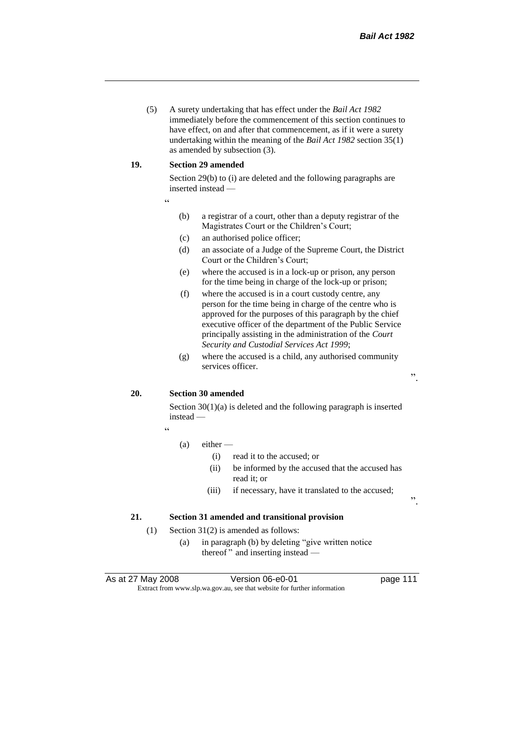(5) A surety undertaking that has effect under the *Bail Act 1982* immediately before the commencement of this section continues to have effect, on and after that commencement, as if it were a surety undertaking within the meaning of the *Bail Act 1982* section 35(1) as amended by subsection (3).

**19. Section 29 amended**

Section 29(b) to (i) are deleted and the following paragraphs are inserted instead —

"

(b) a registrar of a court, other than a deputy registrar of the Magistrates Court or the Children's Court;

(c) an authorised police officer;

(d) an associate of a Judge of the Supreme Court, the District Court or the Children's Court;

(e) where the accused is in a lock-up or prison, any person for the time being in charge of the lock-up or prison;

(f) where the accused is in a court custody centre, any person for the time being in charge of the centre who is approved for the purposes of this paragraph by the chief executive officer of the department of the Public Service principally assisting in the administration of the *Court Security and Custodial Services Act 1999*;

(g) where the accused is a child, any authorised community services officer.

".

**20. Section 30 amended**

Section 30(1)(a) is deleted and the following paragraph is inserted instead —

"

(a) either —

(i) read it to the accused; or

(ii) be informed by the accused that the accused has read it; or

(iii) if necessary, have it translated to the accused;

".

**21. Section 31 amended and transitional provision**

(1) Section 31(2) is amended as follows:

(a) in paragraph (b) by deleting "give written notice thereof" and inserting instead —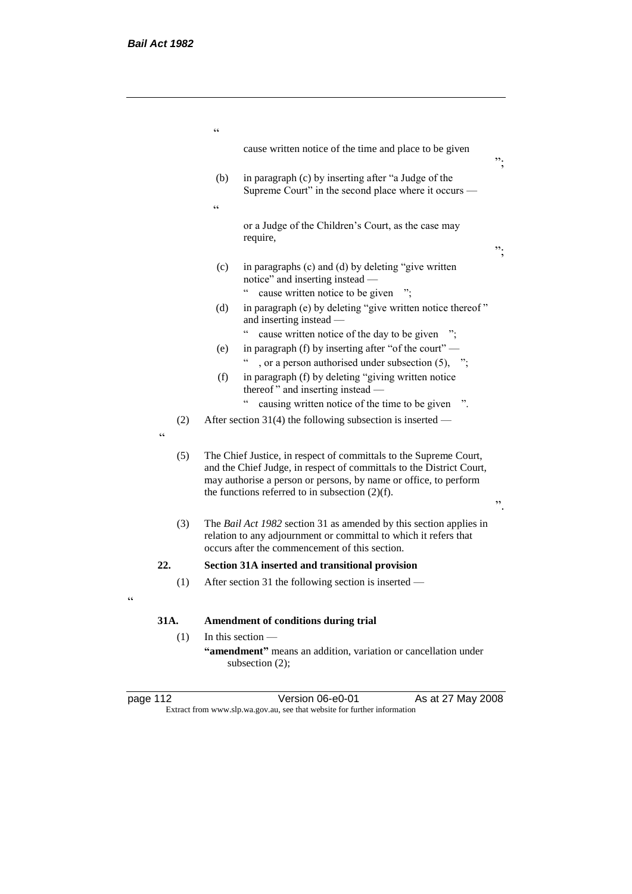"

cause written notice of the time and place to be given

";

(b) in paragraph (c) by inserting after "a Judge of the Supreme Court" in the second place where it occurs —

"

or a Judge of the Children's Court, as the case may require,

";

(c) in paragraphs (c) and (d) by deleting "give written notice" and inserting instead —

" cause written notice to be given ";

(d) in paragraph (e) by deleting "give written notice thereof" and inserting instead —

" cause written notice of the day to be given ";

(e) in paragraph (f) by inserting after "of the court" —

" , or a person authorised under subsection (5), ";

(f) in paragraph (f) by deleting "giving written notice thereof" and inserting instead —

" causing written notice of the time to be given ".

(2) After section 31(4) the following subsection is inserted —

"

(5) The Chief Justice, in respect of committals to the Supreme Court, and the Chief Judge, in respect of committals to the District Court, may authorise a person or persons, by name or office, to perform the functions referred to in subsection (2)(f).

".

(3) The *Bail Act 1982* section 31 as amended by this section applies in relation to any adjournment or committal to which it refers that occurs after the commencement of this section.

**22. Section 31A inserted and transitional provision**

(1) After section 31 the following section is inserted —

"

**31A. Amendment of conditions during trial**

(1) In this section —

**"amendment"** means an addition, variation or cancellation under subsection (2);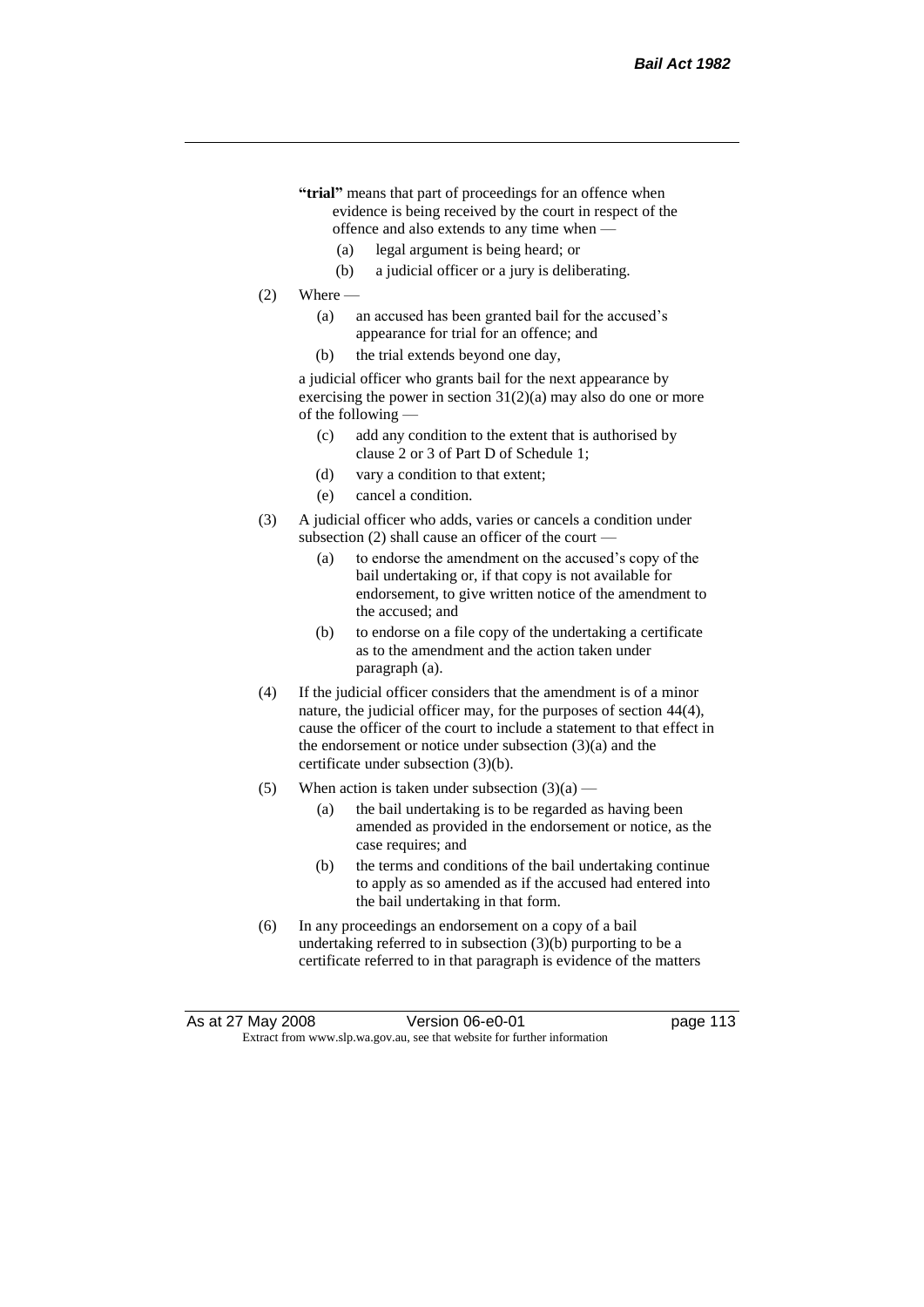**"trial"** means that part of proceedings for an offence when evidence is being received by the court in respect of the offence and also extends to any time when —

(a) legal argument is being heard; or

(b) a judicial officer or a jury is deliberating.

(2) Where —

(a) an accused has been granted bail for the accused's appearance for trial for an offence; and

(b) the trial extends beyond one day,

a judicial officer who grants bail for the next appearance by exercising the power in section 31(2)(a) may also do one or more of the following —

(c) add any condition to the extent that is authorised by clause 2 or 3 of Part D of Schedule 1;

(d) vary a condition to that extent;

(e) cancel a condition.

(3) A judicial officer who adds, varies or cancels a condition under subsection (2) shall cause an officer of the court —

(a) to endorse the amendment on the accused's copy of the bail undertaking or, if that copy is not available for endorsement, to give written notice of the amendment to the accused; and

(b) to endorse on a file copy of the undertaking a certificate as to the amendment and the action taken under paragraph (a).

(4) If the judicial officer considers that the amendment is of a minor nature, the judicial officer may, for the purposes of section 44(4), cause the officer of the court to include a statement to that effect in the endorsement or notice under subsection (3)(a) and the certificate under subsection (3)(b).

(5) When action is taken under subsection (3)(a) —

(a) the bail undertaking is to be regarded as having been amended as provided in the endorsement or notice, as the case requires; and

(b) the terms and conditions of the bail undertaking continue to apply as so amended as if the accused had entered into the bail undertaking in that form.

(6) In any proceedings an endorsement on a copy of a bail undertaking referred to in subsection (3)(b) purporting to be a certificate referred to in that paragraph is evidence of the matters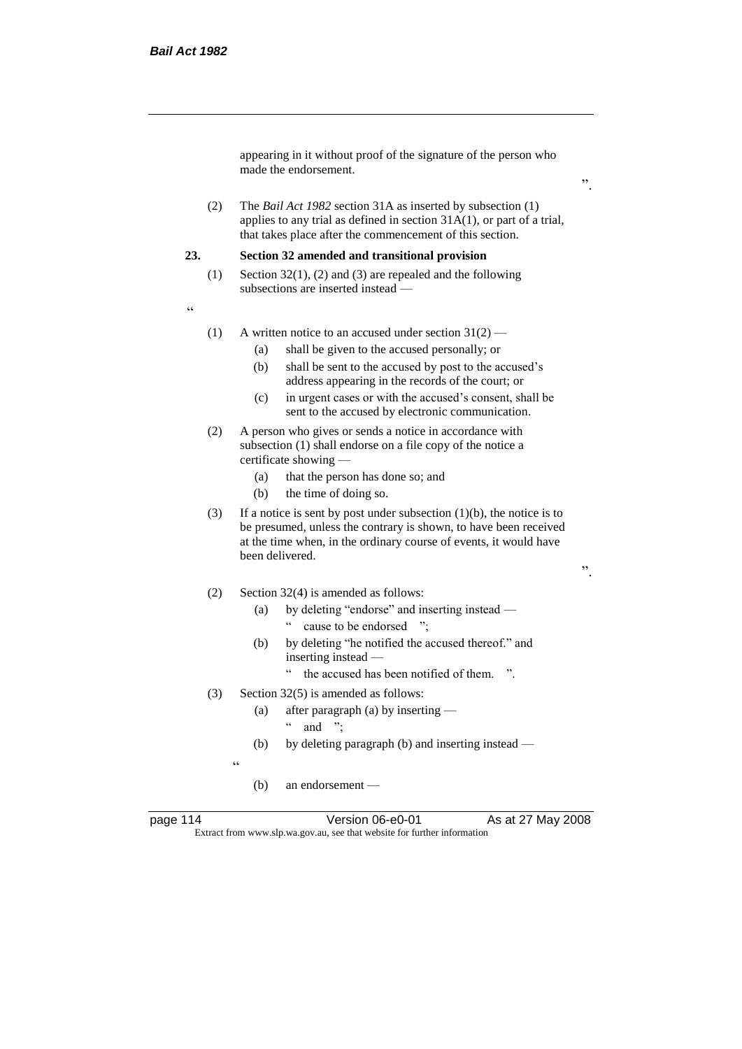appearing in it without proof of the signature of the person who made the endorsement.

".

(2) The *Bail Act 1982* section 31A as inserted by subsection (1) applies to any trial as defined in section 31A(1), or part of a trial, that takes place after the commencement of this section.

**23. Section 32 amended and transitional provision**

(1) Section 32(1), (2) and (3) are repealed and the following subsections are inserted instead —

"

(1) A written notice to an accused under section 31(2) —

(a) shall be given to the accused personally; or

(b) shall be sent to the accused by post to the accused's address appearing in the records of the court; or

(c) in urgent cases or with the accused's consent, shall be sent to the accused by electronic communication.

(2) A person who gives or sends a notice in accordance with subsection (1) shall endorse on a file copy of the notice a certificate showing —

(a) that the person has done so; and

(b) the time of doing so.

(3) If a notice is sent by post under subsection (1)(b), the notice is to be presumed, unless the contrary is shown, to have been received at the time when, in the ordinary course of events, it would have been delivered.

".

(2) Section 32(4) is amended as follows:

(a) by deleting "endorse" and inserting instead —

" cause to be endorsed ";

(b) by deleting "he notified the accused thereof." and inserting instead —

" the accused has been notified of them. ".

(3) Section 32(5) is amended as follows:

(a) after paragraph (a) by inserting —

" and ";

(b) by deleting paragraph (b) and inserting instead —

"

(b) an endorsement —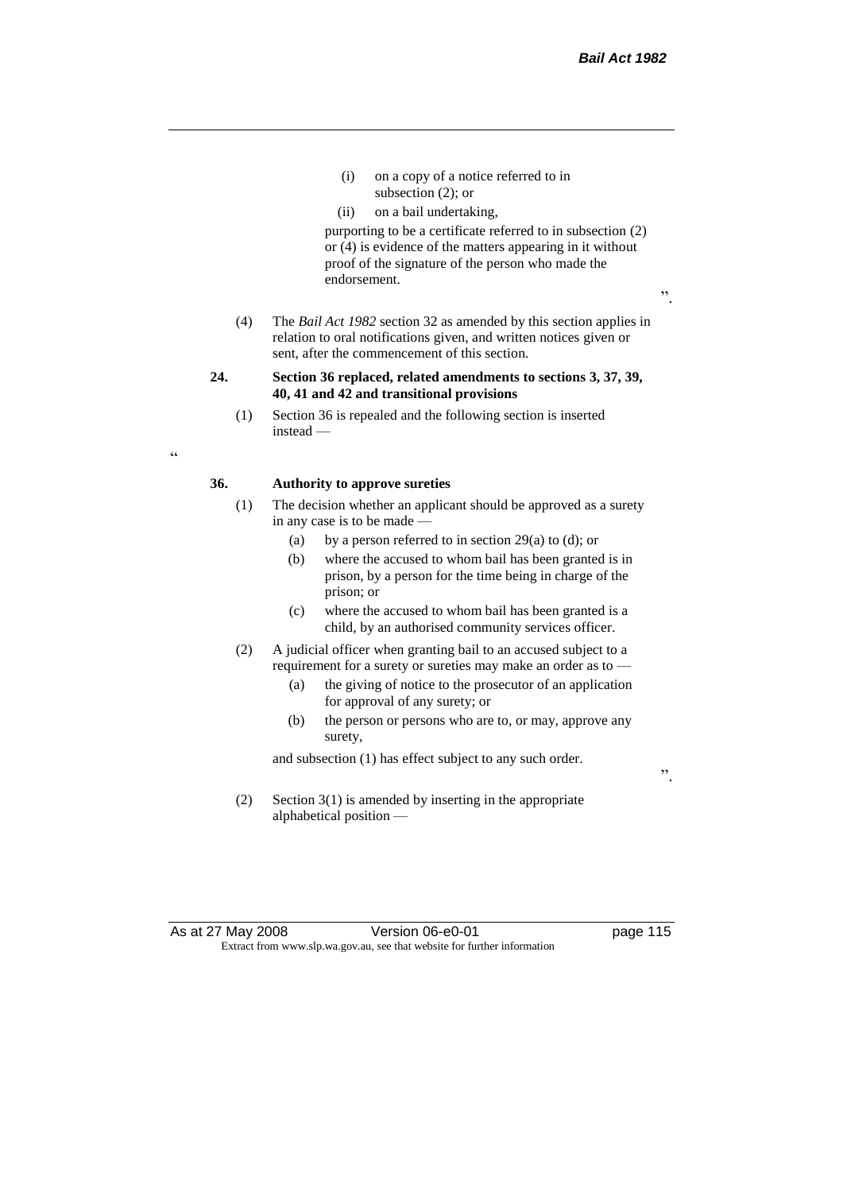(i) on a copy of a notice referred to in subsection (2); or

(ii) on a bail undertaking,

purporting to be a certificate referred to in subsection (2) or (4) is evidence of the matters appearing in it without proof of the signature of the person who made the endorsement.

".

(4) The *Bail Act 1982* section 32 as amended by this section applies in relation to oral notifications given, and written notices given or sent, after the commencement of this section.

**24. Section 36 replaced, related amendments to sections 3, 37, 39, 40, 41 and 42 and transitional provisions**

(1) Section 36 is repealed and the following section is inserted instead —

"

**36. Authority to approve sureties**

(1) The decision whether an applicant should be approved as a surety in any case is to be made —

(a) by a person referred to in section 29(a) to (d); or

(b) where the accused to whom bail has been granted is in prison, by a person for the time being in charge of the prison; or

(c) where the accused to whom bail has been granted is a child, by an authorised community services officer.

(2) A judicial officer when granting bail to an accused subject to a requirement for a surety or sureties may make an order as to —

(a) the giving of notice to the prosecutor of an application for approval of any surety; or

(b) the person or persons who are to, or may, approve any surety,

and subsection (1) has effect subject to any such order.

".

(2) Section 3(1) is amended by inserting in the appropriate alphabetical position —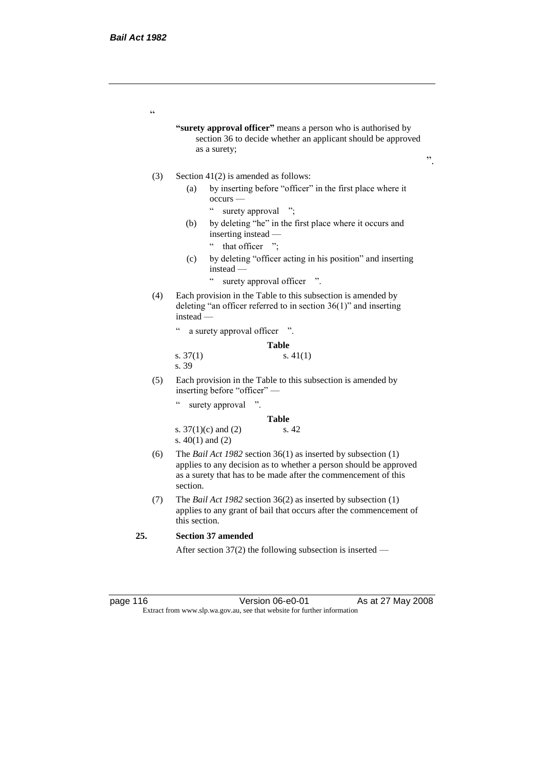"

**"surety approval officer"** means a person who is authorised by section 36 to decide whether an applicant should be approved as a surety;

".

(3) Section 41(2) is amended as follows:

(a) by inserting before "officer" in the first place where it occurs —

" surety approval ";

(b) by deleting "he" in the first place where it occurs and inserting instead —

" that officer ";

(c) by deleting "officer acting in his position" and inserting instead —

" surety approval officer ".

(4) Each provision in the Table to this subsection is amended by deleting "an officer referred to in section 36(1)" and inserting instead —

" a surety approval officer ".

**Table**

| | |
|---|---|
| s. 37(1) | s. 41(1) |
| s. 39 | |

(5) Each provision in the Table to this subsection is amended by inserting before "officer" —

" surety approval ".

**Table**

| | |
|---|---|
| s. 37(1)(c) and (2) | s. 42 |
| s. 40(1) and (2) | |

(6) The *Bail Act 1982* section 36(1) as inserted by subsection (1) applies to any decision as to whether a person should be approved as a surety that has to be made after the commencement of this section.

(7) The *Bail Act 1982* section 36(2) as inserted by subsection (1) applies to any grant of bail that occurs after the commencement of this section.

**25. Section 37 amended**

After section 37(2) the following subsection is inserted —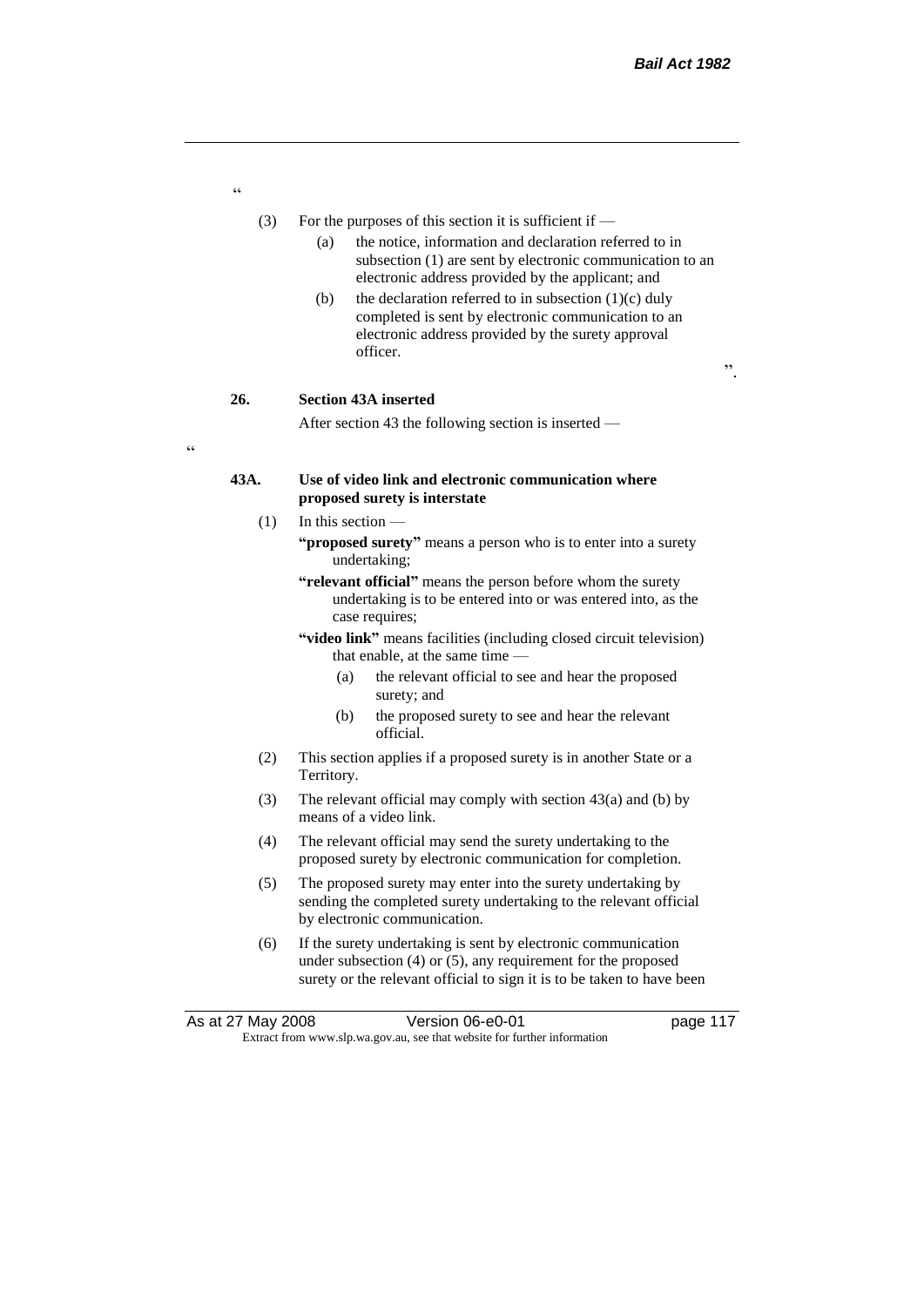"

(3) For the purposes of this section it is sufficient if —

(a) the notice, information and declaration referred to in subsection (1) are sent by electronic communication to an electronic address provided by the applicant; and

(b) the declaration referred to in subsection (1)(c) duly completed is sent by electronic communication to an electronic address provided by the surety approval officer.

".

**26. Section 43A inserted**

After section 43 the following section is inserted —

"

**43A. Use of video link and electronic communication where proposed surety is interstate**

(1) In this section —

**"proposed surety"** means a person who is to enter into a surety undertaking;

**"relevant official"** means the person before whom the surety undertaking is to be entered into or was entered into, as the case requires;

**"video link"** means facilities (including closed circuit television) that enable, at the same time —

(a) the relevant official to see and hear the proposed surety; and

(b) the proposed surety to see and hear the relevant official.

(2) This section applies if a proposed surety is in another State or a Territory.

(3) The relevant official may comply with section 43(a) and (b) by means of a video link.

(4) The relevant official may send the surety undertaking to the proposed surety by electronic communication for completion.

(5) The proposed surety may enter into the surety undertaking by sending the completed surety undertaking to the relevant official by electronic communication.

(6) If the surety undertaking is sent by electronic communication under subsection (4) or (5), any requirement for the proposed surety or the relevant official to sign it is to be taken to have been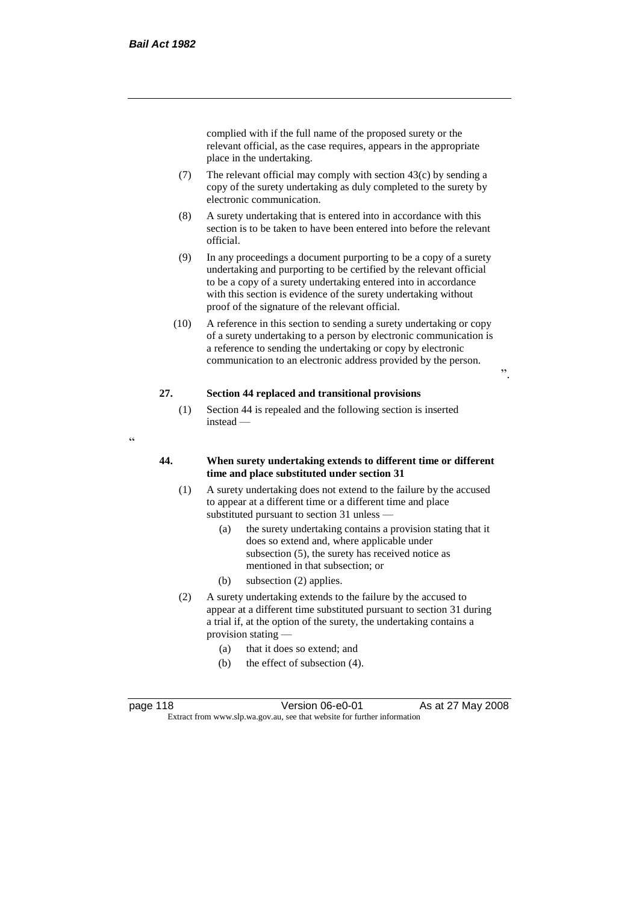complied with if the full name of the proposed surety or the relevant official, as the case requires, appears in the appropriate place in the undertaking.

(7) The relevant official may comply with section 43(c) by sending a copy of the surety undertaking as duly completed to the surety by electronic communication.

(8) A surety undertaking that is entered into in accordance with this section is to be taken to have been entered into before the relevant official.

(9) In any proceedings a document purporting to be a copy of a surety undertaking and purporting to be certified by the relevant official to be a copy of a surety undertaking entered into in accordance with this section is evidence of the surety undertaking without proof of the signature of the relevant official.

(10) A reference in this section to sending a surety undertaking or copy of a surety undertaking to a person by electronic communication is a reference to sending the undertaking or copy by electronic communication to an electronic address provided by the person.

".

**27. Section 44 replaced and transitional provisions**

(1) Section 44 is repealed and the following section is inserted instead —

"

**44. When surety undertaking extends to different time or different time and place substituted under section 31**

(1) A surety undertaking does not extend to the failure by the accused to appear at a different time or a different time and place substituted pursuant to section 31 unless —

- (a) the surety undertaking contains a provision stating that it does so extend and, where applicable under subsection (5), the surety has received notice as mentioned in that subsection; or
- (b) subsection (2) applies.

(2) A surety undertaking extends to the failure by the accused to appear at a different time substituted pursuant to section 31 during a trial if, at the option of the surety, the undertaking contains a provision stating —

- (a) that it does so extend; and
- (b) the effect of subsection (4).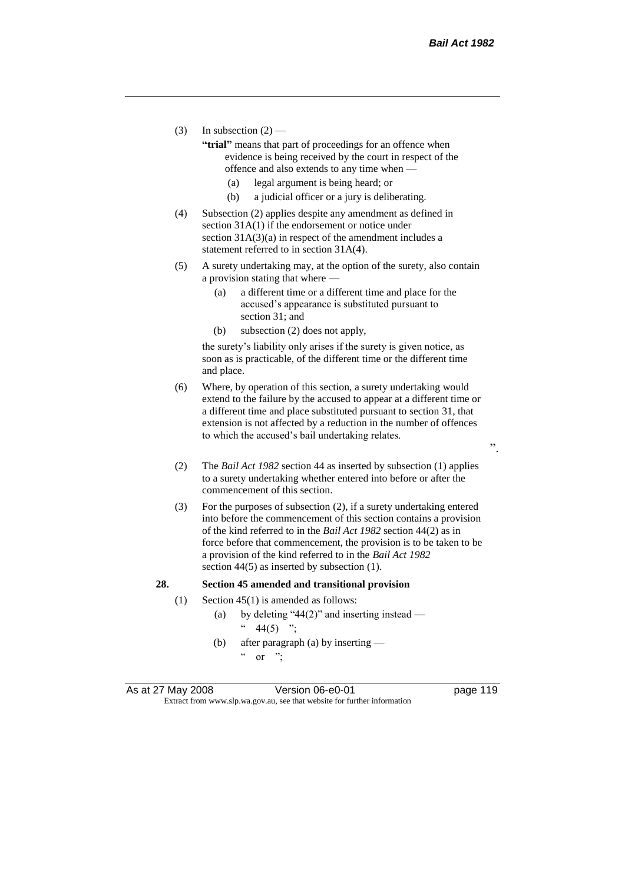(3) In subsection (2) —

**"trial"** means that part of proceedings for an offence when evidence is being received by the court in respect of the offence and also extends to any time when —

(a) legal argument is being heard; or

(b) a judicial officer or a jury is deliberating.

(4) Subsection (2) applies despite any amendment as defined in section 31A(1) if the endorsement or notice under section 31A(3)(a) in respect of the amendment includes a statement referred to in section 31A(4).

(5) A surety undertaking may, at the option of the surety, also contain a provision stating that where —

(a) a different time or a different time and place for the accused's appearance is substituted pursuant to section 31; and

(b) subsection (2) does not apply,

the surety's liability only arises if the surety is given notice, as soon as is practicable, of the different time or the different time and place.

(6) Where, by operation of this section, a surety undertaking would extend to the failure by the accused to appear at a different time or a different time and place substituted pursuant to section 31, that extension is not affected by a reduction in the number of offences to which the accused's bail undertaking relates.

".

(2) The *Bail Act 1982* section 44 as inserted by subsection (1) applies to a surety undertaking whether entered into before or after the commencement of this section.

(3) For the purposes of subsection (2), if a surety undertaking entered into before the commencement of this section contains a provision of the kind referred to in the *Bail Act 1982* section 44(2) as in force before that commencement, the provision is to be taken to be a provision of the kind referred to in the *Bail Act 1982* section 44(5) as inserted by subsection (1).

**28. Section 45 amended and transitional provision**

(1) Section 45(1) is amended as follows:

(a) by deleting "44(2)" and inserting instead —

" 44(5) ";

(b) after paragraph (a) by inserting —

" or ";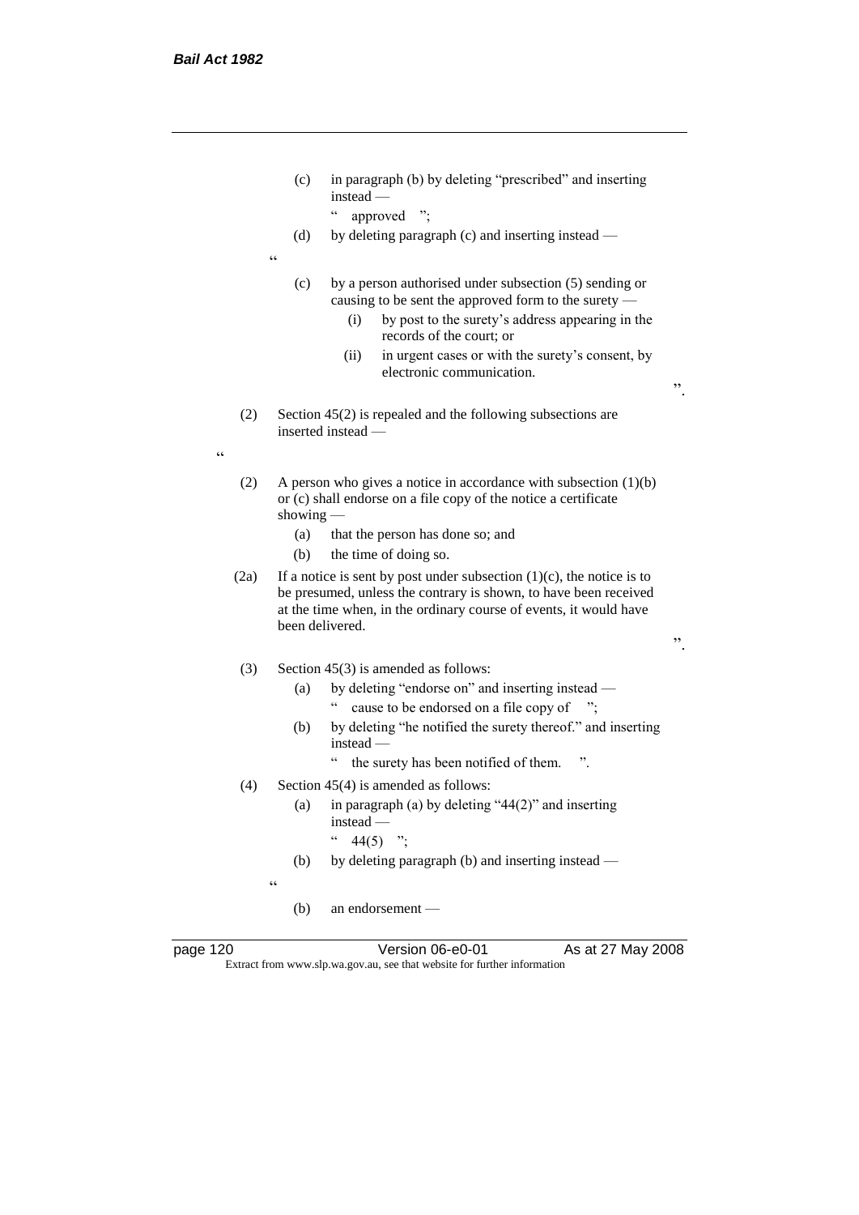(c) in paragraph (b) by deleting "prescribed" and inserting instead —

" approved ";

(d) by deleting paragraph (c) and inserting instead —

"

(c) by a person authorised under subsection (5) sending or causing to be sent the approved form to the surety —

(i) by post to the surety's address appearing in the records of the court; or

(ii) in urgent cases or with the surety's consent, by electronic communication.

".

(2) Section 45(2) is repealed and the following subsections are inserted instead —

"

(2) A person who gives a notice in accordance with subsection (1)(b) or (c) shall endorse on a file copy of the notice a certificate showing —

(a) that the person has done so; and

(b) the time of doing so.

(2a) If a notice is sent by post under subsection (1)(c), the notice is to be presumed, unless the contrary is shown, to have been received at the time when, in the ordinary course of events, it would have been delivered.

".

(3) Section 45(3) is amended as follows:

(a) by deleting "endorse on" and inserting instead —

" cause to be endorsed on a file copy of ";

(b) by deleting "he notified the surety thereof." and inserting instead —

" the surety has been notified of them. ".

(4) Section 45(4) is amended as follows:

(a) in paragraph (a) by deleting "44(2)" and inserting instead —

" 44(5) ";

(b) by deleting paragraph (b) and inserting instead —

"

(b) an endorsement —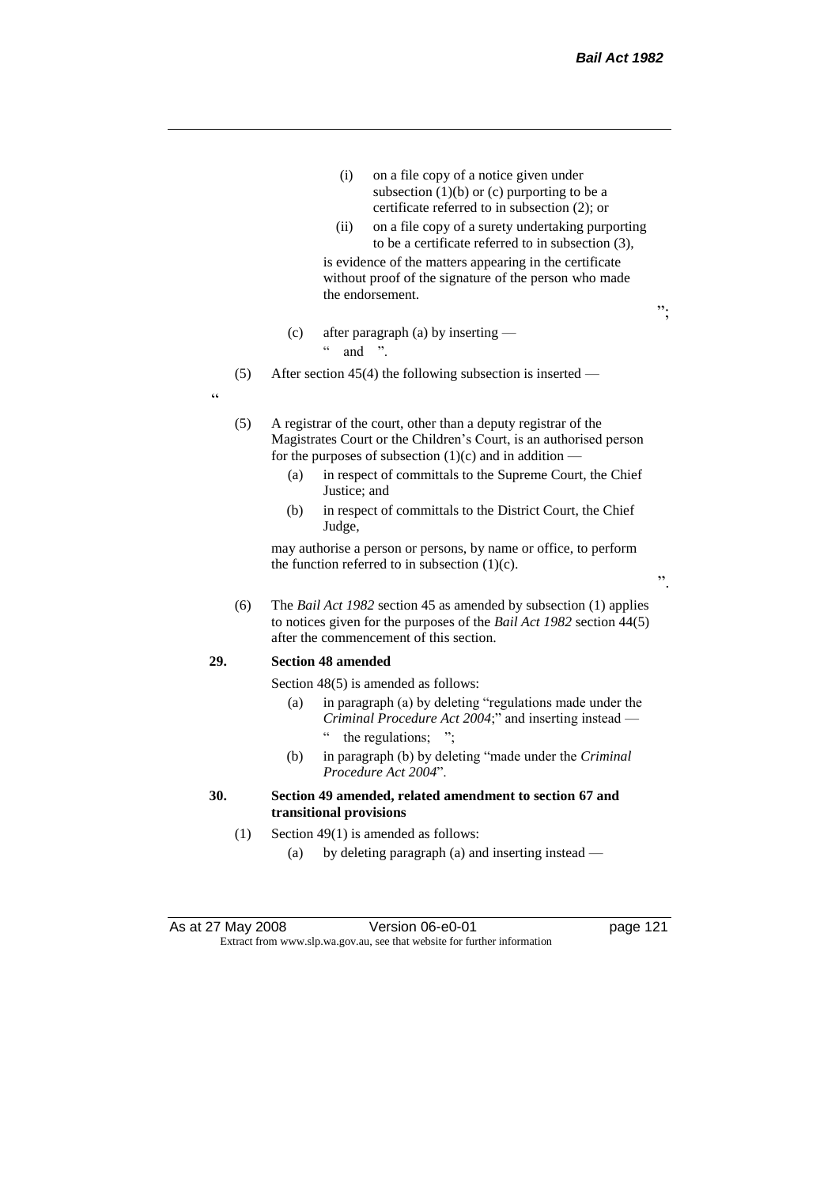- (i) on a file copy of a notice given under subsection (1)(b) or (c) purporting to be a certificate referred to in subsection (2); or
- (ii) on a file copy of a surety undertaking purporting to be a certificate referred to in subsection (3),

is evidence of the matters appearing in the certificate without proof of the signature of the person who made the endorsement.

";

- (c) after paragraph (a) by inserting —
  " and ".

(5) After section 45(4) the following subsection is inserted —

"

(5) A registrar of the court, other than a deputy registrar of the Magistrates Court or the Children's Court, is an authorised person for the purposes of subsection (1)(c) and in addition —

- (a) in respect of committals to the Supreme Court, the Chief Justice; and
- (b) in respect of committals to the District Court, the Chief Judge,

may authorise a person or persons, by name or office, to perform the function referred to in subsection (1)(c).

".

(6) The *Bail Act 1982* section 45 as amended by subsection (1) applies to notices given for the purposes of the *Bail Act 1982* section 44(5) after the commencement of this section.

**29. Section 48 amended**

Section 48(5) is amended as follows:

- (a) in paragraph (a) by deleting "regulations made under the *Criminal Procedure Act 2004*;" and inserting instead —
  " the regulations; ";
- (b) in paragraph (b) by deleting "made under the *Criminal Procedure Act 2004*".

**30. Section 49 amended, related amendment to section 67 and transitional provisions**

(1) Section 49(1) is amended as follows:

- (a) by deleting paragraph (a) and inserting instead —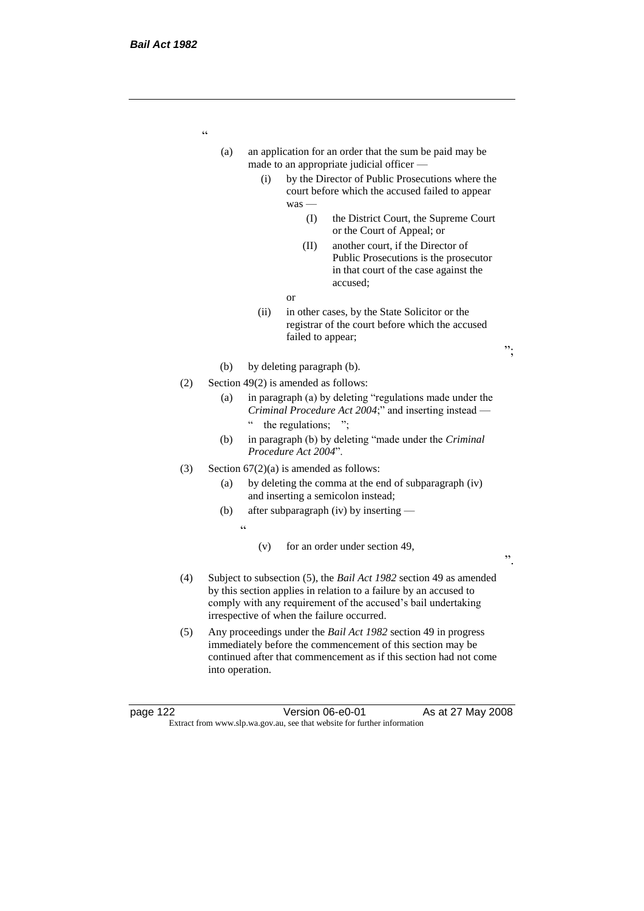"

(a) an application for an order that the sum be paid may be made to an appropriate judicial officer —

  (i) by the Director of Public Prosecutions where the court before which the accused failed to appear was —

    (I) the District Court, the Supreme Court or the Court of Appeal; or

    (II) another court, if the Director of Public Prosecutions is the prosecutor in that court of the case against the accused;

  or

  (ii) in other cases, by the State Solicitor or the registrar of the court before which the accused failed to appear;

";

(b) by deleting paragraph (b).

(2) Section 49(2) is amended as follows:

  (a) in paragraph (a) by deleting "regulations made under the *Criminal Procedure Act 2004*;" and inserting instead —
  " the regulations; ";

  (b) in paragraph (b) by deleting "made under the *Criminal Procedure Act 2004*".

(3) Section 67(2)(a) is amended as follows:

  (a) by deleting the comma at the end of subparagraph (iv) and inserting a semicolon instead;

  (b) after subparagraph (iv) by inserting —

  "

    (v) for an order under section 49,

  ".

(4) Subject to subsection (5), the *Bail Act 1982* section 49 as amended by this section applies in relation to a failure by an accused to comply with any requirement of the accused's bail undertaking irrespective of when the failure occurred.

(5) Any proceedings under the *Bail Act 1982* section 49 in progress immediately before the commencement of this section may be continued after that commencement as if this section had not come into operation.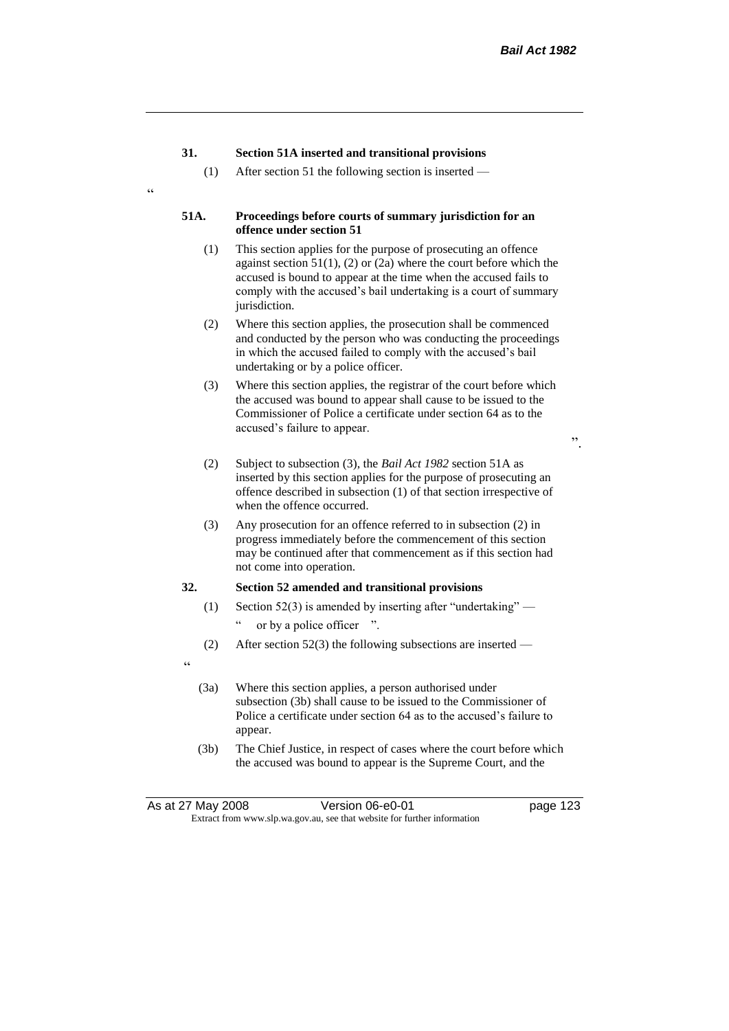**31. Section 51A inserted and transitional provisions**

(1) After section 51 the following section is inserted —

"

**51A. Proceedings before courts of summary jurisdiction for an offence under section 51**

(1) This section applies for the purpose of prosecuting an offence against section 51(1), (2) or (2a) where the court before which the accused is bound to appear at the time when the accused fails to comply with the accused's bail undertaking is a court of summary jurisdiction.

(2) Where this section applies, the prosecution shall be commenced and conducted by the person who was conducting the proceedings in which the accused failed to comply with the accused's bail undertaking or by a police officer.

(3) Where this section applies, the registrar of the court before which the accused was bound to appear shall cause to be issued to the Commissioner of Police a certificate under section 64 as to the accused's failure to appear.

".

(2) Subject to subsection (3), the *Bail Act 1982* section 51A as inserted by this section applies for the purpose of prosecuting an offence described in subsection (1) of that section irrespective of when the offence occurred.

(3) Any prosecution for an offence referred to in subsection (2) in progress immediately before the commencement of this section may be continued after that commencement as if this section had not come into operation.

**32. Section 52 amended and transitional provisions**

(1) Section 52(3) is amended by inserting after "undertaking" —

" or by a police officer ".

(2) After section 52(3) the following subsections are inserted —

"

(3a) Where this section applies, a person authorised under subsection (3b) shall cause to be issued to the Commissioner of Police a certificate under section 64 as to the accused's failure to appear.

(3b) The Chief Justice, in respect of cases where the court before which the accused was bound to appear is the Supreme Court, and the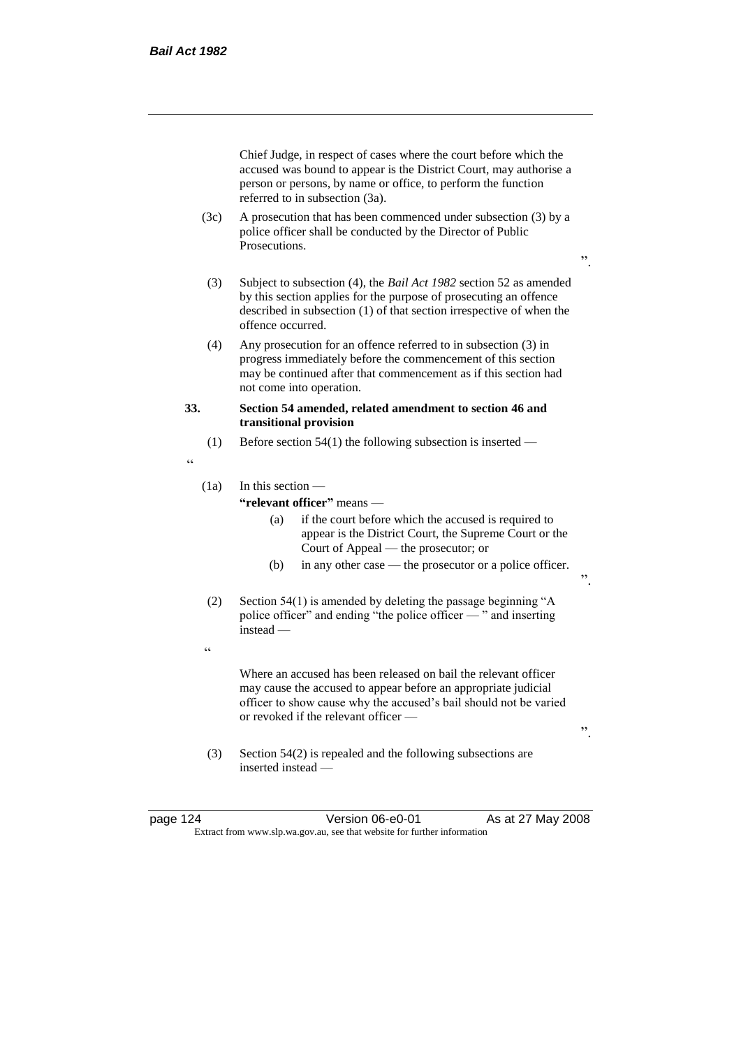Chief Judge, in respect of cases where the court before which the accused was bound to appear is the District Court, may authorise a person or persons, by name or office, to perform the function referred to in subsection (3a).

(3c) A prosecution that has been commenced under subsection (3) by a police officer shall be conducted by the Director of Public Prosecutions.

".

(3) Subject to subsection (4), the *Bail Act 1982* section 52 as amended by this section applies for the purpose of prosecuting an offence described in subsection (1) of that section irrespective of when the offence occurred.

(4) Any prosecution for an offence referred to in subsection (3) in progress immediately before the commencement of this section may be continued after that commencement as if this section had not come into operation.

**33. Section 54 amended, related amendment to section 46 and transitional provision**

(1) Before section 54(1) the following subsection is inserted —

"

(1a) In this section —

**"relevant officer"** means —

(a) if the court before which the accused is required to appear is the District Court, the Supreme Court or the Court of Appeal — the prosecutor; or

(b) in any other case — the prosecutor or a police officer.

".

(2) Section 54(1) is amended by deleting the passage beginning "A police officer" and ending "the police officer — " and inserting instead —

"

Where an accused has been released on bail the relevant officer may cause the accused to appear before an appropriate judicial officer to show cause why the accused's bail should not be varied or revoked if the relevant officer —

".

(3) Section 54(2) is repealed and the following subsections are inserted instead —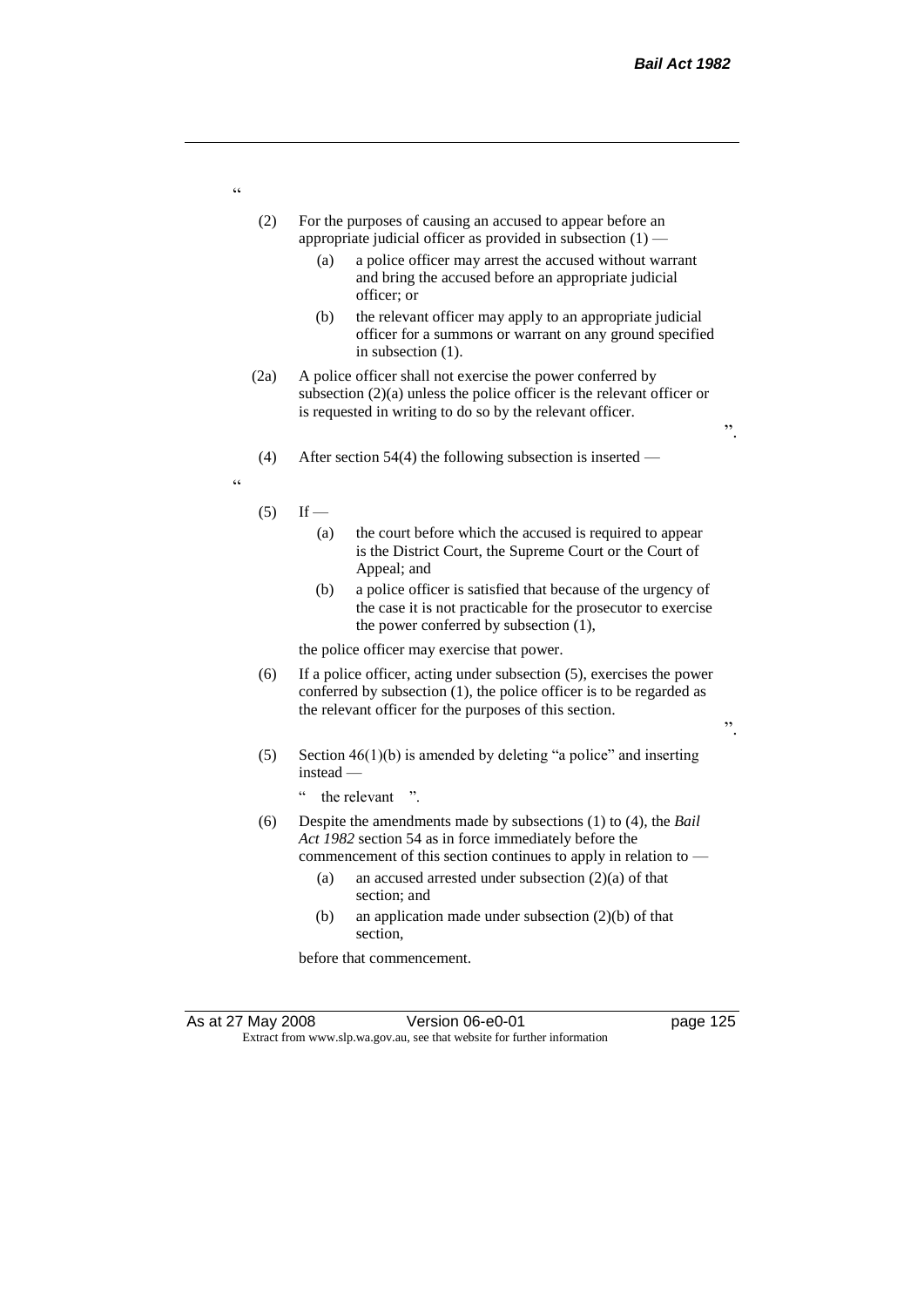"

(2) For the purposes of causing an accused to appear before an appropriate judicial officer as provided in subsection (1) —

  (a) a police officer may arrest the accused without warrant and bring the accused before an appropriate judicial officer; or

  (b) the relevant officer may apply to an appropriate judicial officer for a summons or warrant on any ground specified in subsection (1).

(2a) A police officer shall not exercise the power conferred by subsection (2)(a) unless the police officer is the relevant officer or is requested in writing to do so by the relevant officer.

".

(4) After section 54(4) the following subsection is inserted —

"

(5) If —

  (a) the court before which the accused is required to appear is the District Court, the Supreme Court or the Court of Appeal; and

  (b) a police officer is satisfied that because of the urgency of the case it is not practicable for the prosecutor to exercise the power conferred by subsection (1),

the police officer may exercise that power.

(6) If a police officer, acting under subsection (5), exercises the power conferred by subsection (1), the police officer is to be regarded as the relevant officer for the purposes of this section.

".

(5) Section 46(1)(b) is amended by deleting "a police" and inserting instead —

" the relevant ".

(6) Despite the amendments made by subsections (1) to (4), the *Bail Act 1982* section 54 as in force immediately before the commencement of this section continues to apply in relation to —

  (a) an accused arrested under subsection (2)(a) of that section; and

  (b) an application made under subsection (2)(b) of that section,

before that commencement.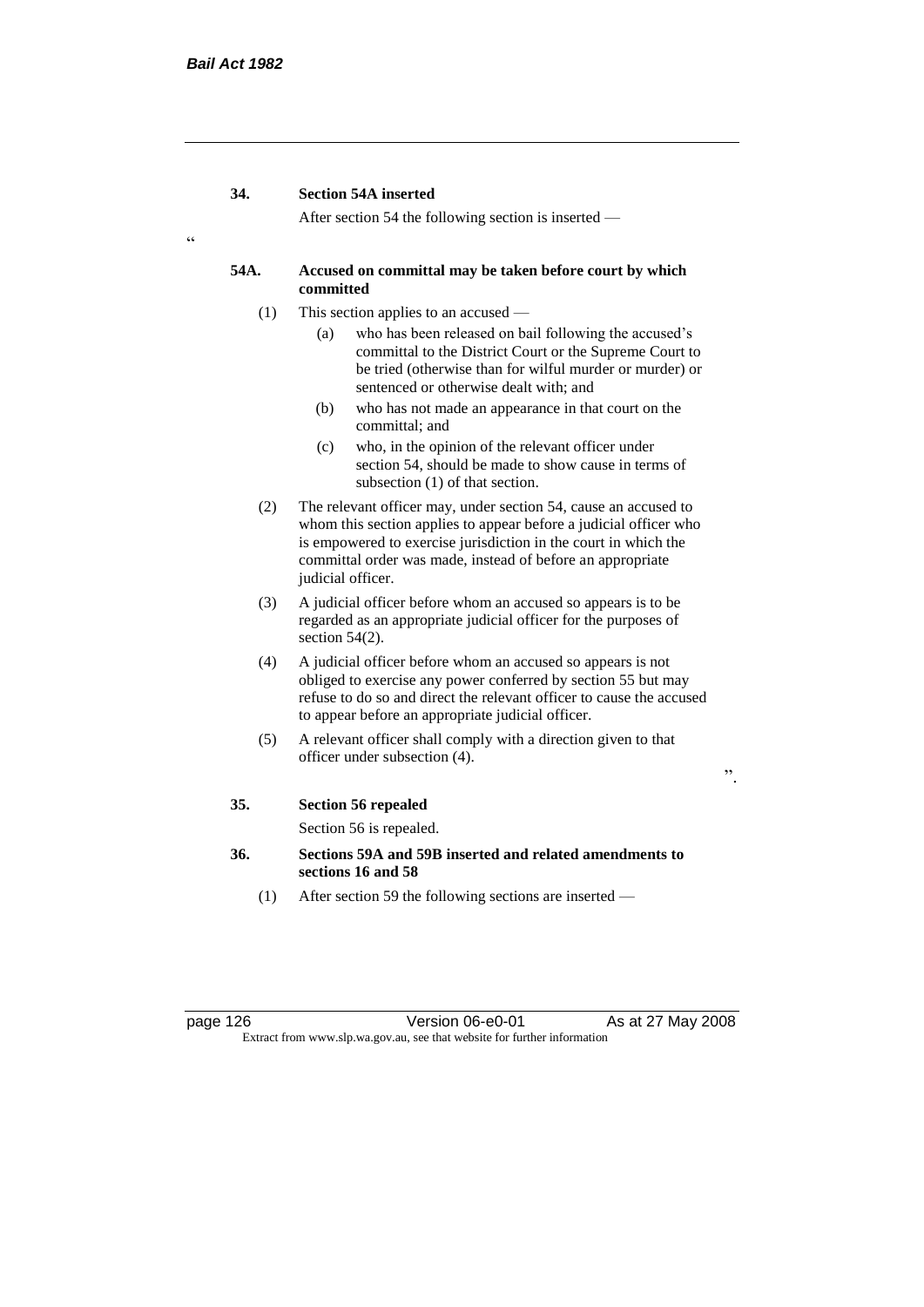**34. Section 54A inserted**

After section 54 the following section is inserted —

"

**54A. Accused on committal may be taken before court by which committed**

(1) This section applies to an accused —

(a) who has been released on bail following the accused's committal to the District Court or the Supreme Court to be tried (otherwise than for wilful murder or murder) or sentenced or otherwise dealt with; and

(b) who has not made an appearance in that court on the committal; and

(c) who, in the opinion of the relevant officer under section 54, should be made to show cause in terms of subsection (1) of that section.

(2) The relevant officer may, under section 54, cause an accused to whom this section applies to appear before a judicial officer who is empowered to exercise jurisdiction in the court in which the committal order was made, instead of before an appropriate judicial officer.

(3) A judicial officer before whom an accused so appears is to be regarded as an appropriate judicial officer for the purposes of section 54(2).

(4) A judicial officer before whom an accused so appears is not obliged to exercise any power conferred by section 55 but may refuse to do so and direct the relevant officer to cause the accused to appear before an appropriate judicial officer.

(5) A relevant officer shall comply with a direction given to that officer under subsection (4).

".

**35. Section 56 repealed**

Section 56 is repealed.

**36. Sections 59A and 59B inserted and related amendments to sections 16 and 58**

(1) After section 59 the following sections are inserted —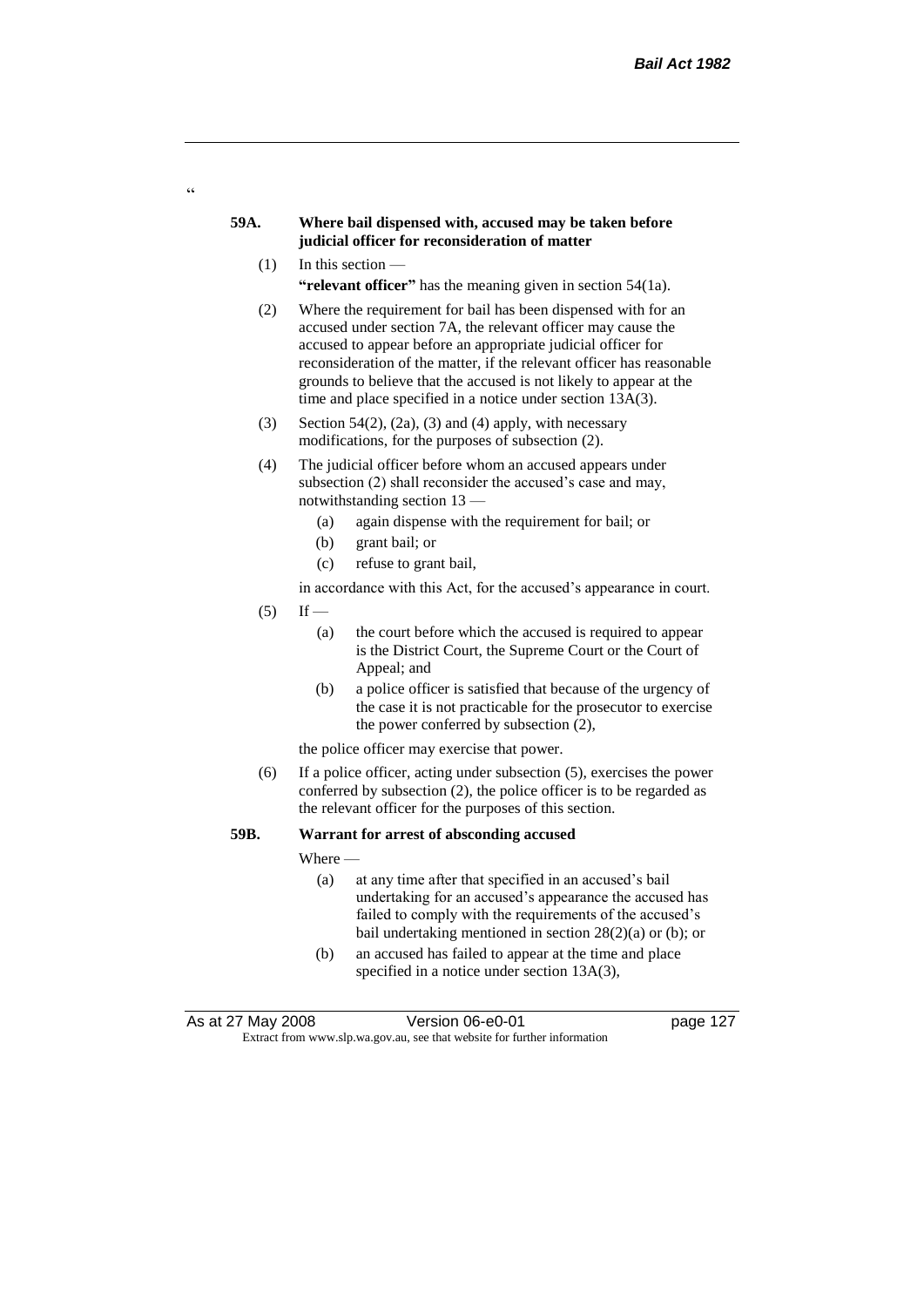"

**59A. Where bail dispensed with, accused may be taken before judicial officer for reconsideration of matter**

(1) In this section —

**"relevant officer"** has the meaning given in section 54(1a).

(2) Where the requirement for bail has been dispensed with for an accused under section 7A, the relevant officer may cause the accused to appear before an appropriate judicial officer for reconsideration of the matter, if the relevant officer has reasonable grounds to believe that the accused is not likely to appear at the time and place specified in a notice under section 13A(3).

(3) Section 54(2), (2a), (3) and (4) apply, with necessary modifications, for the purposes of subsection (2).

(4) The judicial officer before whom an accused appears under subsection (2) shall reconsider the accused's case and may, notwithstanding section 13 —

(a) again dispense with the requirement for bail; or

(b) grant bail; or

(c) refuse to grant bail,

in accordance with this Act, for the accused's appearance in court.

(5) If —

(a) the court before which the accused is required to appear is the District Court, the Supreme Court or the Court of Appeal; and

(b) a police officer is satisfied that because of the urgency of the case it is not practicable for the prosecutor to exercise the power conferred by subsection (2),

the police officer may exercise that power.

(6) If a police officer, acting under subsection (5), exercises the power conferred by subsection (2), the police officer is to be regarded as the relevant officer for the purposes of this section.

**59B. Warrant for arrest of absconding accused**

Where —

(a) at any time after that specified in an accused's bail undertaking for an accused's appearance the accused has failed to comply with the requirements of the accused's bail undertaking mentioned in section 28(2)(a) or (b); or

(b) an accused has failed to appear at the time and place specified in a notice under section 13A(3),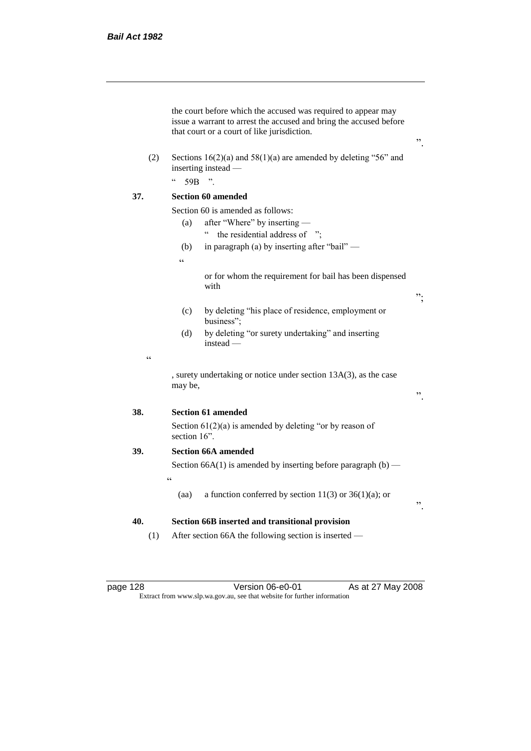the court before which the accused was required to appear may issue a warrant to arrest the accused and bring the accused before that court or a court of like jurisdiction.

".

(2) Sections 16(2)(a) and 58(1)(a) are amended by deleting "56" and inserting instead —

" 59B ".

**37. Section 60 amended**

Section 60 is amended as follows:

(a) after "Where" by inserting —

" the residential address of ";

(b) in paragraph (a) by inserting after "bail" —

"

or for whom the requirement for bail has been dispensed with

";

(c) by deleting "his place of residence, employment or business";

(d) by deleting "or surety undertaking" and inserting instead —

"

, surety undertaking or notice under section 13A(3), as the case may be,

".

**38. Section 61 amended**

Section 61(2)(a) is amended by deleting "or by reason of section 16".

**39. Section 66A amended**

Section 66A(1) is amended by inserting before paragraph (b) —

"

(aa) a function conferred by section 11(3) or 36(1)(a); or

".

**40. Section 66B inserted and transitional provision**

(1) After section 66A the following section is inserted —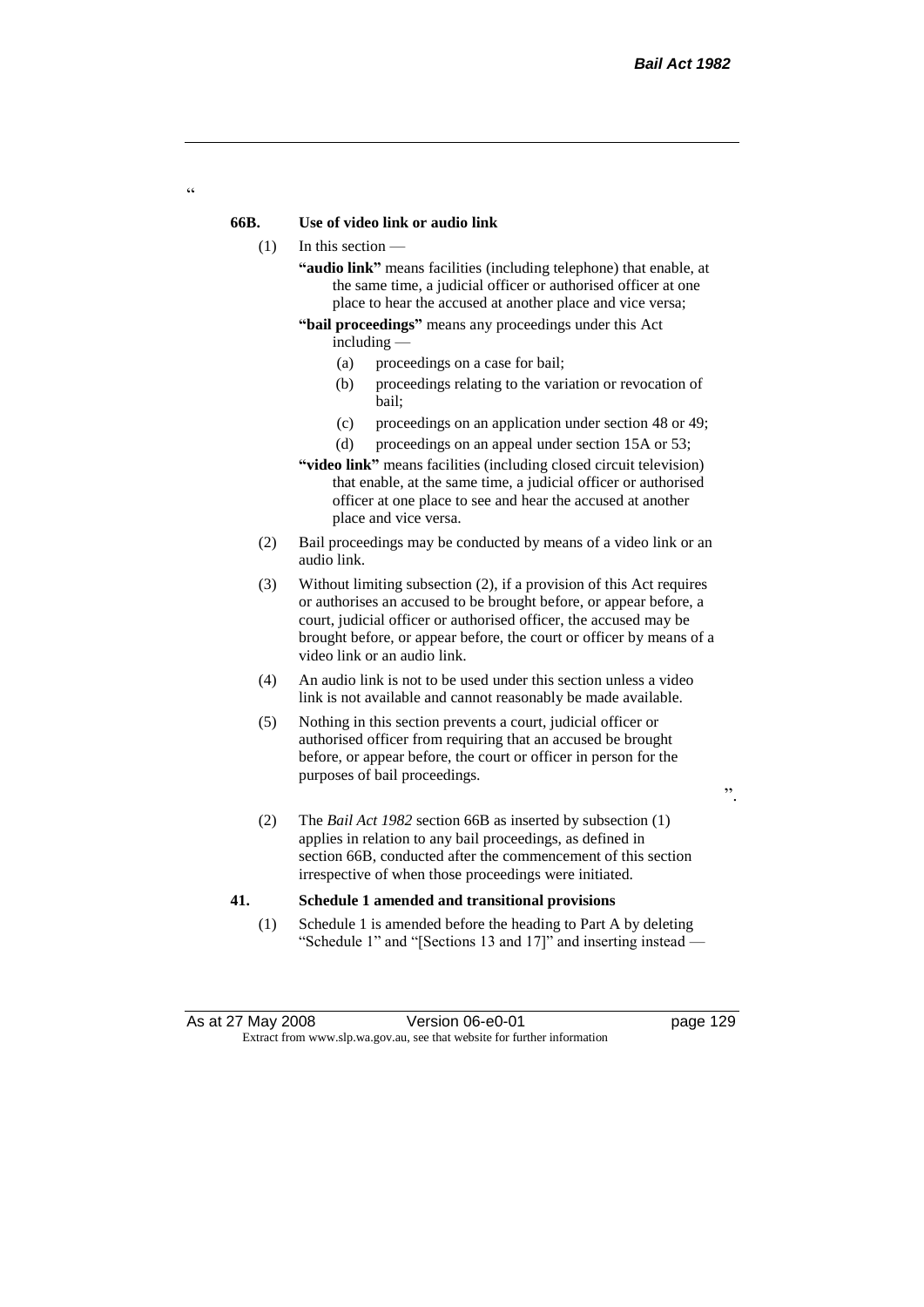"

**66B. Use of video link or audio link**

(1) In this section —

**"audio link"** means facilities (including telephone) that enable, at the same time, a judicial officer or authorised officer at one place to hear the accused at another place and vice versa;

**"bail proceedings"** means any proceedings under this Act including —

(a) proceedings on a case for bail;

(b) proceedings relating to the variation or revocation of bail;

(c) proceedings on an application under section 48 or 49;

(d) proceedings on an appeal under section 15A or 53;

**"video link"** means facilities (including closed circuit television) that enable, at the same time, a judicial officer or authorised officer at one place to see and hear the accused at another place and vice versa.

(2) Bail proceedings may be conducted by means of a video link or an audio link.

(3) Without limiting subsection (2), if a provision of this Act requires or authorises an accused to be brought before, or appear before, a court, judicial officer or authorised officer, the accused may be brought before, or appear before, the court or officer by means of a video link or an audio link.

(4) An audio link is not to be used under this section unless a video link is not available and cannot reasonably be made available.

(5) Nothing in this section prevents a court, judicial officer or authorised officer from requiring that an accused be brought before, or appear before, the court or officer in person for the purposes of bail proceedings.

".

(2) The *Bail Act 1982* section 66B as inserted by subsection (1) applies in relation to any bail proceedings, as defined in section 66B, conducted after the commencement of this section irrespective of when those proceedings were initiated.

**41. Schedule 1 amended and transitional provisions**

(1) Schedule 1 is amended before the heading to Part A by deleting "Schedule 1" and "[Sections 13 and 17]" and inserting instead —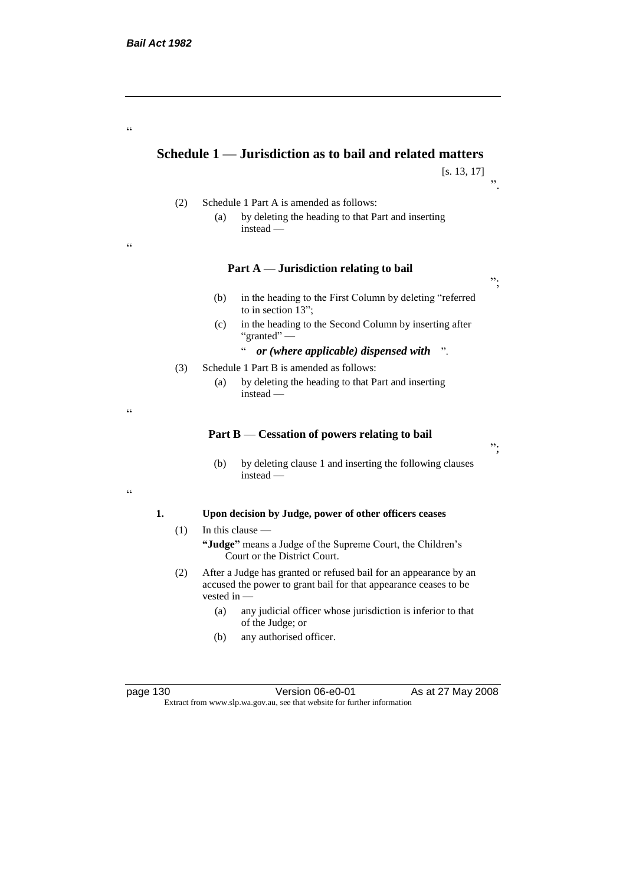"

## Schedule 1 — Jurisdiction as to bail and related matters

[s. 13, 17]

".

(2) Schedule 1 Part A is amended as follows:

(a) by deleting the heading to that Part and inserting instead —

"

### Part A — Jurisdiction relating to bail

";

(b) in the heading to the First Column by deleting "referred to in section 13";

(c) in the heading to the Second Column by inserting after "granted" —

" ***or (where applicable) dispensed with*** ".

(3) Schedule 1 Part B is amended as follows:

(a) by deleting the heading to that Part and inserting instead —

"

### Part B — Cessation of powers relating to bail

";

(b) by deleting clause 1 and inserting the following clauses instead —

"

**1. Upon decision by Judge, power of other officers ceases**

(1) In this clause —

**"Judge"** means a Judge of the Supreme Court, the Children's Court or the District Court.

(2) After a Judge has granted or refused bail for an appearance by an accused the power to grant bail for that appearance ceases to be vested in —

(a) any judicial officer whose jurisdiction is inferior to that of the Judge; or

(b) any authorised officer.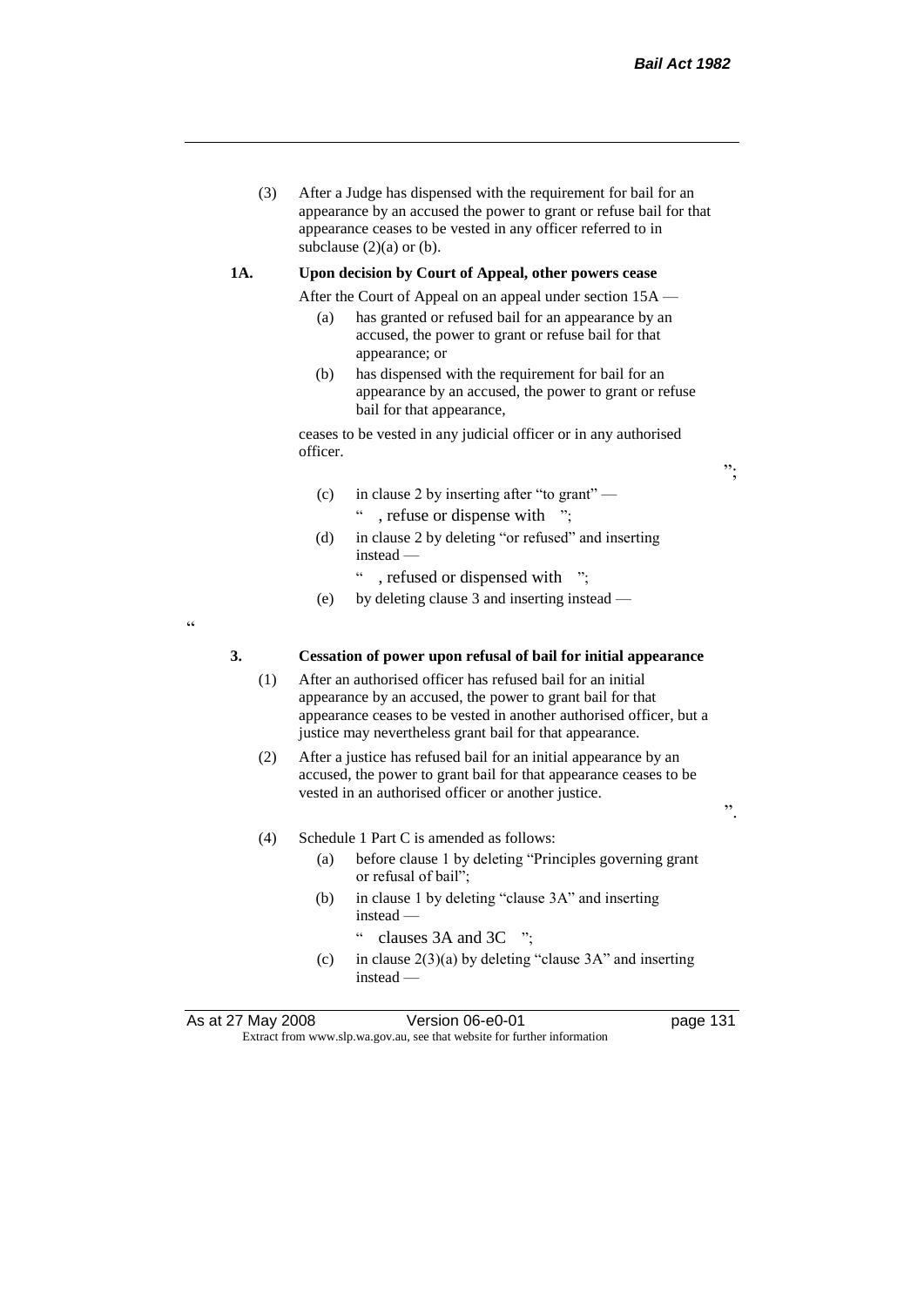(3) After a Judge has dispensed with the requirement for bail for an appearance by an accused the power to grant or refuse bail for that appearance ceases to be vested in any officer referred to in subclause (2)(a) or (b).

**1A. Upon decision by Court of Appeal, other powers cease**

After the Court of Appeal on an appeal under section 15A —

(a) has granted or refused bail for an appearance by an accused, the power to grant or refuse bail for that appearance; or

(b) has dispensed with the requirement for bail for an appearance by an accused, the power to grant or refuse bail for that appearance,

ceases to be vested in any judicial officer or in any authorised officer.

";

(c) in clause 2 by inserting after "to grant" —

" , refuse or dispense with ";

(d) in clause 2 by deleting "or refused" and inserting instead —

" , refused or dispensed with ";

(e) by deleting clause 3 and inserting instead —

"

**3. Cessation of power upon refusal of bail for initial appearance**

(1) After an authorised officer has refused bail for an initial appearance by an accused, the power to grant bail for that appearance ceases to be vested in another authorised officer, but a justice may nevertheless grant bail for that appearance.

(2) After a justice has refused bail for an initial appearance by an accused, the power to grant bail for that appearance ceases to be vested in an authorised officer or another justice.

".

(4) Schedule 1 Part C is amended as follows:

(a) before clause 1 by deleting "Principles governing grant or refusal of bail";

(b) in clause 1 by deleting "clause 3A" and inserting instead —

" clauses 3A and 3C ";

(c) in clause 2(3)(a) by deleting "clause 3A" and inserting instead —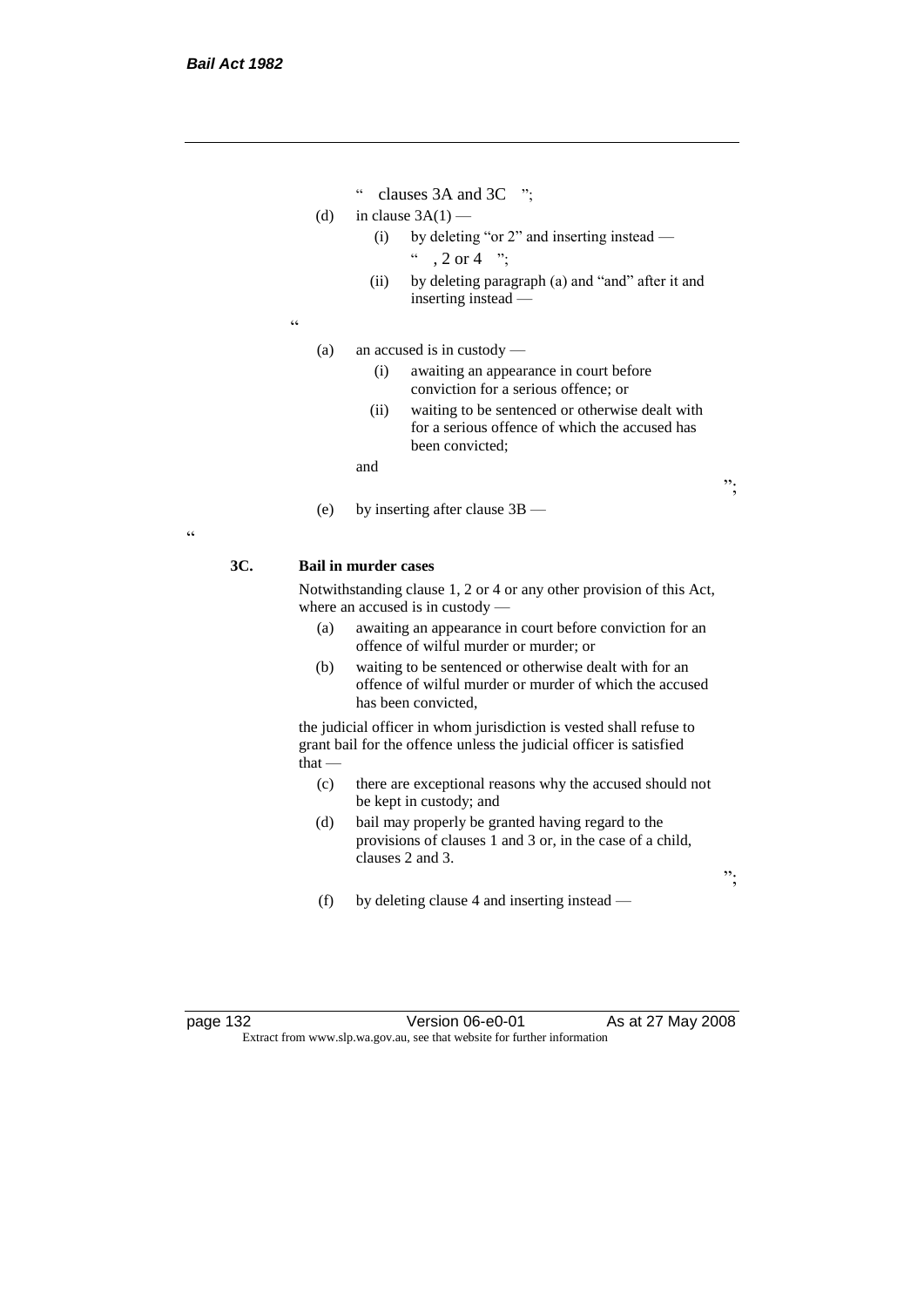" clauses 3A and 3C ";

(d) in clause 3A(1) —

(i) by deleting "or 2" and inserting instead —

" , 2 or 4 ";

(ii) by deleting paragraph (a) and "and" after it and inserting instead —

"

(a) an accused is in custody —

(i) awaiting an appearance in court before conviction for a serious offence; or

(ii) waiting to be sentenced or otherwise dealt with for a serious offence of which the accused has been convicted;

and

";

(e) by inserting after clause 3B —

"

**3C. Bail in murder cases**

Notwithstanding clause 1, 2 or 4 or any other provision of this Act, where an accused is in custody —

(a) awaiting an appearance in court before conviction for an offence of wilful murder or murder; or

(b) waiting to be sentenced or otherwise dealt with for an offence of wilful murder or murder of which the accused has been convicted,

the judicial officer in whom jurisdiction is vested shall refuse to grant bail for the offence unless the judicial officer is satisfied that —

(c) there are exceptional reasons why the accused should not be kept in custody; and

(d) bail may properly be granted having regard to the provisions of clauses 1 and 3 or, in the case of a child, clauses 2 and 3.

";

(f) by deleting clause 4 and inserting instead —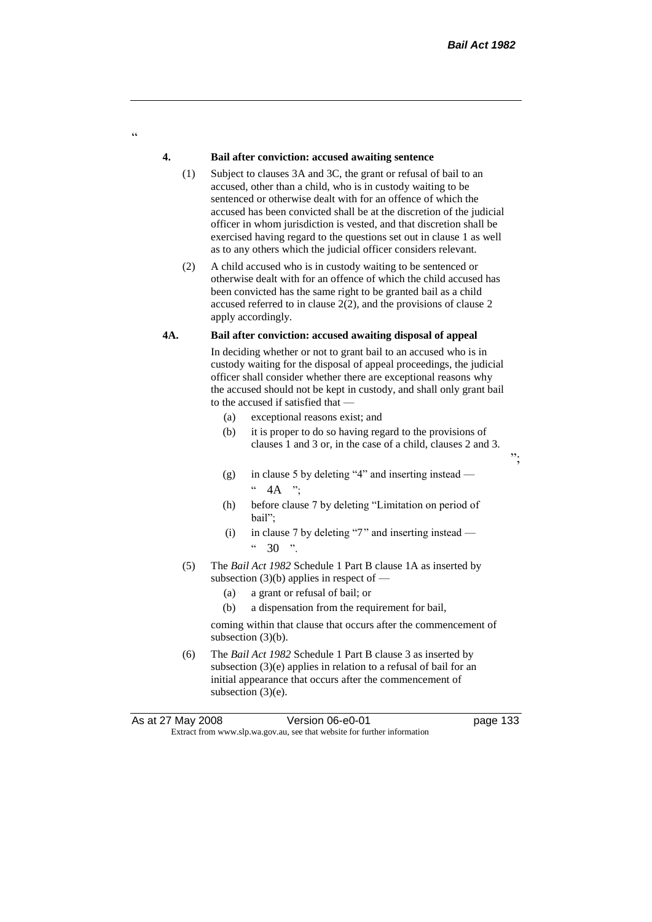"

**4. Bail after conviction: accused awaiting sentence**

(1) Subject to clauses 3A and 3C, the grant or refusal of bail to an accused, other than a child, who is in custody waiting to be sentenced or otherwise dealt with for an offence of which the accused has been convicted shall be at the discretion of the judicial officer in whom jurisdiction is vested, and that discretion shall be exercised having regard to the questions set out in clause 1 as well as to any others which the judicial officer considers relevant.

(2) A child accused who is in custody waiting to be sentenced or otherwise dealt with for an offence of which the child accused has been convicted has the same right to be granted bail as a child accused referred to in clause 2(2), and the provisions of clause 2 apply accordingly.

**4A. Bail after conviction: accused awaiting disposal of appeal**

In deciding whether or not to grant bail to an accused who is in custody waiting for the disposal of appeal proceedings, the judicial officer shall consider whether there are exceptional reasons why the accused should not be kept in custody, and shall only grant bail to the accused if satisfied that —

(a) exceptional reasons exist; and

(b) it is proper to do so having regard to the provisions of clauses 1 and 3 or, in the case of a child, clauses 2 and 3.

";

(g) in clause 5 by deleting "4" and inserting instead —

" 4A ";

(h) before clause 7 by deleting "Limitation on period of bail";

(i) in clause 7 by deleting "7" and inserting instead —

" 30 ".

(5) The *Bail Act 1982* Schedule 1 Part B clause 1A as inserted by subsection (3)(b) applies in respect of —

(a) a grant or refusal of bail; or

(b) a dispensation from the requirement for bail,

coming within that clause that occurs after the commencement of subsection (3)(b).

(6) The *Bail Act 1982* Schedule 1 Part B clause 3 as inserted by subsection (3)(e) applies in relation to a refusal of bail for an initial appearance that occurs after the commencement of subsection (3)(e).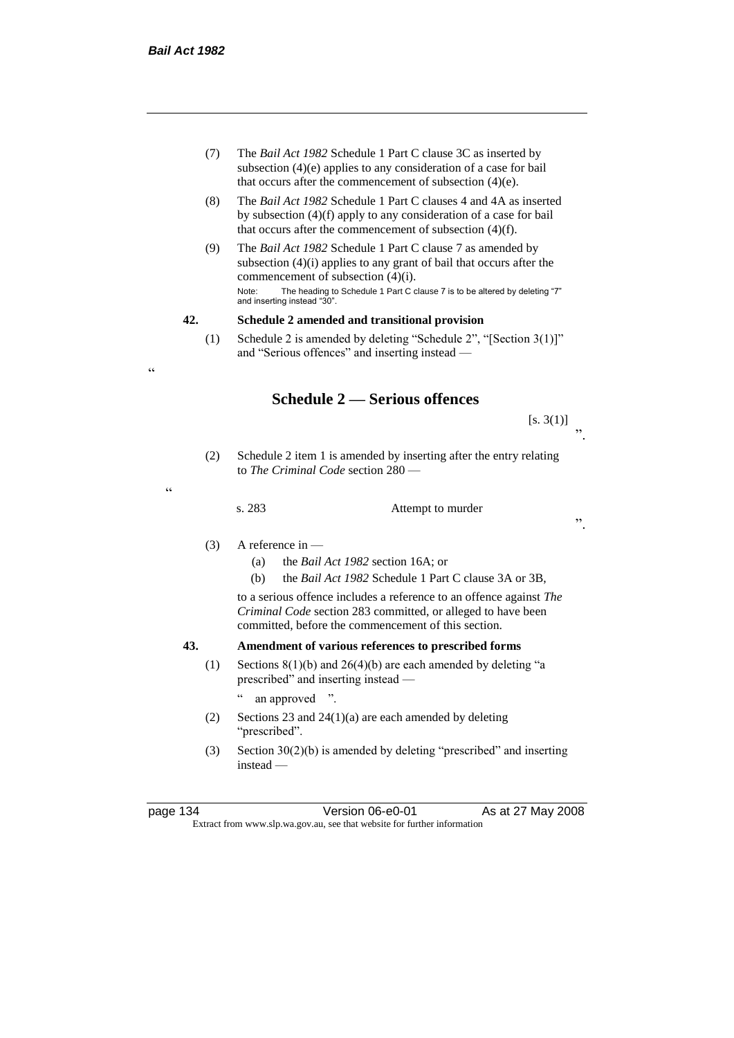(7) The *Bail Act 1982* Schedule 1 Part C clause 3C as inserted by subsection (4)(e) applies to any consideration of a case for bail that occurs after the commencement of subsection (4)(e).

(8) The *Bail Act 1982* Schedule 1 Part C clauses 4 and 4A as inserted by subsection (4)(f) apply to any consideration of a case for bail that occurs after the commencement of subsection (4)(f).

(9) The *Bail Act 1982* Schedule 1 Part C clause 7 as amended by subsection (4)(i) applies to any grant of bail that occurs after the commencement of subsection (4)(i).

Note: The heading to Schedule 1 Part C clause 7 is to be altered by deleting "7" and inserting instead "30".

**42. Schedule 2 amended and transitional provision**

(1) Schedule 2 is amended by deleting "Schedule 2", "[Section 3(1)]" and "Serious offences" and inserting instead —

"

## Schedule 2 — Serious offences

[s. 3(1)]

".

(2) Schedule 2 item 1 is amended by inserting after the entry relating to *The Criminal Code* section 280 —

"

s. 283 Attempt to murder

".

(3) A reference in —

(a) the *Bail Act 1982* section 16A; or

(b) the *Bail Act 1982* Schedule 1 Part C clause 3A or 3B,

to a serious offence includes a reference to an offence against *The Criminal Code* section 283 committed, or alleged to have been committed, before the commencement of this section.

**43. Amendment of various references to prescribed forms**

(1) Sections 8(1)(b) and 26(4)(b) are each amended by deleting "a prescribed" and inserting instead —

" an approved ".

(2) Sections 23 and 24(1)(a) are each amended by deleting "prescribed".

(3) Section 30(2)(b) is amended by deleting "prescribed" and inserting instead —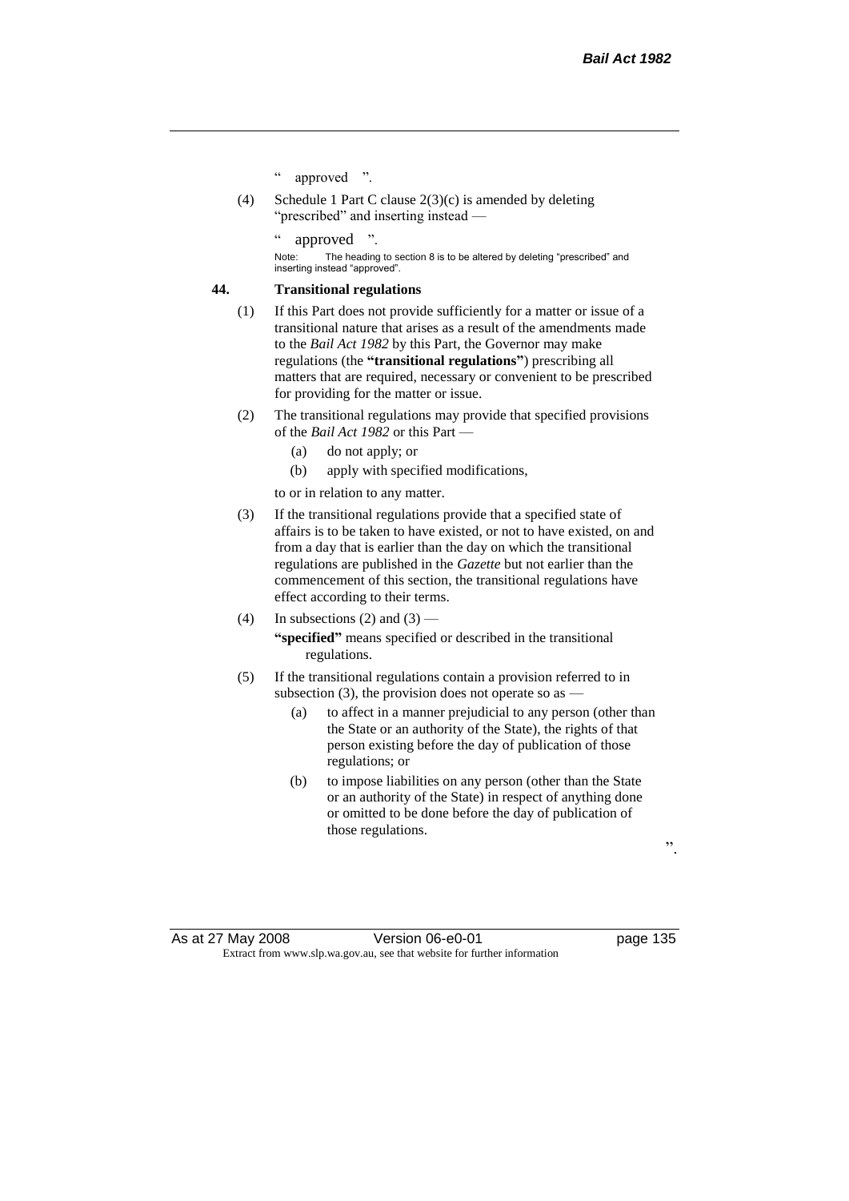" approved ".

(4) Schedule 1 Part C clause 2(3)(c) is amended by deleting "prescribed" and inserting instead —

" approved ".

Note: The heading to section 8 is to be altered by deleting "prescribed" and inserting instead "approved".

**44. Transitional regulations**

(1) If this Part does not provide sufficiently for a matter or issue of a transitional nature that arises as a result of the amendments made to the *Bail Act 1982* by this Part, the Governor may make regulations (the **"transitional regulations"**) prescribing all matters that are required, necessary or convenient to be prescribed for providing for the matter or issue.

(2) The transitional regulations may provide that specified provisions of the *Bail Act 1982* or this Part —

(a) do not apply; or

(b) apply with specified modifications,

to or in relation to any matter.

(3) If the transitional regulations provide that a specified state of affairs is to be taken to have existed, or not to have existed, on and from a day that is earlier than the day on which the transitional regulations are published in the *Gazette* but not earlier than the commencement of this section, the transitional regulations have effect according to their terms.

(4) In subsections (2) and (3) —

**"specified"** means specified or described in the transitional regulations.

(5) If the transitional regulations contain a provision referred to in subsection (3), the provision does not operate so as —

(a) to affect in a manner prejudicial to any person (other than the State or an authority of the State), the rights of that person existing before the day of publication of those regulations; or

(b) to impose liabilities on any person (other than the State or an authority of the State) in respect of anything done or omitted to be done before the day of publication of those regulations.

".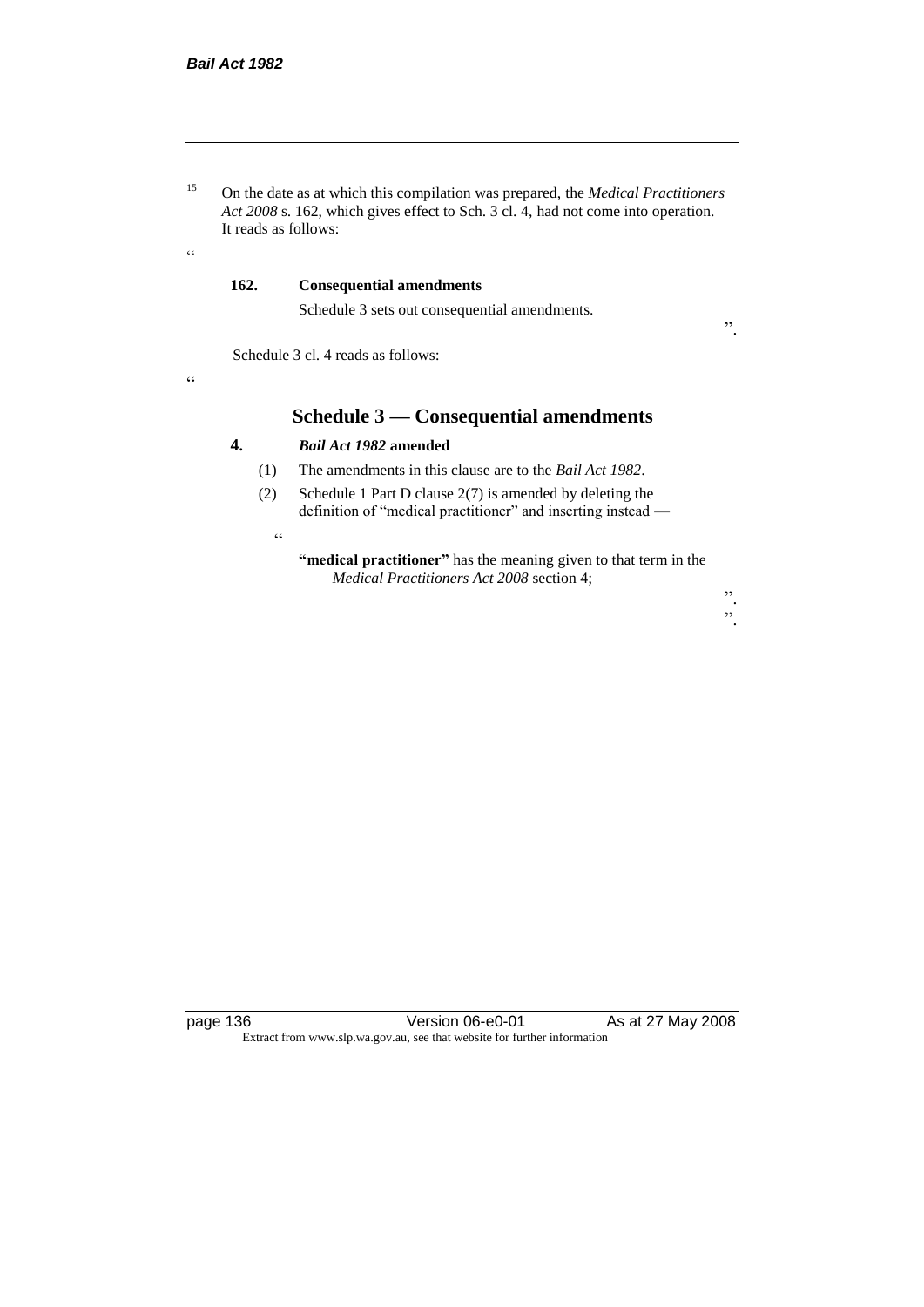[15] On the date as at which this compilation was prepared, the *Medical Practitioners Act 2008* s. 162, which gives effect to Sch. 3 cl. 4, had not come into operation. It reads as follows:

"

**162. Consequential amendments**

Schedule 3 sets out consequential amendments.

".

Schedule 3 cl. 4 reads as follows:

"

## Schedule 3 — Consequential amendments

**4. *Bail Act 1982* amended**

(1) The amendments in this clause are to the *Bail Act 1982*.

(2) Schedule 1 Part D clause 2(7) is amended by deleting the definition of "medical practitioner" and inserting instead —

"

**"medical practitioner"** has the meaning given to that term in the *Medical Practitioners Act 2008* section 4;

".

".